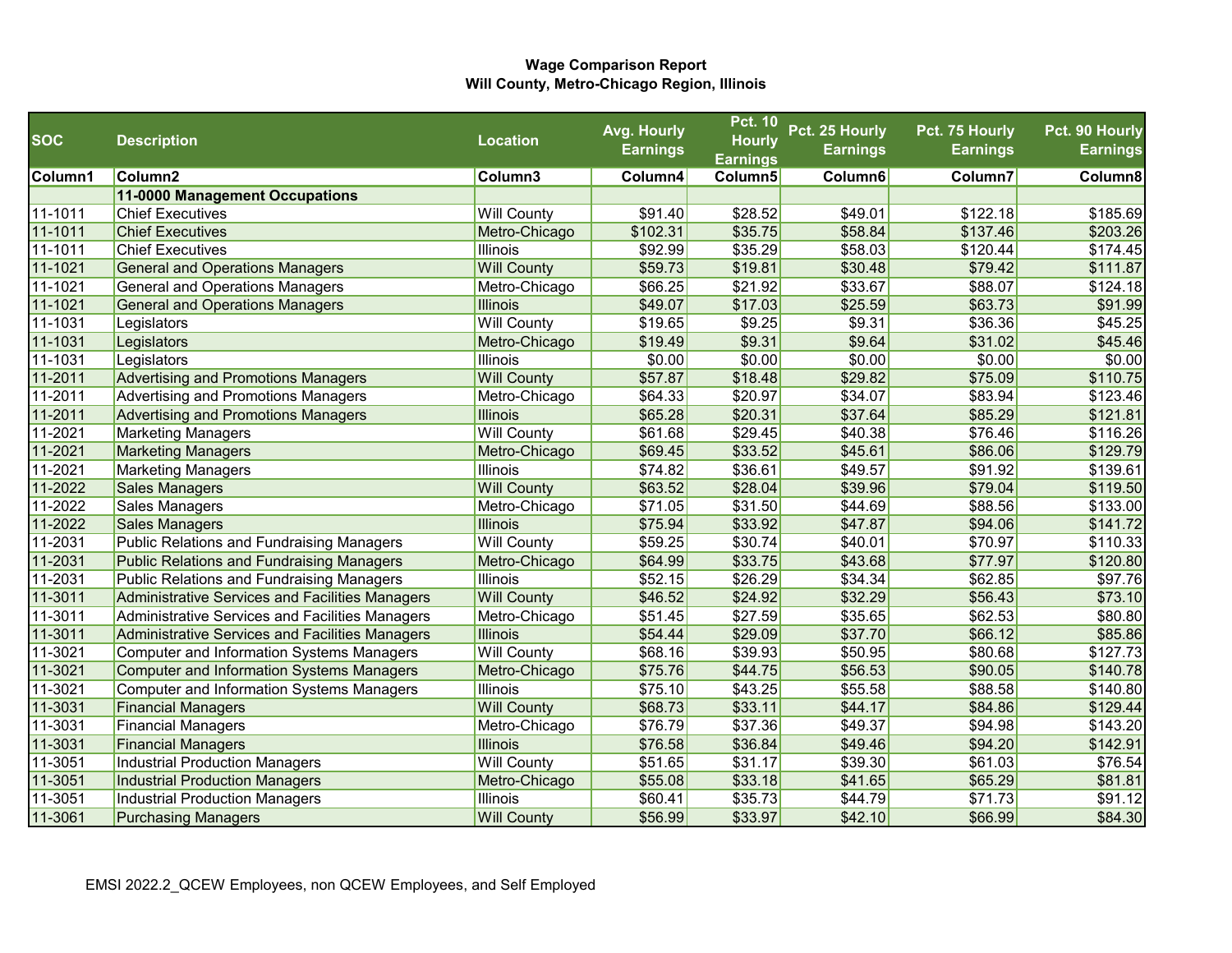**Wage Comparison Report**
**Will County, Metro-Chicago Region, Illinois**

| SOC | Description | Location | Avg. Hourly Earnings | Pct. 10 Hourly Earnings | Pct. 25 Hourly Earnings | Pct. 75 Hourly Earnings | Pct. 90 Hourly Earnings |
|---|---|---|---|---|---|---|---|
| Column1 | Column2 | Column3 | Column4 | Column5 | Column6 | Column7 | Column8 |
| | **11-0000 Management Occupations** | | | | | | |
| 11-1011 | Chief Executives | Will County | $91.40 | $28.52 | $49.01 | $122.18 | $185.69 |
| 11-1011 | Chief Executives | Metro-Chicago | $102.31 | $35.75 | $58.84 | $137.46 | $203.26 |
| 11-1011 | Chief Executives | Illinois | $92.99 | $35.29 | $58.03 | $120.44 | $174.45 |
| 11-1021 | General and Operations Managers | Will County | $59.73 | $19.81 | $30.48 | $79.42 | $111.87 |
| 11-1021 | General and Operations Managers | Metro-Chicago | $66.25 | $21.92 | $33.67 | $88.07 | $124.18 |
| 11-1021 | General and Operations Managers | Illinois | $49.07 | $17.03 | $25.59 | $63.73 | $91.99 |
| 11-1031 | Legislators | Will County | $19.65 | $9.25 | $9.31 | $36.36 | $45.25 |
| 11-1031 | Legislators | Metro-Chicago | $19.49 | $9.31 | $9.64 | $31.02 | $45.46 |
| 11-1031 | Legislators | Illinois | $0.00 | $0.00 | $0.00 | $0.00 | $0.00 |
| 11-2011 | Advertising and Promotions Managers | Will County | $57.87 | $18.48 | $29.82 | $75.09 | $110.75 |
| 11-2011 | Advertising and Promotions Managers | Metro-Chicago | $64.33 | $20.97 | $34.07 | $83.94 | $123.46 |
| 11-2011 | Advertising and Promotions Managers | Illinois | $65.28 | $20.31 | $37.64 | $85.29 | $121.81 |
| 11-2021 | Marketing Managers | Will County | $61.68 | $29.45 | $40.38 | $76.46 | $116.26 |
| 11-2021 | Marketing Managers | Metro-Chicago | $69.45 | $33.52 | $45.61 | $86.06 | $129.79 |
| 11-2021 | Marketing Managers | Illinois | $74.82 | $36.61 | $49.57 | $91.92 | $139.61 |
| 11-2022 | Sales Managers | Will County | $63.52 | $28.04 | $39.96 | $79.04 | $119.50 |
| 11-2022 | Sales Managers | Metro-Chicago | $71.05 | $31.50 | $44.69 | $88.56 | $133.00 |
| 11-2022 | Sales Managers | Illinois | $75.94 | $33.92 | $47.87 | $94.06 | $141.72 |
| 11-2031 | Public Relations and Fundraising Managers | Will County | $59.25 | $30.74 | $40.01 | $70.97 | $110.33 |
| 11-2031 | Public Relations and Fundraising Managers | Metro-Chicago | $64.99 | $33.75 | $43.68 | $77.97 | $120.80 |
| 11-2031 | Public Relations and Fundraising Managers | Illinois | $52.15 | $26.29 | $34.34 | $62.85 | $97.76 |
| 11-3011 | Administrative Services and Facilities Managers | Will County | $46.52 | $24.92 | $32.29 | $56.43 | $73.10 |
| 11-3011 | Administrative Services and Facilities Managers | Metro-Chicago | $51.45 | $27.59 | $35.65 | $62.53 | $80.80 |
| 11-3011 | Administrative Services and Facilities Managers | Illinois | $54.44 | $29.09 | $37.70 | $66.12 | $85.86 |
| 11-3021 | Computer and Information Systems Managers | Will County | $68.16 | $39.93 | $50.95 | $80.68 | $127.73 |
| 11-3021 | Computer and Information Systems Managers | Metro-Chicago | $75.76 | $44.75 | $56.53 | $90.05 | $140.78 |
| 11-3021 | Computer and Information Systems Managers | Illinois | $75.10 | $43.25 | $55.58 | $88.58 | $140.80 |
| 11-3031 | Financial Managers | Will County | $68.73 | $33.11 | $44.17 | $84.86 | $129.44 |
| 11-3031 | Financial Managers | Metro-Chicago | $76.79 | $37.36 | $49.37 | $94.98 | $143.20 |
| 11-3031 | Financial Managers | Illinois | $76.58 | $36.84 | $49.46 | $94.20 | $142.91 |
| 11-3051 | Industrial Production Managers | Will County | $51.65 | $31.17 | $39.30 | $61.03 | $76.54 |
| 11-3051 | Industrial Production Managers | Metro-Chicago | $55.08 | $33.18 | $41.65 | $65.29 | $81.81 |
| 11-3051 | Industrial Production Managers | Illinois | $60.41 | $35.73 | $44.79 | $71.73 | $91.12 |
| 11-3061 | Purchasing Managers | Will County | $56.99 | $33.97 | $42.10 | $66.99 | $84.30 |

EMSI 2022.2_QCEW Employees, non QCEW Employees, and Self Employed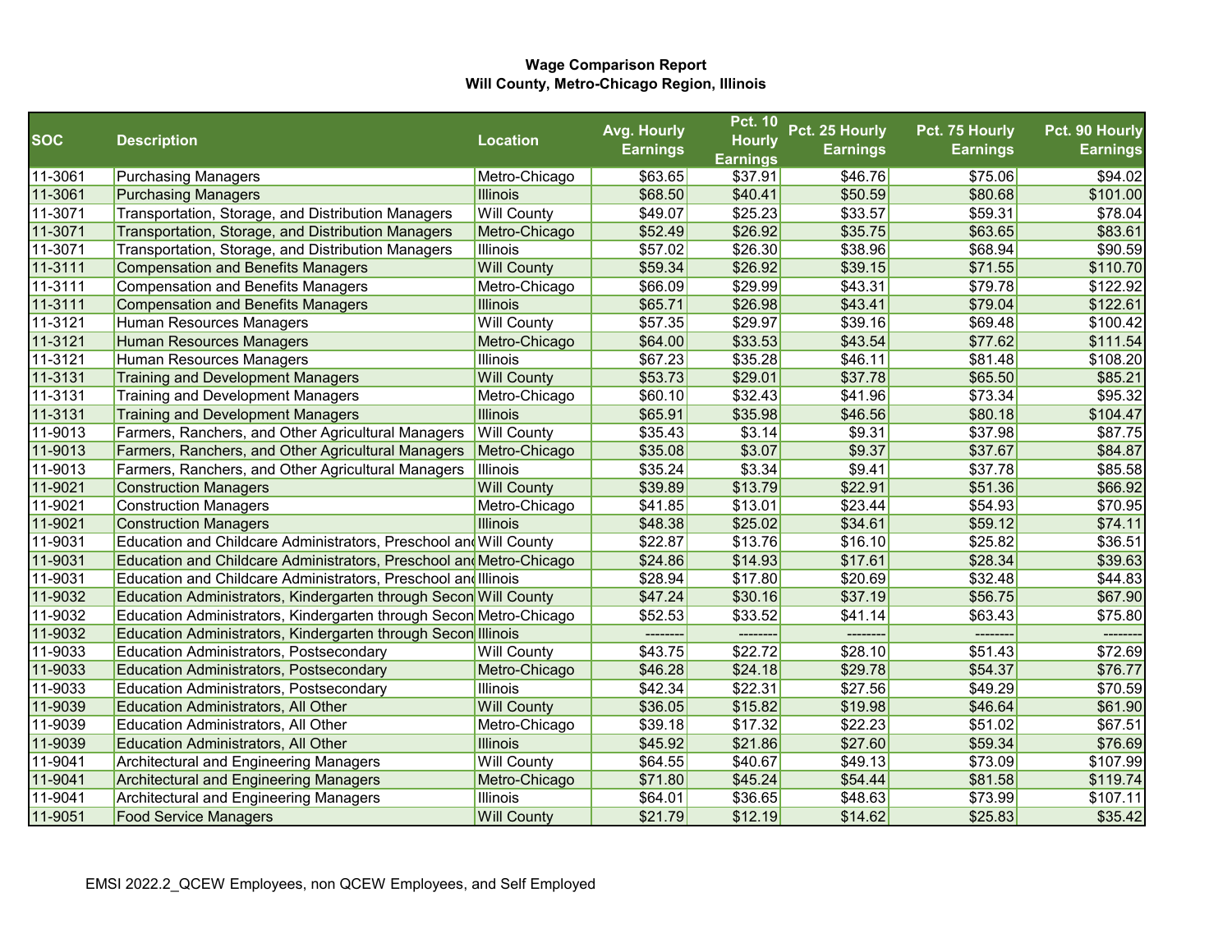**Wage Comparison Report**
**Will County, Metro-Chicago Region, Illinois**

| SOC | Description | Location | Avg. Hourly Earnings | Pct. 10 Hourly Earnings | Pct. 25 Hourly Earnings | Pct. 75 Hourly Earnings | Pct. 90 Hourly Earnings |
|---|---|---|---|---|---|---|---|
| 11-3061 | Purchasing Managers | Metro-Chicago | $63.65 | $37.91 | $46.76 | $75.06 | $94.02 |
| 11-3061 | Purchasing Managers | Illinois | $68.50 | $40.41 | $50.59 | $80.68 | $101.00 |
| 11-3071 | Transportation, Storage, and Distribution Managers | Will County | $49.07 | $25.23 | $33.57 | $59.31 | $78.04 |
| 11-3071 | Transportation, Storage, and Distribution Managers | Metro-Chicago | $52.49 | $26.92 | $35.75 | $63.65 | $83.61 |
| 11-3071 | Transportation, Storage, and Distribution Managers | Illinois | $57.02 | $26.30 | $38.96 | $68.94 | $90.59 |
| 11-3111 | Compensation and Benefits Managers | Will County | $59.34 | $26.92 | $39.15 | $71.55 | $110.70 |
| 11-3111 | Compensation and Benefits Managers | Metro-Chicago | $66.09 | $29.99 | $43.31 | $79.78 | $122.92 |
| 11-3111 | Compensation and Benefits Managers | Illinois | $65.71 | $26.98 | $43.41 | $79.04 | $122.61 |
| 11-3121 | Human Resources Managers | Will County | $57.35 | $29.97 | $39.16 | $69.48 | $100.42 |
| 11-3121 | Human Resources Managers | Metro-Chicago | $64.00 | $33.53 | $43.54 | $77.62 | $111.54 |
| 11-3121 | Human Resources Managers | Illinois | $67.23 | $35.28 | $46.11 | $81.48 | $108.20 |
| 11-3131 | Training and Development Managers | Will County | $53.73 | $29.01 | $37.78 | $65.50 | $85.21 |
| 11-3131 | Training and Development Managers | Metro-Chicago | $60.10 | $32.43 | $41.96 | $73.34 | $95.32 |
| 11-3131 | Training and Development Managers | Illinois | $65.91 | $35.98 | $46.56 | $80.18 | $104.47 |
| 11-9013 | Farmers, Ranchers, and Other Agricultural Managers | Will County | $35.43 | $3.14 | $9.31 | $37.98 | $87.75 |
| 11-9013 | Farmers, Ranchers, and Other Agricultural Managers | Metro-Chicago | $35.08 | $3.07 | $9.37 | $37.67 | $84.87 |
| 11-9013 | Farmers, Ranchers, and Other Agricultural Managers | Illinois | $35.24 | $3.34 | $9.41 | $37.78 | $85.58 |
| 11-9021 | Construction Managers | Will County | $39.89 | $13.79 | $22.91 | $51.36 | $66.92 |
| 11-9021 | Construction Managers | Metro-Chicago | $41.85 | $13.01 | $23.44 | $54.93 | $70.95 |
| 11-9021 | Construction Managers | Illinois | $48.38 | $25.02 | $34.61 | $59.12 | $74.11 |
| 11-9031 | Education and Childcare Administrators, Preschool and | Will County | $22.87 | $13.76 | $16.10 | $25.82 | $36.51 |
| 11-9031 | Education and Childcare Administrators, Preschool and | Metro-Chicago | $24.86 | $14.93 | $17.61 | $28.34 | $39.63 |
| 11-9031 | Education and Childcare Administrators, Preschool and | Illinois | $28.94 | $17.80 | $20.69 | $32.48 | $44.83 |
| 11-9032 | Education Administrators, Kindergarten through Secon | Will County | $47.24 | $30.16 | $37.19 | $56.75 | $67.90 |
| 11-9032 | Education Administrators, Kindergarten through Secon | Metro-Chicago | $52.53 | $33.52 | $41.14 | $63.43 | $75.80 |
| 11-9032 | Education Administrators, Kindergarten through Secon | Illinois | -------- | -------- | -------- | -------- | -------- |
| 11-9033 | Education Administrators, Postsecondary | Will County | $43.75 | $22.72 | $28.10 | $51.43 | $72.69 |
| 11-9033 | Education Administrators, Postsecondary | Metro-Chicago | $46.28 | $24.18 | $29.78 | $54.37 | $76.77 |
| 11-9033 | Education Administrators, Postsecondary | Illinois | $42.34 | $22.31 | $27.56 | $49.29 | $70.59 |
| 11-9039 | Education Administrators, All Other | Will County | $36.05 | $15.82 | $19.98 | $46.64 | $61.90 |
| 11-9039 | Education Administrators, All Other | Metro-Chicago | $39.18 | $17.32 | $22.23 | $51.02 | $67.51 |
| 11-9039 | Education Administrators, All Other | Illinois | $45.92 | $21.86 | $27.60 | $59.34 | $76.69 |
| 11-9041 | Architectural and Engineering Managers | Will County | $64.55 | $40.67 | $49.13 | $73.09 | $107.99 |
| 11-9041 | Architectural and Engineering Managers | Metro-Chicago | $71.80 | $45.24 | $54.44 | $81.58 | $119.74 |
| 11-9041 | Architectural and Engineering Managers | Illinois | $64.01 | $36.65 | $48.63 | $73.99 | $107.11 |
| 11-9051 | Food Service Managers | Will County | $21.79 | $12.19 | $14.62 | $25.83 | $35.42 |

EMSI 2022.2_QCEW Employees, non QCEW Employees, and Self Employed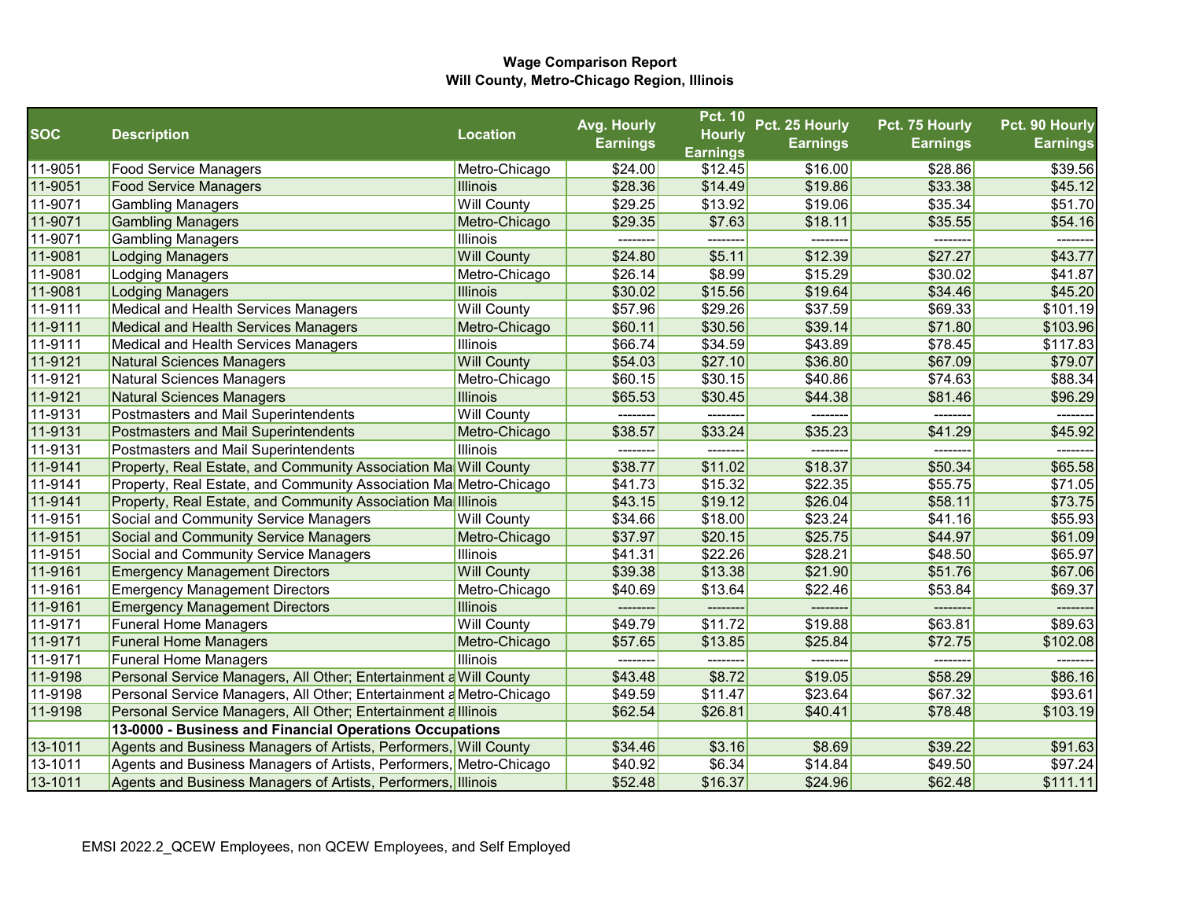**Wage Comparison Report**
**Will County, Metro-Chicago Region, Illinois**

| SOC | Description | Location | Avg. Hourly Earnings | Pct. 10 Hourly Earnings | Pct. 25 Hourly Earnings | Pct. 75 Hourly Earnings | Pct. 90 Hourly Earnings |
|---|---|---|---|---|---|---|---|
| 11-9051 | Food Service Managers | Metro-Chicago | $24.00 | $12.45 | $16.00 | $28.86 | $39.56 |
| 11-9051 | Food Service Managers | Illinois | $28.36 | $14.49 | $19.86 | $33.38 | $45.12 |
| 11-9071 | Gambling Managers | Will County | $29.25 | $13.92 | $19.06 | $35.34 | $51.70 |
| 11-9071 | Gambling Managers | Metro-Chicago | $29.35 | $7.63 | $18.11 | $35.55 | $54.16 |
| 11-9071 | Gambling Managers | Illinois | -------- | -------- | -------- | -------- | -------- |
| 11-9081 | Lodging Managers | Will County | $24.80 | $5.11 | $12.39 | $27.27 | $43.77 |
| 11-9081 | Lodging Managers | Metro-Chicago | $26.14 | $8.99 | $15.29 | $30.02 | $41.87 |
| 11-9081 | Lodging Managers | Illinois | $30.02 | $15.56 | $19.64 | $34.46 | $45.20 |
| 11-9111 | Medical and Health Services Managers | Will County | $57.96 | $29.26 | $37.59 | $69.33 | $101.19 |
| 11-9111 | Medical and Health Services Managers | Metro-Chicago | $60.11 | $30.56 | $39.14 | $71.80 | $103.96 |
| 11-9111 | Medical and Health Services Managers | Illinois | $66.74 | $34.59 | $43.89 | $78.45 | $117.83 |
| 11-9121 | Natural Sciences Managers | Will County | $54.03 | $27.10 | $36.80 | $67.09 | $79.07 |
| 11-9121 | Natural Sciences Managers | Metro-Chicago | $60.15 | $30.15 | $40.86 | $74.63 | $88.34 |
| 11-9121 | Natural Sciences Managers | Illinois | $65.53 | $30.45 | $44.38 | $81.46 | $96.29 |
| 11-9131 | Postmasters and Mail Superintendents | Will County | -------- | -------- | -------- | -------- | -------- |
| 11-9131 | Postmasters and Mail Superintendents | Metro-Chicago | $38.57 | $33.24 | $35.23 | $41.29 | $45.92 |
| 11-9131 | Postmasters and Mail Superintendents | Illinois | -------- | -------- | -------- | -------- | -------- |
| 11-9141 | Property, Real Estate, and Community Association Ma | Will County | $38.77 | $11.02 | $18.37 | $50.34 | $65.58 |
| 11-9141 | Property, Real Estate, and Community Association Ma | Metro-Chicago | $41.73 | $15.32 | $22.35 | $55.75 | $71.05 |
| 11-9141 | Property, Real Estate, and Community Association Ma | Illinois | $43.15 | $19.12 | $26.04 | $58.11 | $73.75 |
| 11-9151 | Social and Community Service Managers | Will County | $34.66 | $18.00 | $23.24 | $41.16 | $55.93 |
| 11-9151 | Social and Community Service Managers | Metro-Chicago | $37.97 | $20.15 | $25.75 | $44.97 | $61.09 |
| 11-9151 | Social and Community Service Managers | Illinois | $41.31 | $22.26 | $28.21 | $48.50 | $65.97 |
| 11-9161 | Emergency Management Directors | Will County | $39.38 | $13.38 | $21.90 | $51.76 | $67.06 |
| 11-9161 | Emergency Management Directors | Metro-Chicago | $40.69 | $13.64 | $22.46 | $53.84 | $69.37 |
| 11-9161 | Emergency Management Directors | Illinois | -------- | -------- | -------- | -------- | -------- |
| 11-9171 | Funeral Home Managers | Will County | $49.79 | $11.72 | $19.88 | $63.81 | $89.63 |
| 11-9171 | Funeral Home Managers | Metro-Chicago | $57.65 | $13.85 | $25.84 | $72.75 | $102.08 |
| 11-9171 | Funeral Home Managers | Illinois | -------- | -------- | -------- | -------- | -------- |
| 11-9198 | Personal Service Managers, All Other; Entertainment a | Will County | $43.48 | $8.72 | $19.05 | $58.29 | $86.16 |
| 11-9198 | Personal Service Managers, All Other; Entertainment a | Metro-Chicago | $49.59 | $11.47 | $23.64 | $67.32 | $93.61 |
| 11-9198 | Personal Service Managers, All Other; Entertainment a | Illinois | $62.54 | $26.81 | $40.41 | $78.48 | $103.19 |
| | **13-0000 - Business and Financial Operations Occupations** | | | | | | |
| 13-1011 | Agents and Business Managers of Artists, Performers, | Will County | $34.46 | $3.16 | $8.69 | $39.22 | $91.63 |
| 13-1011 | Agents and Business Managers of Artists, Performers, | Metro-Chicago | $40.92 | $6.34 | $14.84 | $49.50 | $97.24 |
| 13-1011 | Agents and Business Managers of Artists, Performers, | Illinois | $52.48 | $16.37 | $24.96 | $62.48 | $111.11 |

EMSI 2022.2_QCEW Employees, non QCEW Employees, and Self Employed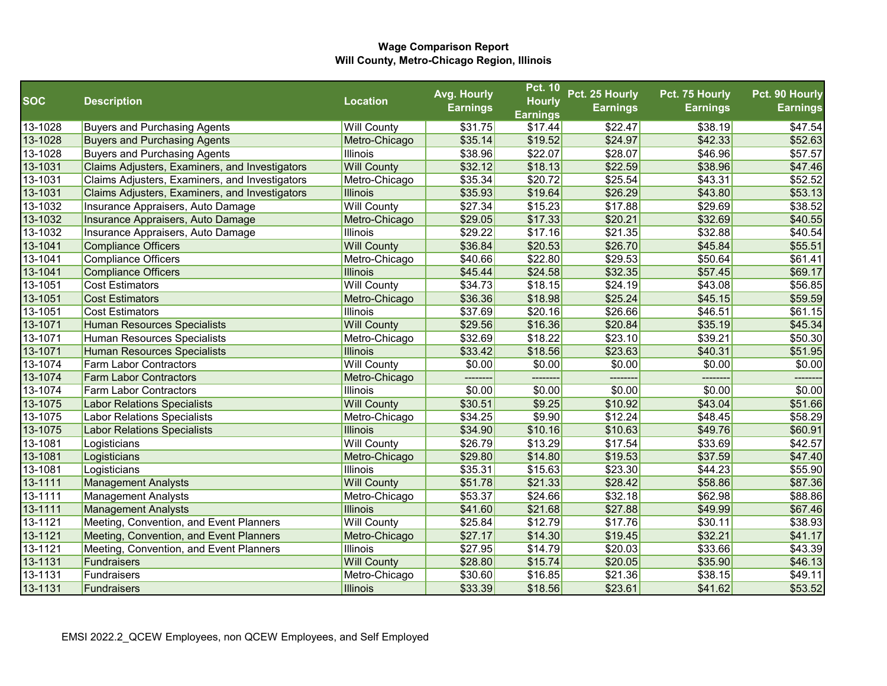**Wage Comparison Report**
**Will County, Metro-Chicago Region, Illinois**

| SOC | Description | Location | Avg. Hourly Earnings | Pct. 10 Hourly Earnings | Pct. 25 Hourly Earnings | Pct. 75 Hourly Earnings | Pct. 90 Hourly Earnings |
|---|---|---|---|---|---|---|---|
| 13-1028 | Buyers and Purchasing Agents | Will County | $31.75 | $17.44 | $22.47 | $38.19 | $47.54 |
| 13-1028 | Buyers and Purchasing Agents | Metro-Chicago | $35.14 | $19.52 | $24.97 | $42.33 | $52.63 |
| 13-1028 | Buyers and Purchasing Agents | Illinois | $38.96 | $22.07 | $28.07 | $46.96 | $57.57 |
| 13-1031 | Claims Adjusters, Examiners, and Investigators | Will County | $32.12 | $18.13 | $22.59 | $38.96 | $47.46 |
| 13-1031 | Claims Adjusters, Examiners, and Investigators | Metro-Chicago | $35.34 | $20.72 | $25.54 | $43.31 | $52.52 |
| 13-1031 | Claims Adjusters, Examiners, and Investigators | Illinois | $35.93 | $19.64 | $26.29 | $43.80 | $53.13 |
| 13-1032 | Insurance Appraisers, Auto Damage | Will County | $27.34 | $15.23 | $17.88 | $29.69 | $38.52 |
| 13-1032 | Insurance Appraisers, Auto Damage | Metro-Chicago | $29.05 | $17.33 | $20.21 | $32.69 | $40.55 |
| 13-1032 | Insurance Appraisers, Auto Damage | Illinois | $29.22 | $17.16 | $21.35 | $32.88 | $40.54 |
| 13-1041 | Compliance Officers | Will County | $36.84 | $20.53 | $26.70 | $45.84 | $55.51 |
| 13-1041 | Compliance Officers | Metro-Chicago | $40.66 | $22.80 | $29.53 | $50.64 | $61.41 |
| 13-1041 | Compliance Officers | Illinois | $45.44 | $24.58 | $32.35 | $57.45 | $69.17 |
| 13-1051 | Cost Estimators | Will County | $34.73 | $18.15 | $24.19 | $43.08 | $56.85 |
| 13-1051 | Cost Estimators | Metro-Chicago | $36.36 | $18.98 | $25.24 | $45.15 | $59.59 |
| 13-1051 | Cost Estimators | Illinois | $37.69 | $20.16 | $26.66 | $46.51 | $61.15 |
| 13-1071 | Human Resources Specialists | Will County | $29.56 | $16.36 | $20.84 | $35.19 | $45.34 |
| 13-1071 | Human Resources Specialists | Metro-Chicago | $32.69 | $18.22 | $23.10 | $39.21 | $50.30 |
| 13-1071 | Human Resources Specialists | Illinois | $33.42 | $18.56 | $23.63 | $40.31 | $51.95 |
| 13-1074 | Farm Labor Contractors | Will County | $0.00 | $0.00 | $0.00 | $0.00 | $0.00 |
| 13-1074 | Farm Labor Contractors | Metro-Chicago | -------- | -------- | -------- | -------- | -------- |
| 13-1074 | Farm Labor Contractors | Illinois | $0.00 | $0.00 | $0.00 | $0.00 | $0.00 |
| 13-1075 | Labor Relations Specialists | Will County | $30.51 | $9.25 | $10.92 | $43.04 | $51.66 |
| 13-1075 | Labor Relations Specialists | Metro-Chicago | $34.25 | $9.90 | $12.24 | $48.45 | $58.29 |
| 13-1075 | Labor Relations Specialists | Illinois | $34.90 | $10.16 | $10.63 | $49.76 | $60.91 |
| 13-1081 | Logisticians | Will County | $26.79 | $13.29 | $17.54 | $33.69 | $42.57 |
| 13-1081 | Logisticians | Metro-Chicago | $29.80 | $14.80 | $19.53 | $37.59 | $47.40 |
| 13-1081 | Logisticians | Illinois | $35.31 | $15.63 | $23.30 | $44.23 | $55.90 |
| 13-1111 | Management Analysts | Will County | $51.78 | $21.33 | $28.42 | $58.86 | $87.36 |
| 13-1111 | Management Analysts | Metro-Chicago | $53.37 | $24.66 | $32.18 | $62.98 | $88.86 |
| 13-1111 | Management Analysts | Illinois | $41.60 | $21.68 | $27.88 | $49.99 | $67.46 |
| 13-1121 | Meeting, Convention, and Event Planners | Will County | $25.84 | $12.79 | $17.76 | $30.11 | $38.93 |
| 13-1121 | Meeting, Convention, and Event Planners | Metro-Chicago | $27.17 | $14.30 | $19.45 | $32.21 | $41.17 |
| 13-1121 | Meeting, Convention, and Event Planners | Illinois | $27.95 | $14.79 | $20.03 | $33.66 | $43.39 |
| 13-1131 | Fundraisers | Will County | $28.80 | $15.74 | $20.05 | $35.90 | $46.13 |
| 13-1131 | Fundraisers | Metro-Chicago | $30.60 | $16.85 | $21.36 | $38.15 | $49.11 |
| 13-1131 | Fundraisers | Illinois | $33.39 | $18.56 | $23.61 | $41.62 | $53.52 |

EMSI 2022.2_QCEW Employees, non QCEW Employees, and Self Employed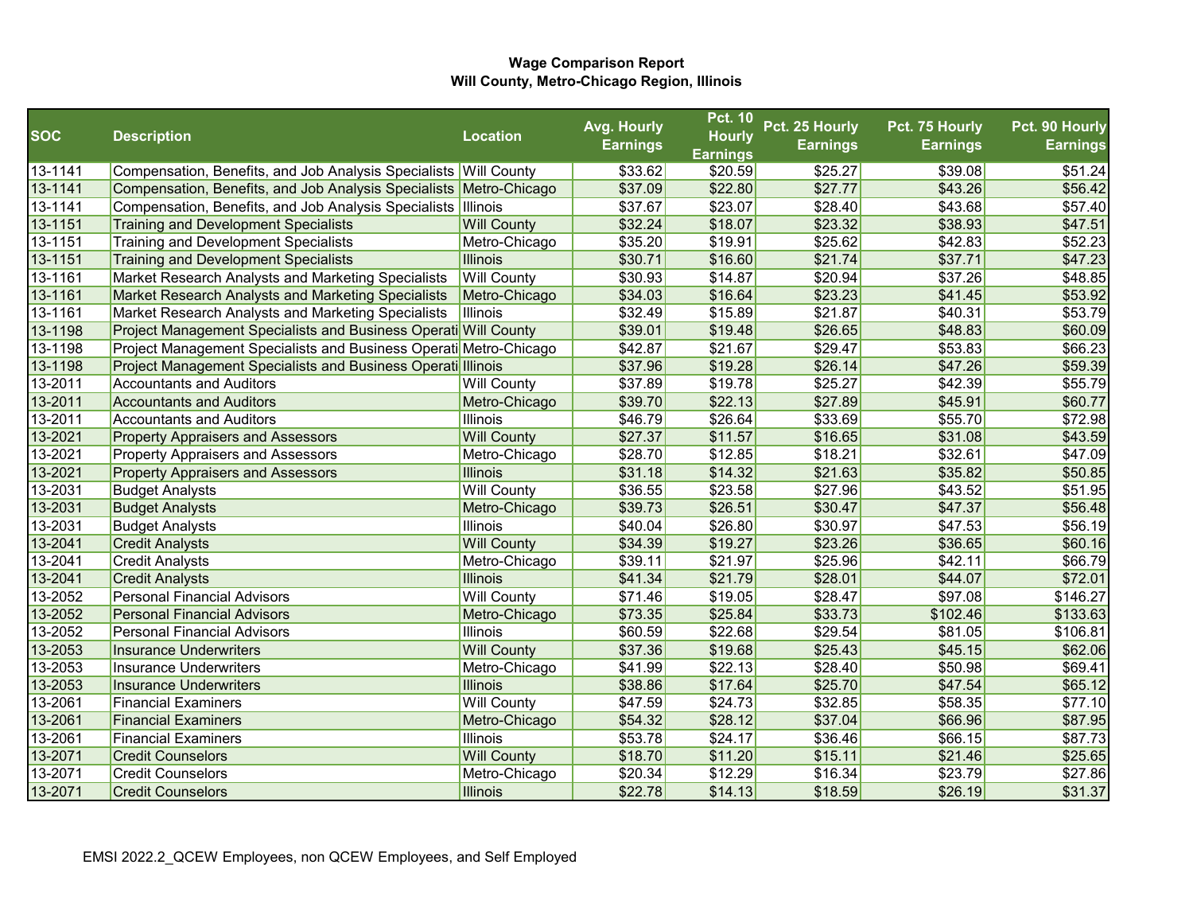**Wage Comparison Report**
**Will County, Metro-Chicago Region, Illinois**

| SOC | Description | Location | Avg. Hourly Earnings | Pct. 10 Hourly Earnings | Pct. 25 Hourly Earnings | Pct. 75 Hourly Earnings | Pct. 90 Hourly Earnings |
|---|---|---|---|---|---|---|---|
| 13-1141 | Compensation, Benefits, and Job Analysis Specialists | Will County | $33.62 | $20.59 | $25.27 | $39.08 | $51.24 |
| 13-1141 | Compensation, Benefits, and Job Analysis Specialists | Metro-Chicago | $37.09 | $22.80 | $27.77 | $43.26 | $56.42 |
| 13-1141 | Compensation, Benefits, and Job Analysis Specialists | Illinois | $37.67 | $23.07 | $28.40 | $43.68 | $57.40 |
| 13-1151 | Training and Development Specialists | Will County | $32.24 | $18.07 | $23.32 | $38.93 | $47.51 |
| 13-1151 | Training and Development Specialists | Metro-Chicago | $35.20 | $19.91 | $25.62 | $42.83 | $52.23 |
| 13-1151 | Training and Development Specialists | Illinois | $30.71 | $16.60 | $21.74 | $37.71 | $47.23 |
| 13-1161 | Market Research Analysts and Marketing Specialists | Will County | $30.93 | $14.87 | $20.94 | $37.26 | $48.85 |
| 13-1161 | Market Research Analysts and Marketing Specialists | Metro-Chicago | $34.03 | $16.64 | $23.23 | $41.45 | $53.92 |
| 13-1161 | Market Research Analysts and Marketing Specialists | Illinois | $32.49 | $15.89 | $21.87 | $40.31 | $53.79 |
| 13-1198 | Project Management Specialists and Business Operati | Will County | $39.01 | $19.48 | $26.65 | $48.83 | $60.09 |
| 13-1198 | Project Management Specialists and Business Operati | Metro-Chicago | $42.87 | $21.67 | $29.47 | $53.83 | $66.23 |
| 13-1198 | Project Management Specialists and Business Operati | Illinois | $37.96 | $19.28 | $26.14 | $47.26 | $59.39 |
| 13-2011 | Accountants and Auditors | Will County | $37.89 | $19.78 | $25.27 | $42.39 | $55.79 |
| 13-2011 | Accountants and Auditors | Metro-Chicago | $39.70 | $22.13 | $27.89 | $45.91 | $60.77 |
| 13-2011 | Accountants and Auditors | Illinois | $46.79 | $26.64 | $33.69 | $55.70 | $72.98 |
| 13-2021 | Property Appraisers and Assessors | Will County | $27.37 | $11.57 | $16.65 | $31.08 | $43.59 |
| 13-2021 | Property Appraisers and Assessors | Metro-Chicago | $28.70 | $12.85 | $18.21 | $32.61 | $47.09 |
| 13-2021 | Property Appraisers and Assessors | Illinois | $31.18 | $14.32 | $21.63 | $35.82 | $50.85 |
| 13-2031 | Budget Analysts | Will County | $36.55 | $23.58 | $27.96 | $43.52 | $51.95 |
| 13-2031 | Budget Analysts | Metro-Chicago | $39.73 | $26.51 | $30.47 | $47.37 | $56.48 |
| 13-2031 | Budget Analysts | Illinois | $40.04 | $26.80 | $30.97 | $47.53 | $56.19 |
| 13-2041 | Credit Analysts | Will County | $34.39 | $19.27 | $23.26 | $36.65 | $60.16 |
| 13-2041 | Credit Analysts | Metro-Chicago | $39.11 | $21.97 | $25.96 | $42.11 | $66.79 |
| 13-2041 | Credit Analysts | Illinois | $41.34 | $21.79 | $28.01 | $44.07 | $72.01 |
| 13-2052 | Personal Financial Advisors | Will County | $71.46 | $19.05 | $28.47 | $97.08 | $146.27 |
| 13-2052 | Personal Financial Advisors | Metro-Chicago | $73.35 | $25.84 | $33.73 | $102.46 | $133.63 |
| 13-2052 | Personal Financial Advisors | Illinois | $60.59 | $22.68 | $29.54 | $81.05 | $106.81 |
| 13-2053 | Insurance Underwriters | Will County | $37.36 | $19.68 | $25.43 | $45.15 | $62.06 |
| 13-2053 | Insurance Underwriters | Metro-Chicago | $41.99 | $22.13 | $28.40 | $50.98 | $69.41 |
| 13-2053 | Insurance Underwriters | Illinois | $38.86 | $17.64 | $25.70 | $47.54 | $65.12 |
| 13-2061 | Financial Examiners | Will County | $47.59 | $24.73 | $32.85 | $58.35 | $77.10 |
| 13-2061 | Financial Examiners | Metro-Chicago | $54.32 | $28.12 | $37.04 | $66.96 | $87.95 |
| 13-2061 | Financial Examiners | Illinois | $53.78 | $24.17 | $36.46 | $66.15 | $87.73 |
| 13-2071 | Credit Counselors | Will County | $18.70 | $11.20 | $15.11 | $21.46 | $25.65 |
| 13-2071 | Credit Counselors | Metro-Chicago | $20.34 | $12.29 | $16.34 | $23.79 | $27.86 |
| 13-2071 | Credit Counselors | Illinois | $22.78 | $14.13 | $18.59 | $26.19 | $31.37 |

EMSI 2022.2_QCEW Employees, non QCEW Employees, and Self Employed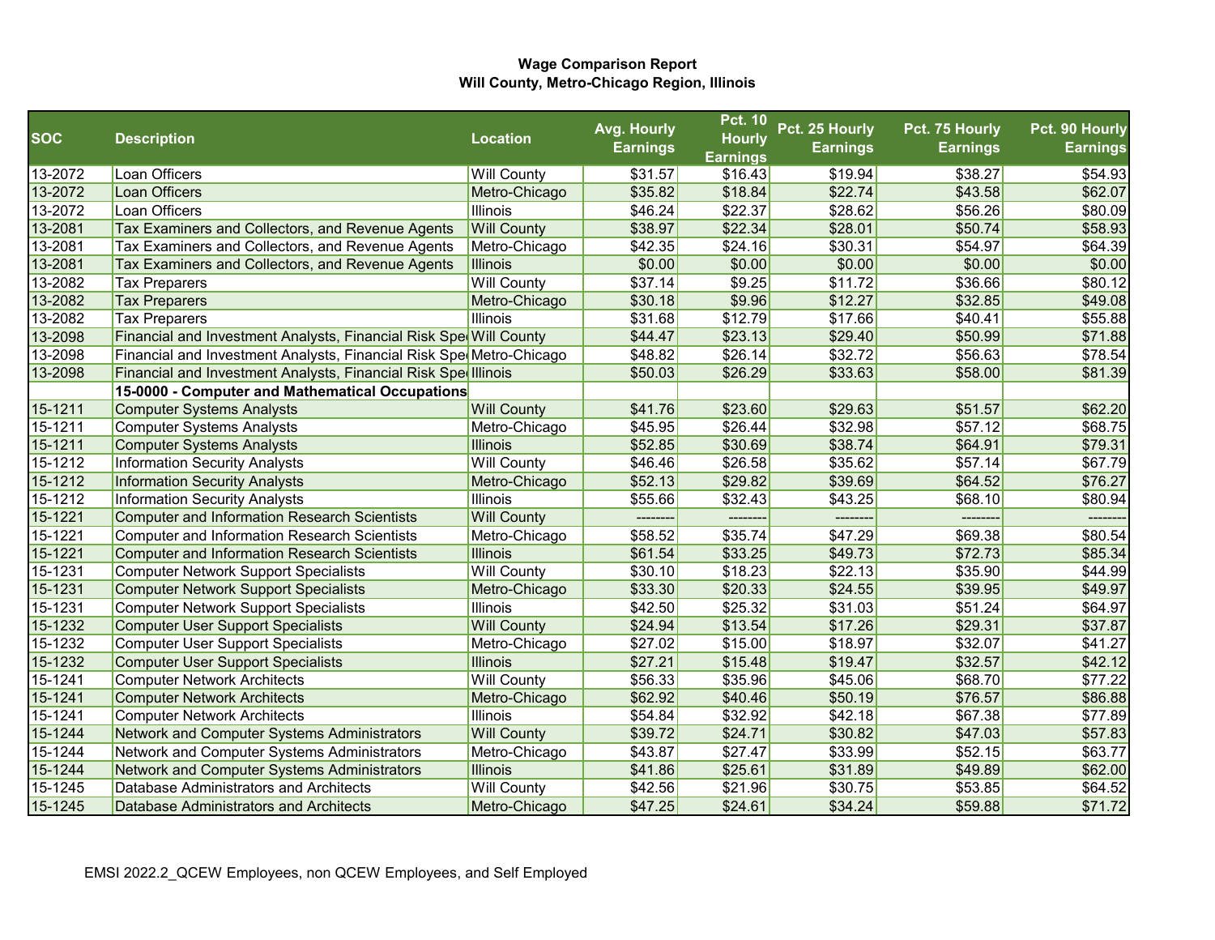**Wage Comparison Report**
**Will County, Metro-Chicago Region, Illinois**

| SOC | Description | Location | Avg. Hourly Earnings | Pct. 10 Hourly Earnings | Pct. 25 Hourly Earnings | Pct. 75 Hourly Earnings | Pct. 90 Hourly Earnings |
|---|---|---|---|---|---|---|---|
| 13-2072 | Loan Officers | Will County | $31.57 | $16.43 | $19.94 | $38.27 | $54.93 |
| 13-2072 | Loan Officers | Metro-Chicago | $35.82 | $18.84 | $22.74 | $43.58 | $62.07 |
| 13-2072 | Loan Officers | Illinois | $46.24 | $22.37 | $28.62 | $56.26 | $80.09 |
| 13-2081 | Tax Examiners and Collectors, and Revenue Agents | Will County | $38.97 | $22.34 | $28.01 | $50.74 | $58.93 |
| 13-2081 | Tax Examiners and Collectors, and Revenue Agents | Metro-Chicago | $42.35 | $24.16 | $30.31 | $54.97 | $64.39 |
| 13-2081 | Tax Examiners and Collectors, and Revenue Agents | Illinois | $0.00 | $0.00 | $0.00 | $0.00 | $0.00 |
| 13-2082 | Tax Preparers | Will County | $37.14 | $9.25 | $11.72 | $36.66 | $80.12 |
| 13-2082 | Tax Preparers | Metro-Chicago | $30.18 | $9.96 | $12.27 | $32.85 | $49.08 |
| 13-2082 | Tax Preparers | Illinois | $31.68 | $12.79 | $17.66 | $40.41 | $55.88 |
| 13-2098 | Financial and Investment Analysts, Financial Risk Spe | Will County | $44.47 | $23.13 | $29.40 | $50.99 | $71.88 |
| 13-2098 | Financial and Investment Analysts, Financial Risk Spe | Metro-Chicago | $48.82 | $26.14 | $32.72 | $56.63 | $78.54 |
| 13-2098 | Financial and Investment Analysts, Financial Risk Spe | Illinois | $50.03 | $26.29 | $33.63 | $58.00 | $81.39 |
| | **15-0000 - Computer and Mathematical Occupations** | | | | | | |
| 15-1211 | Computer Systems Analysts | Will County | $41.76 | $23.60 | $29.63 | $51.57 | $62.20 |
| 15-1211 | Computer Systems Analysts | Metro-Chicago | $45.95 | $26.44 | $32.98 | $57.12 | $68.75 |
| 15-1211 | Computer Systems Analysts | Illinois | $52.85 | $30.69 | $38.74 | $64.91 | $79.31 |
| 15-1212 | Information Security Analysts | Will County | $46.46 | $26.58 | $35.62 | $57.14 | $67.79 |
| 15-1212 | Information Security Analysts | Metro-Chicago | $52.13 | $29.82 | $39.69 | $64.52 | $76.27 |
| 15-1212 | Information Security Analysts | Illinois | $55.66 | $32.43 | $43.25 | $68.10 | $80.94 |
| 15-1221 | Computer and Information Research Scientists | Will County | -------- | -------- | -------- | -------- | -------- |
| 15-1221 | Computer and Information Research Scientists | Metro-Chicago | $58.52 | $35.74 | $47.29 | $69.38 | $80.54 |
| 15-1221 | Computer and Information Research Scientists | Illinois | $61.54 | $33.25 | $49.73 | $72.73 | $85.34 |
| 15-1231 | Computer Network Support Specialists | Will County | $30.10 | $18.23 | $22.13 | $35.90 | $44.99 |
| 15-1231 | Computer Network Support Specialists | Metro-Chicago | $33.30 | $20.33 | $24.55 | $39.95 | $49.97 |
| 15-1231 | Computer Network Support Specialists | Illinois | $42.50 | $25.32 | $31.03 | $51.24 | $64.97 |
| 15-1232 | Computer User Support Specialists | Will County | $24.94 | $13.54 | $17.26 | $29.31 | $37.87 |
| 15-1232 | Computer User Support Specialists | Metro-Chicago | $27.02 | $15.00 | $18.97 | $32.07 | $41.27 |
| 15-1232 | Computer User Support Specialists | Illinois | $27.21 | $15.48 | $19.47 | $32.57 | $42.12 |
| 15-1241 | Computer Network Architects | Will County | $56.33 | $35.96 | $45.06 | $68.70 | $77.22 |
| 15-1241 | Computer Network Architects | Metro-Chicago | $62.92 | $40.46 | $50.19 | $76.57 | $86.88 |
| 15-1241 | Computer Network Architects | Illinois | $54.84 | $32.92 | $42.18 | $67.38 | $77.89 |
| 15-1244 | Network and Computer Systems Administrators | Will County | $39.72 | $24.71 | $30.82 | $47.03 | $57.83 |
| 15-1244 | Network and Computer Systems Administrators | Metro-Chicago | $43.87 | $27.47 | $33.99 | $52.15 | $63.77 |
| 15-1244 | Network and Computer Systems Administrators | Illinois | $41.86 | $25.61 | $31.89 | $49.89 | $62.00 |
| 15-1245 | Database Administrators and Architects | Will County | $42.56 | $21.96 | $30.75 | $53.85 | $64.52 |
| 15-1245 | Database Administrators and Architects | Metro-Chicago | $47.25 | $24.61 | $34.24 | $59.88 | $71.72 |

EMSI 2022.2_QCEW Employees, non QCEW Employees, and Self Employed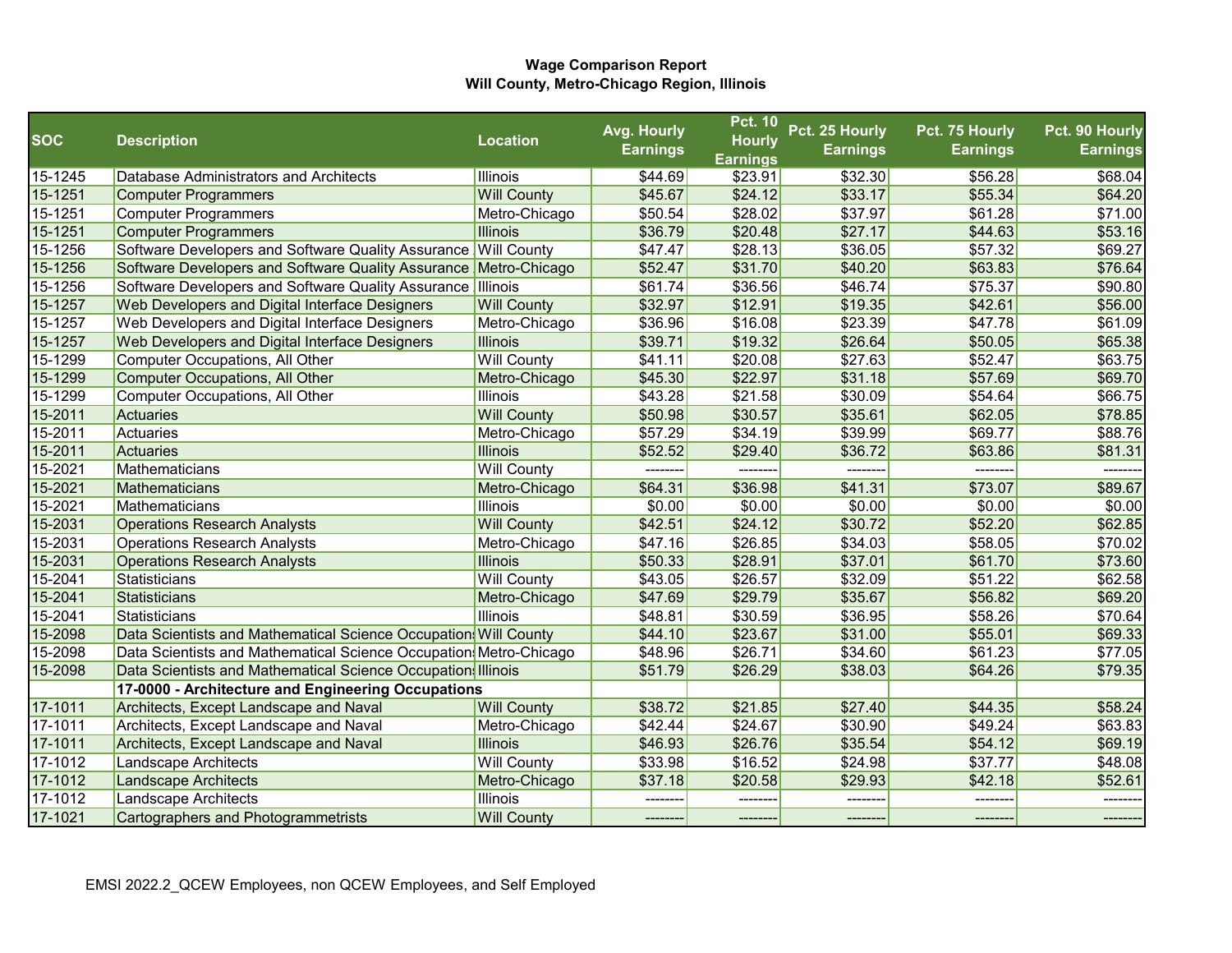**Wage Comparison Report**
**Will County, Metro-Chicago Region, Illinois**

| SOC | Description | Location | Avg. Hourly Earnings | Pct. 10 Hourly Earnings | Pct. 25 Hourly Earnings | Pct. 75 Hourly Earnings | Pct. 90 Hourly Earnings |
|---|---|---|---|---|---|---|---|
| 15-1245 | Database Administrators and Architects | Illinois | $44.69 | $23.91 | $32.30 | $56.28 | $68.04 |
| 15-1251 | Computer Programmers | Will County | $45.67 | $24.12 | $33.17 | $55.34 | $64.20 |
| 15-1251 | Computer Programmers | Metro-Chicago | $50.54 | $28.02 | $37.97 | $61.28 | $71.00 |
| 15-1251 | Computer Programmers | Illinois | $36.79 | $20.48 | $27.17 | $44.63 | $53.16 |
| 15-1256 | Software Developers and Software Quality Assurance | Will County | $47.47 | $28.13 | $36.05 | $57.32 | $69.27 |
| 15-1256 | Software Developers and Software Quality Assurance | Metro-Chicago | $52.47 | $31.70 | $40.20 | $63.83 | $76.64 |
| 15-1256 | Software Developers and Software Quality Assurance | Illinois | $61.74 | $36.56 | $46.74 | $75.37 | $90.80 |
| 15-1257 | Web Developers and Digital Interface Designers | Will County | $32.97 | $12.91 | $19.35 | $42.61 | $56.00 |
| 15-1257 | Web Developers and Digital Interface Designers | Metro-Chicago | $36.96 | $16.08 | $23.39 | $47.78 | $61.09 |
| 15-1257 | Web Developers and Digital Interface Designers | Illinois | $39.71 | $19.32 | $26.64 | $50.05 | $65.38 |
| 15-1299 | Computer Occupations, All Other | Will County | $41.11 | $20.08 | $27.63 | $52.47 | $63.75 |
| 15-1299 | Computer Occupations, All Other | Metro-Chicago | $45.30 | $22.97 | $31.18 | $57.69 | $69.70 |
| 15-1299 | Computer Occupations, All Other | Illinois | $43.28 | $21.58 | $30.09 | $54.64 | $66.75 |
| 15-2011 | Actuaries | Will County | $50.98 | $30.57 | $35.61 | $62.05 | $78.85 |
| 15-2011 | Actuaries | Metro-Chicago | $57.29 | $34.19 | $39.99 | $69.77 | $88.76 |
| 15-2011 | Actuaries | Illinois | $52.52 | $29.40 | $36.72 | $63.86 | $81.31 |
| 15-2021 | Mathematicians | Will County | -------- | -------- | -------- | -------- | -------- |
| 15-2021 | Mathematicians | Metro-Chicago | $64.31 | $36.98 | $41.31 | $73.07 | $89.67 |
| 15-2021 | Mathematicians | Illinois | $0.00 | $0.00 | $0.00 | $0.00 | $0.00 |
| 15-2031 | Operations Research Analysts | Will County | $42.51 | $24.12 | $30.72 | $52.20 | $62.85 |
| 15-2031 | Operations Research Analysts | Metro-Chicago | $47.16 | $26.85 | $34.03 | $58.05 | $70.02 |
| 15-2031 | Operations Research Analysts | Illinois | $50.33 | $28.91 | $37.01 | $61.70 | $73.60 |
| 15-2041 | Statisticians | Will County | $43.05 | $26.57 | $32.09 | $51.22 | $62.58 |
| 15-2041 | Statisticians | Metro-Chicago | $47.69 | $29.79 | $35.67 | $56.82 | $69.20 |
| 15-2041 | Statisticians | Illinois | $48.81 | $30.59 | $36.95 | $58.26 | $70.64 |
| 15-2098 | Data Scientists and Mathematical Science Occupations | Will County | $44.10 | $23.67 | $31.00 | $55.01 | $69.33 |
| 15-2098 | Data Scientists and Mathematical Science Occupations | Metro-Chicago | $48.96 | $26.71 | $34.60 | $61.23 | $77.05 |
| 15-2098 | Data Scientists and Mathematical Science Occupations | Illinois | $51.79 | $26.29 | $38.03 | $64.26 | $79.35 |
| | **17-0000 - Architecture and Engineering Occupations** | | | | | | |
| 17-1011 | Architects, Except Landscape and Naval | Will County | $38.72 | $21.85 | $27.40 | $44.35 | $58.24 |
| 17-1011 | Architects, Except Landscape and Naval | Metro-Chicago | $42.44 | $24.67 | $30.90 | $49.24 | $63.83 |
| 17-1011 | Architects, Except Landscape and Naval | Illinois | $46.93 | $26.76 | $35.54 | $54.12 | $69.19 |
| 17-1012 | Landscape Architects | Will County | $33.98 | $16.52 | $24.98 | $37.77 | $48.08 |
| 17-1012 | Landscape Architects | Metro-Chicago | $37.18 | $20.58 | $29.93 | $42.18 | $52.61 |
| 17-1012 | Landscape Architects | Illinois | -------- | -------- | -------- | -------- | -------- |
| 17-1021 | Cartographers and Photogrammetrists | Will County | -------- | -------- | -------- | -------- | -------- |

EMSI 2022.2_QCEW Employees, non QCEW Employees, and Self Employed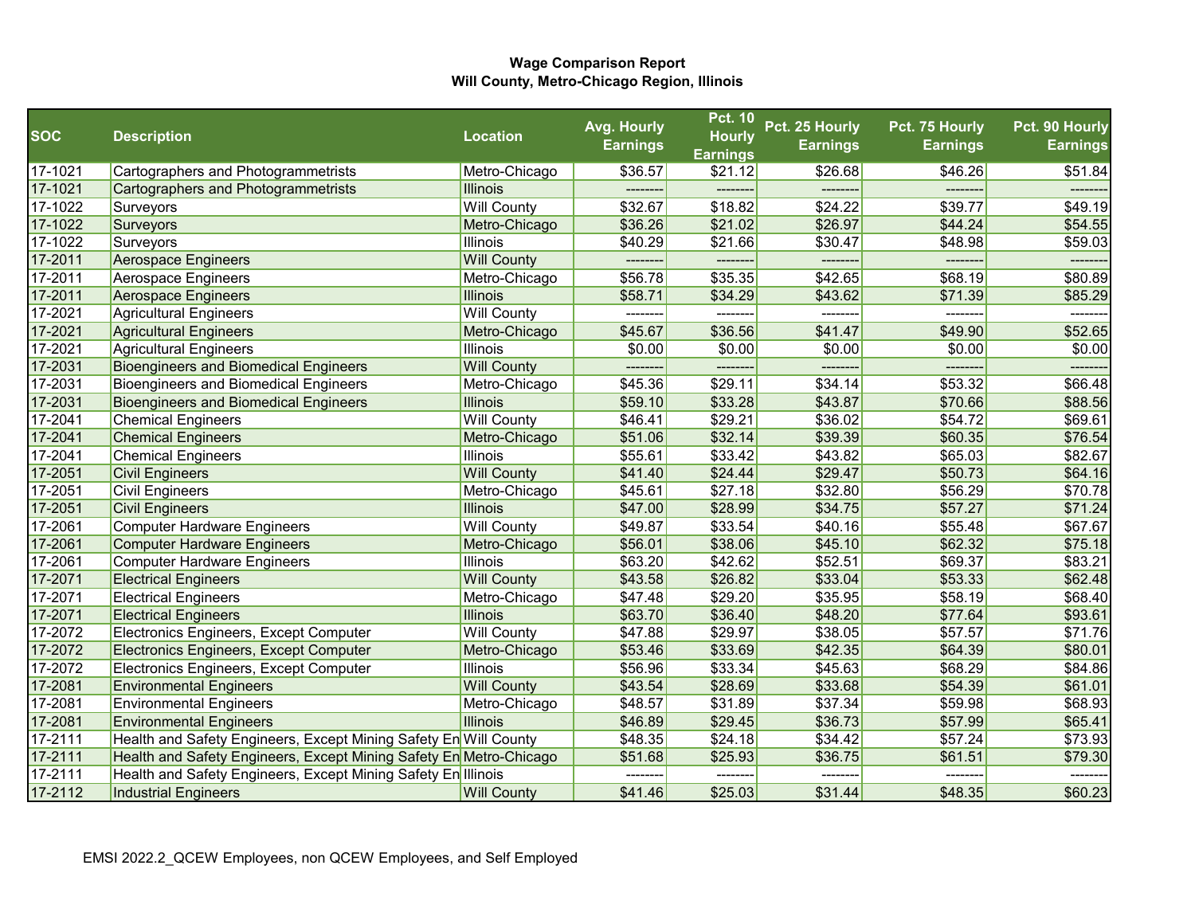**Wage Comparison Report**
**Will County, Metro-Chicago Region, Illinois**

| SOC | Description | Location | Avg. Hourly Earnings | Pct. 10 Hourly Earnings | Pct. 25 Hourly Earnings | Pct. 75 Hourly Earnings | Pct. 90 Hourly Earnings |
|---|---|---|---|---|---|---|---|
| 17-1021 | Cartographers and Photogrammetrists | Metro-Chicago | $36.57 | $21.12 | $26.68 | $46.26 | $51.84 |
| 17-1021 | Cartographers and Photogrammetrists | Illinois | -------- | -------- | -------- | -------- | -------- |
| 17-1022 | Surveyors | Will County | $32.67 | $18.82 | $24.22 | $39.77 | $49.19 |
| 17-1022 | Surveyors | Metro-Chicago | $36.26 | $21.02 | $26.97 | $44.24 | $54.55 |
| 17-1022 | Surveyors | Illinois | $40.29 | $21.66 | $30.47 | $48.98 | $59.03 |
| 17-2011 | Aerospace Engineers | Will County | -------- | -------- | -------- | -------- | -------- |
| 17-2011 | Aerospace Engineers | Metro-Chicago | $56.78 | $35.35 | $42.65 | $68.19 | $80.89 |
| 17-2011 | Aerospace Engineers | Illinois | $58.71 | $34.29 | $43.62 | $71.39 | $85.29 |
| 17-2021 | Agricultural Engineers | Will County | -------- | -------- | -------- | -------- | -------- |
| 17-2021 | Agricultural Engineers | Metro-Chicago | $45.67 | $36.56 | $41.47 | $49.90 | $52.65 |
| 17-2021 | Agricultural Engineers | Illinois | $0.00 | $0.00 | $0.00 | $0.00 | $0.00 |
| 17-2031 | Bioengineers and Biomedical Engineers | Will County | -------- | -------- | -------- | -------- | -------- |
| 17-2031 | Bioengineers and Biomedical Engineers | Metro-Chicago | $45.36 | $29.11 | $34.14 | $53.32 | $66.48 |
| 17-2031 | Bioengineers and Biomedical Engineers | Illinois | $59.10 | $33.28 | $43.87 | $70.66 | $88.56 |
| 17-2041 | Chemical Engineers | Will County | $46.41 | $29.21 | $36.02 | $54.72 | $69.61 |
| 17-2041 | Chemical Engineers | Metro-Chicago | $51.06 | $32.14 | $39.39 | $60.35 | $76.54 |
| 17-2041 | Chemical Engineers | Illinois | $55.61 | $33.42 | $43.82 | $65.03 | $82.67 |
| 17-2051 | Civil Engineers | Will County | $41.40 | $24.44 | $29.47 | $50.73 | $64.16 |
| 17-2051 | Civil Engineers | Metro-Chicago | $45.61 | $27.18 | $32.80 | $56.29 | $70.78 |
| 17-2051 | Civil Engineers | Illinois | $47.00 | $28.99 | $34.75 | $57.27 | $71.24 |
| 17-2061 | Computer Hardware Engineers | Will County | $49.87 | $33.54 | $40.16 | $55.48 | $67.67 |
| 17-2061 | Computer Hardware Engineers | Metro-Chicago | $56.01 | $38.06 | $45.10 | $62.32 | $75.18 |
| 17-2061 | Computer Hardware Engineers | Illinois | $63.20 | $42.62 | $52.51 | $69.37 | $83.21 |
| 17-2071 | Electrical Engineers | Will County | $43.58 | $26.82 | $33.04 | $53.33 | $62.48 |
| 17-2071 | Electrical Engineers | Metro-Chicago | $47.48 | $29.20 | $35.95 | $58.19 | $68.40 |
| 17-2071 | Electrical Engineers | Illinois | $63.70 | $36.40 | $48.20 | $77.64 | $93.61 |
| 17-2072 | Electronics Engineers, Except Computer | Will County | $47.88 | $29.97 | $38.05 | $57.57 | $71.76 |
| 17-2072 | Electronics Engineers, Except Computer | Metro-Chicago | $53.46 | $33.69 | $42.35 | $64.39 | $80.01 |
| 17-2072 | Electronics Engineers, Except Computer | Illinois | $56.96 | $33.34 | $45.63 | $68.29 | $84.86 |
| 17-2081 | Environmental Engineers | Will County | $43.54 | $28.69 | $33.68 | $54.39 | $61.01 |
| 17-2081 | Environmental Engineers | Metro-Chicago | $48.57 | $31.89 | $37.34 | $59.98 | $68.93 |
| 17-2081 | Environmental Engineers | Illinois | $46.89 | $29.45 | $36.73 | $57.99 | $65.41 |
| 17-2111 | Health and Safety Engineers, Except Mining Safety En | Will County | $48.35 | $24.18 | $34.42 | $57.24 | $73.93 |
| 17-2111 | Health and Safety Engineers, Except Mining Safety En | Metro-Chicago | $51.68 | $25.93 | $36.75 | $61.51 | $79.30 |
| 17-2111 | Health and Safety Engineers, Except Mining Safety En | Illinois | -------- | -------- | -------- | -------- | -------- |
| 17-2112 | Industrial Engineers | Will County | $41.46 | $25.03 | $31.44 | $48.35 | $60.23 |

EMSI 2022.2_QCEW Employees, non QCEW Employees, and Self Employed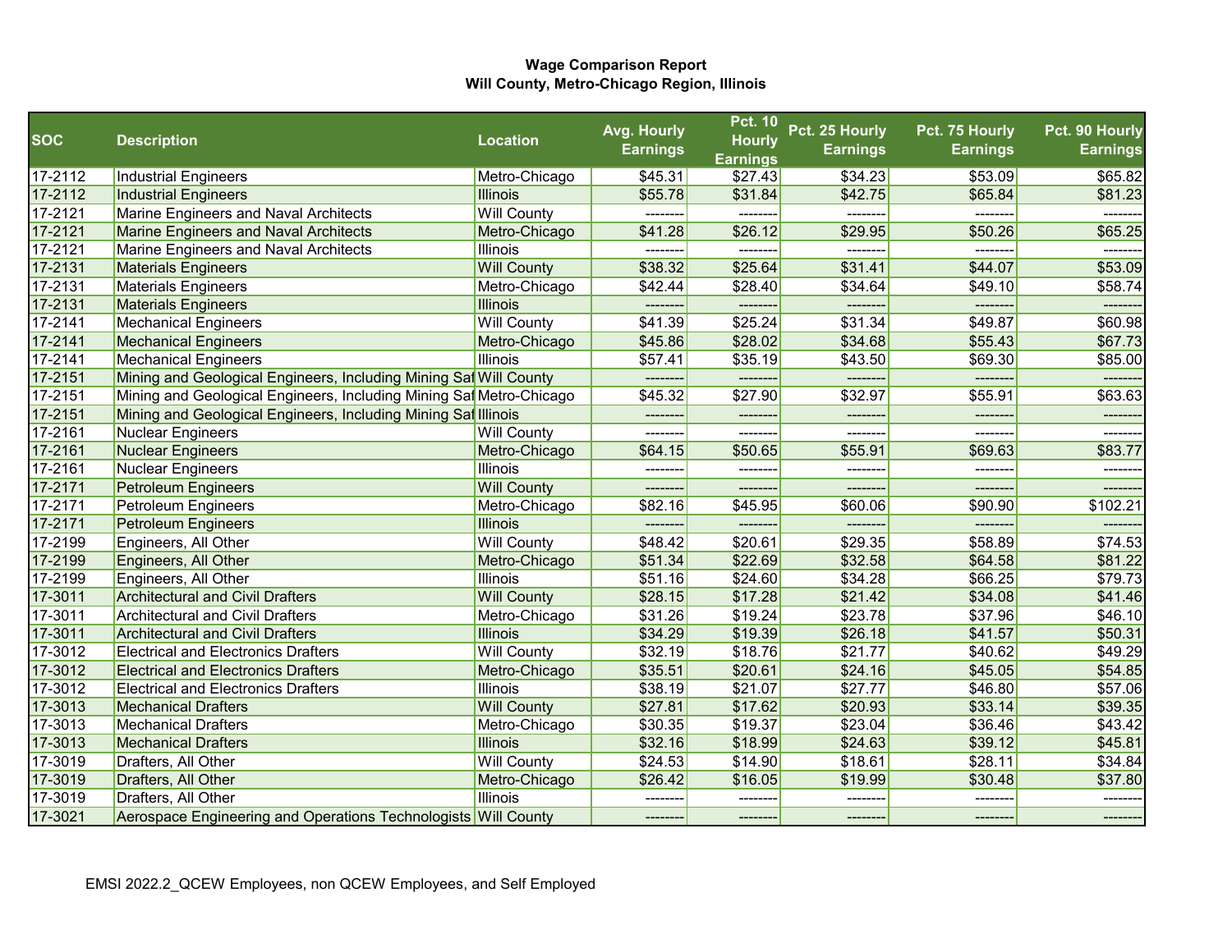**Wage Comparison Report**
**Will County, Metro-Chicago Region, Illinois**

| SOC | Description | Location | Avg. Hourly Earnings | Pct. 10 Hourly Earnings | Pct. 25 Hourly Earnings | Pct. 75 Hourly Earnings | Pct. 90 Hourly Earnings |
|---|---|---|---|---|---|---|---|
| 17-2112 | Industrial Engineers | Metro-Chicago | $45.31 | $27.43 | $34.23 | $53.09 | $65.82 |
| 17-2112 | Industrial Engineers | Illinois | $55.78 | $31.84 | $42.75 | $65.84 | $81.23 |
| 17-2121 | Marine Engineers and Naval Architects | Will County | -------- | -------- | -------- | -------- | -------- |
| 17-2121 | Marine Engineers and Naval Architects | Metro-Chicago | $41.28 | $26.12 | $29.95 | $50.26 | $65.25 |
| 17-2121 | Marine Engineers and Naval Architects | Illinois | -------- | -------- | -------- | -------- | -------- |
| 17-2131 | Materials Engineers | Will County | $38.32 | $25.64 | $31.41 | $44.07 | $53.09 |
| 17-2131 | Materials Engineers | Metro-Chicago | $42.44 | $28.40 | $34.64 | $49.10 | $58.74 |
| 17-2131 | Materials Engineers | Illinois | -------- | -------- | -------- | -------- | -------- |
| 17-2141 | Mechanical Engineers | Will County | $41.39 | $25.24 | $31.34 | $49.87 | $60.98 |
| 17-2141 | Mechanical Engineers | Metro-Chicago | $45.86 | $28.02 | $34.68 | $55.43 | $67.73 |
| 17-2141 | Mechanical Engineers | Illinois | $57.41 | $35.19 | $43.50 | $69.30 | $85.00 |
| 17-2151 | Mining and Geological Engineers, Including Mining Saf | Will County | -------- | -------- | -------- | -------- | -------- |
| 17-2151 | Mining and Geological Engineers, Including Mining Saf | Metro-Chicago | $45.32 | $27.90 | $32.97 | $55.91 | $63.63 |
| 17-2151 | Mining and Geological Engineers, Including Mining Saf | Illinois | -------- | -------- | -------- | -------- | -------- |
| 17-2161 | Nuclear Engineers | Will County | -------- | -------- | -------- | -------- | -------- |
| 17-2161 | Nuclear Engineers | Metro-Chicago | $64.15 | $50.65 | $55.91 | $69.63 | $83.77 |
| 17-2161 | Nuclear Engineers | Illinois | -------- | -------- | -------- | -------- | -------- |
| 17-2171 | Petroleum Engineers | Will County | -------- | -------- | -------- | -------- | -------- |
| 17-2171 | Petroleum Engineers | Metro-Chicago | $82.16 | $45.95 | $60.06 | $90.90 | $102.21 |
| 17-2171 | Petroleum Engineers | Illinois | -------- | -------- | -------- | -------- | -------- |
| 17-2199 | Engineers, All Other | Will County | $48.42 | $20.61 | $29.35 | $58.89 | $74.53 |
| 17-2199 | Engineers, All Other | Metro-Chicago | $51.34 | $22.69 | $32.58 | $64.58 | $81.22 |
| 17-2199 | Engineers, All Other | Illinois | $51.16 | $24.60 | $34.28 | $66.25 | $79.73 |
| 17-3011 | Architectural and Civil Drafters | Will County | $28.15 | $17.28 | $21.42 | $34.08 | $41.46 |
| 17-3011 | Architectural and Civil Drafters | Metro-Chicago | $31.26 | $19.24 | $23.78 | $37.96 | $46.10 |
| 17-3011 | Architectural and Civil Drafters | Illinois | $34.29 | $19.39 | $26.18 | $41.57 | $50.31 |
| 17-3012 | Electrical and Electronics Drafters | Will County | $32.19 | $18.76 | $21.77 | $40.62 | $49.29 |
| 17-3012 | Electrical and Electronics Drafters | Metro-Chicago | $35.51 | $20.61 | $24.16 | $45.05 | $54.85 |
| 17-3012 | Electrical and Electronics Drafters | Illinois | $38.19 | $21.07 | $27.77 | $46.80 | $57.06 |
| 17-3013 | Mechanical Drafters | Will County | $27.81 | $17.62 | $20.93 | $33.14 | $39.35 |
| 17-3013 | Mechanical Drafters | Metro-Chicago | $30.35 | $19.37 | $23.04 | $36.46 | $43.42 |
| 17-3013 | Mechanical Drafters | Illinois | $32.16 | $18.99 | $24.63 | $39.12 | $45.81 |
| 17-3019 | Drafters, All Other | Will County | $24.53 | $14.90 | $18.61 | $28.11 | $34.84 |
| 17-3019 | Drafters, All Other | Metro-Chicago | $26.42 | $16.05 | $19.99 | $30.48 | $37.80 |
| 17-3019 | Drafters, All Other | Illinois | -------- | -------- | -------- | -------- | -------- |
| 17-3021 | Aerospace Engineering and Operations Technologists | Will County | -------- | -------- | -------- | -------- | -------- |

EMSI 2022.2_QCEW Employees, non QCEW Employees, and Self Employed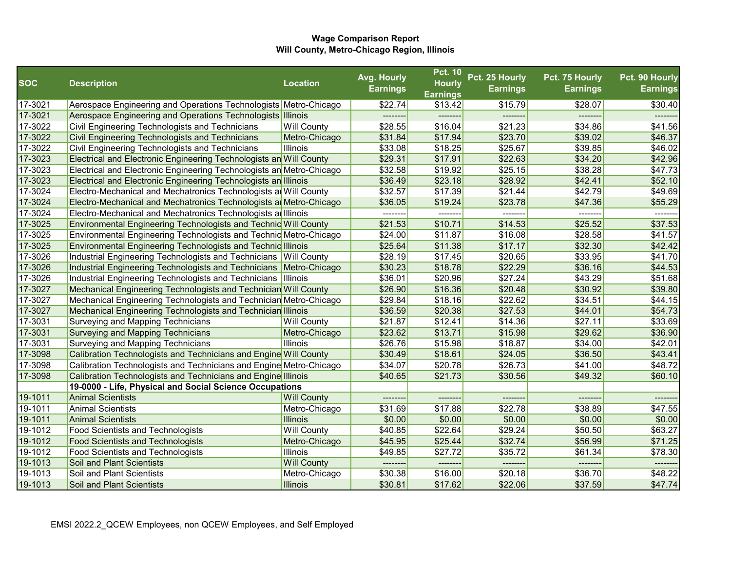**Wage Comparison Report**
**Will County, Metro-Chicago Region, Illinois**

| SOC | Description | Location | Avg. Hourly Earnings | Pct. 10 Hourly Earnings | Pct. 25 Hourly Earnings | Pct. 75 Hourly Earnings | Pct. 90 Hourly Earnings |
|---|---|---|---|---|---|---|---|
| 17-3021 | Aerospace Engineering and Operations Technologists | Metro-Chicago | $22.74 | $13.42 | $15.79 | $28.07 | $30.40 |
| 17-3021 | Aerospace Engineering and Operations Technologists | Illinois | -------- | -------- | -------- | -------- | -------- |
| 17-3022 | Civil Engineering Technologists and Technicians | Will County | $28.55 | $16.04 | $21.23 | $34.86 | $41.56 |
| 17-3022 | Civil Engineering Technologists and Technicians | Metro-Chicago | $31.84 | $17.94 | $23.70 | $39.02 | $46.37 |
| 17-3022 | Civil Engineering Technologists and Technicians | Illinois | $33.08 | $18.25 | $25.67 | $39.85 | $46.02 |
| 17-3023 | Electrical and Electronic Engineering Technologists an | Will County | $29.31 | $17.91 | $22.63 | $34.20 | $42.96 |
| 17-3023 | Electrical and Electronic Engineering Technologists an | Metro-Chicago | $32.58 | $19.92 | $25.15 | $38.28 | $47.73 |
| 17-3023 | Electrical and Electronic Engineering Technologists an | Illinois | $36.49 | $23.18 | $28.92 | $42.41 | $52.10 |
| 17-3024 | Electro-Mechanical and Mechatronics Technologists ar | Will County | $32.57 | $17.39 | $21.44 | $42.79 | $49.69 |
| 17-3024 | Electro-Mechanical and Mechatronics Technologists ar | Metro-Chicago | $36.05 | $19.24 | $23.78 | $47.36 | $55.29 |
| 17-3024 | Electro-Mechanical and Mechatronics Technologists ar | Illinois | -------- | -------- | -------- | -------- | -------- |
| 17-3025 | Environmental Engineering Technologists and Technic | Will County | $21.53 | $10.71 | $14.53 | $25.52 | $37.53 |
| 17-3025 | Environmental Engineering Technologists and Technic | Metro-Chicago | $24.00 | $11.87 | $16.08 | $28.58 | $41.57 |
| 17-3025 | Environmental Engineering Technologists and Technic | Illinois | $25.64 | $11.38 | $17.17 | $32.30 | $42.42 |
| 17-3026 | Industrial Engineering Technologists and Technicians | Will County | $28.19 | $17.45 | $20.65 | $33.95 | $41.70 |
| 17-3026 | Industrial Engineering Technologists and Technicians | Metro-Chicago | $30.23 | $18.78 | $22.29 | $36.16 | $44.53 |
| 17-3026 | Industrial Engineering Technologists and Technicians | Illinois | $36.01 | $20.96 | $27.24 | $43.29 | $51.68 |
| 17-3027 | Mechanical Engineering Technologists and Technician | Will County | $26.90 | $16.36 | $20.48 | $30.92 | $39.80 |
| 17-3027 | Mechanical Engineering Technologists and Technician | Metro-Chicago | $29.84 | $18.16 | $22.62 | $34.51 | $44.15 |
| 17-3027 | Mechanical Engineering Technologists and Technician | Illinois | $36.59 | $20.38 | $27.53 | $44.01 | $54.73 |
| 17-3031 | Surveying and Mapping Technicians | Will County | $21.87 | $12.41 | $14.36 | $27.11 | $33.69 |
| 17-3031 | Surveying and Mapping Technicians | Metro-Chicago | $23.62 | $13.71 | $15.98 | $29.62 | $36.90 |
| 17-3031 | Surveying and Mapping Technicians | Illinois | $26.76 | $15.98 | $18.87 | $34.00 | $42.01 |
| 17-3098 | Calibration Technologists and Technicians and Engine | Will County | $30.49 | $18.61 | $24.05 | $36.50 | $43.41 |
| 17-3098 | Calibration Technologists and Technicians and Engine | Metro-Chicago | $34.07 | $20.78 | $26.73 | $41.00 | $48.72 |
| 17-3098 | Calibration Technologists and Technicians and Engine | Illinois | $40.65 | $21.73 | $30.56 | $49.32 | $60.10 |
| | **19-0000 - Life, Physical and Social Science Occupations** | | | | | | |
| 19-1011 | Animal Scientists | Will County | -------- | -------- | -------- | -------- | -------- |
| 19-1011 | Animal Scientists | Metro-Chicago | $31.69 | $17.88 | $22.78 | $38.89 | $47.55 |
| 19-1011 | Animal Scientists | Illinois | $0.00 | $0.00 | $0.00 | $0.00 | $0.00 |
| 19-1012 | Food Scientists and Technologists | Will County | $40.85 | $22.64 | $29.24 | $50.50 | $63.27 |
| 19-1012 | Food Scientists and Technologists | Metro-Chicago | $45.95 | $25.44 | $32.74 | $56.99 | $71.25 |
| 19-1012 | Food Scientists and Technologists | Illinois | $49.85 | $27.72 | $35.72 | $61.34 | $78.30 |
| 19-1013 | Soil and Plant Scientists | Will County | -------- | -------- | -------- | -------- | -------- |
| 19-1013 | Soil and Plant Scientists | Metro-Chicago | $30.38 | $16.00 | $20.18 | $36.70 | $48.22 |
| 19-1013 | Soil and Plant Scientists | Illinois | $30.81 | $17.62 | $22.06 | $37.59 | $47.74 |

EMSI 2022.2_QCEW Employees, non QCEW Employees, and Self Employed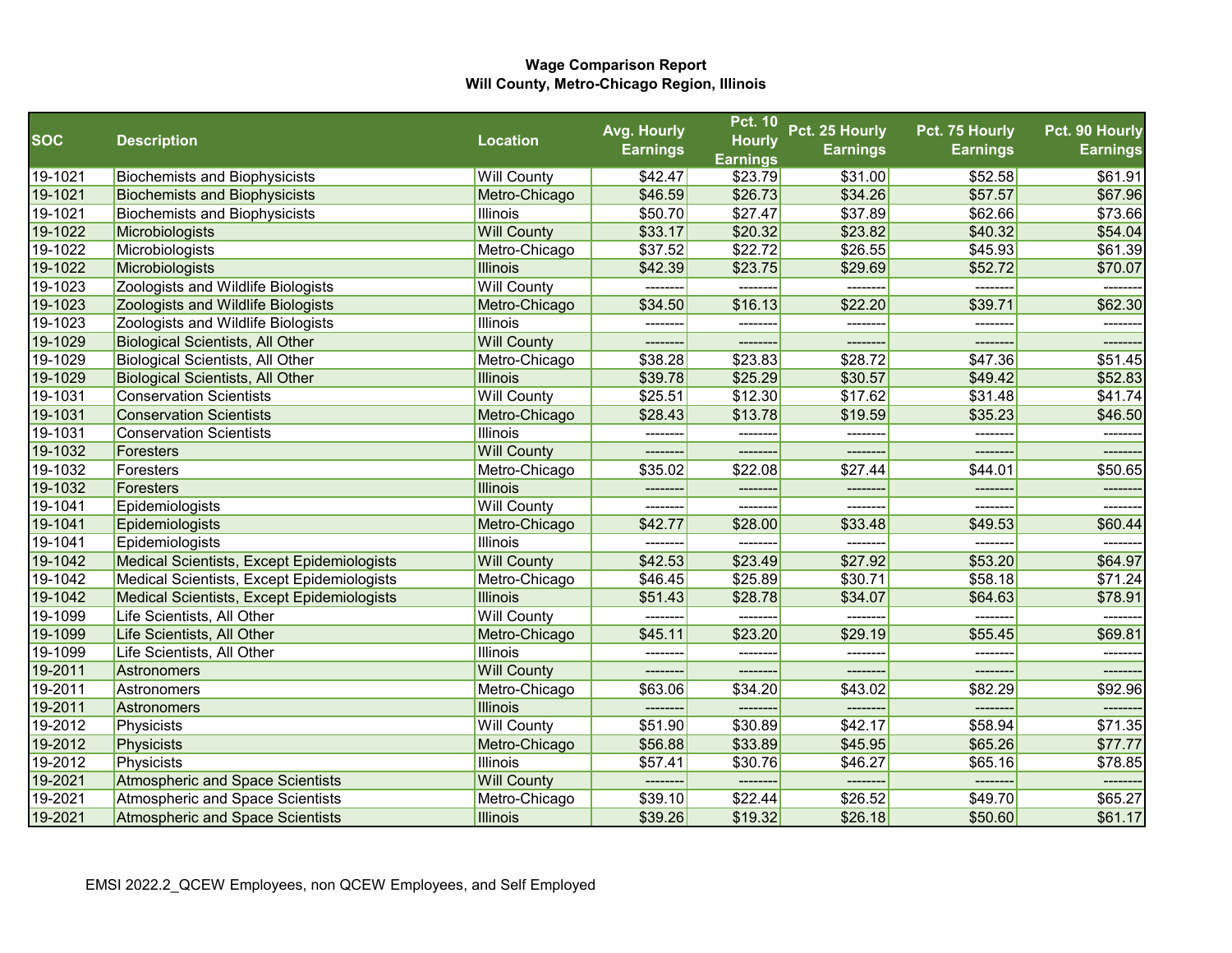**Wage Comparison Report**
**Will County, Metro-Chicago Region, Illinois**

| SOC | Description | Location | Avg. Hourly Earnings | Pct. 10 Hourly Earnings | Pct. 25 Hourly Earnings | Pct. 75 Hourly Earnings | Pct. 90 Hourly Earnings |
|---|---|---|---|---|---|---|---|
| 19-1021 | Biochemists and Biophysicists | Will County | $42.47 | $23.79 | $31.00 | $52.58 | $61.91 |
| 19-1021 | Biochemists and Biophysicists | Metro-Chicago | $46.59 | $26.73 | $34.26 | $57.57 | $67.96 |
| 19-1021 | Biochemists and Biophysicists | Illinois | $50.70 | $27.47 | $37.89 | $62.66 | $73.66 |
| 19-1022 | Microbiologists | Will County | $33.17 | $20.32 | $23.82 | $40.32 | $54.04 |
| 19-1022 | Microbiologists | Metro-Chicago | $37.52 | $22.72 | $26.55 | $45.93 | $61.39 |
| 19-1022 | Microbiologists | Illinois | $42.39 | $23.75 | $29.69 | $52.72 | $70.07 |
| 19-1023 | Zoologists and Wildlife Biologists | Will County | -------- | -------- | -------- | -------- | -------- |
| 19-1023 | Zoologists and Wildlife Biologists | Metro-Chicago | $34.50 | $16.13 | $22.20 | $39.71 | $62.30 |
| 19-1023 | Zoologists and Wildlife Biologists | Illinois | -------- | -------- | -------- | -------- | -------- |
| 19-1029 | Biological Scientists, All Other | Will County | -------- | -------- | -------- | -------- | -------- |
| 19-1029 | Biological Scientists, All Other | Metro-Chicago | $38.28 | $23.83 | $28.72 | $47.36 | $51.45 |
| 19-1029 | Biological Scientists, All Other | Illinois | $39.78 | $25.29 | $30.57 | $49.42 | $52.83 |
| 19-1031 | Conservation Scientists | Will County | $25.51 | $12.30 | $17.62 | $31.48 | $41.74 |
| 19-1031 | Conservation Scientists | Metro-Chicago | $28.43 | $13.78 | $19.59 | $35.23 | $46.50 |
| 19-1031 | Conservation Scientists | Illinois | -------- | -------- | -------- | -------- | -------- |
| 19-1032 | Foresters | Will County | -------- | -------- | -------- | -------- | -------- |
| 19-1032 | Foresters | Metro-Chicago | $35.02 | $22.08 | $27.44 | $44.01 | $50.65 |
| 19-1032 | Foresters | Illinois | -------- | -------- | -------- | -------- | -------- |
| 19-1041 | Epidemiologists | Will County | -------- | -------- | -------- | -------- | -------- |
| 19-1041 | Epidemiologists | Metro-Chicago | $42.77 | $28.00 | $33.48 | $49.53 | $60.44 |
| 19-1041 | Epidemiologists | Illinois | -------- | -------- | -------- | -------- | -------- |
| 19-1042 | Medical Scientists, Except Epidemiologists | Will County | $42.53 | $23.49 | $27.92 | $53.20 | $64.97 |
| 19-1042 | Medical Scientists, Except Epidemiologists | Metro-Chicago | $46.45 | $25.89 | $30.71 | $58.18 | $71.24 |
| 19-1042 | Medical Scientists, Except Epidemiologists | Illinois | $51.43 | $28.78 | $34.07 | $64.63 | $78.91 |
| 19-1099 | Life Scientists, All Other | Will County | -------- | -------- | -------- | -------- | -------- |
| 19-1099 | Life Scientists, All Other | Metro-Chicago | $45.11 | $23.20 | $29.19 | $55.45 | $69.81 |
| 19-1099 | Life Scientists, All Other | Illinois | -------- | -------- | -------- | -------- | -------- |
| 19-2011 | Astronomers | Will County | -------- | -------- | -------- | -------- | -------- |
| 19-2011 | Astronomers | Metro-Chicago | $63.06 | $34.20 | $43.02 | $82.29 | $92.96 |
| 19-2011 | Astronomers | Illinois | -------- | -------- | -------- | -------- | -------- |
| 19-2012 | Physicists | Will County | $51.90 | $30.89 | $42.17 | $58.94 | $71.35 |
| 19-2012 | Physicists | Metro-Chicago | $56.88 | $33.89 | $45.95 | $65.26 | $77.77 |
| 19-2012 | Physicists | Illinois | $57.41 | $30.76 | $46.27 | $65.16 | $78.85 |
| 19-2021 | Atmospheric and Space Scientists | Will County | -------- | -------- | -------- | -------- | -------- |
| 19-2021 | Atmospheric and Space Scientists | Metro-Chicago | $39.10 | $22.44 | $26.52 | $49.70 | $65.27 |
| 19-2021 | Atmospheric and Space Scientists | Illinois | $39.26 | $19.32 | $26.18 | $50.60 | $61.17 |

EMSI 2022.2_QCEW Employees, non QCEW Employees, and Self Employed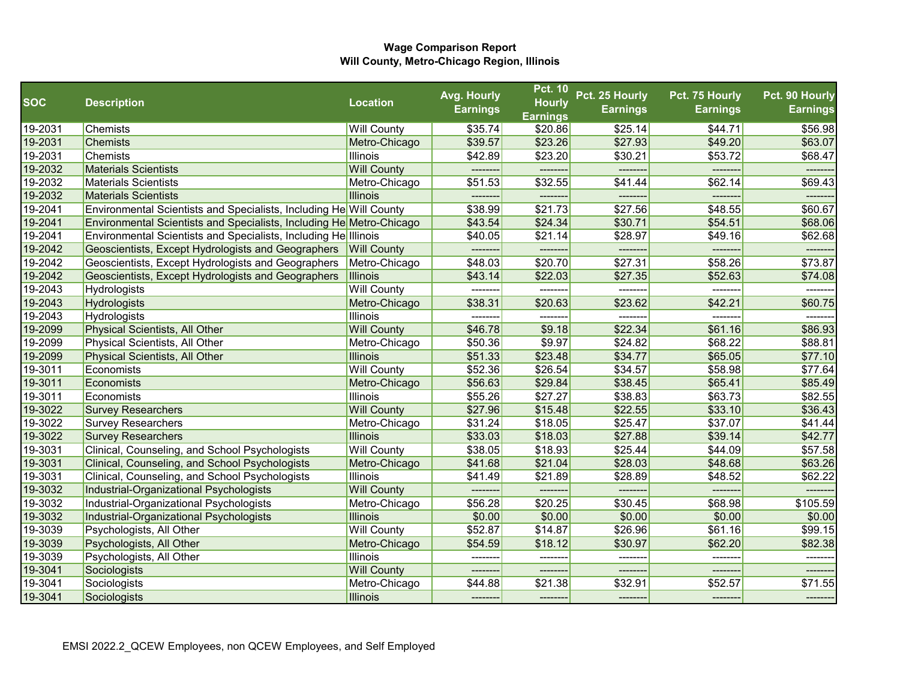**Wage Comparison Report**
**Will County, Metro-Chicago Region, Illinois**

| SOC | Description | Location | Avg. Hourly Earnings | Pct. 10 Hourly Earnings | Pct. 25 Hourly Earnings | Pct. 75 Hourly Earnings | Pct. 90 Hourly Earnings |
|---|---|---|---|---|---|---|---|
| 19-2031 | Chemists | Will County | $35.74 | $20.86 | $25.14 | $44.71 | $56.98 |
| 19-2031 | Chemists | Metro-Chicago | $39.57 | $23.26 | $27.93 | $49.20 | $63.07 |
| 19-2031 | Chemists | Illinois | $42.89 | $23.20 | $30.21 | $53.72 | $68.47 |
| 19-2032 | Materials Scientists | Will County | -------- | -------- | -------- | -------- | -------- |
| 19-2032 | Materials Scientists | Metro-Chicago | $51.53 | $32.55 | $41.44 | $62.14 | $69.43 |
| 19-2032 | Materials Scientists | Illinois | -------- | -------- | -------- | -------- | -------- |
| 19-2041 | Environmental Scientists and Specialists, Including He | Will County | $38.99 | $21.73 | $27.56 | $48.55 | $60.67 |
| 19-2041 | Environmental Scientists and Specialists, Including He | Metro-Chicago | $43.54 | $24.34 | $30.71 | $54.51 | $68.06 |
| 19-2041 | Environmental Scientists and Specialists, Including He | Illinois | $40.05 | $21.14 | $28.97 | $49.16 | $62.68 |
| 19-2042 | Geoscientists, Except Hydrologists and Geographers | Will County | -------- | -------- | -------- | -------- | -------- |
| 19-2042 | Geoscientists, Except Hydrologists and Geographers | Metro-Chicago | $48.03 | $20.70 | $27.31 | $58.26 | $73.87 |
| 19-2042 | Geoscientists, Except Hydrologists and Geographers | Illinois | $43.14 | $22.03 | $27.35 | $52.63 | $74.08 |
| 19-2043 | Hydrologists | Will County | -------- | -------- | -------- | -------- | -------- |
| 19-2043 | Hydrologists | Metro-Chicago | $38.31 | $20.63 | $23.62 | $42.21 | $60.75 |
| 19-2043 | Hydrologists | Illinois | -------- | -------- | -------- | -------- | -------- |
| 19-2099 | Physical Scientists, All Other | Will County | $46.78 | $9.18 | $22.34 | $61.16 | $86.93 |
| 19-2099 | Physical Scientists, All Other | Metro-Chicago | $50.36 | $9.97 | $24.82 | $68.22 | $88.81 |
| 19-2099 | Physical Scientists, All Other | Illinois | $51.33 | $23.48 | $34.77 | $65.05 | $77.10 |
| 19-3011 | Economists | Will County | $52.36 | $26.54 | $34.57 | $58.98 | $77.64 |
| 19-3011 | Economists | Metro-Chicago | $56.63 | $29.84 | $38.45 | $65.41 | $85.49 |
| 19-3011 | Economists | Illinois | $55.26 | $27.27 | $38.83 | $63.73 | $82.55 |
| 19-3022 | Survey Researchers | Will County | $27.96 | $15.48 | $22.55 | $33.10 | $36.43 |
| 19-3022 | Survey Researchers | Metro-Chicago | $31.24 | $18.05 | $25.47 | $37.07 | $41.44 |
| 19-3022 | Survey Researchers | Illinois | $33.03 | $18.03 | $27.88 | $39.14 | $42.77 |
| 19-3031 | Clinical, Counseling, and School Psychologists | Will County | $38.05 | $18.93 | $25.44 | $44.09 | $57.58 |
| 19-3031 | Clinical, Counseling, and School Psychologists | Metro-Chicago | $41.68 | $21.04 | $28.03 | $48.68 | $63.26 |
| 19-3031 | Clinical, Counseling, and School Psychologists | Illinois | $41.49 | $21.89 | $28.89 | $48.52 | $62.22 |
| 19-3032 | Industrial-Organizational Psychologists | Will County | -------- | -------- | -------- | -------- | -------- |
| 19-3032 | Industrial-Organizational Psychologists | Metro-Chicago | $56.28 | $20.25 | $30.45 | $68.98 | $105.59 |
| 19-3032 | Industrial-Organizational Psychologists | Illinois | $0.00 | $0.00 | $0.00 | $0.00 | $0.00 |
| 19-3039 | Psychologists, All Other | Will County | $52.87 | $14.87 | $26.96 | $61.16 | $99.15 |
| 19-3039 | Psychologists, All Other | Metro-Chicago | $54.59 | $18.12 | $30.97 | $62.20 | $82.38 |
| 19-3039 | Psychologists, All Other | Illinois | -------- | -------- | -------- | -------- | -------- |
| 19-3041 | Sociologists | Will County | -------- | -------- | -------- | -------- | -------- |
| 19-3041 | Sociologists | Metro-Chicago | $44.88 | $21.38 | $32.91 | $52.57 | $71.55 |
| 19-3041 | Sociologists | Illinois | -------- | -------- | -------- | -------- | -------- |

EMSI 2022.2_QCEW Employees, non QCEW Employees, and Self Employed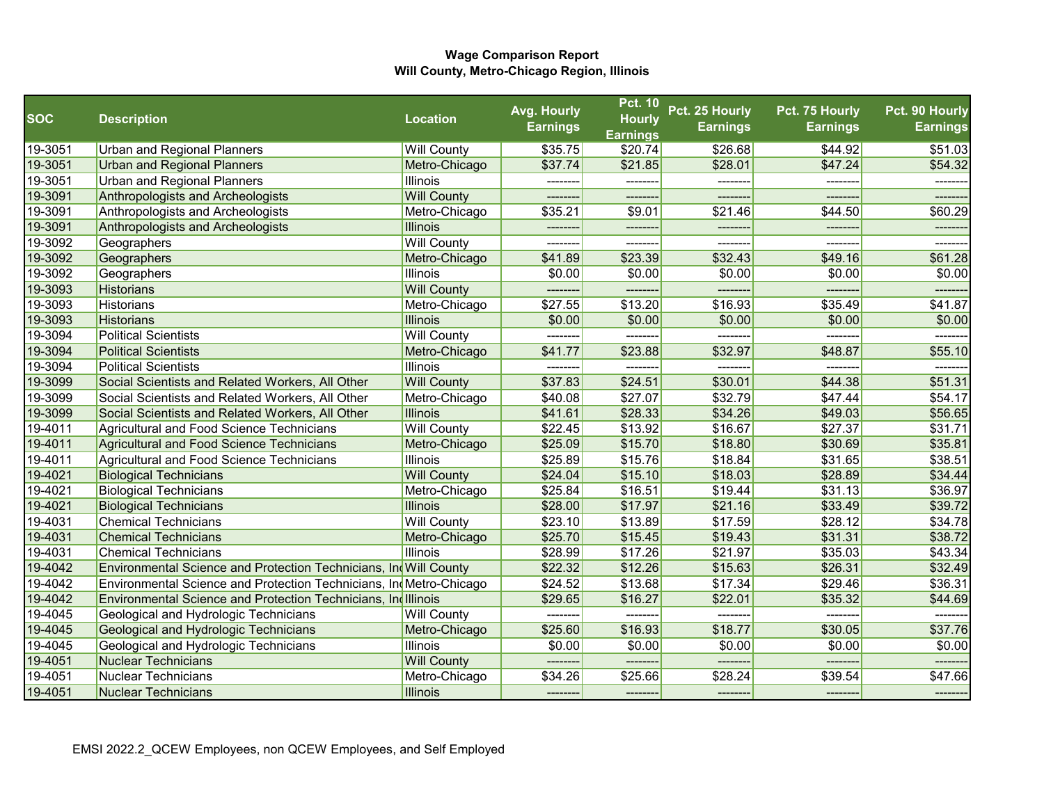**Wage Comparison Report**
**Will County, Metro-Chicago Region, Illinois**

| SOC | Description | Location | Avg. Hourly Earnings | Pct. 10 Hourly Earnings | Pct. 25 Hourly Earnings | Pct. 75 Hourly Earnings | Pct. 90 Hourly Earnings |
|---|---|---|---|---|---|---|---|
| 19-3051 | Urban and Regional Planners | Will County | $35.75 | $20.74 | $26.68 | $44.92 | $51.03 |
| 19-3051 | Urban and Regional Planners | Metro-Chicago | $37.74 | $21.85 | $28.01 | $47.24 | $54.32 |
| 19-3051 | Urban and Regional Planners | Illinois | -------- | -------- | -------- | -------- | -------- |
| 19-3091 | Anthropologists and Archeologists | Will County | -------- | -------- | -------- | -------- | -------- |
| 19-3091 | Anthropologists and Archeologists | Metro-Chicago | $35.21 | $9.01 | $21.46 | $44.50 | $60.29 |
| 19-3091 | Anthropologists and Archeologists | Illinois | -------- | -------- | -------- | -------- | -------- |
| 19-3092 | Geographers | Will County | -------- | -------- | -------- | -------- | -------- |
| 19-3092 | Geographers | Metro-Chicago | $41.89 | $23.39 | $32.43 | $49.16 | $61.28 |
| 19-3092 | Geographers | Illinois | $0.00 | $0.00 | $0.00 | $0.00 | $0.00 |
| 19-3093 | Historians | Will County | -------- | -------- | -------- | -------- | -------- |
| 19-3093 | Historians | Metro-Chicago | $27.55 | $13.20 | $16.93 | $35.49 | $41.87 |
| 19-3093 | Historians | Illinois | $0.00 | $0.00 | $0.00 | $0.00 | $0.00 |
| 19-3094 | Political Scientists | Will County | -------- | -------- | -------- | -------- | -------- |
| 19-3094 | Political Scientists | Metro-Chicago | $41.77 | $23.88 | $32.97 | $48.87 | $55.10 |
| 19-3094 | Political Scientists | Illinois | -------- | -------- | -------- | -------- | -------- |
| 19-3099 | Social Scientists and Related Workers, All Other | Will County | $37.83 | $24.51 | $30.01 | $44.38 | $51.31 |
| 19-3099 | Social Scientists and Related Workers, All Other | Metro-Chicago | $40.08 | $27.07 | $32.79 | $47.44 | $54.17 |
| 19-3099 | Social Scientists and Related Workers, All Other | Illinois | $41.61 | $28.33 | $34.26 | $49.03 | $56.65 |
| 19-4011 | Agricultural and Food Science Technicians | Will County | $22.45 | $13.92 | $16.67 | $27.37 | $31.71 |
| 19-4011 | Agricultural and Food Science Technicians | Metro-Chicago | $25.09 | $15.70 | $18.80 | $30.69 | $35.81 |
| 19-4011 | Agricultural and Food Science Technicians | Illinois | $25.89 | $15.76 | $18.84 | $31.65 | $38.51 |
| 19-4021 | Biological Technicians | Will County | $24.04 | $15.10 | $18.03 | $28.89 | $34.44 |
| 19-4021 | Biological Technicians | Metro-Chicago | $25.84 | $16.51 | $19.44 | $31.13 | $36.97 |
| 19-4021 | Biological Technicians | Illinois | $28.00 | $17.97 | $21.16 | $33.49 | $39.72 |
| 19-4031 | Chemical Technicians | Will County | $23.10 | $13.89 | $17.59 | $28.12 | $34.78 |
| 19-4031 | Chemical Technicians | Metro-Chicago | $25.70 | $15.45 | $19.43 | $31.31 | $38.72 |
| 19-4031 | Chemical Technicians | Illinois | $28.99 | $17.26 | $21.97 | $35.03 | $43.34 |
| 19-4042 | Environmental Science and Protection Technicians, Inc | Will County | $22.32 | $12.26 | $15.63 | $26.31 | $32.49 |
| 19-4042 | Environmental Science and Protection Technicians, Inc | Metro-Chicago | $24.52 | $13.68 | $17.34 | $29.46 | $36.31 |
| 19-4042 | Environmental Science and Protection Technicians, Inc | Illinois | $29.65 | $16.27 | $22.01 | $35.32 | $44.69 |
| 19-4045 | Geological and Hydrologic Technicians | Will County | -------- | -------- | -------- | -------- | -------- |
| 19-4045 | Geological and Hydrologic Technicians | Metro-Chicago | $25.60 | $16.93 | $18.77 | $30.05 | $37.76 |
| 19-4045 | Geological and Hydrologic Technicians | Illinois | $0.00 | $0.00 | $0.00 | $0.00 | $0.00 |
| 19-4051 | Nuclear Technicians | Will County | -------- | -------- | -------- | -------- | -------- |
| 19-4051 | Nuclear Technicians | Metro-Chicago | $34.26 | $25.66 | $28.24 | $39.54 | $47.66 |
| 19-4051 | Nuclear Technicians | Illinois | -------- | -------- | -------- | -------- | -------- |

EMSI 2022.2_QCEW Employees, non QCEW Employees, and Self Employed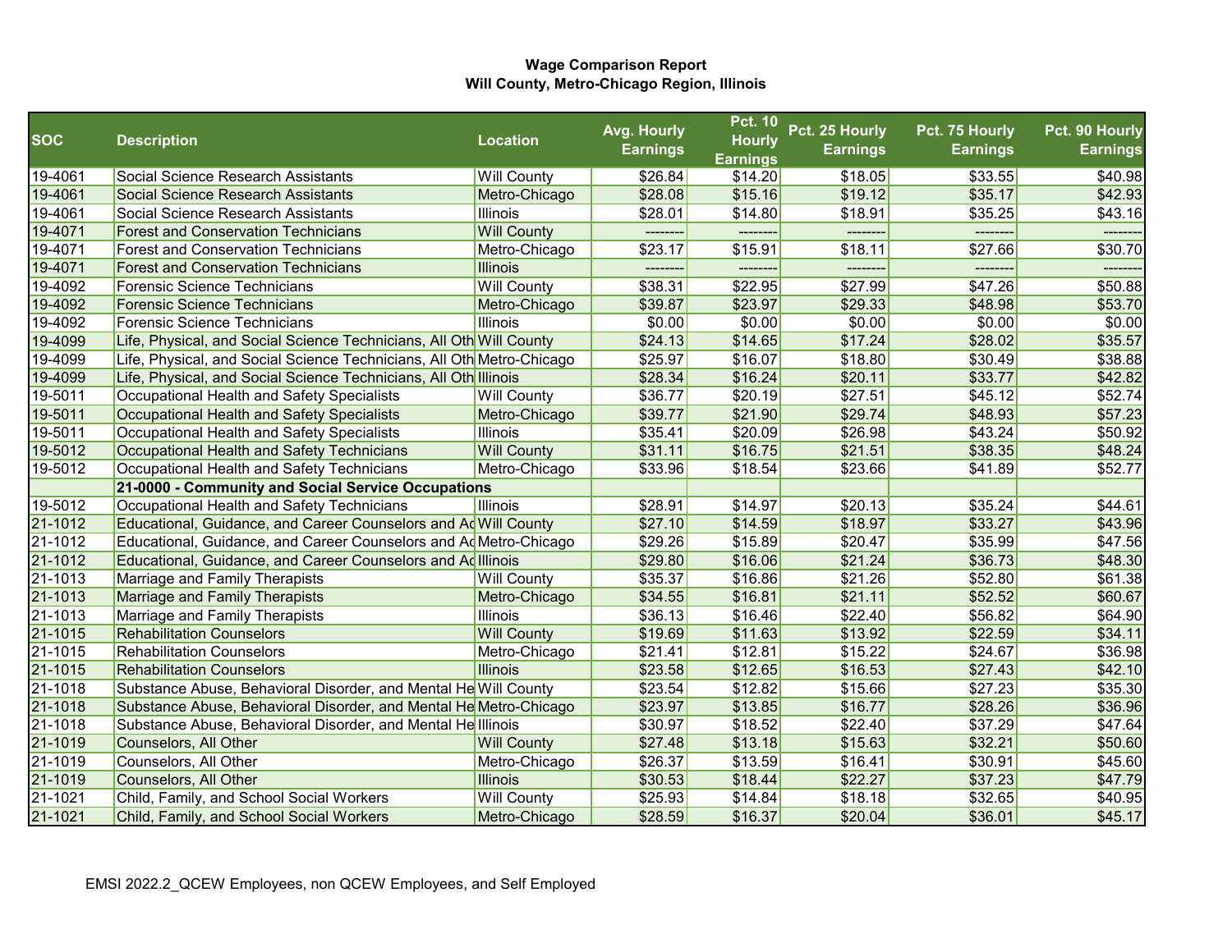**Wage Comparison Report**
**Will County, Metro-Chicago Region, Illinois**

| SOC | Description | Location | Avg. Hourly Earnings | Pct. 10 Hourly Earnings | Pct. 25 Hourly Earnings | Pct. 75 Hourly Earnings | Pct. 90 Hourly Earnings |
|---|---|---|---|---|---|---|---|
| 19-4061 | Social Science Research Assistants | Will County | $26.84 | $14.20 | $18.05 | $33.55 | $40.98 |
| 19-4061 | Social Science Research Assistants | Metro-Chicago | $28.08 | $15.16 | $19.12 | $35.17 | $42.93 |
| 19-4061 | Social Science Research Assistants | Illinois | $28.01 | $14.80 | $18.91 | $35.25 | $43.16 |
| 19-4071 | Forest and Conservation Technicians | Will County | -------- | -------- | -------- | -------- | -------- |
| 19-4071 | Forest and Conservation Technicians | Metro-Chicago | $23.17 | $15.91 | $18.11 | $27.66 | $30.70 |
| 19-4071 | Forest and Conservation Technicians | Illinois | -------- | -------- | -------- | -------- | -------- |
| 19-4092 | Forensic Science Technicians | Will County | $38.31 | $22.95 | $27.99 | $47.26 | $50.88 |
| 19-4092 | Forensic Science Technicians | Metro-Chicago | $39.87 | $23.97 | $29.33 | $48.98 | $53.70 |
| 19-4092 | Forensic Science Technicians | Illinois | $0.00 | $0.00 | $0.00 | $0.00 | $0.00 |
| 19-4099 | Life, Physical, and Social Science Technicians, All Oth | Will County | $24.13 | $14.65 | $17.24 | $28.02 | $35.57 |
| 19-4099 | Life, Physical, and Social Science Technicians, All Oth | Metro-Chicago | $25.97 | $16.07 | $18.80 | $30.49 | $38.88 |
| 19-4099 | Life, Physical, and Social Science Technicians, All Oth | Illinois | $28.34 | $16.24 | $20.11 | $33.77 | $42.82 |
| 19-5011 | Occupational Health and Safety Specialists | Will County | $36.77 | $20.19 | $27.51 | $45.12 | $52.74 |
| 19-5011 | Occupational Health and Safety Specialists | Metro-Chicago | $39.77 | $21.90 | $29.74 | $48.93 | $57.23 |
| 19-5011 | Occupational Health and Safety Specialists | Illinois | $35.41 | $20.09 | $26.98 | $43.24 | $50.92 |
| 19-5012 | Occupational Health and Safety Technicians | Will County | $31.11 | $16.75 | $21.51 | $38.35 | $48.24 |
| 19-5012 | Occupational Health and Safety Technicians | Metro-Chicago | $33.96 | $18.54 | $23.66 | $41.89 | $52.77 |
| | **21-0000 - Community and Social Service Occupations** | | | | | | |
| 19-5012 | Occupational Health and Safety Technicians | Illinois | $28.91 | $14.97 | $20.13 | $35.24 | $44.61 |
| 21-1012 | Educational, Guidance, and Career Counselors and Ad | Will County | $27.10 | $14.59 | $18.97 | $33.27 | $43.96 |
| 21-1012 | Educational, Guidance, and Career Counselors and Ad | Metro-Chicago | $29.26 | $15.89 | $20.47 | $35.99 | $47.56 |
| 21-1012 | Educational, Guidance, and Career Counselors and Ad | Illinois | $29.80 | $16.06 | $21.24 | $36.73 | $48.30 |
| 21-1013 | Marriage and Family Therapists | Will County | $35.37 | $16.86 | $21.26 | $52.80 | $61.38 |
| 21-1013 | Marriage and Family Therapists | Metro-Chicago | $34.55 | $16.81 | $21.11 | $52.52 | $60.67 |
| 21-1013 | Marriage and Family Therapists | Illinois | $36.13 | $16.46 | $22.40 | $56.82 | $64.90 |
| 21-1015 | Rehabilitation Counselors | Will County | $19.69 | $11.63 | $13.92 | $22.59 | $34.11 |
| 21-1015 | Rehabilitation Counselors | Metro-Chicago | $21.41 | $12.81 | $15.22 | $24.67 | $36.98 |
| 21-1015 | Rehabilitation Counselors | Illinois | $23.58 | $12.65 | $16.53 | $27.43 | $42.10 |
| 21-1018 | Substance Abuse, Behavioral Disorder, and Mental He | Will County | $23.54 | $12.82 | $15.66 | $27.23 | $35.30 |
| 21-1018 | Substance Abuse, Behavioral Disorder, and Mental He | Metro-Chicago | $23.97 | $13.85 | $16.77 | $28.26 | $36.96 |
| 21-1018 | Substance Abuse, Behavioral Disorder, and Mental He | Illinois | $30.97 | $18.52 | $22.40 | $37.29 | $47.64 |
| 21-1019 | Counselors, All Other | Will County | $27.48 | $13.18 | $15.63 | $32.21 | $50.60 |
| 21-1019 | Counselors, All Other | Metro-Chicago | $26.37 | $13.59 | $16.41 | $30.91 | $45.60 |
| 21-1019 | Counselors, All Other | Illinois | $30.53 | $18.44 | $22.27 | $37.23 | $47.79 |
| 21-1021 | Child, Family, and School Social Workers | Will County | $25.93 | $14.84 | $18.18 | $32.65 | $40.95 |
| 21-1021 | Child, Family, and School Social Workers | Metro-Chicago | $28.59 | $16.37 | $20.04 | $36.01 | $45.17 |

EMSI 2022.2_QCEW Employees, non QCEW Employees, and Self Employed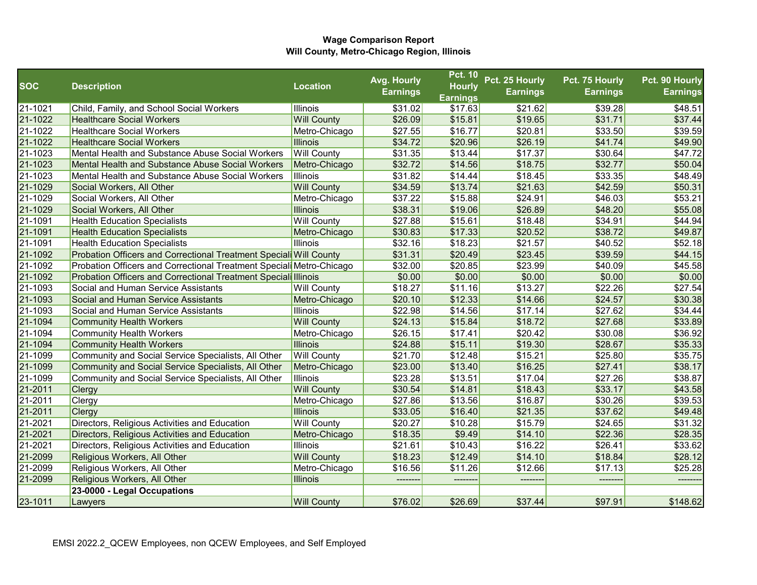**Wage Comparison Report**
**Will County, Metro-Chicago Region, Illinois**

| SOC | Description | Location | Avg. Hourly Earnings | Pct. 10 Hourly Earnings | Pct. 25 Hourly Earnings | Pct. 75 Hourly Earnings | Pct. 90 Hourly Earnings |
|---|---|---|---|---|---|---|---|
| 21-1021 | Child, Family, and School Social Workers | Illinois | $31.02 | $17.63 | $21.62 | $39.28 | $48.51 |
| 21-1022 | Healthcare Social Workers | Will County | $26.09 | $15.81 | $19.65 | $31.71 | $37.44 |
| 21-1022 | Healthcare Social Workers | Metro-Chicago | $27.55 | $16.77 | $20.81 | $33.50 | $39.59 |
| 21-1022 | Healthcare Social Workers | Illinois | $34.72 | $20.96 | $26.19 | $41.74 | $49.90 |
| 21-1023 | Mental Health and Substance Abuse Social Workers | Will County | $31.35 | $13.44 | $17.37 | $30.64 | $47.72 |
| 21-1023 | Mental Health and Substance Abuse Social Workers | Metro-Chicago | $32.72 | $14.56 | $18.75 | $32.77 | $50.04 |
| 21-1023 | Mental Health and Substance Abuse Social Workers | Illinois | $31.82 | $14.44 | $18.45 | $33.35 | $48.49 |
| 21-1029 | Social Workers, All Other | Will County | $34.59 | $13.74 | $21.63 | $42.59 | $50.31 |
| 21-1029 | Social Workers, All Other | Metro-Chicago | $37.22 | $15.88 | $24.91 | $46.03 | $53.21 |
| 21-1029 | Social Workers, All Other | Illinois | $38.31 | $19.06 | $26.89 | $48.20 | $55.08 |
| 21-1091 | Health Education Specialists | Will County | $27.88 | $15.61 | $18.48 | $34.91 | $44.94 |
| 21-1091 | Health Education Specialists | Metro-Chicago | $30.83 | $17.33 | $20.52 | $38.72 | $49.87 |
| 21-1091 | Health Education Specialists | Illinois | $32.16 | $18.23 | $21.57 | $40.52 | $52.18 |
| 21-1092 | Probation Officers and Correctional Treatment Speciali | Will County | $31.31 | $20.49 | $23.45 | $39.59 | $44.15 |
| 21-1092 | Probation Officers and Correctional Treatment Speciali | Metro-Chicago | $32.00 | $20.85 | $23.99 | $40.09 | $45.58 |
| 21-1092 | Probation Officers and Correctional Treatment Speciali | Illinois | $0.00 | $0.00 | $0.00 | $0.00 | $0.00 |
| 21-1093 | Social and Human Service Assistants | Will County | $18.27 | $11.16 | $13.27 | $22.26 | $27.54 |
| 21-1093 | Social and Human Service Assistants | Metro-Chicago | $20.10 | $12.33 | $14.66 | $24.57 | $30.38 |
| 21-1093 | Social and Human Service Assistants | Illinois | $22.98 | $14.56 | $17.14 | $27.62 | $34.44 |
| 21-1094 | Community Health Workers | Will County | $24.13 | $15.84 | $18.72 | $27.68 | $33.89 |
| 21-1094 | Community Health Workers | Metro-Chicago | $26.15 | $17.41 | $20.42 | $30.08 | $36.92 |
| 21-1094 | Community Health Workers | Illinois | $24.88 | $15.11 | $19.30 | $28.67 | $35.33 |
| 21-1099 | Community and Social Service Specialists, All Other | Will County | $21.70 | $12.48 | $15.21 | $25.80 | $35.75 |
| 21-1099 | Community and Social Service Specialists, All Other | Metro-Chicago | $23.00 | $13.40 | $16.25 | $27.41 | $38.17 |
| 21-1099 | Community and Social Service Specialists, All Other | Illinois | $23.28 | $13.51 | $17.04 | $27.26 | $38.87 |
| 21-2011 | Clergy | Will County | $30.54 | $14.81 | $18.43 | $33.17 | $43.58 |
| 21-2011 | Clergy | Metro-Chicago | $27.86 | $13.56 | $16.87 | $30.26 | $39.53 |
| 21-2011 | Clergy | Illinois | $33.05 | $16.40 | $21.35 | $37.62 | $49.48 |
| 21-2021 | Directors, Religious Activities and Education | Will County | $20.27 | $10.28 | $15.79 | $24.65 | $31.32 |
| 21-2021 | Directors, Religious Activities and Education | Metro-Chicago | $18.35 | $9.49 | $14.10 | $22.36 | $28.35 |
| 21-2021 | Directors, Religious Activities and Education | Illinois | $21.61 | $10.43 | $16.22 | $26.41 | $33.62 |
| 21-2099 | Religious Workers, All Other | Will County | $18.23 | $12.49 | $14.10 | $18.84 | $28.12 |
| 21-2099 | Religious Workers, All Other | Metro-Chicago | $16.56 | $11.26 | $12.66 | $17.13 | $25.28 |
| 21-2099 | Religious Workers, All Other | Illinois | -------- | -------- | -------- | -------- | -------- |
| | **23-0000 - Legal Occupations** | | | | | | |
| 23-1011 | Lawyers | Will County | $76.02 | $26.69 | $37.44 | $97.91 | $148.62 |

EMSI 2022.2_QCEW Employees, non QCEW Employees, and Self Employed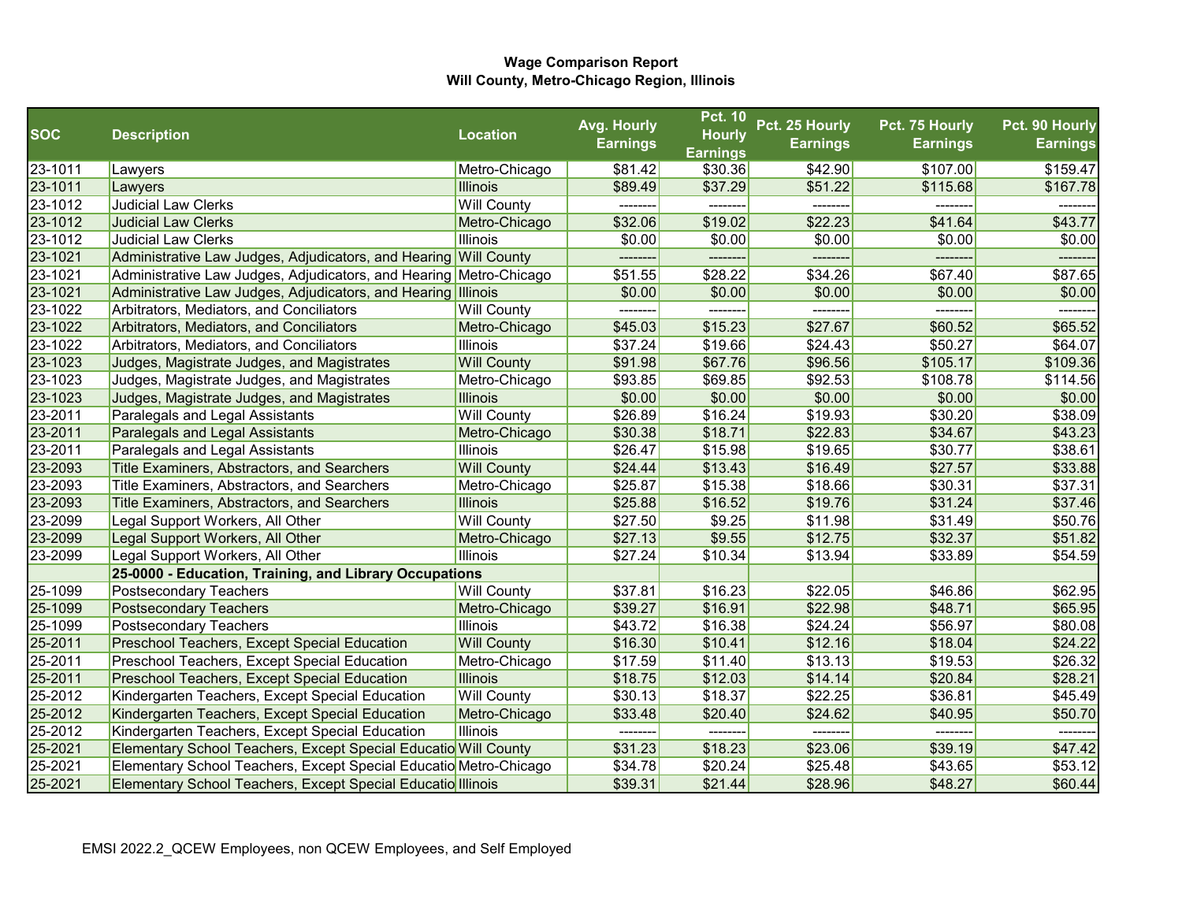**Wage Comparison Report**
**Will County, Metro-Chicago Region, Illinois**

| SOC | Description | Location | Avg. Hourly Earnings | Pct. 10 Hourly Earnings | Pct. 25 Hourly Earnings | Pct. 75 Hourly Earnings | Pct. 90 Hourly Earnings |
|---|---|---|---|---|---|---|---|
| 23-1011 | Lawyers | Metro-Chicago | $81.42 | $30.36 | $42.90 | $107.00 | $159.47 |
| 23-1011 | Lawyers | Illinois | $89.49 | $37.29 | $51.22 | $115.68 | $167.78 |
| 23-1012 | Judicial Law Clerks | Will County | -------- | -------- | -------- | -------- | -------- |
| 23-1012 | Judicial Law Clerks | Metro-Chicago | $32.06 | $19.02 | $22.23 | $41.64 | $43.77 |
| 23-1012 | Judicial Law Clerks | Illinois | $0.00 | $0.00 | $0.00 | $0.00 | $0.00 |
| 23-1021 | Administrative Law Judges, Adjudicators, and Hearing | Will County | -------- | -------- | -------- | -------- | -------- |
| 23-1021 | Administrative Law Judges, Adjudicators, and Hearing | Metro-Chicago | $51.55 | $28.22 | $34.26 | $67.40 | $87.65 |
| 23-1021 | Administrative Law Judges, Adjudicators, and Hearing | Illinois | $0.00 | $0.00 | $0.00 | $0.00 | $0.00 |
| 23-1022 | Arbitrators, Mediators, and Conciliators | Will County | -------- | -------- | -------- | -------- | -------- |
| 23-1022 | Arbitrators, Mediators, and Conciliators | Metro-Chicago | $45.03 | $15.23 | $27.67 | $60.52 | $65.52 |
| 23-1022 | Arbitrators, Mediators, and Conciliators | Illinois | $37.24 | $19.66 | $24.43 | $50.27 | $64.07 |
| 23-1023 | Judges, Magistrate Judges, and Magistrates | Will County | $91.98 | $67.76 | $96.56 | $105.17 | $109.36 |
| 23-1023 | Judges, Magistrate Judges, and Magistrates | Metro-Chicago | $93.85 | $69.85 | $92.53 | $108.78 | $114.56 |
| 23-1023 | Judges, Magistrate Judges, and Magistrates | Illinois | $0.00 | $0.00 | $0.00 | $0.00 | $0.00 |
| 23-2011 | Paralegals and Legal Assistants | Will County | $26.89 | $16.24 | $19.93 | $30.20 | $38.09 |
| 23-2011 | Paralegals and Legal Assistants | Metro-Chicago | $30.38 | $18.71 | $22.83 | $34.67 | $43.23 |
| 23-2011 | Paralegals and Legal Assistants | Illinois | $26.47 | $15.98 | $19.65 | $30.77 | $38.61 |
| 23-2093 | Title Examiners, Abstractors, and Searchers | Will County | $24.44 | $13.43 | $16.49 | $27.57 | $33.88 |
| 23-2093 | Title Examiners, Abstractors, and Searchers | Metro-Chicago | $25.87 | $15.38 | $18.66 | $30.31 | $37.31 |
| 23-2093 | Title Examiners, Abstractors, and Searchers | Illinois | $25.88 | $16.52 | $19.76 | $31.24 | $37.46 |
| 23-2099 | Legal Support Workers, All Other | Will County | $27.50 | $9.25 | $11.98 | $31.49 | $50.76 |
| 23-2099 | Legal Support Workers, All Other | Metro-Chicago | $27.13 | $9.55 | $12.75 | $32.37 | $51.82 |
| 23-2099 | Legal Support Workers, All Other | Illinois | $27.24 | $10.34 | $13.94 | $33.89 | $54.59 |
| | **25-0000 - Education, Training, and Library Occupations** | | | | | | |
| 25-1099 | Postsecondary Teachers | Will County | $37.81 | $16.23 | $22.05 | $46.86 | $62.95 |
| 25-1099 | Postsecondary Teachers | Metro-Chicago | $39.27 | $16.91 | $22.98 | $48.71 | $65.95 |
| 25-1099 | Postsecondary Teachers | Illinois | $43.72 | $16.38 | $24.24 | $56.97 | $80.08 |
| 25-2011 | Preschool Teachers, Except Special Education | Will County | $16.30 | $10.41 | $12.16 | $18.04 | $24.22 |
| 25-2011 | Preschool Teachers, Except Special Education | Metro-Chicago | $17.59 | $11.40 | $13.13 | $19.53 | $26.32 |
| 25-2011 | Preschool Teachers, Except Special Education | Illinois | $18.75 | $12.03 | $14.14 | $20.84 | $28.21 |
| 25-2012 | Kindergarten Teachers, Except Special Education | Will County | $30.13 | $18.37 | $22.25 | $36.81 | $45.49 |
| 25-2012 | Kindergarten Teachers, Except Special Education | Metro-Chicago | $33.48 | $20.40 | $24.62 | $40.95 | $50.70 |
| 25-2012 | Kindergarten Teachers, Except Special Education | Illinois | -------- | -------- | -------- | -------- | -------- |
| 25-2021 | Elementary School Teachers, Except Special Educatio | Will County | $31.23 | $18.23 | $23.06 | $39.19 | $47.42 |
| 25-2021 | Elementary School Teachers, Except Special Educatio | Metro-Chicago | $34.78 | $20.24 | $25.48 | $43.65 | $53.12 |
| 25-2021 | Elementary School Teachers, Except Special Educatio | Illinois | $39.31 | $21.44 | $28.96 | $48.27 | $60.44 |

EMSI 2022.2_QCEW Employees, non QCEW Employees, and Self Employed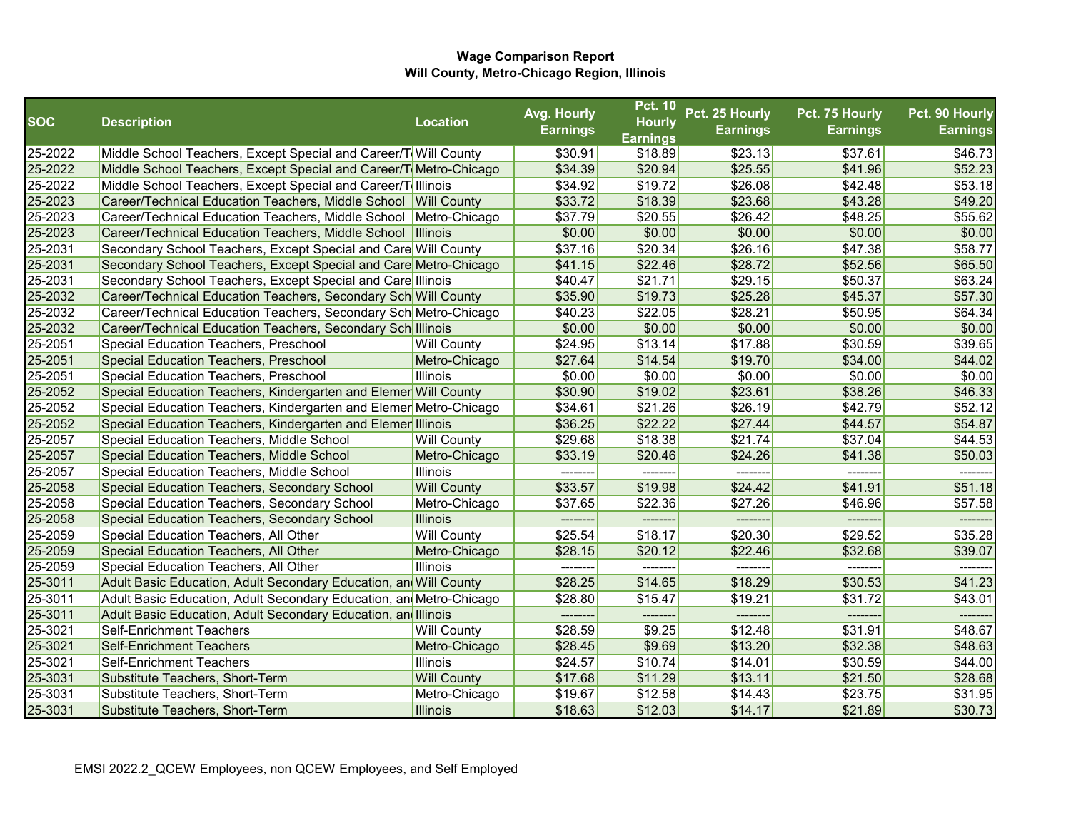**Wage Comparison Report**
**Will County, Metro-Chicago Region, Illinois**

| SOC | Description | Location | Avg. Hourly Earnings | Pct. 10 Hourly Earnings | Pct. 25 Hourly Earnings | Pct. 75 Hourly Earnings | Pct. 90 Hourly Earnings |
|---|---|---|---|---|---|---|---|
| 25-2022 | Middle School Teachers, Except Special and Career/T | Will County | $30.91 | $18.89 | $23.13 | $37.61 | $46.73 |
| 25-2022 | Middle School Teachers, Except Special and Career/T | Metro-Chicago | $34.39 | $20.94 | $25.55 | $41.96 | $52.23 |
| 25-2022 | Middle School Teachers, Except Special and Career/T | Illinois | $34.92 | $19.72 | $26.08 | $42.48 | $53.18 |
| 25-2023 | Career/Technical Education Teachers, Middle School | Will County | $33.72 | $18.39 | $23.68 | $43.28 | $49.20 |
| 25-2023 | Career/Technical Education Teachers, Middle School | Metro-Chicago | $37.79 | $20.55 | $26.42 | $48.25 | $55.62 |
| 25-2023 | Career/Technical Education Teachers, Middle School | Illinois | $0.00 | $0.00 | $0.00 | $0.00 | $0.00 |
| 25-2031 | Secondary School Teachers, Except Special and Care | Will County | $37.16 | $20.34 | $26.16 | $47.38 | $58.77 |
| 25-2031 | Secondary School Teachers, Except Special and Care | Metro-Chicago | $41.15 | $22.46 | $28.72 | $52.56 | $65.50 |
| 25-2031 | Secondary School Teachers, Except Special and Care | Illinois | $40.47 | $21.71 | $29.15 | $50.37 | $63.24 |
| 25-2032 | Career/Technical Education Teachers, Secondary Sch | Will County | $35.90 | $19.73 | $25.28 | $45.37 | $57.30 |
| 25-2032 | Career/Technical Education Teachers, Secondary Sch | Metro-Chicago | $40.23 | $22.05 | $28.21 | $50.95 | $64.34 |
| 25-2032 | Career/Technical Education Teachers, Secondary Sch | Illinois | $0.00 | $0.00 | $0.00 | $0.00 | $0.00 |
| 25-2051 | Special Education Teachers, Preschool | Will County | $24.95 | $13.14 | $17.88 | $30.59 | $39.65 |
| 25-2051 | Special Education Teachers, Preschool | Metro-Chicago | $27.64 | $14.54 | $19.70 | $34.00 | $44.02 |
| 25-2051 | Special Education Teachers, Preschool | Illinois | $0.00 | $0.00 | $0.00 | $0.00 | $0.00 |
| 25-2052 | Special Education Teachers, Kindergarten and Elemen | Will County | $30.90 | $19.02 | $23.61 | $38.26 | $46.33 |
| 25-2052 | Special Education Teachers, Kindergarten and Elemen | Metro-Chicago | $34.61 | $21.26 | $26.19 | $42.79 | $52.12 |
| 25-2052 | Special Education Teachers, Kindergarten and Elemen | Illinois | $36.25 | $22.22 | $27.44 | $44.57 | $54.87 |
| 25-2057 | Special Education Teachers, Middle School | Will County | $29.68 | $18.38 | $21.74 | $37.04 | $44.53 |
| 25-2057 | Special Education Teachers, Middle School | Metro-Chicago | $33.19 | $20.46 | $24.26 | $41.38 | $50.03 |
| 25-2057 | Special Education Teachers, Middle School | Illinois | -------- | -------- | -------- | -------- | -------- |
| 25-2058 | Special Education Teachers, Secondary School | Will County | $33.57 | $19.98 | $24.42 | $41.91 | $51.18 |
| 25-2058 | Special Education Teachers, Secondary School | Metro-Chicago | $37.65 | $22.36 | $27.26 | $46.96 | $57.58 |
| 25-2058 | Special Education Teachers, Secondary School | Illinois | -------- | -------- | -------- | -------- | -------- |
| 25-2059 | Special Education Teachers, All Other | Will County | $25.54 | $18.17 | $20.30 | $29.52 | $35.28 |
| 25-2059 | Special Education Teachers, All Other | Metro-Chicago | $28.15 | $20.12 | $22.46 | $32.68 | $39.07 |
| 25-2059 | Special Education Teachers, All Other | Illinois | -------- | -------- | -------- | -------- | -------- |
| 25-3011 | Adult Basic Education, Adult Secondary Education, an | Will County | $28.25 | $14.65 | $18.29 | $30.53 | $41.23 |
| 25-3011 | Adult Basic Education, Adult Secondary Education, an | Metro-Chicago | $28.80 | $15.47 | $19.21 | $31.72 | $43.01 |
| 25-3011 | Adult Basic Education, Adult Secondary Education, an | Illinois | -------- | -------- | -------- | -------- | -------- |
| 25-3021 | Self-Enrichment Teachers | Will County | $28.59 | $9.25 | $12.48 | $31.91 | $48.67 |
| 25-3021 | Self-Enrichment Teachers | Metro-Chicago | $28.45 | $9.69 | $13.20 | $32.38 | $48.63 |
| 25-3021 | Self-Enrichment Teachers | Illinois | $24.57 | $10.74 | $14.01 | $30.59 | $44.00 |
| 25-3031 | Substitute Teachers, Short-Term | Will County | $17.68 | $11.29 | $13.11 | $21.50 | $28.68 |
| 25-3031 | Substitute Teachers, Short-Term | Metro-Chicago | $19.67 | $12.58 | $14.43 | $23.75 | $31.95 |
| 25-3031 | Substitute Teachers, Short-Term | Illinois | $18.63 | $12.03 | $14.17 | $21.89 | $30.73 |

EMSI 2022.2_QCEW Employees, non QCEW Employees, and Self Employed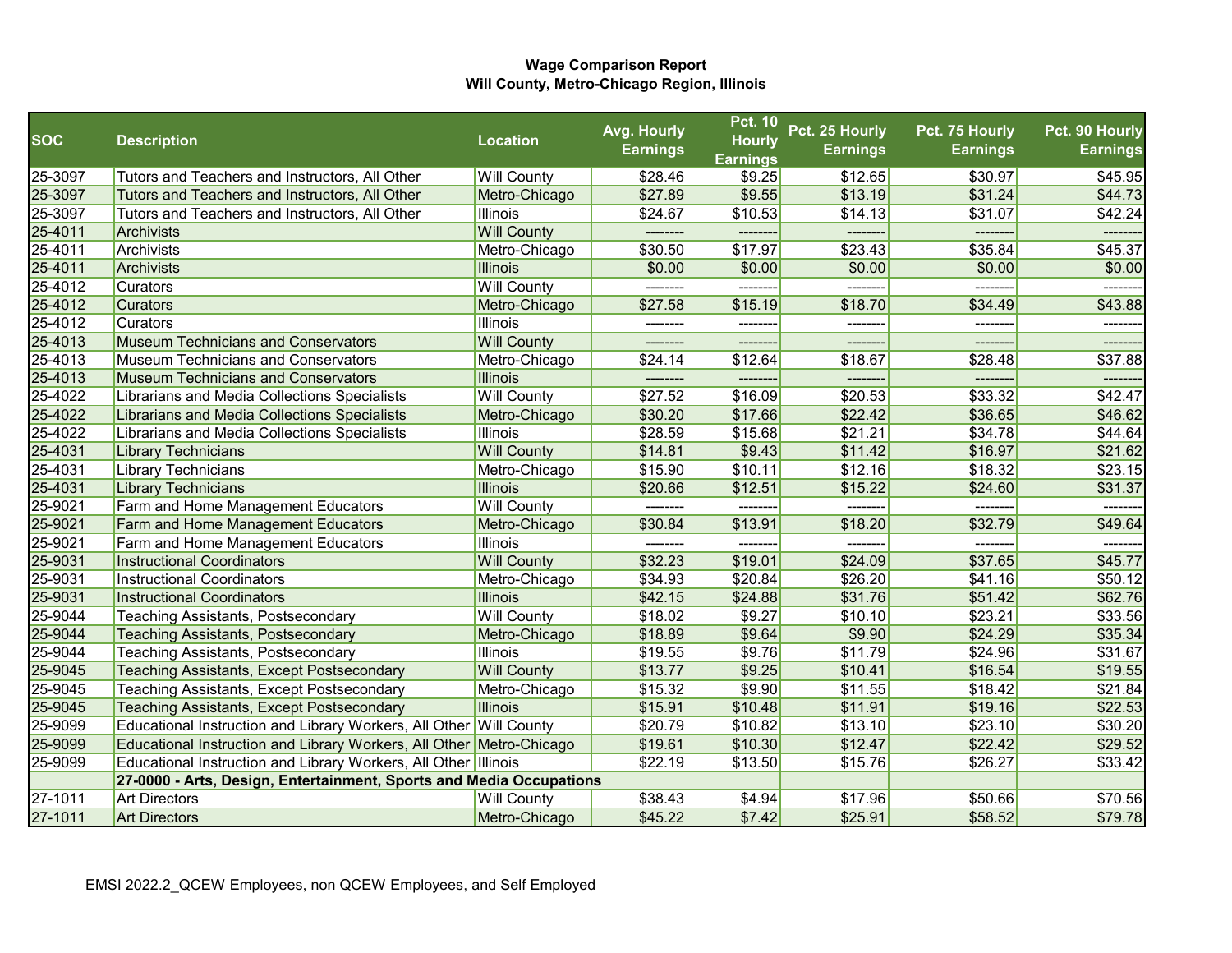**Wage Comparison Report**
**Will County, Metro-Chicago Region, Illinois**

| SOC | Description | Location | Avg. Hourly Earnings | Pct. 10 Hourly Earnings | Pct. 25 Hourly Earnings | Pct. 75 Hourly Earnings | Pct. 90 Hourly Earnings |
|---|---|---|---|---|---|---|---|
| 25-3097 | Tutors and Teachers and Instructors, All Other | Will County | $28.46 | $9.25 | $12.65 | $30.97 | $45.95 |
| 25-3097 | Tutors and Teachers and Instructors, All Other | Metro-Chicago | $27.89 | $9.55 | $13.19 | $31.24 | $44.73 |
| 25-3097 | Tutors and Teachers and Instructors, All Other | Illinois | $24.67 | $10.53 | $14.13 | $31.07 | $42.24 |
| 25-4011 | Archivists | Will County | -------- | -------- | -------- | -------- | -------- |
| 25-4011 | Archivists | Metro-Chicago | $30.50 | $17.97 | $23.43 | $35.84 | $45.37 |
| 25-4011 | Archivists | Illinois | $0.00 | $0.00 | $0.00 | $0.00 | $0.00 |
| 25-4012 | Curators | Will County | -------- | -------- | -------- | -------- | -------- |
| 25-4012 | Curators | Metro-Chicago | $27.58 | $15.19 | $18.70 | $34.49 | $43.88 |
| 25-4012 | Curators | Illinois | -------- | -------- | -------- | -------- | -------- |
| 25-4013 | Museum Technicians and Conservators | Will County | -------- | -------- | -------- | -------- | -------- |
| 25-4013 | Museum Technicians and Conservators | Metro-Chicago | $24.14 | $12.64 | $18.67 | $28.48 | $37.88 |
| 25-4013 | Museum Technicians and Conservators | Illinois | -------- | -------- | -------- | -------- | -------- |
| 25-4022 | Librarians and Media Collections Specialists | Will County | $27.52 | $16.09 | $20.53 | $33.32 | $42.47 |
| 25-4022 | Librarians and Media Collections Specialists | Metro-Chicago | $30.20 | $17.66 | $22.42 | $36.65 | $46.62 |
| 25-4022 | Librarians and Media Collections Specialists | Illinois | $28.59 | $15.68 | $21.21 | $34.78 | $44.64 |
| 25-4031 | Library Technicians | Will County | $14.81 | $9.43 | $11.42 | $16.97 | $21.62 |
| 25-4031 | Library Technicians | Metro-Chicago | $15.90 | $10.11 | $12.16 | $18.32 | $23.15 |
| 25-4031 | Library Technicians | Illinois | $20.66 | $12.51 | $15.22 | $24.60 | $31.37 |
| 25-9021 | Farm and Home Management Educators | Will County | -------- | -------- | -------- | -------- | -------- |
| 25-9021 | Farm and Home Management Educators | Metro-Chicago | $30.84 | $13.91 | $18.20 | $32.79 | $49.64 |
| 25-9021 | Farm and Home Management Educators | Illinois | -------- | -------- | -------- | -------- | -------- |
| 25-9031 | Instructional Coordinators | Will County | $32.23 | $19.01 | $24.09 | $37.65 | $45.77 |
| 25-9031 | Instructional Coordinators | Metro-Chicago | $34.93 | $20.84 | $26.20 | $41.16 | $50.12 |
| 25-9031 | Instructional Coordinators | Illinois | $42.15 | $24.88 | $31.76 | $51.42 | $62.76 |
| 25-9044 | Teaching Assistants, Postsecondary | Will County | $18.02 | $9.27 | $10.10 | $23.21 | $33.56 |
| 25-9044 | Teaching Assistants, Postsecondary | Metro-Chicago | $18.89 | $9.64 | $9.90 | $24.29 | $35.34 |
| 25-9044 | Teaching Assistants, Postsecondary | Illinois | $19.55 | $9.76 | $11.79 | $24.96 | $31.67 |
| 25-9045 | Teaching Assistants, Except Postsecondary | Will County | $13.77 | $9.25 | $10.41 | $16.54 | $19.55 |
| 25-9045 | Teaching Assistants, Except Postsecondary | Metro-Chicago | $15.32 | $9.90 | $11.55 | $18.42 | $21.84 |
| 25-9045 | Teaching Assistants, Except Postsecondary | Illinois | $15.91 | $10.48 | $11.91 | $19.16 | $22.53 |
| 25-9099 | Educational Instruction and Library Workers, All Other | Will County | $20.79 | $10.82 | $13.10 | $23.10 | $30.20 |
| 25-9099 | Educational Instruction and Library Workers, All Other | Metro-Chicago | $19.61 | $10.30 | $12.47 | $22.42 | $29.52 |
| 25-9099 | Educational Instruction and Library Workers, All Other | Illinois | $22.19 | $13.50 | $15.76 | $26.27 | $33.42 |
| | **27-0000 - Arts, Design, Entertainment, Sports and Media Occupations** | | | | | | |
| 27-1011 | Art Directors | Will County | $38.43 | $4.94 | $17.96 | $50.66 | $70.56 |
| 27-1011 | Art Directors | Metro-Chicago | $45.22 | $7.42 | $25.91 | $58.52 | $79.78 |

EMSI 2022.2_QCEW Employees, non QCEW Employees, and Self Employed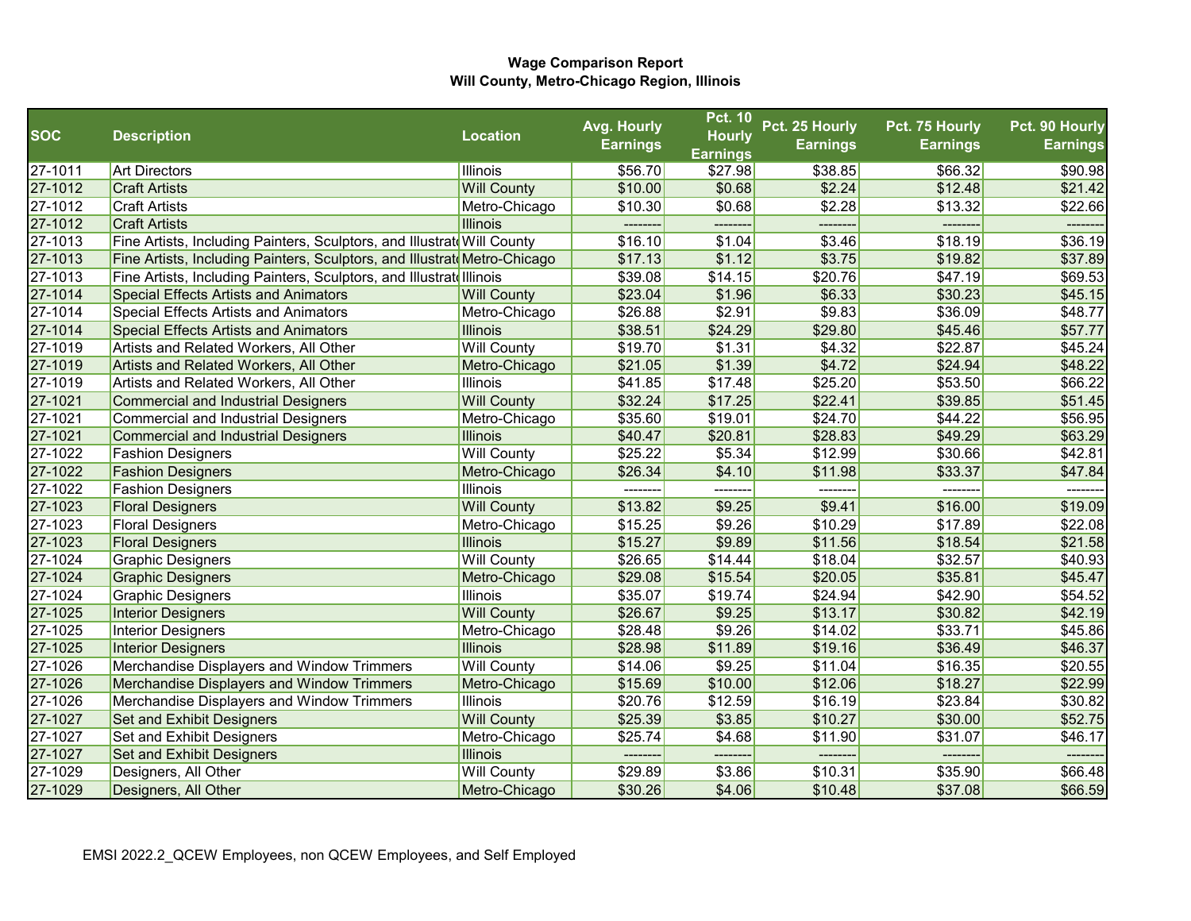**Wage Comparison Report**
**Will County, Metro-Chicago Region, Illinois**

| SOC | Description | Location | Avg. Hourly Earnings | Pct. 10 Hourly Earnings | Pct. 25 Hourly Earnings | Pct. 75 Hourly Earnings | Pct. 90 Hourly Earnings |
|---|---|---|---|---|---|---|---|
| 27-1011 | Art Directors | Illinois | $56.70 | $27.98 | $38.85 | $66.32 | $90.98 |
| 27-1012 | Craft Artists | Will County | $10.00 | $0.68 | $2.24 | $12.48 | $21.42 |
| 27-1012 | Craft Artists | Metro-Chicago | $10.30 | $0.68 | $2.28 | $13.32 | $22.66 |
| 27-1012 | Craft Artists | Illinois | -------- | -------- | -------- | -------- | -------- |
| 27-1013 | Fine Artists, Including Painters, Sculptors, and Illustrato | Will County | $16.10 | $1.04 | $3.46 | $18.19 | $36.19 |
| 27-1013 | Fine Artists, Including Painters, Sculptors, and Illustrato | Metro-Chicago | $17.13 | $1.12 | $3.75 | $19.82 | $37.89 |
| 27-1013 | Fine Artists, Including Painters, Sculptors, and Illustrato | Illinois | $39.08 | $14.15 | $20.76 | $47.19 | $69.53 |
| 27-1014 | Special Effects Artists and Animators | Will County | $23.04 | $1.96 | $6.33 | $30.23 | $45.15 |
| 27-1014 | Special Effects Artists and Animators | Metro-Chicago | $26.88 | $2.91 | $9.83 | $36.09 | $48.77 |
| 27-1014 | Special Effects Artists and Animators | Illinois | $38.51 | $24.29 | $29.80 | $45.46 | $57.77 |
| 27-1019 | Artists and Related Workers, All Other | Will County | $19.70 | $1.31 | $4.32 | $22.87 | $45.24 |
| 27-1019 | Artists and Related Workers, All Other | Metro-Chicago | $21.05 | $1.39 | $4.72 | $24.94 | $48.22 |
| 27-1019 | Artists and Related Workers, All Other | Illinois | $41.85 | $17.48 | $25.20 | $53.50 | $66.22 |
| 27-1021 | Commercial and Industrial Designers | Will County | $32.24 | $17.25 | $22.41 | $39.85 | $51.45 |
| 27-1021 | Commercial and Industrial Designers | Metro-Chicago | $35.60 | $19.01 | $24.70 | $44.22 | $56.95 |
| 27-1021 | Commercial and Industrial Designers | Illinois | $40.47 | $20.81 | $28.83 | $49.29 | $63.29 |
| 27-1022 | Fashion Designers | Will County | $25.22 | $5.34 | $12.99 | $30.66 | $42.81 |
| 27-1022 | Fashion Designers | Metro-Chicago | $26.34 | $4.10 | $11.98 | $33.37 | $47.84 |
| 27-1022 | Fashion Designers | Illinois | -------- | -------- | -------- | -------- | -------- |
| 27-1023 | Floral Designers | Will County | $13.82 | $9.25 | $9.41 | $16.00 | $19.09 |
| 27-1023 | Floral Designers | Metro-Chicago | $15.25 | $9.26 | $10.29 | $17.89 | $22.08 |
| 27-1023 | Floral Designers | Illinois | $15.27 | $9.89 | $11.56 | $18.54 | $21.58 |
| 27-1024 | Graphic Designers | Will County | $26.65 | $14.44 | $18.04 | $32.57 | $40.93 |
| 27-1024 | Graphic Designers | Metro-Chicago | $29.08 | $15.54 | $20.05 | $35.81 | $45.47 |
| 27-1024 | Graphic Designers | Illinois | $35.07 | $19.74 | $24.94 | $42.90 | $54.52 |
| 27-1025 | Interior Designers | Will County | $26.67 | $9.25 | $13.17 | $30.82 | $42.19 |
| 27-1025 | Interior Designers | Metro-Chicago | $28.48 | $9.26 | $14.02 | $33.71 | $45.86 |
| 27-1025 | Interior Designers | Illinois | $28.98 | $11.89 | $19.16 | $36.49 | $46.37 |
| 27-1026 | Merchandise Displayers and Window Trimmers | Will County | $14.06 | $9.25 | $11.04 | $16.35 | $20.55 |
| 27-1026 | Merchandise Displayers and Window Trimmers | Metro-Chicago | $15.69 | $10.00 | $12.06 | $18.27 | $22.99 |
| 27-1026 | Merchandise Displayers and Window Trimmers | Illinois | $20.76 | $12.59 | $16.19 | $23.84 | $30.82 |
| 27-1027 | Set and Exhibit Designers | Will County | $25.39 | $3.85 | $10.27 | $30.00 | $52.75 |
| 27-1027 | Set and Exhibit Designers | Metro-Chicago | $25.74 | $4.68 | $11.90 | $31.07 | $46.17 |
| 27-1027 | Set and Exhibit Designers | Illinois | -------- | -------- | -------- | -------- | -------- |
| 27-1029 | Designers, All Other | Will County | $29.89 | $3.86 | $10.31 | $35.90 | $66.48 |
| 27-1029 | Designers, All Other | Metro-Chicago | $30.26 | $4.06 | $10.48 | $37.08 | $66.59 |

EMSI 2022.2_QCEW Employees, non QCEW Employees, and Self Employed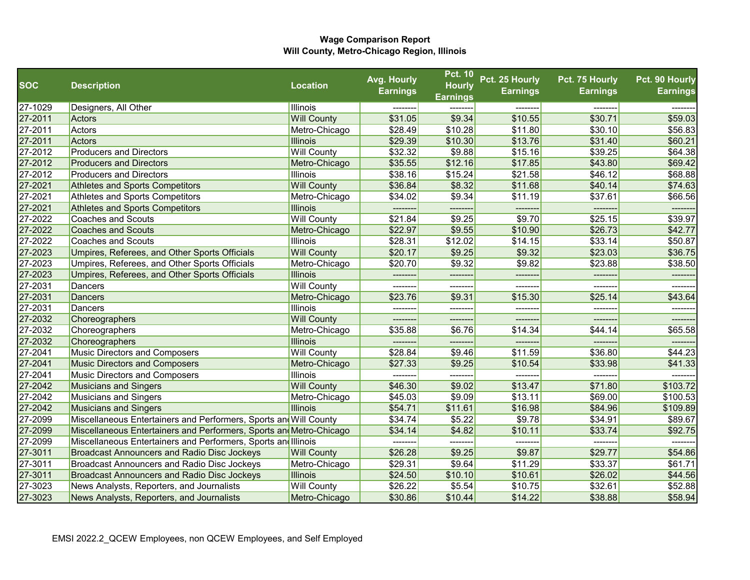**Wage Comparison Report**
**Will County, Metro-Chicago Region, Illinois**

| SOC | Description | Location | Avg. Hourly Earnings | Pct. 10 Hourly Earnings | Pct. 25 Hourly Earnings | Pct. 75 Hourly Earnings | Pct. 90 Hourly Earnings |
|---|---|---|---|---|---|---|---|
| 27-1029 | Designers, All Other | Illinois | -------- | -------- | -------- | -------- | -------- |
| 27-2011 | Actors | Will County | $31.05 | $9.34 | $10.55 | $30.71 | $59.03 |
| 27-2011 | Actors | Metro-Chicago | $28.49 | $10.28 | $11.80 | $30.10 | $56.83 |
| 27-2011 | Actors | Illinois | $29.39 | $10.30 | $13.76 | $31.40 | $60.21 |
| 27-2012 | Producers and Directors | Will County | $32.32 | $9.88 | $15.16 | $39.25 | $64.38 |
| 27-2012 | Producers and Directors | Metro-Chicago | $35.55 | $12.16 | $17.85 | $43.80 | $69.42 |
| 27-2012 | Producers and Directors | Illinois | $38.16 | $15.24 | $21.58 | $46.12 | $68.88 |
| 27-2021 | Athletes and Sports Competitors | Will County | $36.84 | $8.32 | $11.68 | $40.14 | $74.63 |
| 27-2021 | Athletes and Sports Competitors | Metro-Chicago | $34.02 | $9.34 | $11.19 | $37.61 | $66.56 |
| 27-2021 | Athletes and Sports Competitors | Illinois | -------- | -------- | -------- | -------- | -------- |
| 27-2022 | Coaches and Scouts | Will County | $21.84 | $9.25 | $9.70 | $25.15 | $39.97 |
| 27-2022 | Coaches and Scouts | Metro-Chicago | $22.97 | $9.55 | $10.90 | $26.73 | $42.77 |
| 27-2022 | Coaches and Scouts | Illinois | $28.31 | $12.02 | $14.15 | $33.14 | $50.87 |
| 27-2023 | Umpires, Referees, and Other Sports Officials | Will County | $20.17 | $9.25 | $9.32 | $23.03 | $36.75 |
| 27-2023 | Umpires, Referees, and Other Sports Officials | Metro-Chicago | $20.70 | $9.32 | $9.82 | $23.88 | $38.50 |
| 27-2023 | Umpires, Referees, and Other Sports Officials | Illinois | -------- | -------- | -------- | -------- | -------- |
| 27-2031 | Dancers | Will County | -------- | -------- | -------- | -------- | -------- |
| 27-2031 | Dancers | Metro-Chicago | $23.76 | $9.31 | $15.30 | $25.14 | $43.64 |
| 27-2031 | Dancers | Illinois | -------- | -------- | -------- | -------- | -------- |
| 27-2032 | Choreographers | Will County | -------- | -------- | -------- | -------- | -------- |
| 27-2032 | Choreographers | Metro-Chicago | $35.88 | $6.76 | $14.34 | $44.14 | $65.58 |
| 27-2032 | Choreographers | Illinois | -------- | -------- | -------- | -------- | -------- |
| 27-2041 | Music Directors and Composers | Will County | $28.84 | $9.46 | $11.59 | $36.80 | $44.23 |
| 27-2041 | Music Directors and Composers | Metro-Chicago | $27.33 | $9.25 | $10.54 | $33.98 | $41.33 |
| 27-2041 | Music Directors and Composers | Illinois | -------- | -------- | -------- | -------- | -------- |
| 27-2042 | Musicians and Singers | Will County | $46.30 | $9.02 | $13.47 | $71.80 | $103.72 |
| 27-2042 | Musicians and Singers | Metro-Chicago | $45.03 | $9.09 | $13.11 | $69.00 | $100.53 |
| 27-2042 | Musicians and Singers | Illinois | $54.71 | $11.61 | $16.98 | $84.96 | $109.89 |
| 27-2099 | Miscellaneous Entertainers and Performers, Sports and | Will County | $34.74 | $5.22 | $9.78 | $34.91 | $89.67 |
| 27-2099 | Miscellaneous Entertainers and Performers, Sports and | Metro-Chicago | $34.14 | $4.82 | $10.11 | $33.74 | $92.75 |
| 27-2099 | Miscellaneous Entertainers and Performers, Sports and | Illinois | -------- | -------- | -------- | -------- | -------- |
| 27-3011 | Broadcast Announcers and Radio Disc Jockeys | Will County | $26.28 | $9.25 | $9.87 | $29.77 | $54.86 |
| 27-3011 | Broadcast Announcers and Radio Disc Jockeys | Metro-Chicago | $29.31 | $9.64 | $11.29 | $33.37 | $61.71 |
| 27-3011 | Broadcast Announcers and Radio Disc Jockeys | Illinois | $24.50 | $10.10 | $10.61 | $26.02 | $44.56 |
| 27-3023 | News Analysts, Reporters, and Journalists | Will County | $26.22 | $5.54 | $10.75 | $32.61 | $52.88 |
| 27-3023 | News Analysts, Reporters, and Journalists | Metro-Chicago | $30.86 | $10.44 | $14.22 | $38.88 | $58.94 |

EMSI 2022.2_QCEW Employees, non QCEW Employees, and Self Employed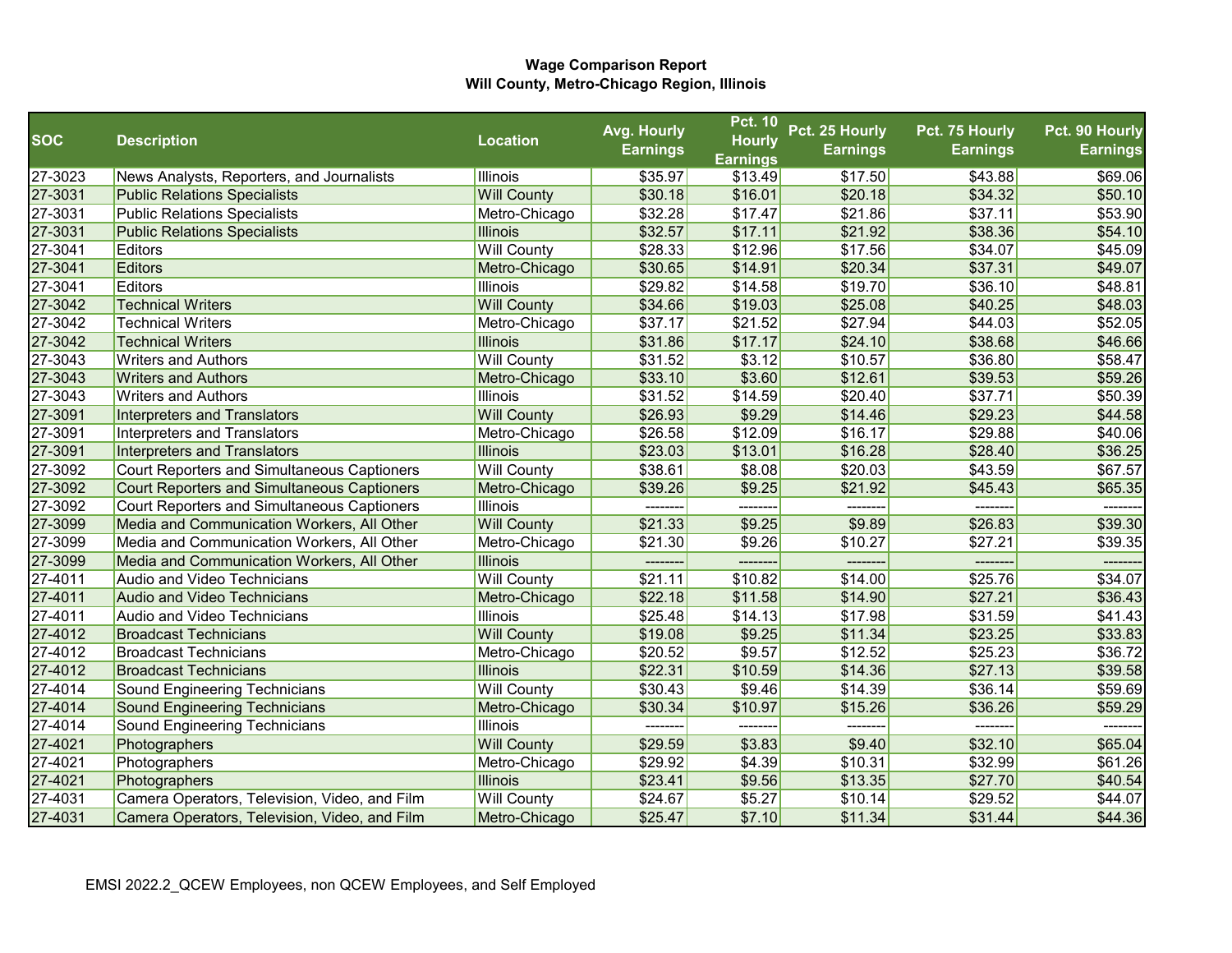**Wage Comparison Report**
**Will County, Metro-Chicago Region, Illinois**

| SOC | Description | Location | Avg. Hourly Earnings | Pct. 10 Hourly Earnings | Pct. 25 Hourly Earnings | Pct. 75 Hourly Earnings | Pct. 90 Hourly Earnings |
|---|---|---|---|---|---|---|---|
| 27-3023 | News Analysts, Reporters, and Journalists | Illinois | $35.97 | $13.49 | $17.50 | $43.88 | $69.06 |
| 27-3031 | Public Relations Specialists | Will County | $30.18 | $16.01 | $20.18 | $34.32 | $50.10 |
| 27-3031 | Public Relations Specialists | Metro-Chicago | $32.28 | $17.47 | $21.86 | $37.11 | $53.90 |
| 27-3031 | Public Relations Specialists | Illinois | $32.57 | $17.11 | $21.92 | $38.36 | $54.10 |
| 27-3041 | Editors | Will County | $28.33 | $12.96 | $17.56 | $34.07 | $45.09 |
| 27-3041 | Editors | Metro-Chicago | $30.65 | $14.91 | $20.34 | $37.31 | $49.07 |
| 27-3041 | Editors | Illinois | $29.82 | $14.58 | $19.70 | $36.10 | $48.81 |
| 27-3042 | Technical Writers | Will County | $34.66 | $19.03 | $25.08 | $40.25 | $48.03 |
| 27-3042 | Technical Writers | Metro-Chicago | $37.17 | $21.52 | $27.94 | $44.03 | $52.05 |
| 27-3042 | Technical Writers | Illinois | $31.86 | $17.17 | $24.10 | $38.68 | $46.66 |
| 27-3043 | Writers and Authors | Will County | $31.52 | $3.12 | $10.57 | $36.80 | $58.47 |
| 27-3043 | Writers and Authors | Metro-Chicago | $33.10 | $3.60 | $12.61 | $39.53 | $59.26 |
| 27-3043 | Writers and Authors | Illinois | $31.52 | $14.59 | $20.40 | $37.71 | $50.39 |
| 27-3091 | Interpreters and Translators | Will County | $26.93 | $9.29 | $14.46 | $29.23 | $44.58 |
| 27-3091 | Interpreters and Translators | Metro-Chicago | $26.58 | $12.09 | $16.17 | $29.88 | $40.06 |
| 27-3091 | Interpreters and Translators | Illinois | $23.03 | $13.01 | $16.28 | $28.40 | $36.25 |
| 27-3092 | Court Reporters and Simultaneous Captioners | Will County | $38.61 | $8.08 | $20.03 | $43.59 | $67.57 |
| 27-3092 | Court Reporters and Simultaneous Captioners | Metro-Chicago | $39.26 | $9.25 | $21.92 | $45.43 | $65.35 |
| 27-3092 | Court Reporters and Simultaneous Captioners | Illinois | -------- | -------- | -------- | -------- | -------- |
| 27-3099 | Media and Communication Workers, All Other | Will County | $21.33 | $9.25 | $9.89 | $26.83 | $39.30 |
| 27-3099 | Media and Communication Workers, All Other | Metro-Chicago | $21.30 | $9.26 | $10.27 | $27.21 | $39.35 |
| 27-3099 | Media and Communication Workers, All Other | Illinois | -------- | -------- | -------- | -------- | -------- |
| 27-4011 | Audio and Video Technicians | Will County | $21.11 | $10.82 | $14.00 | $25.76 | $34.07 |
| 27-4011 | Audio and Video Technicians | Metro-Chicago | $22.18 | $11.58 | $14.90 | $27.21 | $36.43 |
| 27-4011 | Audio and Video Technicians | Illinois | $25.48 | $14.13 | $17.98 | $31.59 | $41.43 |
| 27-4012 | Broadcast Technicians | Will County | $19.08 | $9.25 | $11.34 | $23.25 | $33.83 |
| 27-4012 | Broadcast Technicians | Metro-Chicago | $20.52 | $9.57 | $12.52 | $25.23 | $36.72 |
| 27-4012 | Broadcast Technicians | Illinois | $22.31 | $10.59 | $14.36 | $27.13 | $39.58 |
| 27-4014 | Sound Engineering Technicians | Will County | $30.43 | $9.46 | $14.39 | $36.14 | $59.69 |
| 27-4014 | Sound Engineering Technicians | Metro-Chicago | $30.34 | $10.97 | $15.26 | $36.26 | $59.29 |
| 27-4014 | Sound Engineering Technicians | Illinois | -------- | -------- | -------- | -------- | -------- |
| 27-4021 | Photographers | Will County | $29.59 | $3.83 | $9.40 | $32.10 | $65.04 |
| 27-4021 | Photographers | Metro-Chicago | $29.92 | $4.39 | $10.31 | $32.99 | $61.26 |
| 27-4021 | Photographers | Illinois | $23.41 | $9.56 | $13.35 | $27.70 | $40.54 |
| 27-4031 | Camera Operators, Television, Video, and Film | Will County | $24.67 | $5.27 | $10.14 | $29.52 | $44.07 |
| 27-4031 | Camera Operators, Television, Video, and Film | Metro-Chicago | $25.47 | $7.10 | $11.34 | $31.44 | $44.36 |

EMSI 2022.2_QCEW Employees, non QCEW Employees, and Self Employed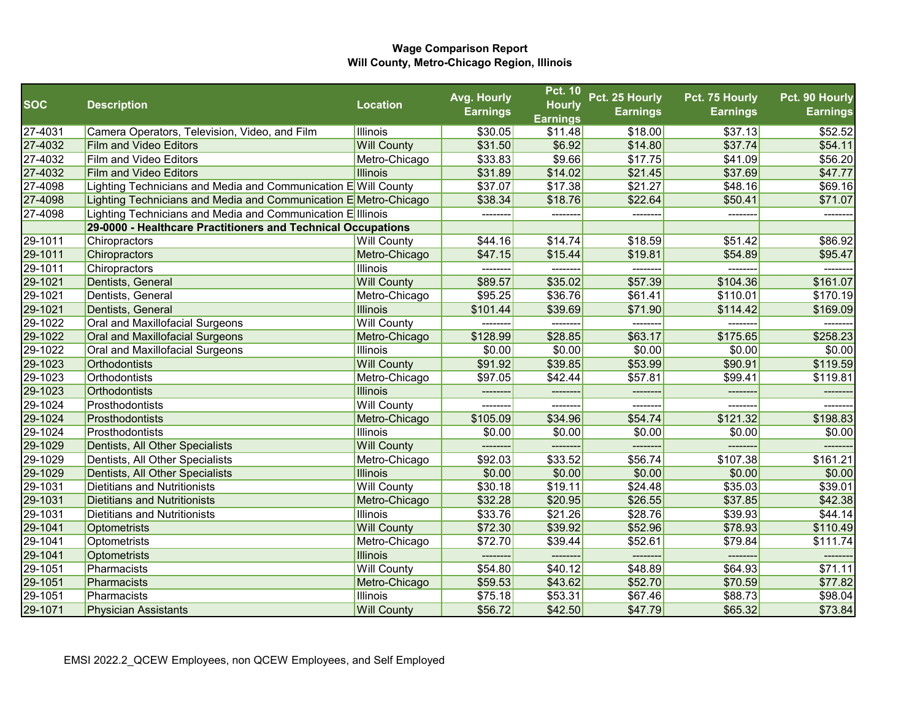**Wage Comparison Report**
**Will County, Metro-Chicago Region, Illinois**

| SOC | Description | Location | Avg. Hourly Earnings | Pct. 10 Hourly Earnings | Pct. 25 Hourly Earnings | Pct. 75 Hourly Earnings | Pct. 90 Hourly Earnings |
|---|---|---|---|---|---|---|---|
| 27-4031 | Camera Operators, Television, Video, and Film | Illinois | $30.05 | $11.48 | $18.00 | $37.13 | $52.52 |
| 27-4032 | Film and Video Editors | Will County | $31.50 | $6.92 | $14.80 | $37.74 | $54.11 |
| 27-4032 | Film and Video Editors | Metro-Chicago | $33.83 | $9.66 | $17.75 | $41.09 | $56.20 |
| 27-4032 | Film and Video Editors | Illinois | $31.89 | $14.02 | $21.45 | $37.69 | $47.77 |
| 27-4098 | Lighting Technicians and Media and Communication E | Will County | $37.07 | $17.38 | $21.27 | $48.16 | $69.16 |
| 27-4098 | Lighting Technicians and Media and Communication E | Metro-Chicago | $38.34 | $18.76 | $22.64 | $50.41 | $71.07 |
| 27-4098 | Lighting Technicians and Media and Communication E | Illinois | -------- | -------- | -------- | -------- | -------- |
| | **29-0000 - Healthcare Practitioners and Technical Occupations** | | | | | | |
| 29-1011 | Chiropractors | Will County | $44.16 | $14.74 | $18.59 | $51.42 | $86.92 |
| 29-1011 | Chiropractors | Metro-Chicago | $47.15 | $15.44 | $19.81 | $54.89 | $95.47 |
| 29-1011 | Chiropractors | Illinois | -------- | -------- | -------- | -------- | -------- |
| 29-1021 | Dentists, General | Will County | $89.57 | $35.02 | $57.39 | $104.36 | $161.07 |
| 29-1021 | Dentists, General | Metro-Chicago | $95.25 | $36.76 | $61.41 | $110.01 | $170.19 |
| 29-1021 | Dentists, General | Illinois | $101.44 | $39.69 | $71.90 | $114.42 | $169.09 |
| 29-1022 | Oral and Maxillofacial Surgeons | Will County | -------- | -------- | -------- | -------- | -------- |
| 29-1022 | Oral and Maxillofacial Surgeons | Metro-Chicago | $128.99 | $28.85 | $63.17 | $175.65 | $258.23 |
| 29-1022 | Oral and Maxillofacial Surgeons | Illinois | $0.00 | $0.00 | $0.00 | $0.00 | $0.00 |
| 29-1023 | Orthodontists | Will County | $91.92 | $39.85 | $53.99 | $90.91 | $119.59 |
| 29-1023 | Orthodontists | Metro-Chicago | $97.05 | $42.44 | $57.81 | $99.41 | $119.81 |
| 29-1023 | Orthodontists | Illinois | -------- | -------- | -------- | -------- | -------- |
| 29-1024 | Prosthodontists | Will County | -------- | -------- | -------- | -------- | -------- |
| 29-1024 | Prosthodontists | Metro-Chicago | $105.09 | $34.96 | $54.74 | $121.32 | $198.83 |
| 29-1024 | Prosthodontists | Illinois | $0.00 | $0.00 | $0.00 | $0.00 | $0.00 |
| 29-1029 | Dentists, All Other Specialists | Will County | -------- | -------- | -------- | -------- | -------- |
| 29-1029 | Dentists, All Other Specialists | Metro-Chicago | $92.03 | $33.52 | $56.74 | $107.38 | $161.21 |
| 29-1029 | Dentists, All Other Specialists | Illinois | $0.00 | $0.00 | $0.00 | $0.00 | $0.00 |
| 29-1031 | Dietitians and Nutritionists | Will County | $30.18 | $19.11 | $24.48 | $35.03 | $39.01 |
| 29-1031 | Dietitians and Nutritionists | Metro-Chicago | $32.28 | $20.95 | $26.55 | $37.85 | $42.38 |
| 29-1031 | Dietitians and Nutritionists | Illinois | $33.76 | $21.26 | $28.76 | $39.93 | $44.14 |
| 29-1041 | Optometrists | Will County | $72.30 | $39.92 | $52.96 | $78.93 | $110.49 |
| 29-1041 | Optometrists | Metro-Chicago | $72.70 | $39.44 | $52.61 | $79.84 | $111.74 |
| 29-1041 | Optometrists | Illinois | -------- | -------- | -------- | -------- | -------- |
| 29-1051 | Pharmacists | Will County | $54.80 | $40.12 | $48.89 | $64.93 | $71.11 |
| 29-1051 | Pharmacists | Metro-Chicago | $59.53 | $43.62 | $52.70 | $70.59 | $77.82 |
| 29-1051 | Pharmacists | Illinois | $75.18 | $53.31 | $67.46 | $88.73 | $98.04 |
| 29-1071 | Physician Assistants | Will County | $56.72 | $42.50 | $47.79 | $65.32 | $73.84 |

EMSI 2022.2_QCEW Employees, non QCEW Employees, and Self Employed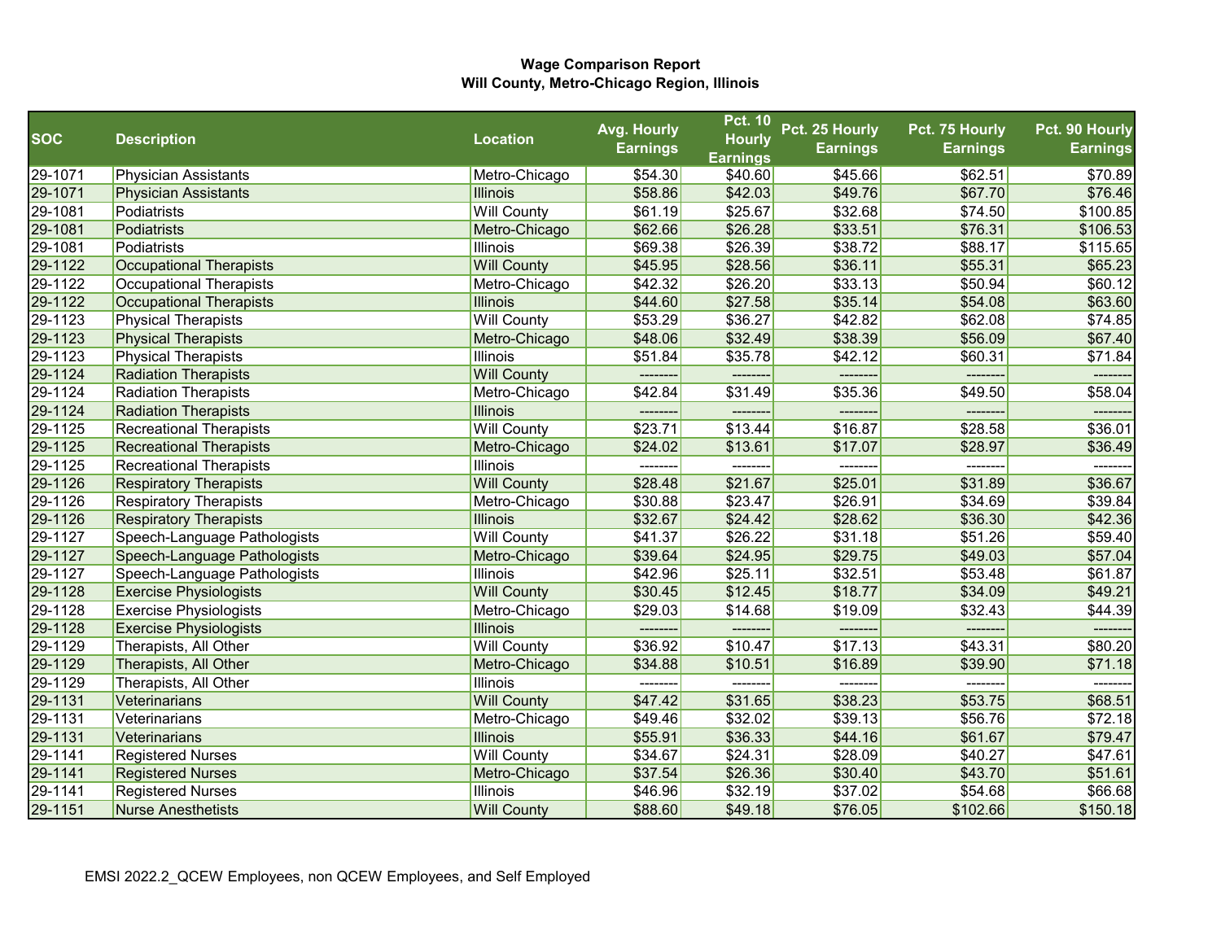**Wage Comparison Report**
**Will County, Metro-Chicago Region, Illinois**

| SOC | Description | Location | Avg. Hourly Earnings | Pct. 10 Hourly Earnings | Pct. 25 Hourly Earnings | Pct. 75 Hourly Earnings | Pct. 90 Hourly Earnings |
|---|---|---|---|---|---|---|---|
| 29-1071 | Physician Assistants | Metro-Chicago | $54.30 | $40.60 | $45.66 | $62.51 | $70.89 |
| 29-1071 | Physician Assistants | Illinois | $58.86 | $42.03 | $49.76 | $67.70 | $76.46 |
| 29-1081 | Podiatrists | Will County | $61.19 | $25.67 | $32.68 | $74.50 | $100.85 |
| 29-1081 | Podiatrists | Metro-Chicago | $62.66 | $26.28 | $33.51 | $76.31 | $106.53 |
| 29-1081 | Podiatrists | Illinois | $69.38 | $26.39 | $38.72 | $88.17 | $115.65 |
| 29-1122 | Occupational Therapists | Will County | $45.95 | $28.56 | $36.11 | $55.31 | $65.23 |
| 29-1122 | Occupational Therapists | Metro-Chicago | $42.32 | $26.20 | $33.13 | $50.94 | $60.12 |
| 29-1122 | Occupational Therapists | Illinois | $44.60 | $27.58 | $35.14 | $54.08 | $63.60 |
| 29-1123 | Physical Therapists | Will County | $53.29 | $36.27 | $42.82 | $62.08 | $74.85 |
| 29-1123 | Physical Therapists | Metro-Chicago | $48.06 | $32.49 | $38.39 | $56.09 | $67.40 |
| 29-1123 | Physical Therapists | Illinois | $51.84 | $35.78 | $42.12 | $60.31 | $71.84 |
| 29-1124 | Radiation Therapists | Will County | -------- | -------- | -------- | -------- | -------- |
| 29-1124 | Radiation Therapists | Metro-Chicago | $42.84 | $31.49 | $35.36 | $49.50 | $58.04 |
| 29-1124 | Radiation Therapists | Illinois | -------- | -------- | -------- | -------- | -------- |
| 29-1125 | Recreational Therapists | Will County | $23.71 | $13.44 | $16.87 | $28.58 | $36.01 |
| 29-1125 | Recreational Therapists | Metro-Chicago | $24.02 | $13.61 | $17.07 | $28.97 | $36.49 |
| 29-1125 | Recreational Therapists | Illinois | -------- | -------- | -------- | -------- | -------- |
| 29-1126 | Respiratory Therapists | Will County | $28.48 | $21.67 | $25.01 | $31.89 | $36.67 |
| 29-1126 | Respiratory Therapists | Metro-Chicago | $30.88 | $23.47 | $26.91 | $34.69 | $39.84 |
| 29-1126 | Respiratory Therapists | Illinois | $32.67 | $24.42 | $28.62 | $36.30 | $42.36 |
| 29-1127 | Speech-Language Pathologists | Will County | $41.37 | $26.22 | $31.18 | $51.26 | $59.40 |
| 29-1127 | Speech-Language Pathologists | Metro-Chicago | $39.64 | $24.95 | $29.75 | $49.03 | $57.04 |
| 29-1127 | Speech-Language Pathologists | Illinois | $42.96 | $25.11 | $32.51 | $53.48 | $61.87 |
| 29-1128 | Exercise Physiologists | Will County | $30.45 | $12.45 | $18.77 | $34.09 | $49.21 |
| 29-1128 | Exercise Physiologists | Metro-Chicago | $29.03 | $14.68 | $19.09 | $32.43 | $44.39 |
| 29-1128 | Exercise Physiologists | Illinois | -------- | -------- | -------- | -------- | -------- |
| 29-1129 | Therapists, All Other | Will County | $36.92 | $10.47 | $17.13 | $43.31 | $80.20 |
| 29-1129 | Therapists, All Other | Metro-Chicago | $34.88 | $10.51 | $16.89 | $39.90 | $71.18 |
| 29-1129 | Therapists, All Other | Illinois | -------- | -------- | -------- | -------- | -------- |
| 29-1131 | Veterinarians | Will County | $47.42 | $31.65 | $38.23 | $53.75 | $68.51 |
| 29-1131 | Veterinarians | Metro-Chicago | $49.46 | $32.02 | $39.13 | $56.76 | $72.18 |
| 29-1131 | Veterinarians | Illinois | $55.91 | $36.33 | $44.16 | $61.67 | $79.47 |
| 29-1141 | Registered Nurses | Will County | $34.67 | $24.31 | $28.09 | $40.27 | $47.61 |
| 29-1141 | Registered Nurses | Metro-Chicago | $37.54 | $26.36 | $30.40 | $43.70 | $51.61 |
| 29-1141 | Registered Nurses | Illinois | $46.96 | $32.19 | $37.02 | $54.68 | $66.68 |
| 29-1151 | Nurse Anesthetists | Will County | $88.60 | $49.18 | $76.05 | $102.66 | $150.18 |

EMSI 2022.2_QCEW Employees, non QCEW Employees, and Self Employed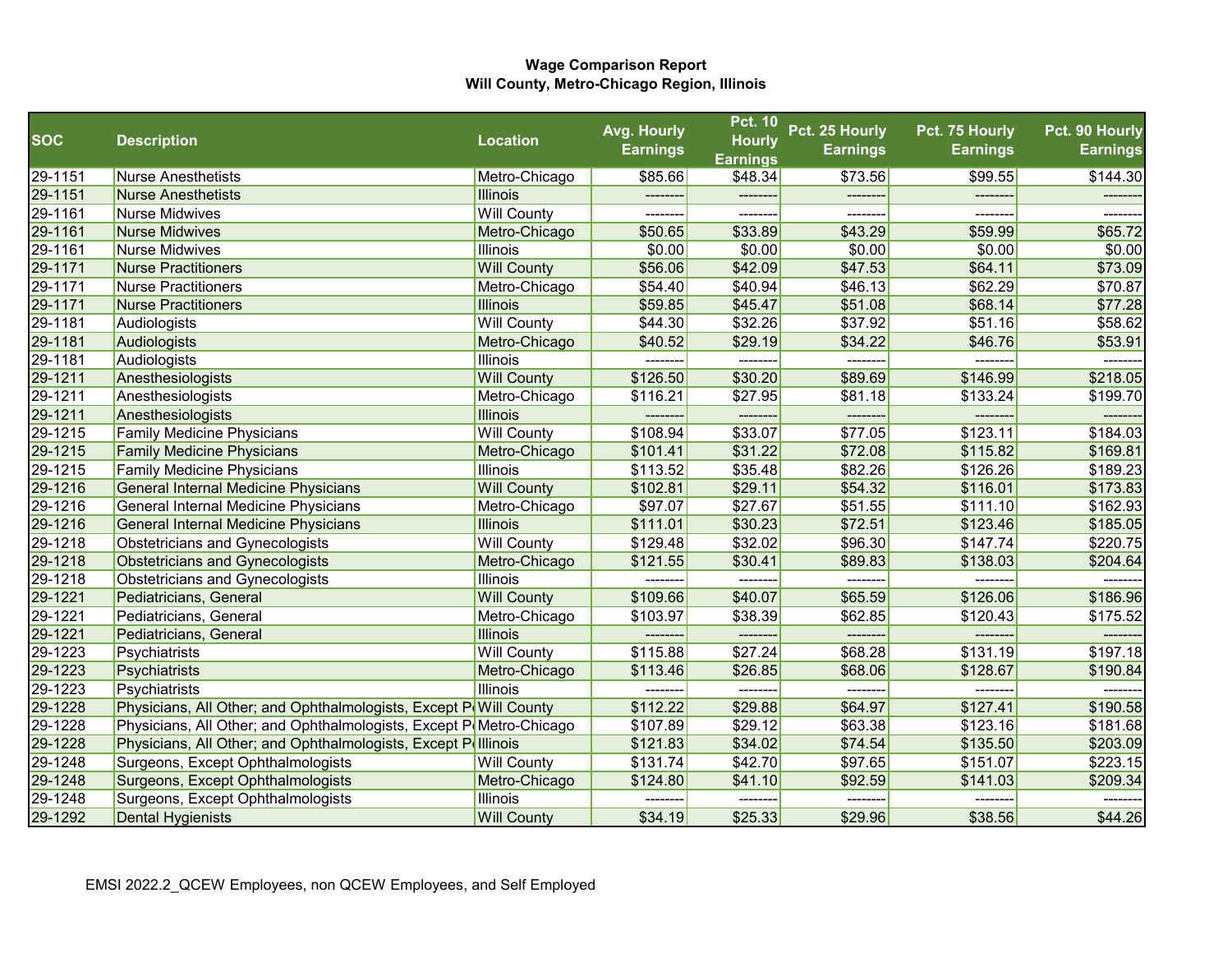**Wage Comparison Report**
**Will County, Metro-Chicago Region, Illinois**

| SOC | Description | Location | Avg. Hourly Earnings | Pct. 10 Hourly Earnings | Pct. 25 Hourly Earnings | Pct. 75 Hourly Earnings | Pct. 90 Hourly Earnings |
|---|---|---|---|---|---|---|---|
| 29-1151 | Nurse Anesthetists | Metro-Chicago | $85.66 | $48.34 | $73.56 | $99.55 | $144.30 |
| 29-1151 | Nurse Anesthetists | Illinois | -------- | -------- | -------- | -------- | -------- |
| 29-1161 | Nurse Midwives | Will County | -------- | -------- | -------- | -------- | -------- |
| 29-1161 | Nurse Midwives | Metro-Chicago | $50.65 | $33.89 | $43.29 | $59.99 | $65.72 |
| 29-1161 | Nurse Midwives | Illinois | $0.00 | $0.00 | $0.00 | $0.00 | $0.00 |
| 29-1171 | Nurse Practitioners | Will County | $56.06 | $42.09 | $47.53 | $64.11 | $73.09 |
| 29-1171 | Nurse Practitioners | Metro-Chicago | $54.40 | $40.94 | $46.13 | $62.29 | $70.87 |
| 29-1171 | Nurse Practitioners | Illinois | $59.85 | $45.47 | $51.08 | $68.14 | $77.28 |
| 29-1181 | Audiologists | Will County | $44.30 | $32.26 | $37.92 | $51.16 | $58.62 |
| 29-1181 | Audiologists | Metro-Chicago | $40.52 | $29.19 | $34.22 | $46.76 | $53.91 |
| 29-1181 | Audiologists | Illinois | -------- | -------- | -------- | -------- | -------- |
| 29-1211 | Anesthesiologists | Will County | $126.50 | $30.20 | $89.69 | $146.99 | $218.05 |
| 29-1211 | Anesthesiologists | Metro-Chicago | $116.21 | $27.95 | $81.18 | $133.24 | $199.70 |
| 29-1211 | Anesthesiologists | Illinois | -------- | -------- | -------- | -------- | -------- |
| 29-1215 | Family Medicine Physicians | Will County | $108.94 | $33.07 | $77.05 | $123.11 | $184.03 |
| 29-1215 | Family Medicine Physicians | Metro-Chicago | $101.41 | $31.22 | $72.08 | $115.82 | $169.81 |
| 29-1215 | Family Medicine Physicians | Illinois | $113.52 | $35.48 | $82.26 | $126.26 | $189.23 |
| 29-1216 | General Internal Medicine Physicians | Will County | $102.81 | $29.11 | $54.32 | $116.01 | $173.83 |
| 29-1216 | General Internal Medicine Physicians | Metro-Chicago | $97.07 | $27.67 | $51.55 | $111.10 | $162.93 |
| 29-1216 | General Internal Medicine Physicians | Illinois | $111.01 | $30.23 | $72.51 | $123.46 | $185.05 |
| 29-1218 | Obstetricians and Gynecologists | Will County | $129.48 | $32.02 | $96.30 | $147.74 | $220.75 |
| 29-1218 | Obstetricians and Gynecologists | Metro-Chicago | $121.55 | $30.41 | $89.83 | $138.03 | $204.64 |
| 29-1218 | Obstetricians and Gynecologists | Illinois | -------- | -------- | -------- | -------- | -------- |
| 29-1221 | Pediatricians, General | Will County | $109.66 | $40.07 | $65.59 | $126.06 | $186.96 |
| 29-1221 | Pediatricians, General | Metro-Chicago | $103.97 | $38.39 | $62.85 | $120.43 | $175.52 |
| 29-1221 | Pediatricians, General | Illinois | -------- | -------- | -------- | -------- | -------- |
| 29-1223 | Psychiatrists | Will County | $115.88 | $27.24 | $68.28 | $131.19 | $197.18 |
| 29-1223 | Psychiatrists | Metro-Chicago | $113.46 | $26.85 | $68.06 | $128.67 | $190.84 |
| 29-1223 | Psychiatrists | Illinois | -------- | -------- | -------- | -------- | -------- |
| 29-1228 | Physicians, All Other; and Ophthalmologists, Except P | Will County | $112.22 | $29.88 | $64.97 | $127.41 | $190.58 |
| 29-1228 | Physicians, All Other; and Ophthalmologists, Except P | Metro-Chicago | $107.89 | $29.12 | $63.38 | $123.16 | $181.68 |
| 29-1228 | Physicians, All Other; and Ophthalmologists, Except P | Illinois | $121.83 | $34.02 | $74.54 | $135.50 | $203.09 |
| 29-1248 | Surgeons, Except Ophthalmologists | Will County | $131.74 | $42.70 | $97.65 | $151.07 | $223.15 |
| 29-1248 | Surgeons, Except Ophthalmologists | Metro-Chicago | $124.80 | $41.10 | $92.59 | $141.03 | $209.34 |
| 29-1248 | Surgeons, Except Ophthalmologists | Illinois | -------- | -------- | -------- | -------- | -------- |
| 29-1292 | Dental Hygienists | Will County | $34.19 | $25.33 | $29.96 | $38.56 | $44.26 |

EMSI 2022.2_QCEW Employees, non QCEW Employees, and Self Employed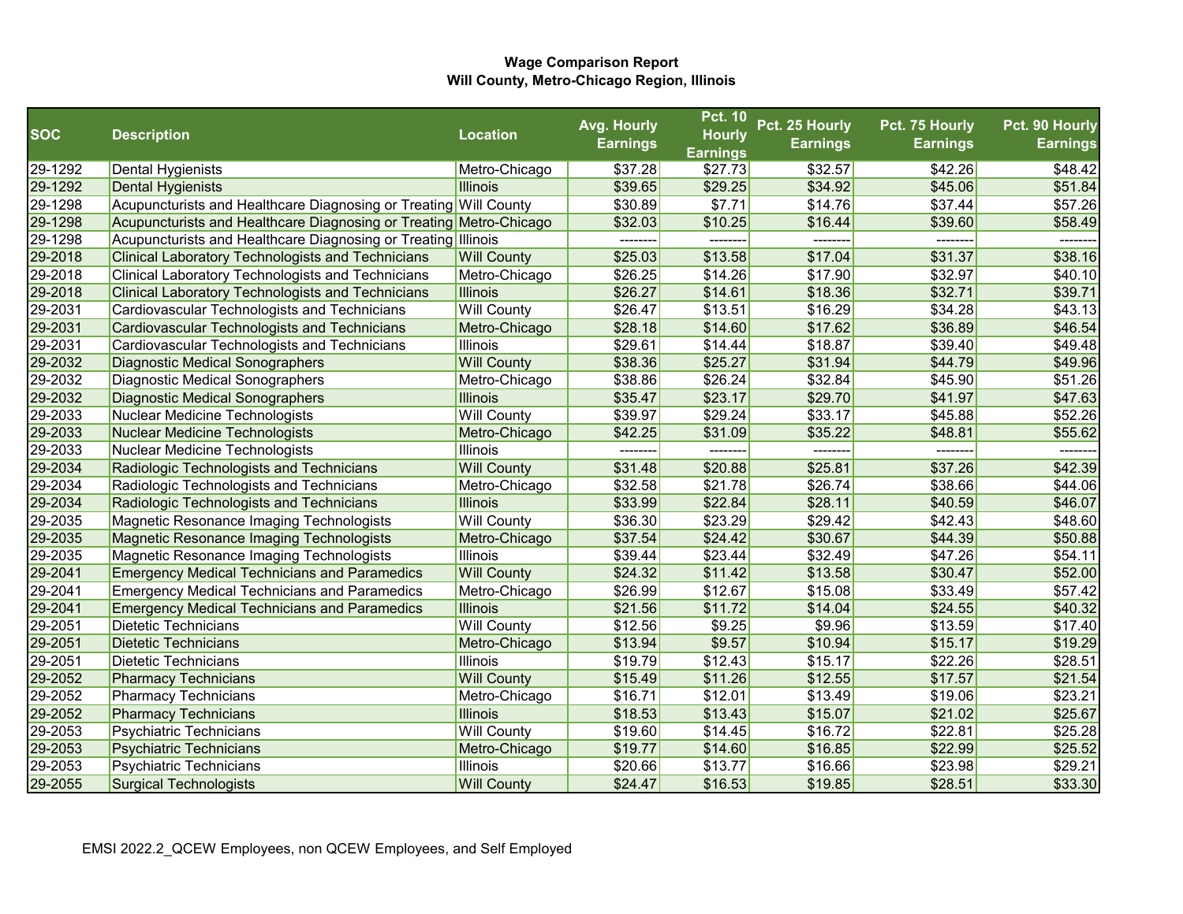**Wage Comparison Report**
**Will County, Metro-Chicago Region, Illinois**

| SOC | Description | Location | Avg. Hourly Earnings | Pct. 10 Hourly Earnings | Pct. 25 Hourly Earnings | Pct. 75 Hourly Earnings | Pct. 90 Hourly Earnings |
|---|---|---|---|---|---|---|---|
| 29-1292 | Dental Hygienists | Metro-Chicago | $37.28 | $27.73 | $32.57 | $42.26 | $48.42 |
| 29-1292 | Dental Hygienists | Illinois | $39.65 | $29.25 | $34.92 | $45.06 | $51.84 |
| 29-1298 | Acupuncturists and Healthcare Diagnosing or Treating | Will County | $30.89 | $7.71 | $14.76 | $37.44 | $57.26 |
| 29-1298 | Acupuncturists and Healthcare Diagnosing or Treating | Metro-Chicago | $32.03 | $10.25 | $16.44 | $39.60 | $58.49 |
| 29-1298 | Acupuncturists and Healthcare Diagnosing or Treating | Illinois | -------- | -------- | -------- | -------- | -------- |
| 29-2018 | Clinical Laboratory Technologists and Technicians | Will County | $25.03 | $13.58 | $17.04 | $31.37 | $38.16 |
| 29-2018 | Clinical Laboratory Technologists and Technicians | Metro-Chicago | $26.25 | $14.26 | $17.90 | $32.97 | $40.10 |
| 29-2018 | Clinical Laboratory Technologists and Technicians | Illinois | $26.27 | $14.61 | $18.36 | $32.71 | $39.71 |
| 29-2031 | Cardiovascular Technologists and Technicians | Will County | $26.47 | $13.51 | $16.29 | $34.28 | $43.13 |
| 29-2031 | Cardiovascular Technologists and Technicians | Metro-Chicago | $28.18 | $14.60 | $17.62 | $36.89 | $46.54 |
| 29-2031 | Cardiovascular Technologists and Technicians | Illinois | $29.61 | $14.44 | $18.87 | $39.40 | $49.48 |
| 29-2032 | Diagnostic Medical Sonographers | Will County | $38.36 | $25.27 | $31.94 | $44.79 | $49.96 |
| 29-2032 | Diagnostic Medical Sonographers | Metro-Chicago | $38.86 | $26.24 | $32.84 | $45.90 | $51.26 |
| 29-2032 | Diagnostic Medical Sonographers | Illinois | $35.47 | $23.17 | $29.70 | $41.97 | $47.63 |
| 29-2033 | Nuclear Medicine Technologists | Will County | $39.97 | $29.24 | $33.17 | $45.88 | $52.26 |
| 29-2033 | Nuclear Medicine Technologists | Metro-Chicago | $42.25 | $31.09 | $35.22 | $48.81 | $55.62 |
| 29-2033 | Nuclear Medicine Technologists | Illinois | -------- | -------- | -------- | -------- | -------- |
| 29-2034 | Radiologic Technologists and Technicians | Will County | $31.48 | $20.88 | $25.81 | $37.26 | $42.39 |
| 29-2034 | Radiologic Technologists and Technicians | Metro-Chicago | $32.58 | $21.78 | $26.74 | $38.66 | $44.06 |
| 29-2034 | Radiologic Technologists and Technicians | Illinois | $33.99 | $22.84 | $28.11 | $40.59 | $46.07 |
| 29-2035 | Magnetic Resonance Imaging Technologists | Will County | $36.30 | $23.29 | $29.42 | $42.43 | $48.60 |
| 29-2035 | Magnetic Resonance Imaging Technologists | Metro-Chicago | $37.54 | $24.42 | $30.67 | $44.39 | $50.88 |
| 29-2035 | Magnetic Resonance Imaging Technologists | Illinois | $39.44 | $23.44 | $32.49 | $47.26 | $54.11 |
| 29-2041 | Emergency Medical Technicians and Paramedics | Will County | $24.32 | $11.42 | $13.58 | $30.47 | $52.00 |
| 29-2041 | Emergency Medical Technicians and Paramedics | Metro-Chicago | $26.99 | $12.67 | $15.08 | $33.49 | $57.42 |
| 29-2041 | Emergency Medical Technicians and Paramedics | Illinois | $21.56 | $11.72 | $14.04 | $24.55 | $40.32 |
| 29-2051 | Dietetic Technicians | Will County | $12.56 | $9.25 | $9.96 | $13.59 | $17.40 |
| 29-2051 | Dietetic Technicians | Metro-Chicago | $13.94 | $9.57 | $10.94 | $15.17 | $19.29 |
| 29-2051 | Dietetic Technicians | Illinois | $19.79 | $12.43 | $15.17 | $22.26 | $28.51 |
| 29-2052 | Pharmacy Technicians | Will County | $15.49 | $11.26 | $12.55 | $17.57 | $21.54 |
| 29-2052 | Pharmacy Technicians | Metro-Chicago | $16.71 | $12.01 | $13.49 | $19.06 | $23.21 |
| 29-2052 | Pharmacy Technicians | Illinois | $18.53 | $13.43 | $15.07 | $21.02 | $25.67 |
| 29-2053 | Psychiatric Technicians | Will County | $19.60 | $14.45 | $16.72 | $22.81 | $25.28 |
| 29-2053 | Psychiatric Technicians | Metro-Chicago | $19.77 | $14.60 | $16.85 | $22.99 | $25.52 |
| 29-2053 | Psychiatric Technicians | Illinois | $20.66 | $13.77 | $16.66 | $23.98 | $29.21 |
| 29-2055 | Surgical Technologists | Will County | $24.47 | $16.53 | $19.85 | $28.51 | $33.30 |

EMSI 2022.2_QCEW Employees, non QCEW Employees, and Self Employed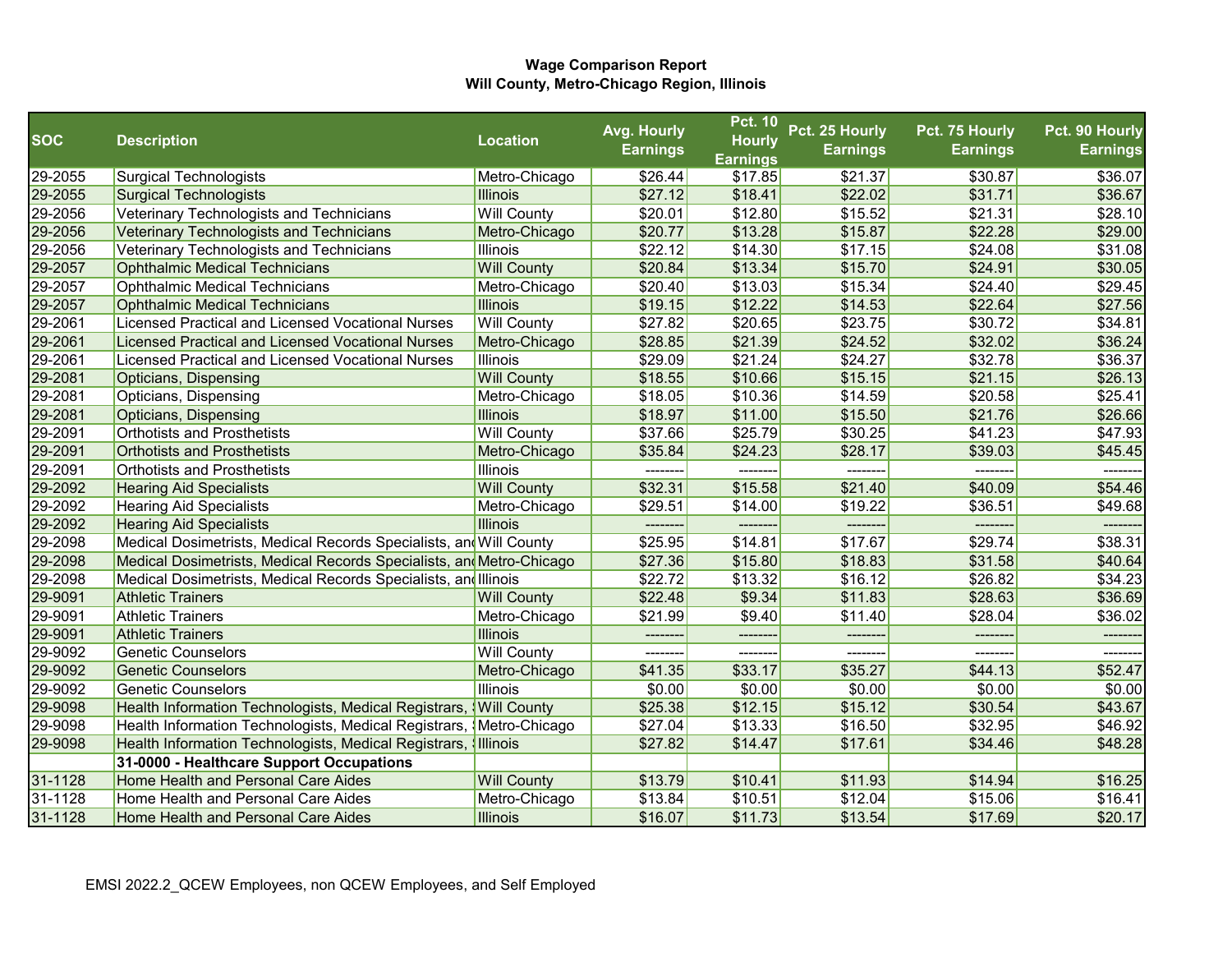**Wage Comparison Report**
**Will County, Metro-Chicago Region, Illinois**

| SOC | Description | Location | Avg. Hourly Earnings | Pct. 10 Hourly Earnings | Pct. 25 Hourly Earnings | Pct. 75 Hourly Earnings | Pct. 90 Hourly Earnings |
|---|---|---|---|---|---|---|---|
| 29-2055 | Surgical Technologists | Metro-Chicago | $26.44 | $17.85 | $21.37 | $30.87 | $36.07 |
| 29-2055 | Surgical Technologists | Illinois | $27.12 | $18.41 | $22.02 | $31.71 | $36.67 |
| 29-2056 | Veterinary Technologists and Technicians | Will County | $20.01 | $12.80 | $15.52 | $21.31 | $28.10 |
| 29-2056 | Veterinary Technologists and Technicians | Metro-Chicago | $20.77 | $13.28 | $15.87 | $22.28 | $29.00 |
| 29-2056 | Veterinary Technologists and Technicians | Illinois | $22.12 | $14.30 | $17.15 | $24.08 | $31.08 |
| 29-2057 | Ophthalmic Medical Technicians | Will County | $20.84 | $13.34 | $15.70 | $24.91 | $30.05 |
| 29-2057 | Ophthalmic Medical Technicians | Metro-Chicago | $20.40 | $13.03 | $15.34 | $24.40 | $29.45 |
| 29-2057 | Ophthalmic Medical Technicians | Illinois | $19.15 | $12.22 | $14.53 | $22.64 | $27.56 |
| 29-2061 | Licensed Practical and Licensed Vocational Nurses | Will County | $27.82 | $20.65 | $23.75 | $30.72 | $34.81 |
| 29-2061 | Licensed Practical and Licensed Vocational Nurses | Metro-Chicago | $28.85 | $21.39 | $24.52 | $32.02 | $36.24 |
| 29-2061 | Licensed Practical and Licensed Vocational Nurses | Illinois | $29.09 | $21.24 | $24.27 | $32.78 | $36.37 |
| 29-2081 | Opticians, Dispensing | Will County | $18.55 | $10.66 | $15.15 | $21.15 | $26.13 |
| 29-2081 | Opticians, Dispensing | Metro-Chicago | $18.05 | $10.36 | $14.59 | $20.58 | $25.41 |
| 29-2081 | Opticians, Dispensing | Illinois | $18.97 | $11.00 | $15.50 | $21.76 | $26.66 |
| 29-2091 | Orthotists and Prosthetists | Will County | $37.66 | $25.79 | $30.25 | $41.23 | $47.93 |
| 29-2091 | Orthotists and Prosthetists | Metro-Chicago | $35.84 | $24.23 | $28.17 | $39.03 | $45.45 |
| 29-2091 | Orthotists and Prosthetists | Illinois | -------- | -------- | -------- | -------- | -------- |
| 29-2092 | Hearing Aid Specialists | Will County | $32.31 | $15.58 | $21.40 | $40.09 | $54.46 |
| 29-2092 | Hearing Aid Specialists | Metro-Chicago | $29.51 | $14.00 | $19.22 | $36.51 | $49.68 |
| 29-2092 | Hearing Aid Specialists | Illinois | -------- | -------- | -------- | -------- | -------- |
| 29-2098 | Medical Dosimetrists, Medical Records Specialists, and | Will County | $25.95 | $14.81 | $17.67 | $29.74 | $38.31 |
| 29-2098 | Medical Dosimetrists, Medical Records Specialists, and | Metro-Chicago | $27.36 | $15.80 | $18.83 | $31.58 | $40.64 |
| 29-2098 | Medical Dosimetrists, Medical Records Specialists, and | Illinois | $22.72 | $13.32 | $16.12 | $26.82 | $34.23 |
| 29-9091 | Athletic Trainers | Will County | $22.48 | $9.34 | $11.83 | $28.63 | $36.69 |
| 29-9091 | Athletic Trainers | Metro-Chicago | $21.99 | $9.40 | $11.40 | $28.04 | $36.02 |
| 29-9091 | Athletic Trainers | Illinois | -------- | -------- | -------- | -------- | -------- |
| 29-9092 | Genetic Counselors | Will County | -------- | -------- | -------- | -------- | -------- |
| 29-9092 | Genetic Counselors | Metro-Chicago | $41.35 | $33.17 | $35.27 | $44.13 | $52.47 |
| 29-9092 | Genetic Counselors | Illinois | $0.00 | $0.00 | $0.00 | $0.00 | $0.00 |
| 29-9098 | Health Information Technologists, Medical Registrars, S | Will County | $25.38 | $12.15 | $15.12 | $30.54 | $43.67 |
| 29-9098 | Health Information Technologists, Medical Registrars, S | Metro-Chicago | $27.04 | $13.33 | $16.50 | $32.95 | $46.92 |
| 29-9098 | Health Information Technologists, Medical Registrars, S | Illinois | $27.82 | $14.47 | $17.61 | $34.46 | $48.28 |
| | **31-0000 - Healthcare Support Occupations** | | | | | | |
| 31-1128 | Home Health and Personal Care Aides | Will County | $13.79 | $10.41 | $11.93 | $14.94 | $16.25 |
| 31-1128 | Home Health and Personal Care Aides | Metro-Chicago | $13.84 | $10.51 | $12.04 | $15.06 | $16.41 |
| 31-1128 | Home Health and Personal Care Aides | Illinois | $16.07 | $11.73 | $13.54 | $17.69 | $20.17 |

EMSI 2022.2_QCEW Employees, non QCEW Employees, and Self Employed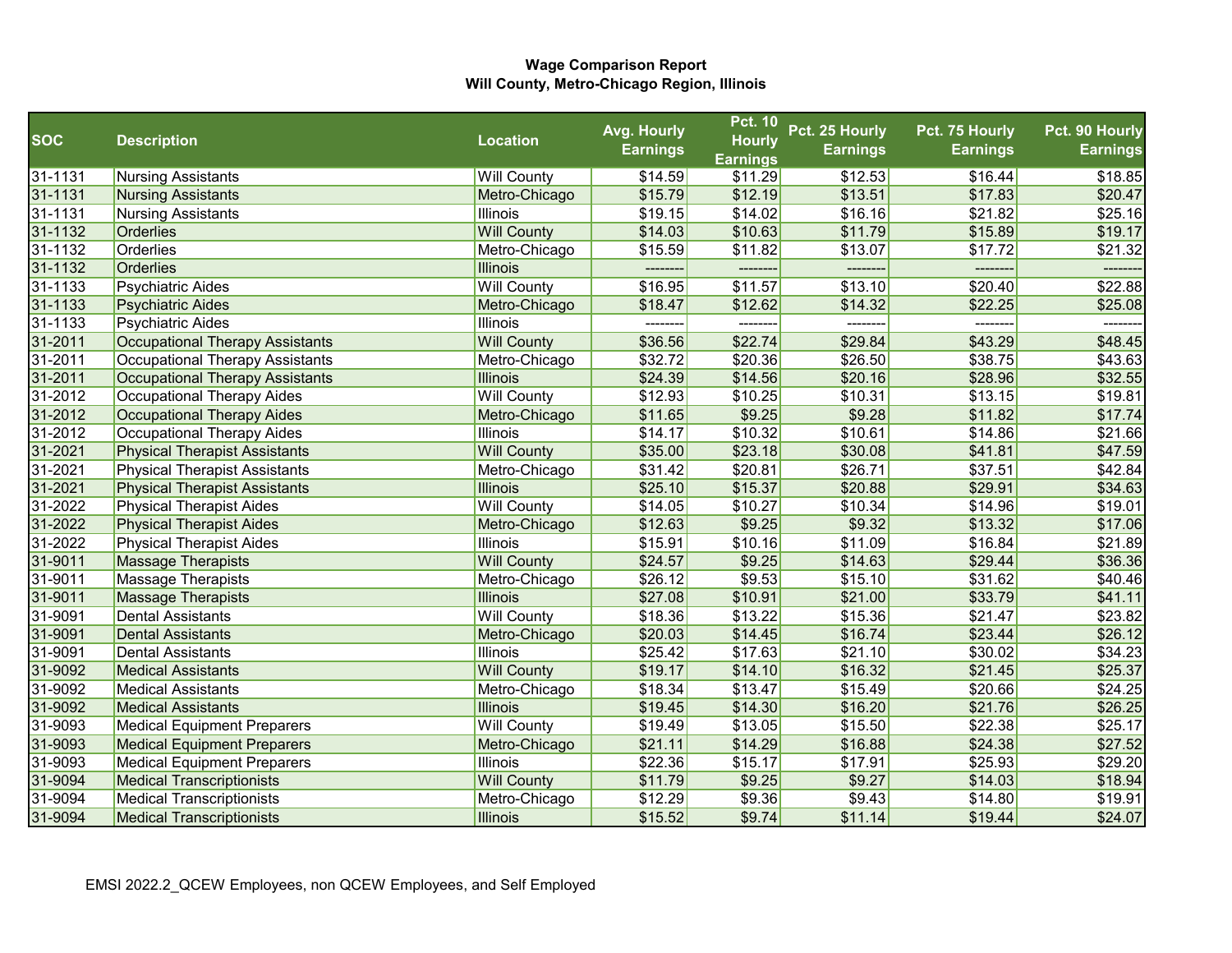**Wage Comparison Report**
**Will County, Metro-Chicago Region, Illinois**

| SOC | Description | Location | Avg. Hourly Earnings | Pct. 10 Hourly Earnings | Pct. 25 Hourly Earnings | Pct. 75 Hourly Earnings | Pct. 90 Hourly Earnings |
|---|---|---|---|---|---|---|---|
| 31-1131 | Nursing Assistants | Will County | $14.59 | $11.29 | $12.53 | $16.44 | $18.85 |
| 31-1131 | Nursing Assistants | Metro-Chicago | $15.79 | $12.19 | $13.51 | $17.83 | $20.47 |
| 31-1131 | Nursing Assistants | Illinois | $19.15 | $14.02 | $16.16 | $21.82 | $25.16 |
| 31-1132 | Orderlies | Will County | $14.03 | $10.63 | $11.79 | $15.89 | $19.17 |
| 31-1132 | Orderlies | Metro-Chicago | $15.59 | $11.82 | $13.07 | $17.72 | $21.32 |
| 31-1132 | Orderlies | Illinois | -------- | -------- | -------- | -------- | -------- |
| 31-1133 | Psychiatric Aides | Will County | $16.95 | $11.57 | $13.10 | $20.40 | $22.88 |
| 31-1133 | Psychiatric Aides | Metro-Chicago | $18.47 | $12.62 | $14.32 | $22.25 | $25.08 |
| 31-1133 | Psychiatric Aides | Illinois | -------- | -------- | -------- | -------- | -------- |
| 31-2011 | Occupational Therapy Assistants | Will County | $36.56 | $22.74 | $29.84 | $43.29 | $48.45 |
| 31-2011 | Occupational Therapy Assistants | Metro-Chicago | $32.72 | $20.36 | $26.50 | $38.75 | $43.63 |
| 31-2011 | Occupational Therapy Assistants | Illinois | $24.39 | $14.56 | $20.16 | $28.96 | $32.55 |
| 31-2012 | Occupational Therapy Aides | Will County | $12.93 | $10.25 | $10.31 | $13.15 | $19.81 |
| 31-2012 | Occupational Therapy Aides | Metro-Chicago | $11.65 | $9.25 | $9.28 | $11.82 | $17.74 |
| 31-2012 | Occupational Therapy Aides | Illinois | $14.17 | $10.32 | $10.61 | $14.86 | $21.66 |
| 31-2021 | Physical Therapist Assistants | Will County | $35.00 | $23.18 | $30.08 | $41.81 | $47.59 |
| 31-2021 | Physical Therapist Assistants | Metro-Chicago | $31.42 | $20.81 | $26.71 | $37.51 | $42.84 |
| 31-2021 | Physical Therapist Assistants | Illinois | $25.10 | $15.37 | $20.88 | $29.91 | $34.63 |
| 31-2022 | Physical Therapist Aides | Will County | $14.05 | $10.27 | $10.34 | $14.96 | $19.01 |
| 31-2022 | Physical Therapist Aides | Metro-Chicago | $12.63 | $9.25 | $9.32 | $13.32 | $17.06 |
| 31-2022 | Physical Therapist Aides | Illinois | $15.91 | $10.16 | $11.09 | $16.84 | $21.89 |
| 31-9011 | Massage Therapists | Will County | $24.57 | $9.25 | $14.63 | $29.44 | $36.36 |
| 31-9011 | Massage Therapists | Metro-Chicago | $26.12 | $9.53 | $15.10 | $31.62 | $40.46 |
| 31-9011 | Massage Therapists | Illinois | $27.08 | $10.91 | $21.00 | $33.79 | $41.11 |
| 31-9091 | Dental Assistants | Will County | $18.36 | $13.22 | $15.36 | $21.47 | $23.82 |
| 31-9091 | Dental Assistants | Metro-Chicago | $20.03 | $14.45 | $16.74 | $23.44 | $26.12 |
| 31-9091 | Dental Assistants | Illinois | $25.42 | $17.63 | $21.10 | $30.02 | $34.23 |
| 31-9092 | Medical Assistants | Will County | $19.17 | $14.10 | $16.32 | $21.45 | $25.37 |
| 31-9092 | Medical Assistants | Metro-Chicago | $18.34 | $13.47 | $15.49 | $20.66 | $24.25 |
| 31-9092 | Medical Assistants | Illinois | $19.45 | $14.30 | $16.20 | $21.76 | $26.25 |
| 31-9093 | Medical Equipment Preparers | Will County | $19.49 | $13.05 | $15.50 | $22.38 | $25.17 |
| 31-9093 | Medical Equipment Preparers | Metro-Chicago | $21.11 | $14.29 | $16.88 | $24.38 | $27.52 |
| 31-9093 | Medical Equipment Preparers | Illinois | $22.36 | $15.17 | $17.91 | $25.93 | $29.20 |
| 31-9094 | Medical Transcriptionists | Will County | $11.79 | $9.25 | $9.27 | $14.03 | $18.94 |
| 31-9094 | Medical Transcriptionists | Metro-Chicago | $12.29 | $9.36 | $9.43 | $14.80 | $19.91 |
| 31-9094 | Medical Transcriptionists | Illinois | $15.52 | $9.74 | $11.14 | $19.44 | $24.07 |

EMSI 2022.2_QCEW Employees, non QCEW Employees, and Self Employed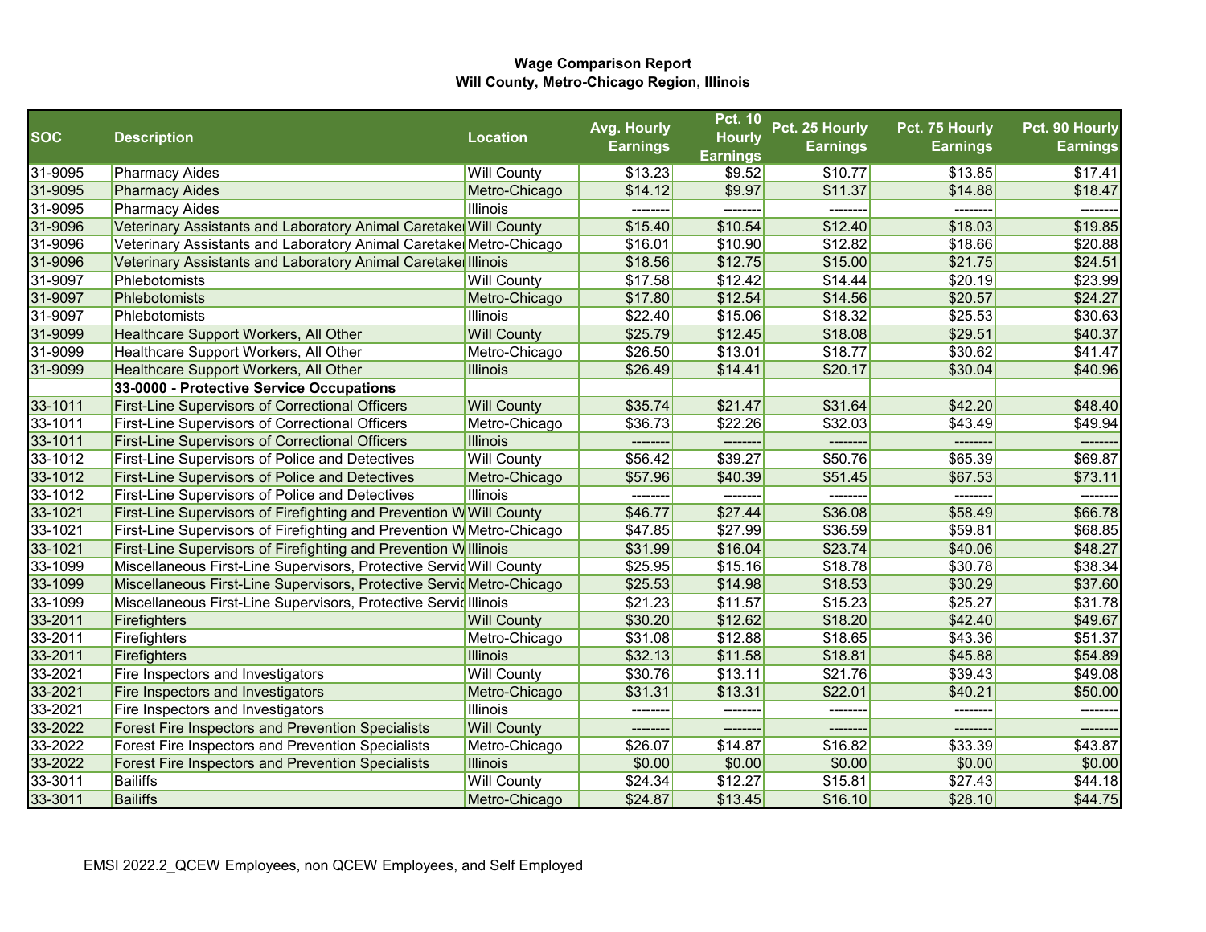**Wage Comparison Report**
**Will County, Metro-Chicago Region, Illinois**

| SOC | Description | Location | Avg. Hourly Earnings | Pct. 10 Hourly Earnings | Pct. 25 Hourly Earnings | Pct. 75 Hourly Earnings | Pct. 90 Hourly Earnings |
|---|---|---|---|---|---|---|---|
| 31-9095 | Pharmacy Aides | Will County | $13.23 | $9.52 | $10.77 | $13.85 | $17.41 |
| 31-9095 | Pharmacy Aides | Metro-Chicago | $14.12 | $9.97 | $11.37 | $14.88 | $18.47 |
| 31-9095 | Pharmacy Aides | Illinois | -------- | -------- | -------- | -------- | -------- |
| 31-9096 | Veterinary Assistants and Laboratory Animal Caretakers | Will County | $15.40 | $10.54 | $12.40 | $18.03 | $19.85 |
| 31-9096 | Veterinary Assistants and Laboratory Animal Caretakers | Metro-Chicago | $16.01 | $10.90 | $12.82 | $18.66 | $20.88 |
| 31-9096 | Veterinary Assistants and Laboratory Animal Caretakers | Illinois | $18.56 | $12.75 | $15.00 | $21.75 | $24.51 |
| 31-9097 | Phlebotomists | Will County | $17.58 | $12.42 | $14.44 | $20.19 | $23.99 |
| 31-9097 | Phlebotomists | Metro-Chicago | $17.80 | $12.54 | $14.56 | $20.57 | $24.27 |
| 31-9097 | Phlebotomists | Illinois | $22.40 | $15.06 | $18.32 | $25.53 | $30.63 |
| 31-9099 | Healthcare Support Workers, All Other | Will County | $25.79 | $12.45 | $18.08 | $29.51 | $40.37 |
| 31-9099 | Healthcare Support Workers, All Other | Metro-Chicago | $26.50 | $13.01 | $18.77 | $30.62 | $41.47 |
| 31-9099 | Healthcare Support Workers, All Other | Illinois | $26.49 | $14.41 | $20.17 | $30.04 | $40.96 |
| | **33-0000 - Protective Service Occupations** | | | | | | |
| 33-1011 | First-Line Supervisors of Correctional Officers | Will County | $35.74 | $21.47 | $31.64 | $42.20 | $48.40 |
| 33-1011 | First-Line Supervisors of Correctional Officers | Metro-Chicago | $36.73 | $22.26 | $32.03 | $43.49 | $49.94 |
| 33-1011 | First-Line Supervisors of Correctional Officers | Illinois | -------- | -------- | -------- | -------- | -------- |
| 33-1012 | First-Line Supervisors of Police and Detectives | Will County | $56.42 | $39.27 | $50.76 | $65.39 | $69.87 |
| 33-1012 | First-Line Supervisors of Police and Detectives | Metro-Chicago | $57.96 | $40.39 | $51.45 | $67.53 | $73.11 |
| 33-1012 | First-Line Supervisors of Police and Detectives | Illinois | -------- | -------- | -------- | -------- | -------- |
| 33-1021 | First-Line Supervisors of Firefighting and Prevention Workers | Will County | $46.77 | $27.44 | $36.08 | $58.49 | $66.78 |
| 33-1021 | First-Line Supervisors of Firefighting and Prevention Workers | Metro-Chicago | $47.85 | $27.99 | $36.59 | $59.81 | $68.85 |
| 33-1021 | First-Line Supervisors of Firefighting and Prevention Workers | Illinois | $31.99 | $16.04 | $23.74 | $40.06 | $48.27 |
| 33-1099 | Miscellaneous First-Line Supervisors, Protective Service Workers | Will County | $25.95 | $15.16 | $18.78 | $30.78 | $38.34 |
| 33-1099 | Miscellaneous First-Line Supervisors, Protective Service Workers | Metro-Chicago | $25.53 | $14.98 | $18.53 | $30.29 | $37.60 |
| 33-1099 | Miscellaneous First-Line Supervisors, Protective Service Workers | Illinois | $21.23 | $11.57 | $15.23 | $25.27 | $31.78 |
| 33-2011 | Firefighters | Will County | $30.20 | $12.62 | $18.20 | $42.40 | $49.67 |
| 33-2011 | Firefighters | Metro-Chicago | $31.08 | $12.88 | $18.65 | $43.36 | $51.37 |
| 33-2011 | Firefighters | Illinois | $32.13 | $11.58 | $18.81 | $45.88 | $54.89 |
| 33-2021 | Fire Inspectors and Investigators | Will County | $30.76 | $13.11 | $21.76 | $39.43 | $49.08 |
| 33-2021 | Fire Inspectors and Investigators | Metro-Chicago | $31.31 | $13.31 | $22.01 | $40.21 | $50.00 |
| 33-2021 | Fire Inspectors and Investigators | Illinois | -------- | -------- | -------- | -------- | -------- |
| 33-2022 | Forest Fire Inspectors and Prevention Specialists | Will County | -------- | -------- | -------- | -------- | -------- |
| 33-2022 | Forest Fire Inspectors and Prevention Specialists | Metro-Chicago | $26.07 | $14.87 | $16.82 | $33.39 | $43.87 |
| 33-2022 | Forest Fire Inspectors and Prevention Specialists | Illinois | $0.00 | $0.00 | $0.00 | $0.00 | $0.00 |
| 33-3011 | Bailiffs | Will County | $24.34 | $12.27 | $15.81 | $27.43 | $44.18 |
| 33-3011 | Bailiffs | Metro-Chicago | $24.87 | $13.45 | $16.10 | $28.10 | $44.75 |

EMSI 2022.2_QCEW Employees, non QCEW Employees, and Self Employed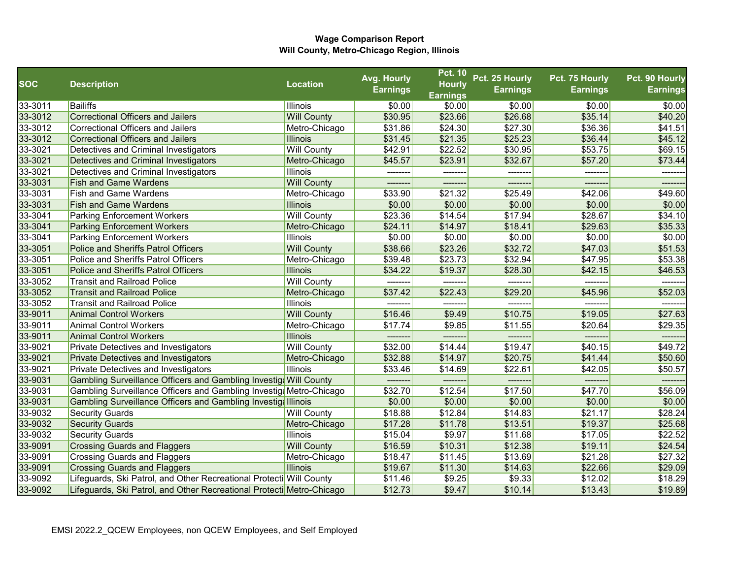**Wage Comparison Report**
**Will County, Metro-Chicago Region, Illinois**

| SOC | Description | Location | Avg. Hourly Earnings | Pct. 10 Hourly Earnings | Pct. 25 Hourly Earnings | Pct. 75 Hourly Earnings | Pct. 90 Hourly Earnings |
|---|---|---|---|---|---|---|---|
| 33-3011 | Bailiffs | Illinois | $0.00 | $0.00 | $0.00 | $0.00 | $0.00 |
| 33-3012 | Correctional Officers and Jailers | Will County | $30.95 | $23.66 | $26.68 | $35.14 | $40.20 |
| 33-3012 | Correctional Officers and Jailers | Metro-Chicago | $31.86 | $24.30 | $27.30 | $36.36 | $41.51 |
| 33-3012 | Correctional Officers and Jailers | Illinois | $31.45 | $21.35 | $25.23 | $36.44 | $45.12 |
| 33-3021 | Detectives and Criminal Investigators | Will County | $42.91 | $22.52 | $30.95 | $53.75 | $69.15 |
| 33-3021 | Detectives and Criminal Investigators | Metro-Chicago | $45.57 | $23.91 | $32.67 | $57.20 | $73.44 |
| 33-3021 | Detectives and Criminal Investigators | Illinois | -------- | -------- | -------- | -------- | -------- |
| 33-3031 | Fish and Game Wardens | Will County | -------- | -------- | -------- | -------- | -------- |
| 33-3031 | Fish and Game Wardens | Metro-Chicago | $33.90 | $21.32 | $25.49 | $42.06 | $49.60 |
| 33-3031 | Fish and Game Wardens | Illinois | $0.00 | $0.00 | $0.00 | $0.00 | $0.00 |
| 33-3041 | Parking Enforcement Workers | Will County | $23.36 | $14.54 | $17.94 | $28.67 | $34.10 |
| 33-3041 | Parking Enforcement Workers | Metro-Chicago | $24.11 | $14.97 | $18.41 | $29.63 | $35.33 |
| 33-3041 | Parking Enforcement Workers | Illinois | $0.00 | $0.00 | $0.00 | $0.00 | $0.00 |
| 33-3051 | Police and Sheriffs Patrol Officers | Will County | $38.66 | $23.26 | $32.72 | $47.03 | $51.53 |
| 33-3051 | Police and Sheriffs Patrol Officers | Metro-Chicago | $39.48 | $23.73 | $32.94 | $47.95 | $53.38 |
| 33-3051 | Police and Sheriffs Patrol Officers | Illinois | $34.22 | $19.37 | $28.30 | $42.15 | $46.53 |
| 33-3052 | Transit and Railroad Police | Will County | -------- | -------- | -------- | -------- | -------- |
| 33-3052 | Transit and Railroad Police | Metro-Chicago | $37.42 | $22.43 | $29.20 | $45.96 | $52.03 |
| 33-3052 | Transit and Railroad Police | Illinois | -------- | -------- | -------- | -------- | -------- |
| 33-9011 | Animal Control Workers | Will County | $16.46 | $9.49 | $10.75 | $19.05 | $27.63 |
| 33-9011 | Animal Control Workers | Metro-Chicago | $17.74 | $9.85 | $11.55 | $20.64 | $29.35 |
| 33-9011 | Animal Control Workers | Illinois | -------- | -------- | -------- | -------- | -------- |
| 33-9021 | Private Detectives and Investigators | Will County | $32.00 | $14.44 | $19.47 | $40.15 | $49.72 |
| 33-9021 | Private Detectives and Investigators | Metro-Chicago | $32.88 | $14.97 | $20.75 | $41.44 | $50.60 |
| 33-9021 | Private Detectives and Investigators | Illinois | $33.46 | $14.69 | $22.61 | $42.05 | $50.57 |
| 33-9031 | Gambling Surveillance Officers and Gambling Investiga | Will County | -------- | -------- | -------- | -------- | -------- |
| 33-9031 | Gambling Surveillance Officers and Gambling Investiga | Metro-Chicago | $32.70 | $12.54 | $17.50 | $47.70 | $56.09 |
| 33-9031 | Gambling Surveillance Officers and Gambling Investiga | Illinois | $0.00 | $0.00 | $0.00 | $0.00 | $0.00 |
| 33-9032 | Security Guards | Will County | $18.88 | $12.84 | $14.83 | $21.17 | $28.24 |
| 33-9032 | Security Guards | Metro-Chicago | $17.28 | $11.78 | $13.51 | $19.37 | $25.68 |
| 33-9032 | Security Guards | Illinois | $15.04 | $9.97 | $11.68 | $17.05 | $22.52 |
| 33-9091 | Crossing Guards and Flaggers | Will County | $16.59 | $10.31 | $12.38 | $19.11 | $24.54 |
| 33-9091 | Crossing Guards and Flaggers | Metro-Chicago | $18.47 | $11.45 | $13.69 | $21.28 | $27.32 |
| 33-9091 | Crossing Guards and Flaggers | Illinois | $19.67 | $11.30 | $14.63 | $22.66 | $29.09 |
| 33-9092 | Lifeguards, Ski Patrol, and Other Recreational Protecti | Will County | $11.46 | $9.25 | $9.33 | $12.02 | $18.29 |
| 33-9092 | Lifeguards, Ski Patrol, and Other Recreational Protecti | Metro-Chicago | $12.73 | $9.47 | $10.14 | $13.43 | $19.89 |

EMSI 2022.2_QCEW Employees, non QCEW Employees, and Self Employed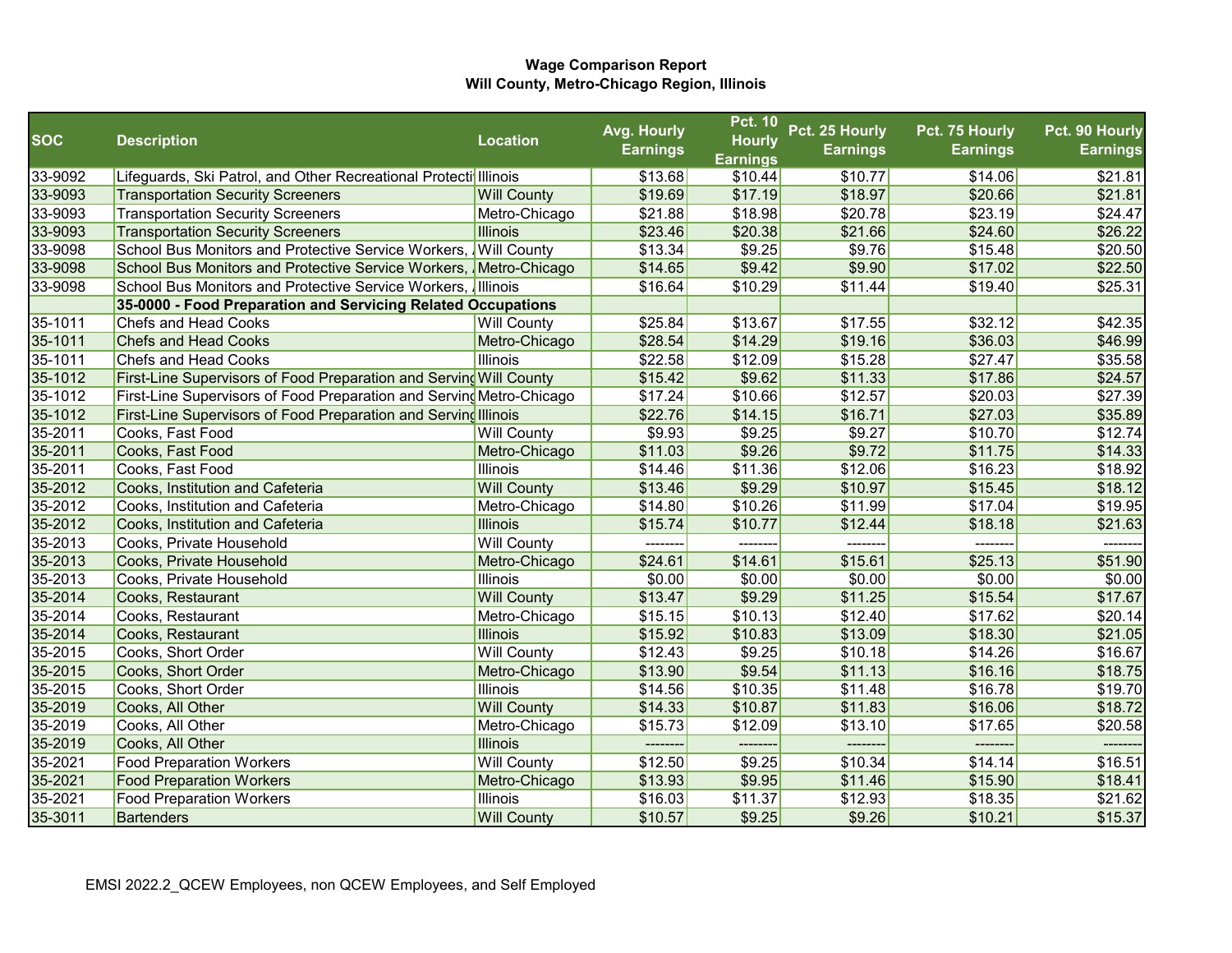**Wage Comparison Report**
**Will County, Metro-Chicago Region, Illinois**

| SOC | Description | Location | Avg. Hourly Earnings | Pct. 10 Hourly Earnings | Pct. 25 Hourly Earnings | Pct. 75 Hourly Earnings | Pct. 90 Hourly Earnings |
|---|---|---|---|---|---|---|---|
| 33-9092 | Lifeguards, Ski Patrol, and Other Recreational Protecti | Illinois | $13.68 | $10.44 | $10.77 | $14.06 | $21.81 |
| 33-9093 | Transportation Security Screeners | Will County | $19.69 | $17.19 | $18.97 | $20.66 | $21.81 |
| 33-9093 | Transportation Security Screeners | Metro-Chicago | $21.88 | $18.98 | $20.78 | $23.19 | $24.47 |
| 33-9093 | Transportation Security Screeners | Illinois | $23.46 | $20.38 | $21.66 | $24.60 | $26.22 |
| 33-9098 | School Bus Monitors and Protective Service Workers, | Will County | $13.34 | $9.25 | $9.76 | $15.48 | $20.50 |
| 33-9098 | School Bus Monitors and Protective Service Workers, | Metro-Chicago | $14.65 | $9.42 | $9.90 | $17.02 | $22.50 |
| 33-9098 | School Bus Monitors and Protective Service Workers, | Illinois | $16.64 | $10.29 | $11.44 | $19.40 | $25.31 |
| | **35-0000 - Food Preparation and Servicing Related Occupations** | | | | | | |
| 35-1011 | Chefs and Head Cooks | Will County | $25.84 | $13.67 | $17.55 | $32.12 | $42.35 |
| 35-1011 | Chefs and Head Cooks | Metro-Chicago | $28.54 | $14.29 | $19.16 | $36.03 | $46.99 |
| 35-1011 | Chefs and Head Cooks | Illinois | $22.58 | $12.09 | $15.28 | $27.47 | $35.58 |
| 35-1012 | First-Line Supervisors of Food Preparation and Serving | Will County | $15.42 | $9.62 | $11.33 | $17.86 | $24.57 |
| 35-1012 | First-Line Supervisors of Food Preparation and Serving | Metro-Chicago | $17.24 | $10.66 | $12.57 | $20.03 | $27.39 |
| 35-1012 | First-Line Supervisors of Food Preparation and Serving | Illinois | $22.76 | $14.15 | $16.71 | $27.03 | $35.89 |
| 35-2011 | Cooks, Fast Food | Will County | $9.93 | $9.25 | $9.27 | $10.70 | $12.74 |
| 35-2011 | Cooks, Fast Food | Metro-Chicago | $11.03 | $9.26 | $9.72 | $11.75 | $14.33 |
| 35-2011 | Cooks, Fast Food | Illinois | $14.46 | $11.36 | $12.06 | $16.23 | $18.92 |
| 35-2012 | Cooks, Institution and Cafeteria | Will County | $13.46 | $9.29 | $10.97 | $15.45 | $18.12 |
| 35-2012 | Cooks, Institution and Cafeteria | Metro-Chicago | $14.80 | $10.26 | $11.99 | $17.04 | $19.95 |
| 35-2012 | Cooks, Institution and Cafeteria | Illinois | $15.74 | $10.77 | $12.44 | $18.18 | $21.63 |
| 35-2013 | Cooks, Private Household | Will County | -------- | -------- | -------- | -------- | -------- |
| 35-2013 | Cooks, Private Household | Metro-Chicago | $24.61 | $14.61 | $15.61 | $25.13 | $51.90 |
| 35-2013 | Cooks, Private Household | Illinois | $0.00 | $0.00 | $0.00 | $0.00 | $0.00 |
| 35-2014 | Cooks, Restaurant | Will County | $13.47 | $9.29 | $11.25 | $15.54 | $17.67 |
| 35-2014 | Cooks, Restaurant | Metro-Chicago | $15.15 | $10.13 | $12.40 | $17.62 | $20.14 |
| 35-2014 | Cooks, Restaurant | Illinois | $15.92 | $10.83 | $13.09 | $18.30 | $21.05 |
| 35-2015 | Cooks, Short Order | Will County | $12.43 | $9.25 | $10.18 | $14.26 | $16.67 |
| 35-2015 | Cooks, Short Order | Metro-Chicago | $13.90 | $9.54 | $11.13 | $16.16 | $18.75 |
| 35-2015 | Cooks, Short Order | Illinois | $14.56 | $10.35 | $11.48 | $16.78 | $19.70 |
| 35-2019 | Cooks, All Other | Will County | $14.33 | $10.87 | $11.83 | $16.06 | $18.72 |
| 35-2019 | Cooks, All Other | Metro-Chicago | $15.73 | $12.09 | $13.10 | $17.65 | $20.58 |
| 35-2019 | Cooks, All Other | Illinois | -------- | -------- | -------- | -------- | -------- |
| 35-2021 | Food Preparation Workers | Will County | $12.50 | $9.25 | $10.34 | $14.14 | $16.51 |
| 35-2021 | Food Preparation Workers | Metro-Chicago | $13.93 | $9.95 | $11.46 | $15.90 | $18.41 |
| 35-2021 | Food Preparation Workers | Illinois | $16.03 | $11.37 | $12.93 | $18.35 | $21.62 |
| 35-3011 | Bartenders | Will County | $10.57 | $9.25 | $9.26 | $10.21 | $15.37 |

EMSI 2022.2_QCEW Employees, non QCEW Employees, and Self Employed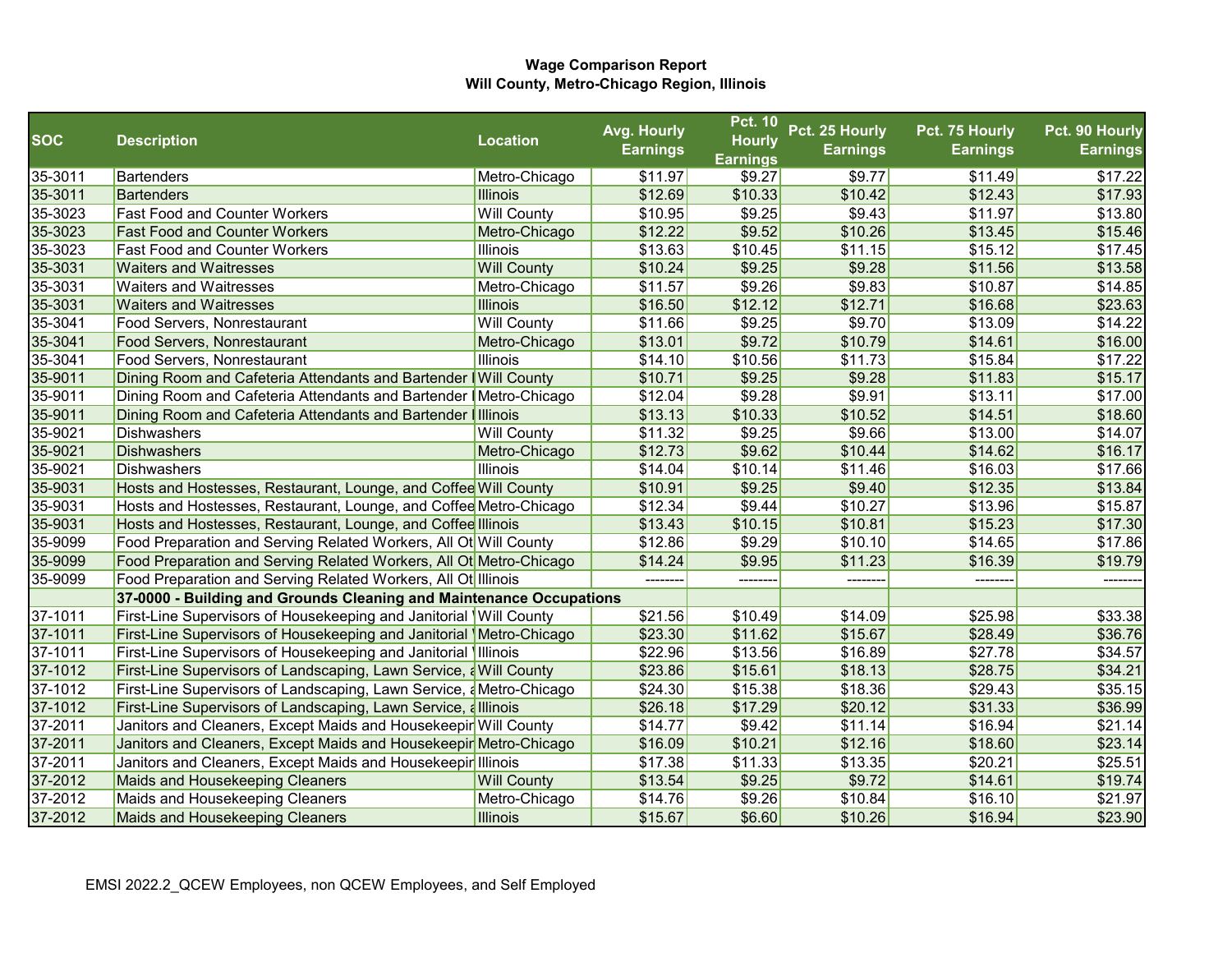**Wage Comparison Report**
**Will County, Metro-Chicago Region, Illinois**

| SOC | Description | Location | Avg. Hourly Earnings | Pct. 10 Hourly Earnings | Pct. 25 Hourly Earnings | Pct. 75 Hourly Earnings | Pct. 90 Hourly Earnings |
|---|---|---|---|---|---|---|---|
| 35-3011 | Bartenders | Metro-Chicago | $11.97 | $9.27 | $9.77 | $11.49 | $17.22 |
| 35-3011 | Bartenders | Illinois | $12.69 | $10.33 | $10.42 | $12.43 | $17.93 |
| 35-3023 | Fast Food and Counter Workers | Will County | $10.95 | $9.25 | $9.43 | $11.97 | $13.80 |
| 35-3023 | Fast Food and Counter Workers | Metro-Chicago | $12.22 | $9.52 | $10.26 | $13.45 | $15.46 |
| 35-3023 | Fast Food and Counter Workers | Illinois | $13.63 | $10.45 | $11.15 | $15.12 | $17.45 |
| 35-3031 | Waiters and Waitresses | Will County | $10.24 | $9.25 | $9.28 | $11.56 | $13.58 |
| 35-3031 | Waiters and Waitresses | Metro-Chicago | $11.57 | $9.26 | $9.83 | $10.87 | $14.85 |
| 35-3031 | Waiters and Waitresses | Illinois | $16.50 | $12.12 | $12.71 | $16.68 | $23.63 |
| 35-3041 | Food Servers, Nonrestaurant | Will County | $11.66 | $9.25 | $9.70 | $13.09 | $14.22 |
| 35-3041 | Food Servers, Nonrestaurant | Metro-Chicago | $13.01 | $9.72 | $10.79 | $14.61 | $16.00 |
| 35-3041 | Food Servers, Nonrestaurant | Illinois | $14.10 | $10.56 | $11.73 | $15.84 | $17.22 |
| 35-9011 | Dining Room and Cafeteria Attendants and Bartender I | Will County | $10.71 | $9.25 | $9.28 | $11.83 | $15.17 |
| 35-9011 | Dining Room and Cafeteria Attendants and Bartender I | Metro-Chicago | $12.04 | $9.28 | $9.91 | $13.11 | $17.00 |
| 35-9011 | Dining Room and Cafeteria Attendants and Bartender I | Illinois | $13.13 | $10.33 | $10.52 | $14.51 | $18.60 |
| 35-9021 | Dishwashers | Will County | $11.32 | $9.25 | $9.66 | $13.00 | $14.07 |
| 35-9021 | Dishwashers | Metro-Chicago | $12.73 | $9.62 | $10.44 | $14.62 | $16.17 |
| 35-9021 | Dishwashers | Illinois | $14.04 | $10.14 | $11.46 | $16.03 | $17.66 |
| 35-9031 | Hosts and Hostesses, Restaurant, Lounge, and Coffee | Will County | $10.91 | $9.25 | $9.40 | $12.35 | $13.84 |
| 35-9031 | Hosts and Hostesses, Restaurant, Lounge, and Coffee | Metro-Chicago | $12.34 | $9.44 | $10.27 | $13.96 | $15.87 |
| 35-9031 | Hosts and Hostesses, Restaurant, Lounge, and Coffee | Illinois | $13.43 | $10.15 | $10.81 | $15.23 | $17.30 |
| 35-9099 | Food Preparation and Serving Related Workers, All Ot | Will County | $12.86 | $9.29 | $10.10 | $14.65 | $17.86 |
| 35-9099 | Food Preparation and Serving Related Workers, All Ot | Metro-Chicago | $14.24 | $9.95 | $11.23 | $16.39 | $19.79 |
| 35-9099 | Food Preparation and Serving Related Workers, All Ot | Illinois | -------- | -------- | -------- | -------- | -------- |
| | **37-0000 - Building and Grounds Cleaning and Maintenance Occupations** | | | | | | |
| 37-1011 | First-Line Supervisors of Housekeeping and Janitorial \ | Will County | $21.56 | $10.49 | $14.09 | $25.98 | $33.38 |
| 37-1011 | First-Line Supervisors of Housekeeping and Janitorial \ | Metro-Chicago | $23.30 | $11.62 | $15.67 | $28.49 | $36.76 |
| 37-1011 | First-Line Supervisors of Housekeeping and Janitorial \ | Illinois | $22.96 | $13.56 | $16.89 | $27.78 | $34.57 |
| 37-1012 | First-Line Supervisors of Landscaping, Lawn Service, a | Will County | $23.86 | $15.61 | $18.13 | $28.75 | $34.21 |
| 37-1012 | First-Line Supervisors of Landscaping, Lawn Service, a | Metro-Chicago | $24.30 | $15.38 | $18.36 | $29.43 | $35.15 |
| 37-1012 | First-Line Supervisors of Landscaping, Lawn Service, a | Illinois | $26.18 | $17.29 | $20.12 | $31.33 | $36.99 |
| 37-2011 | Janitors and Cleaners, Except Maids and Housekeepir | Will County | $14.77 | $9.42 | $11.14 | $16.94 | $21.14 |
| 37-2011 | Janitors and Cleaners, Except Maids and Housekeepir | Metro-Chicago | $16.09 | $10.21 | $12.16 | $18.60 | $23.14 |
| 37-2011 | Janitors and Cleaners, Except Maids and Housekeepir | Illinois | $17.38 | $11.33 | $13.35 | $20.21 | $25.51 |
| 37-2012 | Maids and Housekeeping Cleaners | Will County | $13.54 | $9.25 | $9.72 | $14.61 | $19.74 |
| 37-2012 | Maids and Housekeeping Cleaners | Metro-Chicago | $14.76 | $9.26 | $10.84 | $16.10 | $21.97 |
| 37-2012 | Maids and Housekeeping Cleaners | Illinois | $15.67 | $6.60 | $10.26 | $16.94 | $23.90 |

EMSI 2022.2_QCEW Employees, non QCEW Employees, and Self Employed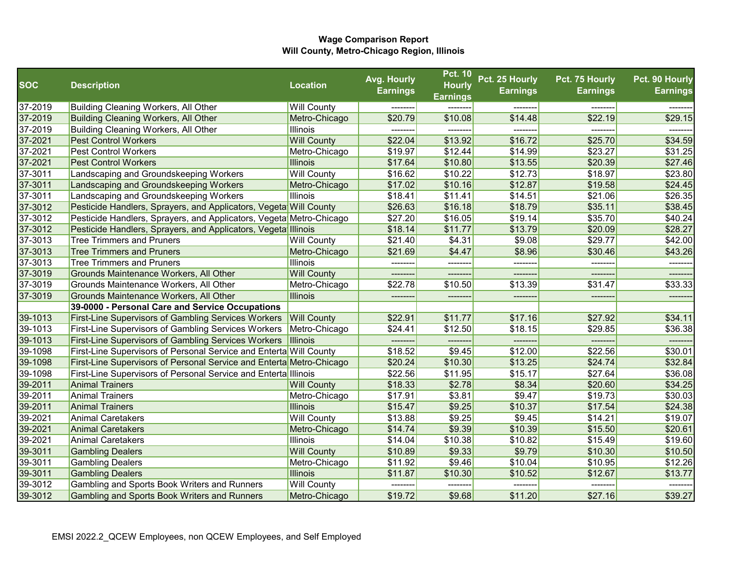**Wage Comparison Report**
**Will County, Metro-Chicago Region, Illinois**

| SOC | Description | Location | Avg. Hourly Earnings | Pct. 10 Hourly Earnings | Pct. 25 Hourly Earnings | Pct. 75 Hourly Earnings | Pct. 90 Hourly Earnings |
|---|---|---|---|---|---|---|---|
| 37-2019 | Building Cleaning Workers, All Other | Will County | -------- | -------- | -------- | -------- | -------- |
| 37-2019 | Building Cleaning Workers, All Other | Metro-Chicago | $20.79 | $10.08 | $14.48 | $22.19 | $29.15 |
| 37-2019 | Building Cleaning Workers, All Other | Illinois | -------- | -------- | -------- | -------- | -------- |
| 37-2021 | Pest Control Workers | Will County | $22.04 | $13.92 | $16.72 | $25.70 | $34.59 |
| 37-2021 | Pest Control Workers | Metro-Chicago | $19.97 | $12.44 | $14.99 | $23.27 | $31.25 |
| 37-2021 | Pest Control Workers | Illinois | $17.64 | $10.80 | $13.55 | $20.39 | $27.46 |
| 37-3011 | Landscaping and Groundskeeping Workers | Will County | $16.62 | $10.22 | $12.73 | $18.97 | $23.80 |
| 37-3011 | Landscaping and Groundskeeping Workers | Metro-Chicago | $17.02 | $10.16 | $12.87 | $19.58 | $24.45 |
| 37-3011 | Landscaping and Groundskeeping Workers | Illinois | $18.41 | $11.41 | $14.51 | $21.06 | $26.35 |
| 37-3012 | Pesticide Handlers, Sprayers, and Applicators, Vegeta | Will County | $26.63 | $16.18 | $18.79 | $35.11 | $38.45 |
| 37-3012 | Pesticide Handlers, Sprayers, and Applicators, Vegeta | Metro-Chicago | $27.20 | $16.05 | $19.14 | $35.70 | $40.24 |
| 37-3012 | Pesticide Handlers, Sprayers, and Applicators, Vegeta | Illinois | $18.14 | $11.77 | $13.79 | $20.09 | $28.27 |
| 37-3013 | Tree Trimmers and Pruners | Will County | $21.40 | $4.31 | $9.08 | $29.77 | $42.00 |
| 37-3013 | Tree Trimmers and Pruners | Metro-Chicago | $21.69 | $4.47 | $8.96 | $30.46 | $43.26 |
| 37-3013 | Tree Trimmers and Pruners | Illinois | -------- | -------- | -------- | -------- | -------- |
| 37-3019 | Grounds Maintenance Workers, All Other | Will County | -------- | -------- | -------- | -------- | -------- |
| 37-3019 | Grounds Maintenance Workers, All Other | Metro-Chicago | $22.78 | $10.50 | $13.39 | $31.47 | $33.33 |
| 37-3019 | Grounds Maintenance Workers, All Other | Illinois | -------- | -------- | -------- | -------- | -------- |
| | **39-0000 - Personal Care and Service Occupations** | | | | | | |
| 39-1013 | First-Line Supervisors of Gambling Services Workers | Will County | $22.91 | $11.77 | $17.16 | $27.92 | $34.11 |
| 39-1013 | First-Line Supervisors of Gambling Services Workers | Metro-Chicago | $24.41 | $12.50 | $18.15 | $29.85 | $36.38 |
| 39-1013 | First-Line Supervisors of Gambling Services Workers | Illinois | -------- | -------- | -------- | -------- | -------- |
| 39-1098 | First-Line Supervisors of Personal Service and Enterta | Will County | $18.52 | $9.45 | $12.00 | $22.56 | $30.01 |
| 39-1098 | First-Line Supervisors of Personal Service and Enterta | Metro-Chicago | $20.24 | $10.30 | $13.25 | $24.74 | $32.84 |
| 39-1098 | First-Line Supervisors of Personal Service and Enterta | Illinois | $22.56 | $11.95 | $15.17 | $27.64 | $36.08 |
| 39-2011 | Animal Trainers | Will County | $18.33 | $2.78 | $8.34 | $20.60 | $34.25 |
| 39-2011 | Animal Trainers | Metro-Chicago | $17.91 | $3.81 | $9.47 | $19.73 | $30.03 |
| 39-2011 | Animal Trainers | Illinois | $15.47 | $9.25 | $10.37 | $17.54 | $24.38 |
| 39-2021 | Animal Caretakers | Will County | $13.88 | $9.25 | $9.45 | $14.21 | $19.07 |
| 39-2021 | Animal Caretakers | Metro-Chicago | $14.74 | $9.39 | $10.39 | $15.50 | $20.61 |
| 39-2021 | Animal Caretakers | Illinois | $14.04 | $10.38 | $10.82 | $15.49 | $19.60 |
| 39-3011 | Gambling Dealers | Will County | $10.89 | $9.33 | $9.79 | $10.30 | $10.50 |
| 39-3011 | Gambling Dealers | Metro-Chicago | $11.92 | $9.46 | $10.04 | $10.95 | $12.26 |
| 39-3011 | Gambling Dealers | Illinois | $11.87 | $10.30 | $10.52 | $12.67 | $13.77 |
| 39-3012 | Gambling and Sports Book Writers and Runners | Will County | -------- | -------- | -------- | -------- | -------- |
| 39-3012 | Gambling and Sports Book Writers and Runners | Metro-Chicago | $19.72 | $9.68 | $11.20 | $27.16 | $39.27 |

EMSI 2022.2_QCEW Employees, non QCEW Employees, and Self Employed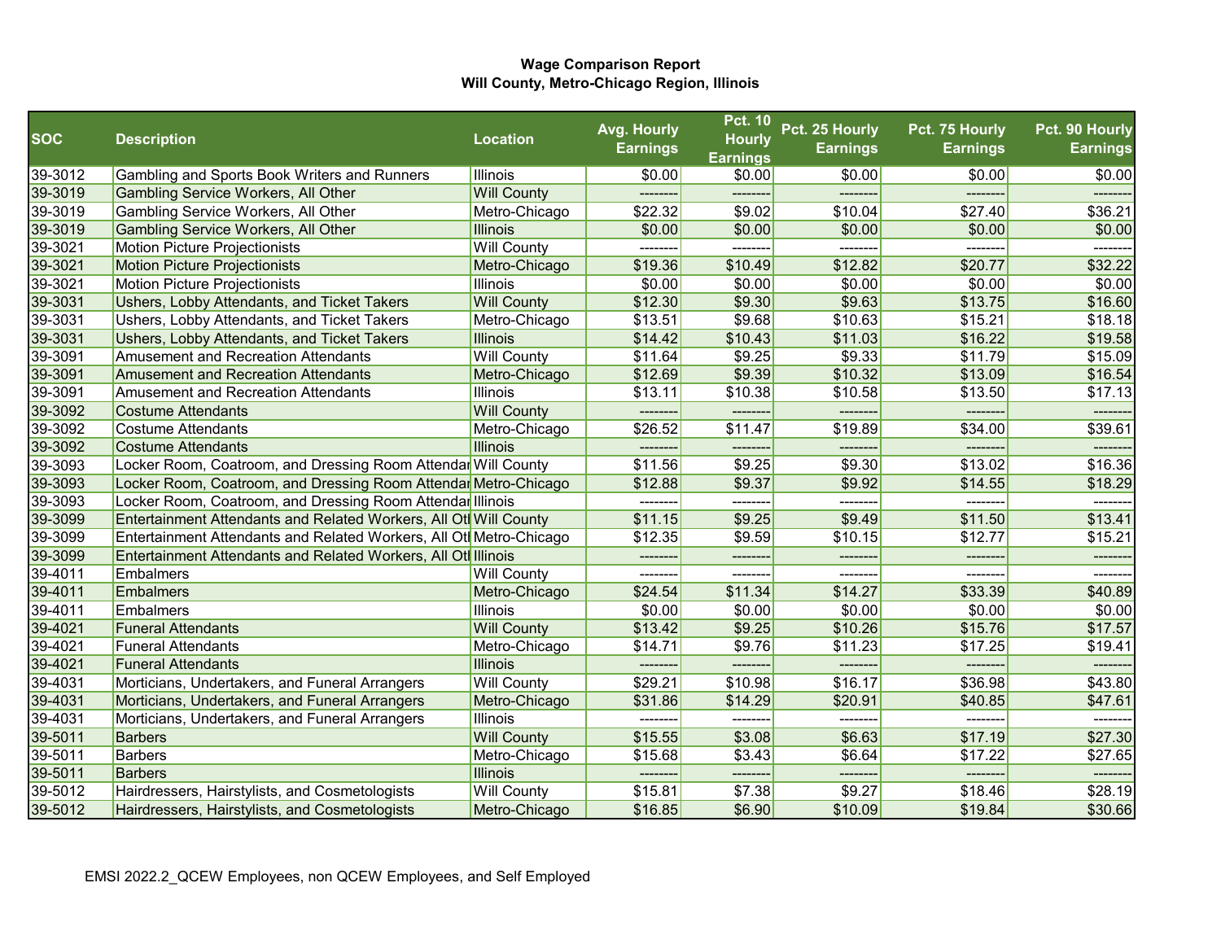**Wage Comparison Report**
**Will County, Metro-Chicago Region, Illinois**

| SOC | Description | Location | Avg. Hourly Earnings | Pct. 10 Hourly Earnings | Pct. 25 Hourly Earnings | Pct. 75 Hourly Earnings | Pct. 90 Hourly Earnings |
|---|---|---|---|---|---|---|---|
| 39-3012 | Gambling and Sports Book Writers and Runners | Illinois | $0.00 | $0.00 | $0.00 | $0.00 | $0.00 |
| 39-3019 | Gambling Service Workers, All Other | Will County | -------- | -------- | -------- | -------- | -------- |
| 39-3019 | Gambling Service Workers, All Other | Metro-Chicago | $22.32 | $9.02 | $10.04 | $27.40 | $36.21 |
| 39-3019 | Gambling Service Workers, All Other | Illinois | $0.00 | $0.00 | $0.00 | $0.00 | $0.00 |
| 39-3021 | Motion Picture Projectionists | Will County | -------- | -------- | -------- | -------- | -------- |
| 39-3021 | Motion Picture Projectionists | Metro-Chicago | $19.36 | $10.49 | $12.82 | $20.77 | $32.22 |
| 39-3021 | Motion Picture Projectionists | Illinois | $0.00 | $0.00 | $0.00 | $0.00 | $0.00 |
| 39-3031 | Ushers, Lobby Attendants, and Ticket Takers | Will County | $12.30 | $9.30 | $9.63 | $13.75 | $16.60 |
| 39-3031 | Ushers, Lobby Attendants, and Ticket Takers | Metro-Chicago | $13.51 | $9.68 | $10.63 | $15.21 | $18.18 |
| 39-3031 | Ushers, Lobby Attendants, and Ticket Takers | Illinois | $14.42 | $10.43 | $11.03 | $16.22 | $19.58 |
| 39-3091 | Amusement and Recreation Attendants | Will County | $11.64 | $9.25 | $9.33 | $11.79 | $15.09 |
| 39-3091 | Amusement and Recreation Attendants | Metro-Chicago | $12.69 | $9.39 | $10.32 | $13.09 | $16.54 |
| 39-3091 | Amusement and Recreation Attendants | Illinois | $13.11 | $10.38 | $10.58 | $13.50 | $17.13 |
| 39-3092 | Costume Attendants | Will County | -------- | -------- | -------- | -------- | -------- |
| 39-3092 | Costume Attendants | Metro-Chicago | $26.52 | $11.47 | $19.89 | $34.00 | $39.61 |
| 39-3092 | Costume Attendants | Illinois | -------- | -------- | -------- | -------- | -------- |
| 39-3093 | Locker Room, Coatroom, and Dressing Room Attendar | Will County | $11.56 | $9.25 | $9.30 | $13.02 | $16.36 |
| 39-3093 | Locker Room, Coatroom, and Dressing Room Attendar | Metro-Chicago | $12.88 | $9.37 | $9.92 | $14.55 | $18.29 |
| 39-3093 | Locker Room, Coatroom, and Dressing Room Attendar | Illinois | -------- | -------- | -------- | -------- | -------- |
| 39-3099 | Entertainment Attendants and Related Workers, All Otl | Will County | $11.15 | $9.25 | $9.49 | $11.50 | $13.41 |
| 39-3099 | Entertainment Attendants and Related Workers, All Otl | Metro-Chicago | $12.35 | $9.59 | $10.15 | $12.77 | $15.21 |
| 39-3099 | Entertainment Attendants and Related Workers, All Otl | Illinois | -------- | -------- | -------- | -------- | -------- |
| 39-4011 | Embalmers | Will County | -------- | -------- | -------- | -------- | -------- |
| 39-4011 | Embalmers | Metro-Chicago | $24.54 | $11.34 | $14.27 | $33.39 | $40.89 |
| 39-4011 | Embalmers | Illinois | $0.00 | $0.00 | $0.00 | $0.00 | $0.00 |
| 39-4021 | Funeral Attendants | Will County | $13.42 | $9.25 | $10.26 | $15.76 | $17.57 |
| 39-4021 | Funeral Attendants | Metro-Chicago | $14.71 | $9.76 | $11.23 | $17.25 | $19.41 |
| 39-4021 | Funeral Attendants | Illinois | -------- | -------- | -------- | -------- | -------- |
| 39-4031 | Morticians, Undertakers, and Funeral Arrangers | Will County | $29.21 | $10.98 | $16.17 | $36.98 | $43.80 |
| 39-4031 | Morticians, Undertakers, and Funeral Arrangers | Metro-Chicago | $31.86 | $14.29 | $20.91 | $40.85 | $47.61 |
| 39-4031 | Morticians, Undertakers, and Funeral Arrangers | Illinois | -------- | -------- | -------- | -------- | -------- |
| 39-5011 | Barbers | Will County | $15.55 | $3.08 | $6.63 | $17.19 | $27.30 |
| 39-5011 | Barbers | Metro-Chicago | $15.68 | $3.43 | $6.64 | $17.22 | $27.65 |
| 39-5011 | Barbers | Illinois | -------- | -------- | -------- | -------- | -------- |
| 39-5012 | Hairdressers, Hairstylists, and Cosmetologists | Will County | $15.81 | $7.38 | $9.27 | $18.46 | $28.19 |
| 39-5012 | Hairdressers, Hairstylists, and Cosmetologists | Metro-Chicago | $16.85 | $6.90 | $10.09 | $19.84 | $30.66 |

EMSI 2022.2_QCEW Employees, non QCEW Employees, and Self Employed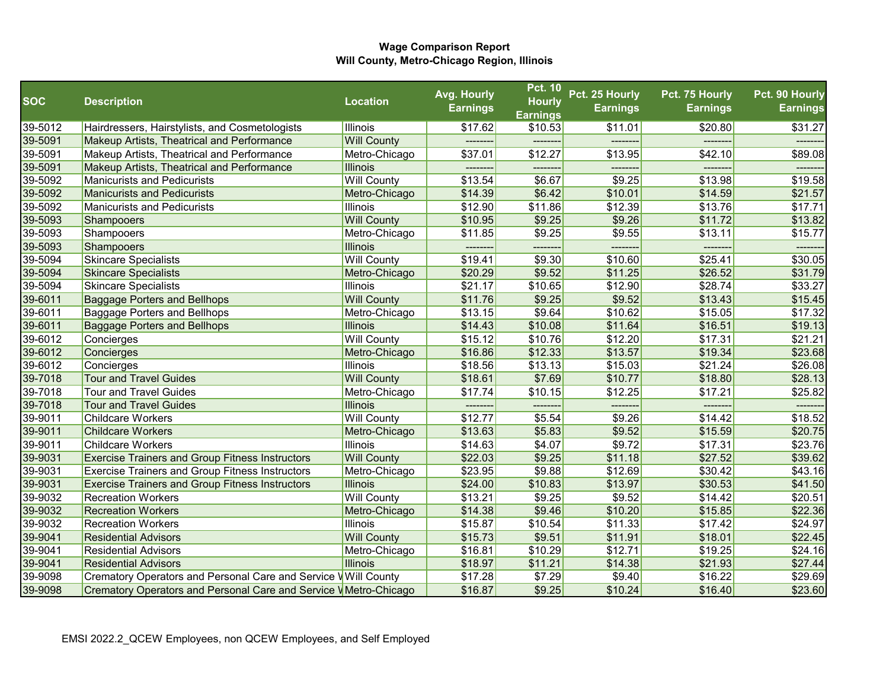**Wage Comparison Report**
**Will County, Metro-Chicago Region, Illinois**

| SOC | Description | Location | Avg. Hourly Earnings | Pct. 10 Hourly Earnings | Pct. 25 Hourly Earnings | Pct. 75 Hourly Earnings | Pct. 90 Hourly Earnings |
|---|---|---|---|---|---|---|---|
| 39-5012 | Hairdressers, Hairstylists, and Cosmetologists | Illinois | $17.62 | $10.53 | $11.01 | $20.80 | $31.27 |
| 39-5091 | Makeup Artists, Theatrical and Performance | Will County | -------- | -------- | -------- | -------- | -------- |
| 39-5091 | Makeup Artists, Theatrical and Performance | Metro-Chicago | $37.01 | $12.27 | $13.95 | $42.10 | $89.08 |
| 39-5091 | Makeup Artists, Theatrical and Performance | Illinois | -------- | -------- | -------- | -------- | -------- |
| 39-5092 | Manicurists and Pedicurists | Will County | $13.54 | $6.67 | $9.25 | $13.98 | $19.58 |
| 39-5092 | Manicurists and Pedicurists | Metro-Chicago | $14.39 | $6.42 | $10.01 | $14.59 | $21.57 |
| 39-5092 | Manicurists and Pedicurists | Illinois | $12.90 | $11.86 | $12.39 | $13.76 | $17.71 |
| 39-5093 | Shampooers | Will County | $10.95 | $9.25 | $9.26 | $11.72 | $13.82 |
| 39-5093 | Shampooers | Metro-Chicago | $11.85 | $9.25 | $9.55 | $13.11 | $15.77 |
| 39-5093 | Shampooers | Illinois | -------- | -------- | -------- | -------- | -------- |
| 39-5094 | Skincare Specialists | Will County | $19.41 | $9.30 | $10.60 | $25.41 | $30.05 |
| 39-5094 | Skincare Specialists | Metro-Chicago | $20.29 | $9.52 | $11.25 | $26.52 | $31.79 |
| 39-5094 | Skincare Specialists | Illinois | $21.17 | $10.65 | $12.90 | $28.74 | $33.27 |
| 39-6011 | Baggage Porters and Bellhops | Will County | $11.76 | $9.25 | $9.52 | $13.43 | $15.45 |
| 39-6011 | Baggage Porters and Bellhops | Metro-Chicago | $13.15 | $9.64 | $10.62 | $15.05 | $17.32 |
| 39-6011 | Baggage Porters and Bellhops | Illinois | $14.43 | $10.08 | $11.64 | $16.51 | $19.13 |
| 39-6012 | Concierges | Will County | $15.12 | $10.76 | $12.20 | $17.31 | $21.21 |
| 39-6012 | Concierges | Metro-Chicago | $16.86 | $12.33 | $13.57 | $19.34 | $23.68 |
| 39-6012 | Concierges | Illinois | $18.56 | $13.13 | $15.03 | $21.24 | $26.08 |
| 39-7018 | Tour and Travel Guides | Will County | $18.61 | $7.69 | $10.77 | $18.80 | $28.13 |
| 39-7018 | Tour and Travel Guides | Metro-Chicago | $17.74 | $10.15 | $12.25 | $17.21 | $25.82 |
| 39-7018 | Tour and Travel Guides | Illinois | -------- | -------- | -------- | -------- | -------- |
| 39-9011 | Childcare Workers | Will County | $12.77 | $5.54 | $9.26 | $14.42 | $18.52 |
| 39-9011 | Childcare Workers | Metro-Chicago | $13.63 | $5.83 | $9.52 | $15.59 | $20.75 |
| 39-9011 | Childcare Workers | Illinois | $14.63 | $4.07 | $9.72 | $17.31 | $23.76 |
| 39-9031 | Exercise Trainers and Group Fitness Instructors | Will County | $22.03 | $9.25 | $11.18 | $27.52 | $39.62 |
| 39-9031 | Exercise Trainers and Group Fitness Instructors | Metro-Chicago | $23.95 | $9.88 | $12.69 | $30.42 | $43.16 |
| 39-9031 | Exercise Trainers and Group Fitness Instructors | Illinois | $24.00 | $10.83 | $13.97 | $30.53 | $41.50 |
| 39-9032 | Recreation Workers | Will County | $13.21 | $9.25 | $9.52 | $14.42 | $20.51 |
| 39-9032 | Recreation Workers | Metro-Chicago | $14.38 | $9.46 | $10.20 | $15.85 | $22.36 |
| 39-9032 | Recreation Workers | Illinois | $15.87 | $10.54 | $11.33 | $17.42 | $24.97 |
| 39-9041 | Residential Advisors | Will County | $15.73 | $9.51 | $11.91 | $18.01 | $22.45 |
| 39-9041 | Residential Advisors | Metro-Chicago | $16.81 | $10.29 | $12.71 | $19.25 | $24.16 |
| 39-9041 | Residential Advisors | Illinois | $18.97 | $11.21 | $14.38 | $21.93 | $27.44 |
| 39-9098 | Crematory Operators and Personal Care and Service W | Will County | $17.28 | $7.29 | $9.40 | $16.22 | $29.69 |
| 39-9098 | Crematory Operators and Personal Care and Service W | Metro-Chicago | $16.87 | $9.25 | $10.24 | $16.40 | $23.60 |

EMSI 2022.2_QCEW Employees, non QCEW Employees, and Self Employed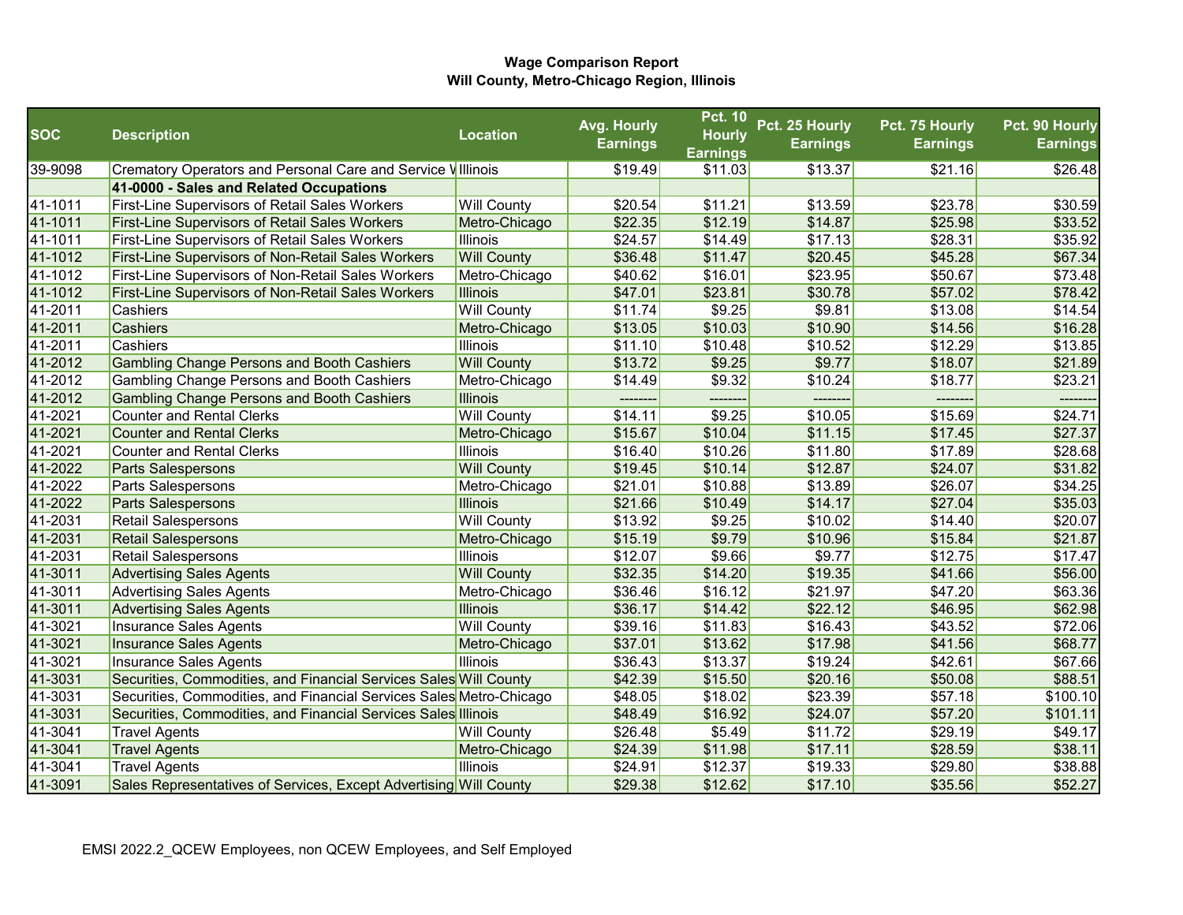**Wage Comparison Report**
**Will County, Metro-Chicago Region, Illinois**

| SOC | Description | Location | Avg. Hourly Earnings | Pct. 10 Hourly Earnings | Pct. 25 Hourly Earnings | Pct. 75 Hourly Earnings | Pct. 90 Hourly Earnings |
|---|---|---|---|---|---|---|---|
| 39-9098 | Crematory Operators and Personal Care and Service W | Illinois | $19.49 | $11.03 | $13.37 | $21.16 | $26.48 |
| | **41-0000 - Sales and Related Occupations** | | | | | | |
| 41-1011 | First-Line Supervisors of Retail Sales Workers | Will County | $20.54 | $11.21 | $13.59 | $23.78 | $30.59 |
| 41-1011 | First-Line Supervisors of Retail Sales Workers | Metro-Chicago | $22.35 | $12.19 | $14.87 | $25.98 | $33.52 |
| 41-1011 | First-Line Supervisors of Retail Sales Workers | Illinois | $24.57 | $14.49 | $17.13 | $28.31 | $35.92 |
| 41-1012 | First-Line Supervisors of Non-Retail Sales Workers | Will County | $36.48 | $11.47 | $20.45 | $45.28 | $67.34 |
| 41-1012 | First-Line Supervisors of Non-Retail Sales Workers | Metro-Chicago | $40.62 | $16.01 | $23.95 | $50.67 | $73.48 |
| 41-1012 | First-Line Supervisors of Non-Retail Sales Workers | Illinois | $47.01 | $23.81 | $30.78 | $57.02 | $78.42 |
| 41-2011 | Cashiers | Will County | $11.74 | $9.25 | $9.81 | $13.08 | $14.54 |
| 41-2011 | Cashiers | Metro-Chicago | $13.05 | $10.03 | $10.90 | $14.56 | $16.28 |
| 41-2011 | Cashiers | Illinois | $11.10 | $10.48 | $10.52 | $12.29 | $13.85 |
| 41-2012 | Gambling Change Persons and Booth Cashiers | Will County | $13.72 | $9.25 | $9.77 | $18.07 | $21.89 |
| 41-2012 | Gambling Change Persons and Booth Cashiers | Metro-Chicago | $14.49 | $9.32 | $10.24 | $18.77 | $23.21 |
| 41-2012 | Gambling Change Persons and Booth Cashiers | Illinois | -------- | -------- | -------- | -------- | -------- |
| 41-2021 | Counter and Rental Clerks | Will County | $14.11 | $9.25 | $10.05 | $15.69 | $24.71 |
| 41-2021 | Counter and Rental Clerks | Metro-Chicago | $15.67 | $10.04 | $11.15 | $17.45 | $27.37 |
| 41-2021 | Counter and Rental Clerks | Illinois | $16.40 | $10.26 | $11.80 | $17.89 | $28.68 |
| 41-2022 | Parts Salespersons | Will County | $19.45 | $10.14 | $12.87 | $24.07 | $31.82 |
| 41-2022 | Parts Salespersons | Metro-Chicago | $21.01 | $10.88 | $13.89 | $26.07 | $34.25 |
| 41-2022 | Parts Salespersons | Illinois | $21.66 | $10.49 | $14.17 | $27.04 | $35.03 |
| 41-2031 | Retail Salespersons | Will County | $13.92 | $9.25 | $10.02 | $14.40 | $20.07 |
| 41-2031 | Retail Salespersons | Metro-Chicago | $15.19 | $9.79 | $10.96 | $15.84 | $21.87 |
| 41-2031 | Retail Salespersons | Illinois | $12.07 | $9.66 | $9.77 | $12.75 | $17.47 |
| 41-3011 | Advertising Sales Agents | Will County | $32.35 | $14.20 | $19.35 | $41.66 | $56.00 |
| 41-3011 | Advertising Sales Agents | Metro-Chicago | $36.46 | $16.12 | $21.97 | $47.20 | $63.36 |
| 41-3011 | Advertising Sales Agents | Illinois | $36.17 | $14.42 | $22.12 | $46.95 | $62.98 |
| 41-3021 | Insurance Sales Agents | Will County | $39.16 | $11.83 | $16.43 | $43.52 | $72.06 |
| 41-3021 | Insurance Sales Agents | Metro-Chicago | $37.01 | $13.62 | $17.98 | $41.56 | $68.77 |
| 41-3021 | Insurance Sales Agents | Illinois | $36.43 | $13.37 | $19.24 | $42.61 | $67.66 |
| 41-3031 | Securities, Commodities, and Financial Services Sales | Will County | $42.39 | $15.50 | $20.16 | $50.08 | $88.51 |
| 41-3031 | Securities, Commodities, and Financial Services Sales | Metro-Chicago | $48.05 | $18.02 | $23.39 | $57.18 | $100.10 |
| 41-3031 | Securities, Commodities, and Financial Services Sales | Illinois | $48.49 | $16.92 | $24.07 | $57.20 | $101.11 |
| 41-3041 | Travel Agents | Will County | $26.48 | $5.49 | $11.72 | $29.19 | $49.17 |
| 41-3041 | Travel Agents | Metro-Chicago | $24.39 | $11.98 | $17.11 | $28.59 | $38.11 |
| 41-3041 | Travel Agents | Illinois | $24.91 | $12.37 | $19.33 | $29.80 | $38.88 |
| 41-3091 | Sales Representatives of Services, Except Advertising | Will County | $29.38 | $12.62 | $17.10 | $35.56 | $52.27 |

EMSI 2022.2_QCEW Employees, non QCEW Employees, and Self Employed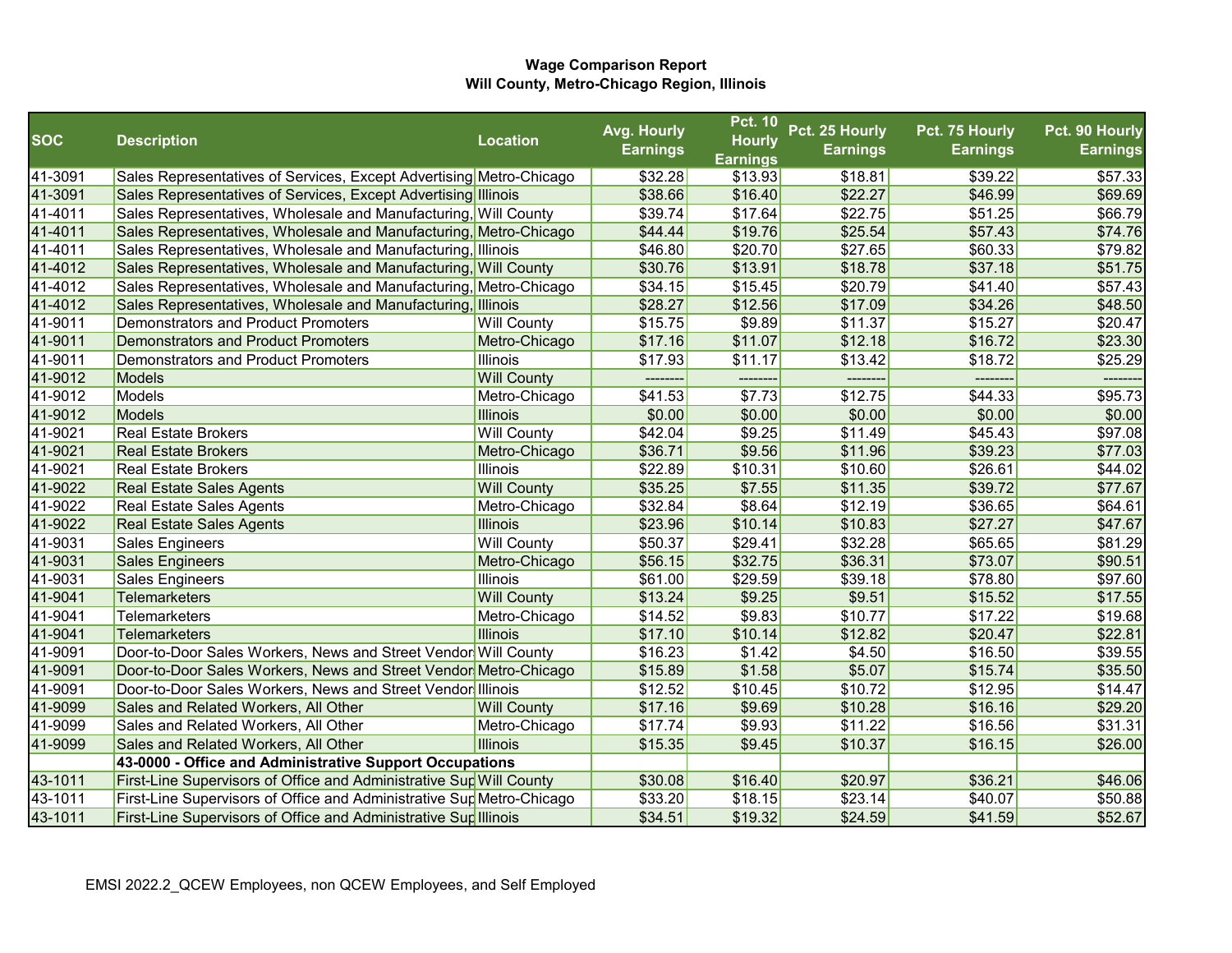**Wage Comparison Report**
**Will County, Metro-Chicago Region, Illinois**

| SOC | Description | Location | Avg. Hourly Earnings | Pct. 10 Hourly Earnings | Pct. 25 Hourly Earnings | Pct. 75 Hourly Earnings | Pct. 90 Hourly Earnings |
|---|---|---|---|---|---|---|---|
| 41-3091 | Sales Representatives of Services, Except Advertising | Metro-Chicago | $32.28 | $13.93 | $18.81 | $39.22 | $57.33 |
| 41-3091 | Sales Representatives of Services, Except Advertising | Illinois | $38.66 | $16.40 | $22.27 | $46.99 | $69.69 |
| 41-4011 | Sales Representatives, Wholesale and Manufacturing, | Will County | $39.74 | $17.64 | $22.75 | $51.25 | $66.79 |
| 41-4011 | Sales Representatives, Wholesale and Manufacturing, | Metro-Chicago | $44.44 | $19.76 | $25.54 | $57.43 | $74.76 |
| 41-4011 | Sales Representatives, Wholesale and Manufacturing, | Illinois | $46.80 | $20.70 | $27.65 | $60.33 | $79.82 |
| 41-4012 | Sales Representatives, Wholesale and Manufacturing, | Will County | $30.76 | $13.91 | $18.78 | $37.18 | $51.75 |
| 41-4012 | Sales Representatives, Wholesale and Manufacturing, | Metro-Chicago | $34.15 | $15.45 | $20.79 | $41.40 | $57.43 |
| 41-4012 | Sales Representatives, Wholesale and Manufacturing, | Illinois | $28.27 | $12.56 | $17.09 | $34.26 | $48.50 |
| 41-9011 | Demonstrators and Product Promoters | Will County | $15.75 | $9.89 | $11.37 | $15.27 | $20.47 |
| 41-9011 | Demonstrators and Product Promoters | Metro-Chicago | $17.16 | $11.07 | $12.18 | $16.72 | $23.30 |
| 41-9011 | Demonstrators and Product Promoters | Illinois | $17.93 | $11.17 | $13.42 | $18.72 | $25.29 |
| 41-9012 | Models | Will County | -------- | -------- | -------- | -------- | -------- |
| 41-9012 | Models | Metro-Chicago | $41.53 | $7.73 | $12.75 | $44.33 | $95.73 |
| 41-9012 | Models | Illinois | $0.00 | $0.00 | $0.00 | $0.00 | $0.00 |
| 41-9021 | Real Estate Brokers | Will County | $42.04 | $9.25 | $11.49 | $45.43 | $97.08 |
| 41-9021 | Real Estate Brokers | Metro-Chicago | $36.71 | $9.56 | $11.96 | $39.23 | $77.03 |
| 41-9021 | Real Estate Brokers | Illinois | $22.89 | $10.31 | $10.60 | $26.61 | $44.02 |
| 41-9022 | Real Estate Sales Agents | Will County | $35.25 | $7.55 | $11.35 | $39.72 | $77.67 |
| 41-9022 | Real Estate Sales Agents | Metro-Chicago | $32.84 | $8.64 | $12.19 | $36.65 | $64.61 |
| 41-9022 | Real Estate Sales Agents | Illinois | $23.96 | $10.14 | $10.83 | $27.27 | $47.67 |
| 41-9031 | Sales Engineers | Will County | $50.37 | $29.41 | $32.28 | $65.65 | $81.29 |
| 41-9031 | Sales Engineers | Metro-Chicago | $56.15 | $32.75 | $36.31 | $73.07 | $90.51 |
| 41-9031 | Sales Engineers | Illinois | $61.00 | $29.59 | $39.18 | $78.80 | $97.60 |
| 41-9041 | Telemarketers | Will County | $13.24 | $9.25 | $9.51 | $15.52 | $17.55 |
| 41-9041 | Telemarketers | Metro-Chicago | $14.52 | $9.83 | $10.77 | $17.22 | $19.68 |
| 41-9041 | Telemarketers | Illinois | $17.10 | $10.14 | $12.82 | $20.47 | $22.81 |
| 41-9091 | Door-to-Door Sales Workers, News and Street Vendor | Will County | $16.23 | $1.42 | $4.50 | $16.50 | $39.55 |
| 41-9091 | Door-to-Door Sales Workers, News and Street Vendor | Metro-Chicago | $15.89 | $1.58 | $5.07 | $15.74 | $35.50 |
| 41-9091 | Door-to-Door Sales Workers, News and Street Vendor | Illinois | $12.52 | $10.45 | $10.72 | $12.95 | $14.47 |
| 41-9099 | Sales and Related Workers, All Other | Will County | $17.16 | $9.69 | $10.28 | $16.16 | $29.20 |
| 41-9099 | Sales and Related Workers, All Other | Metro-Chicago | $17.74 | $9.93 | $11.22 | $16.56 | $31.31 |
| 41-9099 | Sales and Related Workers, All Other | Illinois | $15.35 | $9.45 | $10.37 | $16.15 | $26.00 |
| | **43-0000 - Office and Administrative Support Occupations** | | | | | | |
| 43-1011 | First-Line Supervisors of Office and Administrative Sup | Will County | $30.08 | $16.40 | $20.97 | $36.21 | $46.06 |
| 43-1011 | First-Line Supervisors of Office and Administrative Sup | Metro-Chicago | $33.20 | $18.15 | $23.14 | $40.07 | $50.88 |
| 43-1011 | First-Line Supervisors of Office and Administrative Sup | Illinois | $34.51 | $19.32 | $24.59 | $41.59 | $52.67 |

EMSI 2022.2_QCEW Employees, non QCEW Employees, and Self Employed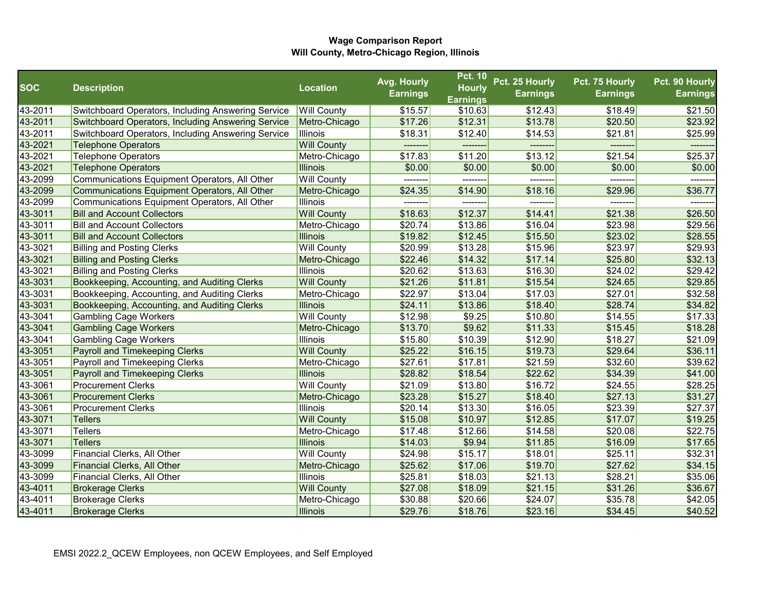**Wage Comparison Report**
**Will County, Metro-Chicago Region, Illinois**

| SOC | Description | Location | Avg. Hourly Earnings | Pct. 10 Hourly Earnings | Pct. 25 Hourly Earnings | Pct. 75 Hourly Earnings | Pct. 90 Hourly Earnings |
|---|---|---|---|---|---|---|---|
| 43-2011 | Switchboard Operators, Including Answering Service | Will County | $15.57 | $10.63 | $12.43 | $18.49 | $21.50 |
| 43-2011 | Switchboard Operators, Including Answering Service | Metro-Chicago | $17.26 | $12.31 | $13.78 | $20.50 | $23.92 |
| 43-2011 | Switchboard Operators, Including Answering Service | Illinois | $18.31 | $12.40 | $14.53 | $21.81 | $25.99 |
| 43-2021 | Telephone Operators | Will County | -------- | -------- | -------- | -------- | -------- |
| 43-2021 | Telephone Operators | Metro-Chicago | $17.83 | $11.20 | $13.12 | $21.54 | $25.37 |
| 43-2021 | Telephone Operators | Illinois | $0.00 | $0.00 | $0.00 | $0.00 | $0.00 |
| 43-2099 | Communications Equipment Operators, All Other | Will County | -------- | -------- | -------- | -------- | -------- |
| 43-2099 | Communications Equipment Operators, All Other | Metro-Chicago | $24.35 | $14.90 | $18.16 | $29.96 | $36.77 |
| 43-2099 | Communications Equipment Operators, All Other | Illinois | -------- | -------- | -------- | -------- | -------- |
| 43-3011 | Bill and Account Collectors | Will County | $18.63 | $12.37 | $14.41 | $21.38 | $26.50 |
| 43-3011 | Bill and Account Collectors | Metro-Chicago | $20.74 | $13.86 | $16.04 | $23.98 | $29.56 |
| 43-3011 | Bill and Account Collectors | Illinois | $19.82 | $12.45 | $15.50 | $23.02 | $28.55 |
| 43-3021 | Billing and Posting Clerks | Will County | $20.99 | $13.28 | $15.96 | $23.97 | $29.93 |
| 43-3021 | Billing and Posting Clerks | Metro-Chicago | $22.46 | $14.32 | $17.14 | $25.80 | $32.13 |
| 43-3021 | Billing and Posting Clerks | Illinois | $20.62 | $13.63 | $16.30 | $24.02 | $29.42 |
| 43-3031 | Bookkeeping, Accounting, and Auditing Clerks | Will County | $21.26 | $11.81 | $15.54 | $24.65 | $29.85 |
| 43-3031 | Bookkeeping, Accounting, and Auditing Clerks | Metro-Chicago | $22.97 | $13.04 | $17.03 | $27.01 | $32.58 |
| 43-3031 | Bookkeeping, Accounting, and Auditing Clerks | Illinois | $24.11 | $13.86 | $18.40 | $28.74 | $34.82 |
| 43-3041 | Gambling Cage Workers | Will County | $12.98 | $9.25 | $10.80 | $14.55 | $17.33 |
| 43-3041 | Gambling Cage Workers | Metro-Chicago | $13.70 | $9.62 | $11.33 | $15.45 | $18.28 |
| 43-3041 | Gambling Cage Workers | Illinois | $15.80 | $10.39 | $12.90 | $18.27 | $21.09 |
| 43-3051 | Payroll and Timekeeping Clerks | Will County | $25.22 | $16.15 | $19.73 | $29.64 | $36.11 |
| 43-3051 | Payroll and Timekeeping Clerks | Metro-Chicago | $27.61 | $17.81 | $21.59 | $32.60 | $39.62 |
| 43-3051 | Payroll and Timekeeping Clerks | Illinois | $28.82 | $18.54 | $22.62 | $34.39 | $41.00 |
| 43-3061 | Procurement Clerks | Will County | $21.09 | $13.80 | $16.72 | $24.55 | $28.25 |
| 43-3061 | Procurement Clerks | Metro-Chicago | $23.28 | $15.27 | $18.40 | $27.13 | $31.27 |
| 43-3061 | Procurement Clerks | Illinois | $20.14 | $13.30 | $16.05 | $23.39 | $27.37 |
| 43-3071 | Tellers | Will County | $15.08 | $10.97 | $12.85 | $17.07 | $19.25 |
| 43-3071 | Tellers | Metro-Chicago | $17.48 | $12.66 | $14.58 | $20.08 | $22.75 |
| 43-3071 | Tellers | Illinois | $14.03 | $9.94 | $11.85 | $16.09 | $17.65 |
| 43-3099 | Financial Clerks, All Other | Will County | $24.98 | $15.17 | $18.01 | $25.11 | $32.31 |
| 43-3099 | Financial Clerks, All Other | Metro-Chicago | $25.62 | $17.06 | $19.70 | $27.62 | $34.15 |
| 43-3099 | Financial Clerks, All Other | Illinois | $25.81 | $18.03 | $21.13 | $28.21 | $35.06 |
| 43-4011 | Brokerage Clerks | Will County | $27.08 | $18.09 | $21.15 | $31.26 | $36.67 |
| 43-4011 | Brokerage Clerks | Metro-Chicago | $30.88 | $20.66 | $24.07 | $35.78 | $42.05 |
| 43-4011 | Brokerage Clerks | Illinois | $29.76 | $18.76 | $23.16 | $34.45 | $40.52 |

EMSI 2022.2_QCEW Employees, non QCEW Employees, and Self Employed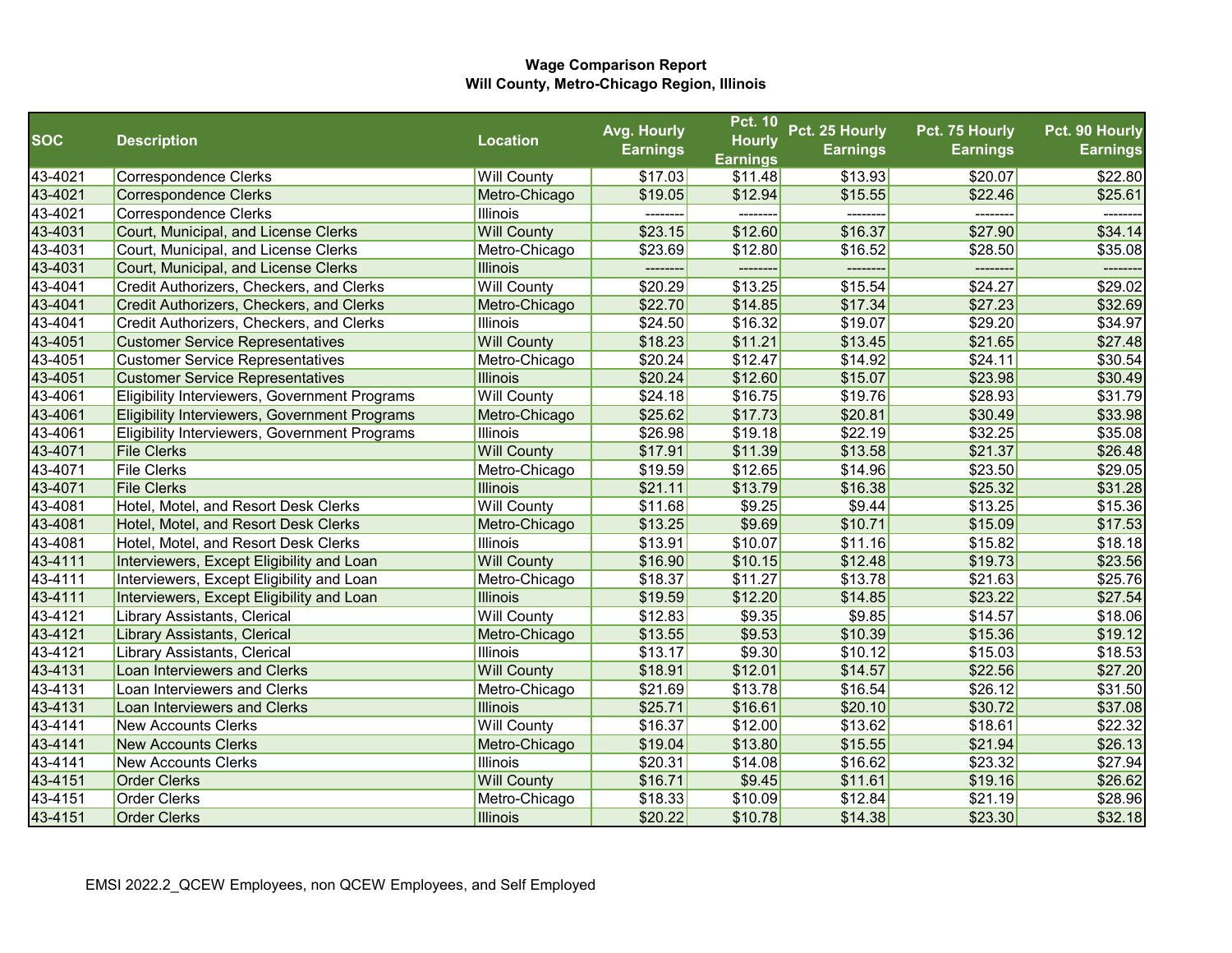**Wage Comparison Report**
**Will County, Metro-Chicago Region, Illinois**

| SOC | Description | Location | Avg. Hourly Earnings | Pct. 10 Hourly Earnings | Pct. 25 Hourly Earnings | Pct. 75 Hourly Earnings | Pct. 90 Hourly Earnings |
|---|---|---|---|---|---|---|---|
| 43-4021 | Correspondence Clerks | Will County | $17.03 | $11.48 | $13.93 | $20.07 | $22.80 |
| 43-4021 | Correspondence Clerks | Metro-Chicago | $19.05 | $12.94 | $15.55 | $22.46 | $25.61 |
| 43-4021 | Correspondence Clerks | Illinois | -------- | -------- | -------- | -------- | -------- |
| 43-4031 | Court, Municipal, and License Clerks | Will County | $23.15 | $12.60 | $16.37 | $27.90 | $34.14 |
| 43-4031 | Court, Municipal, and License Clerks | Metro-Chicago | $23.69 | $12.80 | $16.52 | $28.50 | $35.08 |
| 43-4031 | Court, Municipal, and License Clerks | Illinois | -------- | -------- | -------- | -------- | -------- |
| 43-4041 | Credit Authorizers, Checkers, and Clerks | Will County | $20.29 | $13.25 | $15.54 | $24.27 | $29.02 |
| 43-4041 | Credit Authorizers, Checkers, and Clerks | Metro-Chicago | $22.70 | $14.85 | $17.34 | $27.23 | $32.69 |
| 43-4041 | Credit Authorizers, Checkers, and Clerks | Illinois | $24.50 | $16.32 | $19.07 | $29.20 | $34.97 |
| 43-4051 | Customer Service Representatives | Will County | $18.23 | $11.21 | $13.45 | $21.65 | $27.48 |
| 43-4051 | Customer Service Representatives | Metro-Chicago | $20.24 | $12.47 | $14.92 | $24.11 | $30.54 |
| 43-4051 | Customer Service Representatives | Illinois | $20.24 | $12.60 | $15.07 | $23.98 | $30.49 |
| 43-4061 | Eligibility Interviewers, Government Programs | Will County | $24.18 | $16.75 | $19.76 | $28.93 | $31.79 |
| 43-4061 | Eligibility Interviewers, Government Programs | Metro-Chicago | $25.62 | $17.73 | $20.81 | $30.49 | $33.98 |
| 43-4061 | Eligibility Interviewers, Government Programs | Illinois | $26.98 | $19.18 | $22.19 | $32.25 | $35.08 |
| 43-4071 | File Clerks | Will County | $17.91 | $11.39 | $13.58 | $21.37 | $26.48 |
| 43-4071 | File Clerks | Metro-Chicago | $19.59 | $12.65 | $14.96 | $23.50 | $29.05 |
| 43-4071 | File Clerks | Illinois | $21.11 | $13.79 | $16.38 | $25.32 | $31.28 |
| 43-4081 | Hotel, Motel, and Resort Desk Clerks | Will County | $11.68 | $9.25 | $9.44 | $13.25 | $15.36 |
| 43-4081 | Hotel, Motel, and Resort Desk Clerks | Metro-Chicago | $13.25 | $9.69 | $10.71 | $15.09 | $17.53 |
| 43-4081 | Hotel, Motel, and Resort Desk Clerks | Illinois | $13.91 | $10.07 | $11.16 | $15.82 | $18.18 |
| 43-4111 | Interviewers, Except Eligibility and Loan | Will County | $16.90 | $10.15 | $12.48 | $19.73 | $23.56 |
| 43-4111 | Interviewers, Except Eligibility and Loan | Metro-Chicago | $18.37 | $11.27 | $13.78 | $21.63 | $25.76 |
| 43-4111 | Interviewers, Except Eligibility and Loan | Illinois | $19.59 | $12.20 | $14.85 | $23.22 | $27.54 |
| 43-4121 | Library Assistants, Clerical | Will County | $12.83 | $9.35 | $9.85 | $14.57 | $18.06 |
| 43-4121 | Library Assistants, Clerical | Metro-Chicago | $13.55 | $9.53 | $10.39 | $15.36 | $19.12 |
| 43-4121 | Library Assistants, Clerical | Illinois | $13.17 | $9.30 | $10.12 | $15.03 | $18.53 |
| 43-4131 | Loan Interviewers and Clerks | Will County | $18.91 | $12.01 | $14.57 | $22.56 | $27.20 |
| 43-4131 | Loan Interviewers and Clerks | Metro-Chicago | $21.69 | $13.78 | $16.54 | $26.12 | $31.50 |
| 43-4131 | Loan Interviewers and Clerks | Illinois | $25.71 | $16.61 | $20.10 | $30.72 | $37.08 |
| 43-4141 | New Accounts Clerks | Will County | $16.37 | $12.00 | $13.62 | $18.61 | $22.32 |
| 43-4141 | New Accounts Clerks | Metro-Chicago | $19.04 | $13.80 | $15.55 | $21.94 | $26.13 |
| 43-4141 | New Accounts Clerks | Illinois | $20.31 | $14.08 | $16.62 | $23.32 | $27.94 |
| 43-4151 | Order Clerks | Will County | $16.71 | $9.45 | $11.61 | $19.16 | $26.62 |
| 43-4151 | Order Clerks | Metro-Chicago | $18.33 | $10.09 | $12.84 | $21.19 | $28.96 |
| 43-4151 | Order Clerks | Illinois | $20.22 | $10.78 | $14.38 | $23.30 | $32.18 |

EMSI 2022.2_QCEW Employees, non QCEW Employees, and Self Employed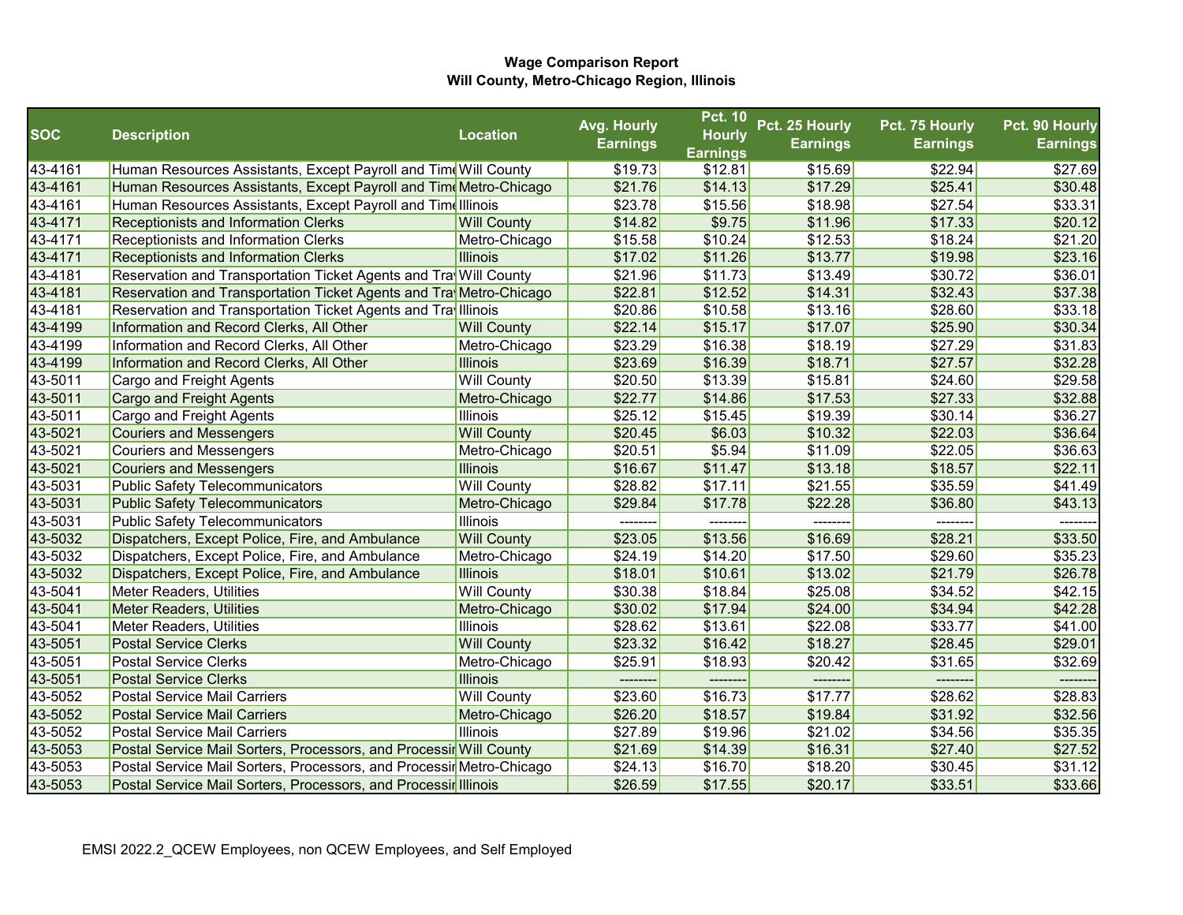**Wage Comparison Report**
**Will County, Metro-Chicago Region, Illinois**

| SOC | Description | Location | Avg. Hourly Earnings | Pct. 10 Hourly Earnings | Pct. 25 Hourly Earnings | Pct. 75 Hourly Earnings | Pct. 90 Hourly Earnings |
|---|---|---|---|---|---|---|---|
| 43-4161 | Human Resources Assistants, Except Payroll and Time | Will County | $19.73 | $12.81 | $15.69 | $22.94 | $27.69 |
| 43-4161 | Human Resources Assistants, Except Payroll and Time | Metro-Chicago | $21.76 | $14.13 | $17.29 | $25.41 | $30.48 |
| 43-4161 | Human Resources Assistants, Except Payroll and Time | Illinois | $23.78 | $15.56 | $18.98 | $27.54 | $33.31 |
| 43-4171 | Receptionists and Information Clerks | Will County | $14.82 | $9.75 | $11.96 | $17.33 | $20.12 |
| 43-4171 | Receptionists and Information Clerks | Metro-Chicago | $15.58 | $10.24 | $12.53 | $18.24 | $21.20 |
| 43-4171 | Receptionists and Information Clerks | Illinois | $17.02 | $11.26 | $13.77 | $19.98 | $23.16 |
| 43-4181 | Reservation and Transportation Ticket Agents and Tra | Will County | $21.96 | $11.73 | $13.49 | $30.72 | $36.01 |
| 43-4181 | Reservation and Transportation Ticket Agents and Tra | Metro-Chicago | $22.81 | $12.52 | $14.31 | $32.43 | $37.38 |
| 43-4181 | Reservation and Transportation Ticket Agents and Tra | Illinois | $20.86 | $10.58 | $13.16 | $28.60 | $33.18 |
| 43-4199 | Information and Record Clerks, All Other | Will County | $22.14 | $15.17 | $17.07 | $25.90 | $30.34 |
| 43-4199 | Information and Record Clerks, All Other | Metro-Chicago | $23.29 | $16.38 | $18.19 | $27.29 | $31.83 |
| 43-4199 | Information and Record Clerks, All Other | Illinois | $23.69 | $16.39 | $18.71 | $27.57 | $32.28 |
| 43-5011 | Cargo and Freight Agents | Will County | $20.50 | $13.39 | $15.81 | $24.60 | $29.58 |
| 43-5011 | Cargo and Freight Agents | Metro-Chicago | $22.77 | $14.86 | $17.53 | $27.33 | $32.88 |
| 43-5011 | Cargo and Freight Agents | Illinois | $25.12 | $15.45 | $19.39 | $30.14 | $36.27 |
| 43-5021 | Couriers and Messengers | Will County | $20.45 | $6.03 | $10.32 | $22.03 | $36.64 |
| 43-5021 | Couriers and Messengers | Metro-Chicago | $20.51 | $5.94 | $11.09 | $22.05 | $36.63 |
| 43-5021 | Couriers and Messengers | Illinois | $16.67 | $11.47 | $13.18 | $18.57 | $22.11 |
| 43-5031 | Public Safety Telecommunicators | Will County | $28.82 | $17.11 | $21.55 | $35.59 | $41.49 |
| 43-5031 | Public Safety Telecommunicators | Metro-Chicago | $29.84 | $17.78 | $22.28 | $36.80 | $43.13 |
| 43-5031 | Public Safety Telecommunicators | Illinois | -------- | -------- | -------- | -------- | -------- |
| 43-5032 | Dispatchers, Except Police, Fire, and Ambulance | Will County | $23.05 | $13.56 | $16.69 | $28.21 | $33.50 |
| 43-5032 | Dispatchers, Except Police, Fire, and Ambulance | Metro-Chicago | $24.19 | $14.20 | $17.50 | $29.60 | $35.23 |
| 43-5032 | Dispatchers, Except Police, Fire, and Ambulance | Illinois | $18.01 | $10.61 | $13.02 | $21.79 | $26.78 |
| 43-5041 | Meter Readers, Utilities | Will County | $30.38 | $18.84 | $25.08 | $34.52 | $42.15 |
| 43-5041 | Meter Readers, Utilities | Metro-Chicago | $30.02 | $17.94 | $24.00 | $34.94 | $42.28 |
| 43-5041 | Meter Readers, Utilities | Illinois | $28.62 | $13.61 | $22.08 | $33.77 | $41.00 |
| 43-5051 | Postal Service Clerks | Will County | $23.32 | $16.42 | $18.27 | $28.45 | $29.01 |
| 43-5051 | Postal Service Clerks | Metro-Chicago | $25.91 | $18.93 | $20.42 | $31.65 | $32.69 |
| 43-5051 | Postal Service Clerks | Illinois | -------- | -------- | -------- | -------- | -------- |
| 43-5052 | Postal Service Mail Carriers | Will County | $23.60 | $16.73 | $17.77 | $28.62 | $28.83 |
| 43-5052 | Postal Service Mail Carriers | Metro-Chicago | $26.20 | $18.57 | $19.84 | $31.92 | $32.56 |
| 43-5052 | Postal Service Mail Carriers | Illinois | $27.89 | $19.96 | $21.02 | $34.56 | $35.35 |
| 43-5053 | Postal Service Mail Sorters, Processors, and Processir | Will County | $21.69 | $14.39 | $16.31 | $27.40 | $27.52 |
| 43-5053 | Postal Service Mail Sorters, Processors, and Processir | Metro-Chicago | $24.13 | $16.70 | $18.20 | $30.45 | $31.12 |
| 43-5053 | Postal Service Mail Sorters, Processors, and Processir | Illinois | $26.59 | $17.55 | $20.17 | $33.51 | $33.66 |

EMSI 2022.2_QCEW Employees, non QCEW Employees, and Self Employed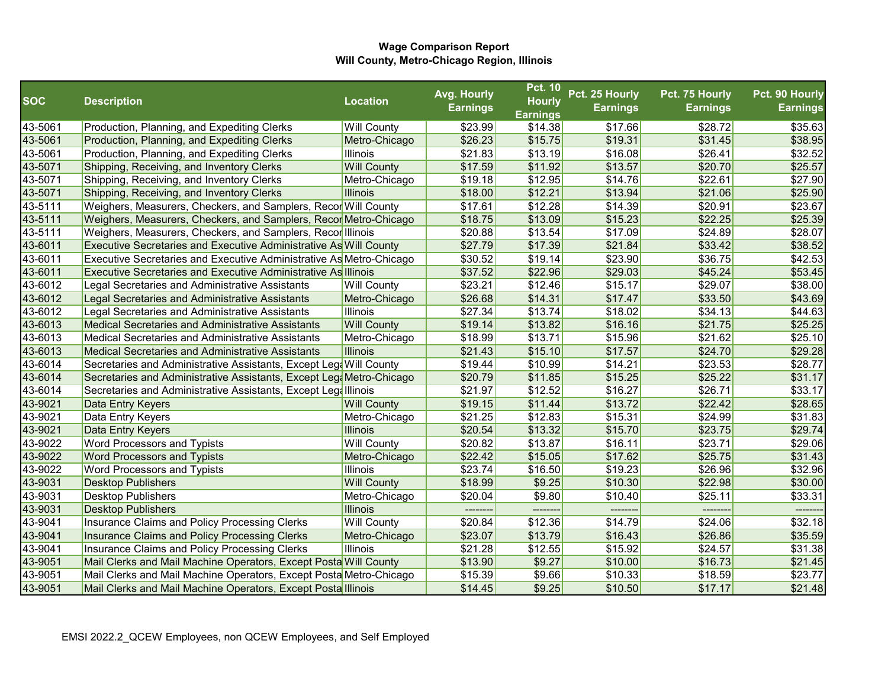**Wage Comparison Report**
**Will County, Metro-Chicago Region, Illinois**

| SOC | Description | Location | Avg. Hourly Earnings | Pct. 10 Hourly Earnings | Pct. 25 Hourly Earnings | Pct. 75 Hourly Earnings | Pct. 90 Hourly Earnings |
|---|---|---|---|---|---|---|---|
| 43-5061 | Production, Planning, and Expediting Clerks | Will County | $23.99 | $14.38 | $17.66 | $28.72 | $35.63 |
| 43-5061 | Production, Planning, and Expediting Clerks | Metro-Chicago | $26.23 | $15.75 | $19.31 | $31.45 | $38.95 |
| 43-5061 | Production, Planning, and Expediting Clerks | Illinois | $21.83 | $13.19 | $16.08 | $26.41 | $32.52 |
| 43-5071 | Shipping, Receiving, and Inventory Clerks | Will County | $17.59 | $11.92 | $13.57 | $20.70 | $25.57 |
| 43-5071 | Shipping, Receiving, and Inventory Clerks | Metro-Chicago | $19.18 | $12.95 | $14.76 | $22.61 | $27.90 |
| 43-5071 | Shipping, Receiving, and Inventory Clerks | Illinois | $18.00 | $12.21 | $13.94 | $21.06 | $25.90 |
| 43-5111 | Weighers, Measurers, Checkers, and Samplers, Recor | Will County | $17.61 | $12.28 | $14.39 | $20.91 | $23.67 |
| 43-5111 | Weighers, Measurers, Checkers, and Samplers, Recor | Metro-Chicago | $18.75 | $13.09 | $15.23 | $22.25 | $25.39 |
| 43-5111 | Weighers, Measurers, Checkers, and Samplers, Recor | Illinois | $20.88 | $13.54 | $17.09 | $24.89 | $28.07 |
| 43-6011 | Executive Secretaries and Executive Administrative As | Will County | $27.79 | $17.39 | $21.84 | $33.42 | $38.52 |
| 43-6011 | Executive Secretaries and Executive Administrative As | Metro-Chicago | $30.52 | $19.14 | $23.90 | $36.75 | $42.53 |
| 43-6011 | Executive Secretaries and Executive Administrative As | Illinois | $37.52 | $22.96 | $29.03 | $45.24 | $53.45 |
| 43-6012 | Legal Secretaries and Administrative Assistants | Will County | $23.21 | $12.46 | $15.17 | $29.07 | $38.00 |
| 43-6012 | Legal Secretaries and Administrative Assistants | Metro-Chicago | $26.68 | $14.31 | $17.47 | $33.50 | $43.69 |
| 43-6012 | Legal Secretaries and Administrative Assistants | Illinois | $27.34 | $13.74 | $18.02 | $34.13 | $44.63 |
| 43-6013 | Medical Secretaries and Administrative Assistants | Will County | $19.14 | $13.82 | $16.16 | $21.75 | $25.25 |
| 43-6013 | Medical Secretaries and Administrative Assistants | Metro-Chicago | $18.99 | $13.71 | $15.96 | $21.62 | $25.10 |
| 43-6013 | Medical Secretaries and Administrative Assistants | Illinois | $21.43 | $15.10 | $17.57 | $24.70 | $29.28 |
| 43-6014 | Secretaries and Administrative Assistants, Except Lega | Will County | $19.44 | $10.99 | $14.21 | $23.53 | $28.77 |
| 43-6014 | Secretaries and Administrative Assistants, Except Lega | Metro-Chicago | $20.79 | $11.85 | $15.25 | $25.22 | $31.17 |
| 43-6014 | Secretaries and Administrative Assistants, Except Lega | Illinois | $21.97 | $12.52 | $16.27 | $26.71 | $33.17 |
| 43-9021 | Data Entry Keyers | Will County | $19.15 | $11.44 | $13.72 | $22.42 | $28.65 |
| 43-9021 | Data Entry Keyers | Metro-Chicago | $21.25 | $12.83 | $15.31 | $24.99 | $31.83 |
| 43-9021 | Data Entry Keyers | Illinois | $20.54 | $13.32 | $15.70 | $23.75 | $29.74 |
| 43-9022 | Word Processors and Typists | Will County | $20.82 | $13.87 | $16.11 | $23.71 | $29.06 |
| 43-9022 | Word Processors and Typists | Metro-Chicago | $22.42 | $15.05 | $17.62 | $25.75 | $31.43 |
| 43-9022 | Word Processors and Typists | Illinois | $23.74 | $16.50 | $19.23 | $26.96 | $32.96 |
| 43-9031 | Desktop Publishers | Will County | $18.99 | $9.25 | $10.30 | $22.98 | $30.00 |
| 43-9031 | Desktop Publishers | Metro-Chicago | $20.04 | $9.80 | $10.40 | $25.11 | $33.31 |
| 43-9031 | Desktop Publishers | Illinois | -------- | -------- | -------- | -------- | -------- |
| 43-9041 | Insurance Claims and Policy Processing Clerks | Will County | $20.84 | $12.36 | $14.79 | $24.06 | $32.18 |
| 43-9041 | Insurance Claims and Policy Processing Clerks | Metro-Chicago | $23.07 | $13.79 | $16.43 | $26.86 | $35.59 |
| 43-9041 | Insurance Claims and Policy Processing Clerks | Illinois | $21.28 | $12.55 | $15.92 | $24.57 | $31.38 |
| 43-9051 | Mail Clerks and Mail Machine Operators, Except Posta | Will County | $13.90 | $9.27 | $10.00 | $16.73 | $21.45 |
| 43-9051 | Mail Clerks and Mail Machine Operators, Except Posta | Metro-Chicago | $15.39 | $9.66 | $10.33 | $18.59 | $23.77 |
| 43-9051 | Mail Clerks and Mail Machine Operators, Except Posta | Illinois | $14.45 | $9.25 | $10.50 | $17.17 | $21.48 |

EMSI 2022.2_QCEW Employees, non QCEW Employees, and Self Employed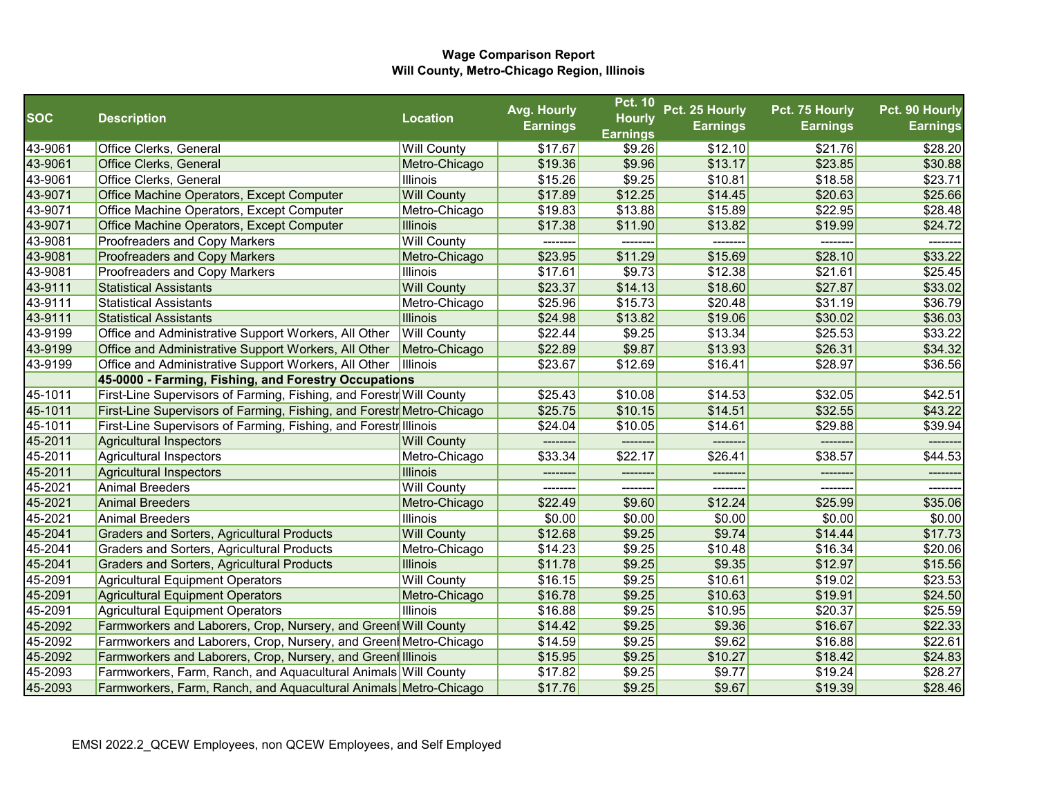**Wage Comparison Report**
**Will County, Metro-Chicago Region, Illinois**

| SOC | Description | Location | Avg. Hourly Earnings | Pct. 10 Hourly Earnings | Pct. 25 Hourly Earnings | Pct. 75 Hourly Earnings | Pct. 90 Hourly Earnings |
|---|---|---|---|---|---|---|---|
| 43-9061 | Office Clerks, General | Will County | $17.67 | $9.26 | $12.10 | $21.76 | $28.20 |
| 43-9061 | Office Clerks, General | Metro-Chicago | $19.36 | $9.96 | $13.17 | $23.85 | $30.88 |
| 43-9061 | Office Clerks, General | Illinois | $15.26 | $9.25 | $10.81 | $18.58 | $23.71 |
| 43-9071 | Office Machine Operators, Except Computer | Will County | $17.89 | $12.25 | $14.45 | $20.63 | $25.66 |
| 43-9071 | Office Machine Operators, Except Computer | Metro-Chicago | $19.83 | $13.88 | $15.89 | $22.95 | $28.48 |
| 43-9071 | Office Machine Operators, Except Computer | Illinois | $17.38 | $11.90 | $13.82 | $19.99 | $24.72 |
| 43-9081 | Proofreaders and Copy Markers | Will County | -------- | -------- | -------- | -------- | -------- |
| 43-9081 | Proofreaders and Copy Markers | Metro-Chicago | $23.95 | $11.29 | $15.69 | $28.10 | $33.22 |
| 43-9081 | Proofreaders and Copy Markers | Illinois | $17.61 | $9.73 | $12.38 | $21.61 | $25.45 |
| 43-9111 | Statistical Assistants | Will County | $23.37 | $14.13 | $18.60 | $27.87 | $33.02 |
| 43-9111 | Statistical Assistants | Metro-Chicago | $25.96 | $15.73 | $20.48 | $31.19 | $36.79 |
| 43-9111 | Statistical Assistants | Illinois | $24.98 | $13.82 | $19.06 | $30.02 | $36.03 |
| 43-9199 | Office and Administrative Support Workers, All Other | Will County | $22.44 | $9.25 | $13.34 | $25.53 | $33.22 |
| 43-9199 | Office and Administrative Support Workers, All Other | Metro-Chicago | $22.89 | $9.87 | $13.93 | $26.31 | $34.32 |
| 43-9199 | Office and Administrative Support Workers, All Other | Illinois | $23.67 | $12.69 | $16.41 | $28.97 | $36.56 |
| | **45-0000 - Farming, Fishing, and Forestry Occupations** | | | | | | |
| 45-1011 | First-Line Supervisors of Farming, Fishing, and Forestr | Will County | $25.43 | $10.08 | $14.53 | $32.05 | $42.51 |
| 45-1011 | First-Line Supervisors of Farming, Fishing, and Forestr | Metro-Chicago | $25.75 | $10.15 | $14.51 | $32.55 | $43.22 |
| 45-1011 | First-Line Supervisors of Farming, Fishing, and Forestr | Illinois | $24.04 | $10.05 | $14.61 | $29.88 | $39.94 |
| 45-2011 | Agricultural Inspectors | Will County | -------- | -------- | -------- | -------- | -------- |
| 45-2011 | Agricultural Inspectors | Metro-Chicago | $33.34 | $22.17 | $26.41 | $38.57 | $44.53 |
| 45-2011 | Agricultural Inspectors | Illinois | -------- | -------- | -------- | -------- | -------- |
| 45-2021 | Animal Breeders | Will County | -------- | -------- | -------- | -------- | -------- |
| 45-2021 | Animal Breeders | Metro-Chicago | $22.49 | $9.60 | $12.24 | $25.99 | $35.06 |
| 45-2021 | Animal Breeders | Illinois | $0.00 | $0.00 | $0.00 | $0.00 | $0.00 |
| 45-2041 | Graders and Sorters, Agricultural Products | Will County | $12.68 | $9.25 | $9.74 | $14.44 | $17.73 |
| 45-2041 | Graders and Sorters, Agricultural Products | Metro-Chicago | $14.23 | $9.25 | $10.48 | $16.34 | $20.06 |
| 45-2041 | Graders and Sorters, Agricultural Products | Illinois | $11.78 | $9.25 | $9.35 | $12.97 | $15.56 |
| 45-2091 | Agricultural Equipment Operators | Will County | $16.15 | $9.25 | $10.61 | $19.02 | $23.53 |
| 45-2091 | Agricultural Equipment Operators | Metro-Chicago | $16.78 | $9.25 | $10.63 | $19.91 | $24.50 |
| 45-2091 | Agricultural Equipment Operators | Illinois | $16.88 | $9.25 | $10.95 | $20.37 | $25.59 |
| 45-2092 | Farmworkers and Laborers, Crop, Nursery, and Greenl | Will County | $14.42 | $9.25 | $9.36 | $16.67 | $22.33 |
| 45-2092 | Farmworkers and Laborers, Crop, Nursery, and Greenl | Metro-Chicago | $14.59 | $9.25 | $9.62 | $16.88 | $22.61 |
| 45-2092 | Farmworkers and Laborers, Crop, Nursery, and Greenl | Illinois | $15.95 | $9.25 | $10.27 | $18.42 | $24.83 |
| 45-2093 | Farmworkers, Farm, Ranch, and Aquacultural Animals | Will County | $17.82 | $9.25 | $9.77 | $19.24 | $28.27 |
| 45-2093 | Farmworkers, Farm, Ranch, and Aquacultural Animals | Metro-Chicago | $17.76 | $9.25 | $9.67 | $19.39 | $28.46 |

EMSI 2022.2_QCEW Employees, non QCEW Employees, and Self Employed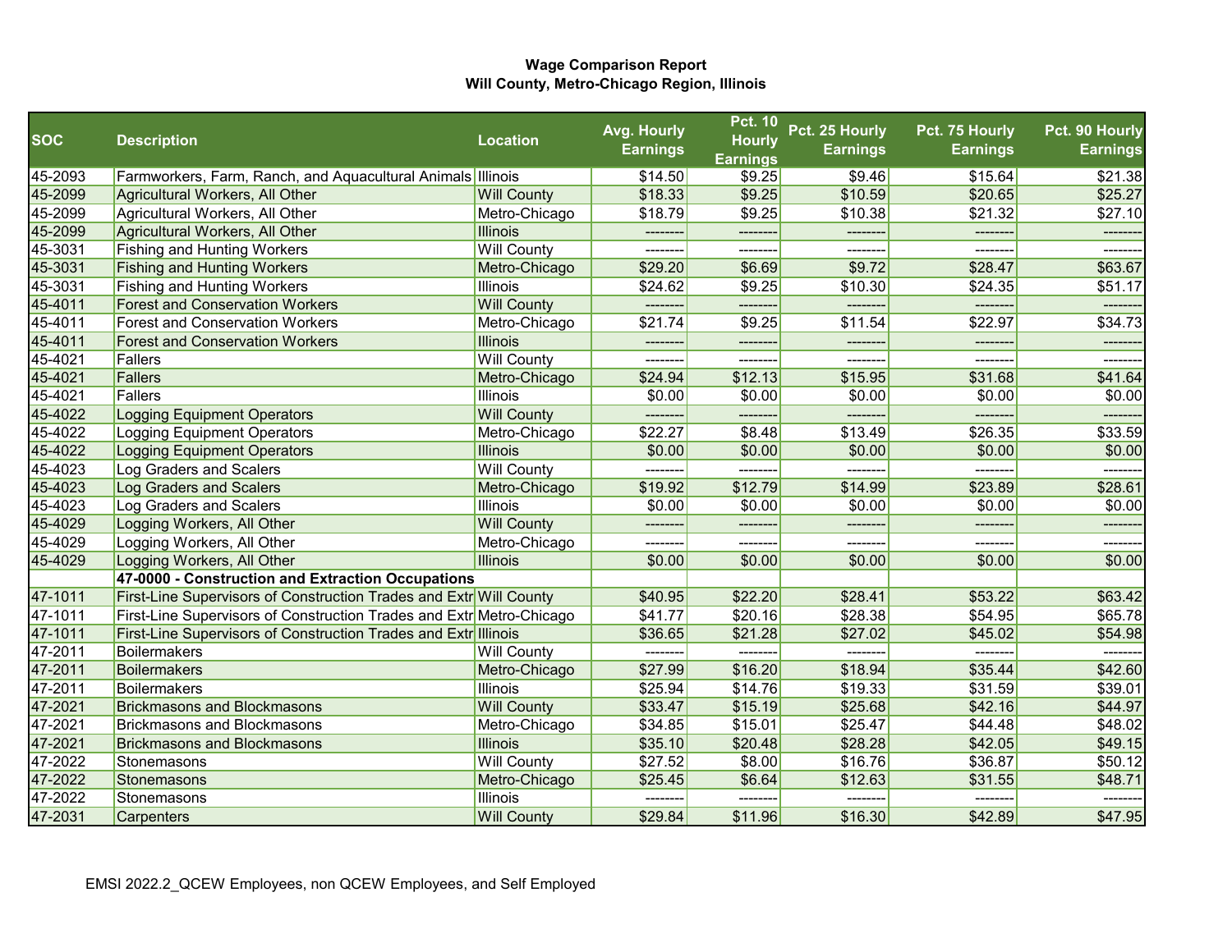**Wage Comparison Report**
**Will County, Metro-Chicago Region, Illinois**

| SOC | Description | Location | Avg. Hourly Earnings | Pct. 10 Hourly Earnings | Pct. 25 Hourly Earnings | Pct. 75 Hourly Earnings | Pct. 90 Hourly Earnings |
|---|---|---|---|---|---|---|---|
| 45-2093 | Farmworkers, Farm, Ranch, and Aquacultural Animals | Illinois | $14.50 | $9.25 | $9.46 | $15.64 | $21.38 |
| 45-2099 | Agricultural Workers, All Other | Will County | $18.33 | $9.25 | $10.59 | $20.65 | $25.27 |
| 45-2099 | Agricultural Workers, All Other | Metro-Chicago | $18.79 | $9.25 | $10.38 | $21.32 | $27.10 |
| 45-2099 | Agricultural Workers, All Other | Illinois | -------- | -------- | -------- | -------- | -------- |
| 45-3031 | Fishing and Hunting Workers | Will County | -------- | -------- | -------- | -------- | -------- |
| 45-3031 | Fishing and Hunting Workers | Metro-Chicago | $29.20 | $6.69 | $9.72 | $28.47 | $63.67 |
| 45-3031 | Fishing and Hunting Workers | Illinois | $24.62 | $9.25 | $10.30 | $24.35 | $51.17 |
| 45-4011 | Forest and Conservation Workers | Will County | -------- | -------- | -------- | -------- | -------- |
| 45-4011 | Forest and Conservation Workers | Metro-Chicago | $21.74 | $9.25 | $11.54 | $22.97 | $34.73 |
| 45-4011 | Forest and Conservation Workers | Illinois | -------- | -------- | -------- | -------- | -------- |
| 45-4021 | Fallers | Will County | -------- | -------- | -------- | -------- | -------- |
| 45-4021 | Fallers | Metro-Chicago | $24.94 | $12.13 | $15.95 | $31.68 | $41.64 |
| 45-4021 | Fallers | Illinois | $0.00 | $0.00 | $0.00 | $0.00 | $0.00 |
| 45-4022 | Logging Equipment Operators | Will County | -------- | -------- | -------- | -------- | -------- |
| 45-4022 | Logging Equipment Operators | Metro-Chicago | $22.27 | $8.48 | $13.49 | $26.35 | $33.59 |
| 45-4022 | Logging Equipment Operators | Illinois | $0.00 | $0.00 | $0.00 | $0.00 | $0.00 |
| 45-4023 | Log Graders and Scalers | Will County | -------- | -------- | -------- | -------- | -------- |
| 45-4023 | Log Graders and Scalers | Metro-Chicago | $19.92 | $12.79 | $14.99 | $23.89 | $28.61 |
| 45-4023 | Log Graders and Scalers | Illinois | $0.00 | $0.00 | $0.00 | $0.00 | $0.00 |
| 45-4029 | Logging Workers, All Other | Will County | -------- | -------- | -------- | -------- | -------- |
| 45-4029 | Logging Workers, All Other | Metro-Chicago | -------- | -------- | -------- | -------- | -------- |
| 45-4029 | Logging Workers, All Other | Illinois | $0.00 | $0.00 | $0.00 | $0.00 | $0.00 |
| | **47-0000 - Construction and Extraction Occupations** | | | | | | |
| 47-1011 | First-Line Supervisors of Construction Trades and Extr | Will County | $40.95 | $22.20 | $28.41 | $53.22 | $63.42 |
| 47-1011 | First-Line Supervisors of Construction Trades and Extr | Metro-Chicago | $41.77 | $20.16 | $28.38 | $54.95 | $65.78 |
| 47-1011 | First-Line Supervisors of Construction Trades and Extr | Illinois | $36.65 | $21.28 | $27.02 | $45.02 | $54.98 |
| 47-2011 | Boilermakers | Will County | -------- | -------- | -------- | -------- | -------- |
| 47-2011 | Boilermakers | Metro-Chicago | $27.99 | $16.20 | $18.94 | $35.44 | $42.60 |
| 47-2011 | Boilermakers | Illinois | $25.94 | $14.76 | $19.33 | $31.59 | $39.01 |
| 47-2021 | Brickmasons and Blockmasons | Will County | $33.47 | $15.19 | $25.68 | $42.16 | $44.97 |
| 47-2021 | Brickmasons and Blockmasons | Metro-Chicago | $34.85 | $15.01 | $25.47 | $44.48 | $48.02 |
| 47-2021 | Brickmasons and Blockmasons | Illinois | $35.10 | $20.48 | $28.28 | $42.05 | $49.15 |
| 47-2022 | Stonemasons | Will County | $27.52 | $8.00 | $16.76 | $36.87 | $50.12 |
| 47-2022 | Stonemasons | Metro-Chicago | $25.45 | $6.64 | $12.63 | $31.55 | $48.71 |
| 47-2022 | Stonemasons | Illinois | -------- | -------- | -------- | -------- | -------- |
| 47-2031 | Carpenters | Will County | $29.84 | $11.96 | $16.30 | $42.89 | $47.95 |

EMSI 2022.2_QCEW Employees, non QCEW Employees, and Self Employed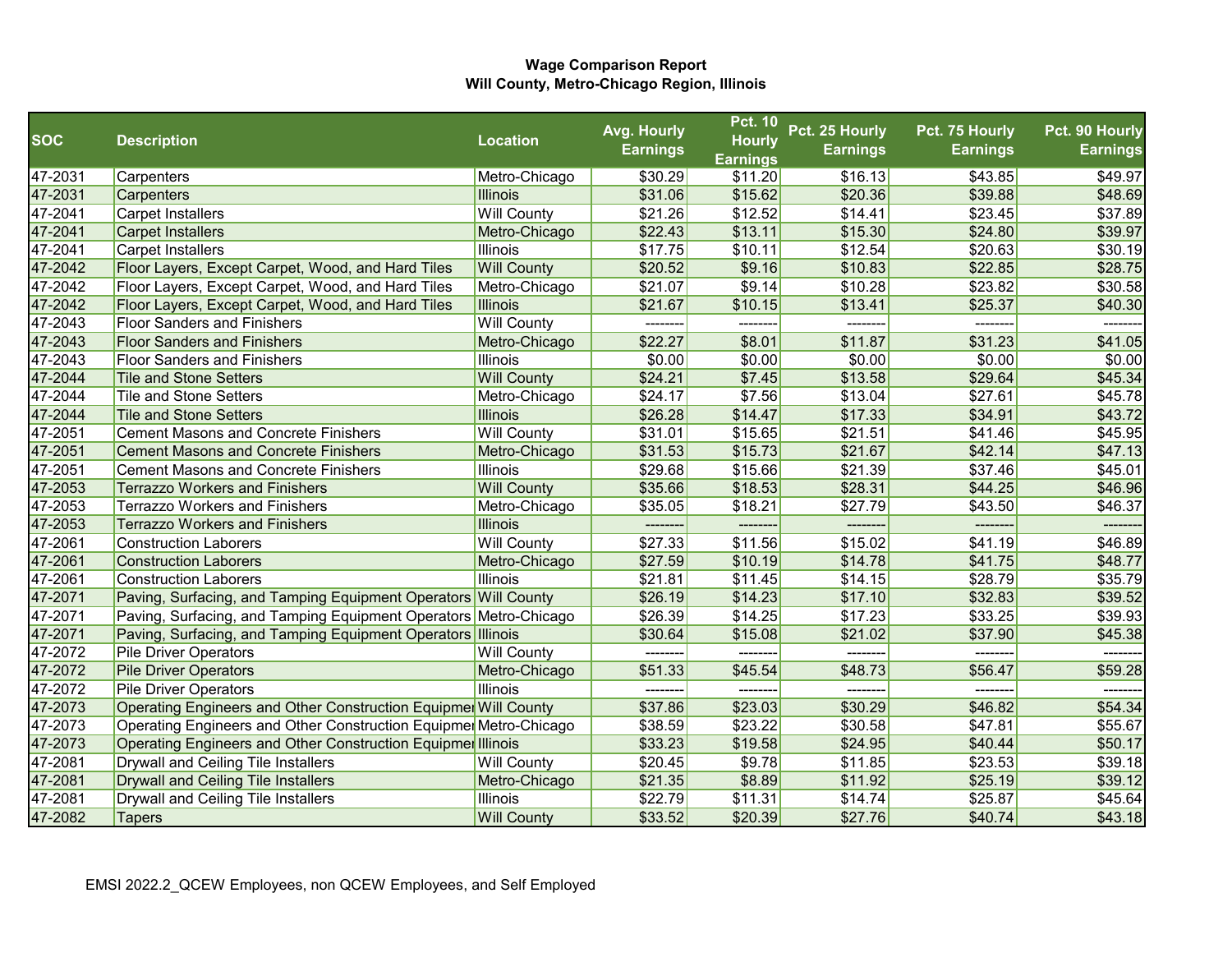**Wage Comparison Report**
**Will County, Metro-Chicago Region, Illinois**

| SOC | Description | Location | Avg. Hourly Earnings | Pct. 10 Hourly Earnings | Pct. 25 Hourly Earnings | Pct. 75 Hourly Earnings | Pct. 90 Hourly Earnings |
|---|---|---|---|---|---|---|---|
| 47-2031 | Carpenters | Metro-Chicago | $30.29 | $11.20 | $16.13 | $43.85 | $49.97 |
| 47-2031 | Carpenters | Illinois | $31.06 | $15.62 | $20.36 | $39.88 | $48.69 |
| 47-2041 | Carpet Installers | Will County | $21.26 | $12.52 | $14.41 | $23.45 | $37.89 |
| 47-2041 | Carpet Installers | Metro-Chicago | $22.43 | $13.11 | $15.30 | $24.80 | $39.97 |
| 47-2041 | Carpet Installers | Illinois | $17.75 | $10.11 | $12.54 | $20.63 | $30.19 |
| 47-2042 | Floor Layers, Except Carpet, Wood, and Hard Tiles | Will County | $20.52 | $9.16 | $10.83 | $22.85 | $28.75 |
| 47-2042 | Floor Layers, Except Carpet, Wood, and Hard Tiles | Metro-Chicago | $21.07 | $9.14 | $10.28 | $23.82 | $30.58 |
| 47-2042 | Floor Layers, Except Carpet, Wood, and Hard Tiles | Illinois | $21.67 | $10.15 | $13.41 | $25.37 | $40.30 |
| 47-2043 | Floor Sanders and Finishers | Will County | -------- | -------- | -------- | -------- | -------- |
| 47-2043 | Floor Sanders and Finishers | Metro-Chicago | $22.27 | $8.01 | $11.87 | $31.23 | $41.05 |
| 47-2043 | Floor Sanders and Finishers | Illinois | $0.00 | $0.00 | $0.00 | $0.00 | $0.00 |
| 47-2044 | Tile and Stone Setters | Will County | $24.21 | $7.45 | $13.58 | $29.64 | $45.34 |
| 47-2044 | Tile and Stone Setters | Metro-Chicago | $24.17 | $7.56 | $13.04 | $27.61 | $45.78 |
| 47-2044 | Tile and Stone Setters | Illinois | $26.28 | $14.47 | $17.33 | $34.91 | $43.72 |
| 47-2051 | Cement Masons and Concrete Finishers | Will County | $31.01 | $15.65 | $21.51 | $41.46 | $45.95 |
| 47-2051 | Cement Masons and Concrete Finishers | Metro-Chicago | $31.53 | $15.73 | $21.67 | $42.14 | $47.13 |
| 47-2051 | Cement Masons and Concrete Finishers | Illinois | $29.68 | $15.66 | $21.39 | $37.46 | $45.01 |
| 47-2053 | Terrazzo Workers and Finishers | Will County | $35.66 | $18.53 | $28.31 | $44.25 | $46.96 |
| 47-2053 | Terrazzo Workers and Finishers | Metro-Chicago | $35.05 | $18.21 | $27.79 | $43.50 | $46.37 |
| 47-2053 | Terrazzo Workers and Finishers | Illinois | -------- | -------- | -------- | -------- | -------- |
| 47-2061 | Construction Laborers | Will County | $27.33 | $11.56 | $15.02 | $41.19 | $46.89 |
| 47-2061 | Construction Laborers | Metro-Chicago | $27.59 | $10.19 | $14.78 | $41.75 | $48.77 |
| 47-2061 | Construction Laborers | Illinois | $21.81 | $11.45 | $14.15 | $28.79 | $35.79 |
| 47-2071 | Paving, Surfacing, and Tamping Equipment Operators | Will County | $26.19 | $14.23 | $17.10 | $32.83 | $39.52 |
| 47-2071 | Paving, Surfacing, and Tamping Equipment Operators | Metro-Chicago | $26.39 | $14.25 | $17.23 | $33.25 | $39.93 |
| 47-2071 | Paving, Surfacing, and Tamping Equipment Operators | Illinois | $30.64 | $15.08 | $21.02 | $37.90 | $45.38 |
| 47-2072 | Pile Driver Operators | Will County | -------- | -------- | -------- | -------- | -------- |
| 47-2072 | Pile Driver Operators | Metro-Chicago | $51.33 | $45.54 | $48.73 | $56.47 | $59.28 |
| 47-2072 | Pile Driver Operators | Illinois | -------- | -------- | -------- | -------- | -------- |
| 47-2073 | Operating Engineers and Other Construction Equipmer | Will County | $37.86 | $23.03 | $30.29 | $46.82 | $54.34 |
| 47-2073 | Operating Engineers and Other Construction Equipmer | Metro-Chicago | $38.59 | $23.22 | $30.58 | $47.81 | $55.67 |
| 47-2073 | Operating Engineers and Other Construction Equipmer | Illinois | $33.23 | $19.58 | $24.95 | $40.44 | $50.17 |
| 47-2081 | Drywall and Ceiling Tile Installers | Will County | $20.45 | $9.78 | $11.85 | $23.53 | $39.18 |
| 47-2081 | Drywall and Ceiling Tile Installers | Metro-Chicago | $21.35 | $8.89 | $11.92 | $25.19 | $39.12 |
| 47-2081 | Drywall and Ceiling Tile Installers | Illinois | $22.79 | $11.31 | $14.74 | $25.87 | $45.64 |
| 47-2082 | Tapers | Will County | $33.52 | $20.39 | $27.76 | $40.74 | $43.18 |

EMSI 2022.2_QCEW Employees, non QCEW Employees, and Self Employed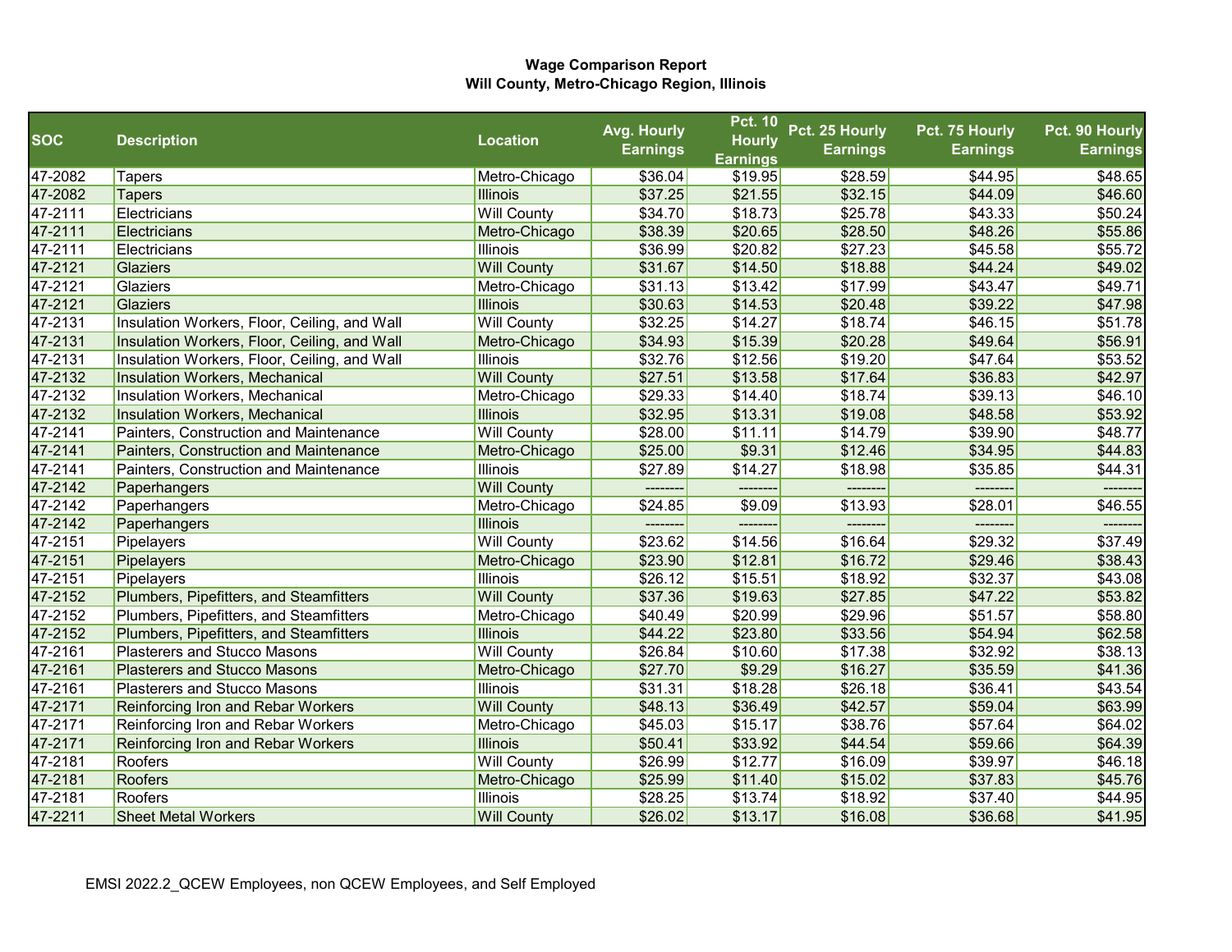**Wage Comparison Report**
**Will County, Metro-Chicago Region, Illinois**

| SOC | Description | Location | Avg. Hourly Earnings | Pct. 10 Hourly Earnings | Pct. 25 Hourly Earnings | Pct. 75 Hourly Earnings | Pct. 90 Hourly Earnings |
|---|---|---|---|---|---|---|---|
| 47-2082 | Tapers | Metro-Chicago | $36.04 | $19.95 | $28.59 | $44.95 | $48.65 |
| 47-2082 | Tapers | Illinois | $37.25 | $21.55 | $32.15 | $44.09 | $46.60 |
| 47-2111 | Electricians | Will County | $34.70 | $18.73 | $25.78 | $43.33 | $50.24 |
| 47-2111 | Electricians | Metro-Chicago | $38.39 | $20.65 | $28.50 | $48.26 | $55.86 |
| 47-2111 | Electricians | Illinois | $36.99 | $20.82 | $27.23 | $45.58 | $55.72 |
| 47-2121 | Glaziers | Will County | $31.67 | $14.50 | $18.88 | $44.24 | $49.02 |
| 47-2121 | Glaziers | Metro-Chicago | $31.13 | $13.42 | $17.99 | $43.47 | $49.71 |
| 47-2121 | Glaziers | Illinois | $30.63 | $14.53 | $20.48 | $39.22 | $47.98 |
| 47-2131 | Insulation Workers, Floor, Ceiling, and Wall | Will County | $32.25 | $14.27 | $18.74 | $46.15 | $51.78 |
| 47-2131 | Insulation Workers, Floor, Ceiling, and Wall | Metro-Chicago | $34.93 | $15.39 | $20.28 | $49.64 | $56.91 |
| 47-2131 | Insulation Workers, Floor, Ceiling, and Wall | Illinois | $32.76 | $12.56 | $19.20 | $47.64 | $53.52 |
| 47-2132 | Insulation Workers, Mechanical | Will County | $27.51 | $13.58 | $17.64 | $36.83 | $42.97 |
| 47-2132 | Insulation Workers, Mechanical | Metro-Chicago | $29.33 | $14.40 | $18.74 | $39.13 | $46.10 |
| 47-2132 | Insulation Workers, Mechanical | Illinois | $32.95 | $13.31 | $19.08 | $48.58 | $53.92 |
| 47-2141 | Painters, Construction and Maintenance | Will County | $28.00 | $11.11 | $14.79 | $39.90 | $48.77 |
| 47-2141 | Painters, Construction and Maintenance | Metro-Chicago | $25.00 | $9.31 | $12.46 | $34.95 | $44.83 |
| 47-2141 | Painters, Construction and Maintenance | Illinois | $27.89 | $14.27 | $18.98 | $35.85 | $44.31 |
| 47-2142 | Paperhangers | Will County | -------- | -------- | -------- | -------- | -------- |
| 47-2142 | Paperhangers | Metro-Chicago | $24.85 | $9.09 | $13.93 | $28.01 | $46.55 |
| 47-2142 | Paperhangers | Illinois | -------- | -------- | -------- | -------- | -------- |
| 47-2151 | Pipelayers | Will County | $23.62 | $14.56 | $16.64 | $29.32 | $37.49 |
| 47-2151 | Pipelayers | Metro-Chicago | $23.90 | $12.81 | $16.72 | $29.46 | $38.43 |
| 47-2151 | Pipelayers | Illinois | $26.12 | $15.51 | $18.92 | $32.37 | $43.08 |
| 47-2152 | Plumbers, Pipefitters, and Steamfitters | Will County | $37.36 | $19.63 | $27.85 | $47.22 | $53.82 |
| 47-2152 | Plumbers, Pipefitters, and Steamfitters | Metro-Chicago | $40.49 | $20.99 | $29.96 | $51.57 | $58.80 |
| 47-2152 | Plumbers, Pipefitters, and Steamfitters | Illinois | $44.22 | $23.80 | $33.56 | $54.94 | $62.58 |
| 47-2161 | Plasterers and Stucco Masons | Will County | $26.84 | $10.60 | $17.38 | $32.92 | $38.13 |
| 47-2161 | Plasterers and Stucco Masons | Metro-Chicago | $27.70 | $9.29 | $16.27 | $35.59 | $41.36 |
| 47-2161 | Plasterers and Stucco Masons | Illinois | $31.31 | $18.28 | $26.18 | $36.41 | $43.54 |
| 47-2171 | Reinforcing Iron and Rebar Workers | Will County | $48.13 | $36.49 | $42.57 | $59.04 | $63.99 |
| 47-2171 | Reinforcing Iron and Rebar Workers | Metro-Chicago | $45.03 | $15.17 | $38.76 | $57.64 | $64.02 |
| 47-2171 | Reinforcing Iron and Rebar Workers | Illinois | $50.41 | $33.92 | $44.54 | $59.66 | $64.39 |
| 47-2181 | Roofers | Will County | $26.99 | $12.77 | $16.09 | $39.97 | $46.18 |
| 47-2181 | Roofers | Metro-Chicago | $25.99 | $11.40 | $15.02 | $37.83 | $45.76 |
| 47-2181 | Roofers | Illinois | $28.25 | $13.74 | $18.92 | $37.40 | $44.95 |
| 47-2211 | Sheet Metal Workers | Will County | $26.02 | $13.17 | $16.08 | $36.68 | $41.95 |

EMSI 2022.2_QCEW Employees, non QCEW Employees, and Self Employed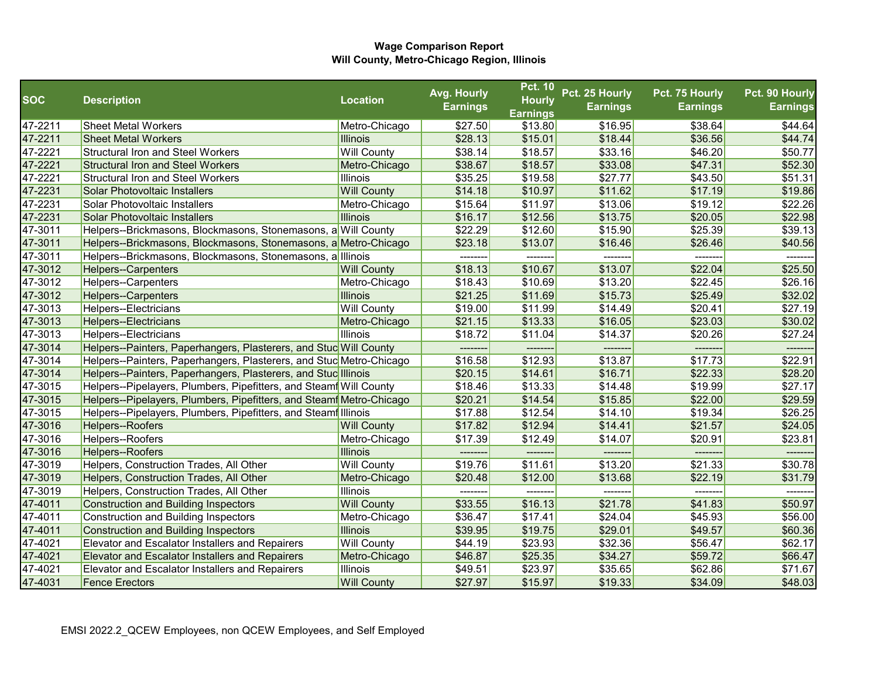**Wage Comparison Report**
**Will County, Metro-Chicago Region, Illinois**

| SOC | Description | Location | Avg. Hourly Earnings | Pct. 10 Hourly Earnings | Pct. 25 Hourly Earnings | Pct. 75 Hourly Earnings | Pct. 90 Hourly Earnings |
|---|---|---|---|---|---|---|---|
| 47-2211 | Sheet Metal Workers | Metro-Chicago | $27.50 | $13.80 | $16.95 | $38.64 | $44.64 |
| 47-2211 | Sheet Metal Workers | Illinois | $28.13 | $15.01 | $18.44 | $36.56 | $44.74 |
| 47-2221 | Structural Iron and Steel Workers | Will County | $38.14 | $18.57 | $33.16 | $46.20 | $50.77 |
| 47-2221 | Structural Iron and Steel Workers | Metro-Chicago | $38.67 | $18.57 | $33.08 | $47.31 | $52.30 |
| 47-2221 | Structural Iron and Steel Workers | Illinois | $35.25 | $19.58 | $27.77 | $43.50 | $51.31 |
| 47-2231 | Solar Photovoltaic Installers | Will County | $14.18 | $10.97 | $11.62 | $17.19 | $19.86 |
| 47-2231 | Solar Photovoltaic Installers | Metro-Chicago | $15.64 | $11.97 | $13.06 | $19.12 | $22.26 |
| 47-2231 | Solar Photovoltaic Installers | Illinois | $16.17 | $12.56 | $13.75 | $20.05 | $22.98 |
| 47-3011 | Helpers--Brickmasons, Blockmasons, Stonemasons, a | Will County | $22.29 | $12.60 | $15.90 | $25.39 | $39.13 |
| 47-3011 | Helpers--Brickmasons, Blockmasons, Stonemasons, a | Metro-Chicago | $23.18 | $13.07 | $16.46 | $26.46 | $40.56 |
| 47-3011 | Helpers--Brickmasons, Blockmasons, Stonemasons, a | Illinois | -------- | -------- | -------- | -------- | -------- |
| 47-3012 | Helpers--Carpenters | Will County | $18.13 | $10.67 | $13.07 | $22.04 | $25.50 |
| 47-3012 | Helpers--Carpenters | Metro-Chicago | $18.43 | $10.69 | $13.20 | $22.45 | $26.16 |
| 47-3012 | Helpers--Carpenters | Illinois | $21.25 | $11.69 | $15.73 | $25.49 | $32.02 |
| 47-3013 | Helpers--Electricians | Will County | $19.00 | $11.99 | $14.49 | $20.41 | $27.19 |
| 47-3013 | Helpers--Electricians | Metro-Chicago | $21.15 | $13.33 | $16.05 | $23.03 | $30.02 |
| 47-3013 | Helpers--Electricians | Illinois | $18.72 | $11.04 | $14.37 | $20.26 | $27.24 |
| 47-3014 | Helpers--Painters, Paperhangers, Plasterers, and Stuc | Will County | -------- | -------- | -------- | -------- | -------- |
| 47-3014 | Helpers--Painters, Paperhangers, Plasterers, and Stuc | Metro-Chicago | $16.58 | $12.93 | $13.87 | $17.73 | $22.91 |
| 47-3014 | Helpers--Painters, Paperhangers, Plasterers, and Stuc | Illinois | $20.15 | $14.61 | $16.71 | $22.33 | $28.20 |
| 47-3015 | Helpers--Pipelayers, Plumbers, Pipefitters, and Steamf | Will County | $18.46 | $13.33 | $14.48 | $19.99 | $27.17 |
| 47-3015 | Helpers--Pipelayers, Plumbers, Pipefitters, and Steamf | Metro-Chicago | $20.21 | $14.54 | $15.85 | $22.00 | $29.59 |
| 47-3015 | Helpers--Pipelayers, Plumbers, Pipefitters, and Steamf | Illinois | $17.88 | $12.54 | $14.10 | $19.34 | $26.25 |
| 47-3016 | Helpers--Roofers | Will County | $17.82 | $12.94 | $14.41 | $21.57 | $24.05 |
| 47-3016 | Helpers--Roofers | Metro-Chicago | $17.39 | $12.49 | $14.07 | $20.91 | $23.81 |
| 47-3016 | Helpers--Roofers | Illinois | -------- | -------- | -------- | -------- | -------- |
| 47-3019 | Helpers, Construction Trades, All Other | Will County | $19.76 | $11.61 | $13.20 | $21.33 | $30.78 |
| 47-3019 | Helpers, Construction Trades, All Other | Metro-Chicago | $20.48 | $12.00 | $13.68 | $22.19 | $31.79 |
| 47-3019 | Helpers, Construction Trades, All Other | Illinois | -------- | -------- | -------- | -------- | -------- |
| 47-4011 | Construction and Building Inspectors | Will County | $33.55 | $16.13 | $21.78 | $41.83 | $50.97 |
| 47-4011 | Construction and Building Inspectors | Metro-Chicago | $36.47 | $17.41 | $24.04 | $45.93 | $56.00 |
| 47-4011 | Construction and Building Inspectors | Illinois | $39.95 | $19.75 | $29.01 | $49.57 | $60.36 |
| 47-4021 | Elevator and Escalator Installers and Repairers | Will County | $44.19 | $23.93 | $32.36 | $56.47 | $62.17 |
| 47-4021 | Elevator and Escalator Installers and Repairers | Metro-Chicago | $46.87 | $25.35 | $34.27 | $59.72 | $66.47 |
| 47-4021 | Elevator and Escalator Installers and Repairers | Illinois | $49.51 | $23.97 | $35.65 | $62.86 | $71.67 |
| 47-4031 | Fence Erectors | Will County | $27.97 | $15.97 | $19.33 | $34.09 | $48.03 |

EMSI 2022.2_QCEW Employees, non QCEW Employees, and Self Employed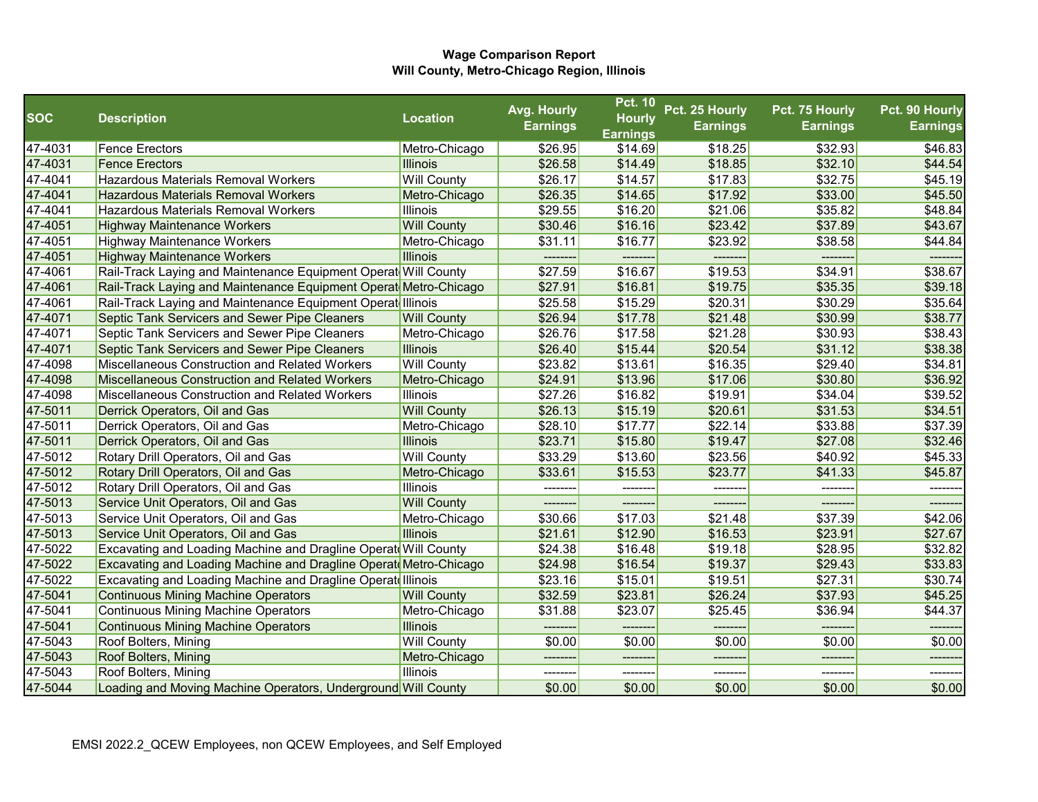**Wage Comparison Report**
**Will County, Metro-Chicago Region, Illinois**

| SOC | Description | Location | Avg. Hourly Earnings | Pct. 10 Hourly Earnings | Pct. 25 Hourly Earnings | Pct. 75 Hourly Earnings | Pct. 90 Hourly Earnings |
|---|---|---|---|---|---|---|---|
| 47-4031 | Fence Erectors | Metro-Chicago | $26.95 | $14.69 | $18.25 | $32.93 | $46.83 |
| 47-4031 | Fence Erectors | Illinois | $26.58 | $14.49 | $18.85 | $32.10 | $44.54 |
| 47-4041 | Hazardous Materials Removal Workers | Will County | $26.17 | $14.57 | $17.83 | $32.75 | $45.19 |
| 47-4041 | Hazardous Materials Removal Workers | Metro-Chicago | $26.35 | $14.65 | $17.92 | $33.00 | $45.50 |
| 47-4041 | Hazardous Materials Removal Workers | Illinois | $29.55 | $16.20 | $21.06 | $35.82 | $48.84 |
| 47-4051 | Highway Maintenance Workers | Will County | $30.46 | $16.16 | $23.42 | $37.89 | $43.67 |
| 47-4051 | Highway Maintenance Workers | Metro-Chicago | $31.11 | $16.77 | $23.92 | $38.58 | $44.84 |
| 47-4051 | Highway Maintenance Workers | Illinois | -------- | -------- | -------- | -------- | -------- |
| 47-4061 | Rail-Track Laying and Maintenance Equipment Operat | Will County | $27.59 | $16.67 | $19.53 | $34.91 | $38.67 |
| 47-4061 | Rail-Track Laying and Maintenance Equipment Operat | Metro-Chicago | $27.91 | $16.81 | $19.75 | $35.35 | $39.18 |
| 47-4061 | Rail-Track Laying and Maintenance Equipment Operat | Illinois | $25.58 | $15.29 | $20.31 | $30.29 | $35.64 |
| 47-4071 | Septic Tank Servicers and Sewer Pipe Cleaners | Will County | $26.94 | $17.78 | $21.48 | $30.99 | $38.77 |
| 47-4071 | Septic Tank Servicers and Sewer Pipe Cleaners | Metro-Chicago | $26.76 | $17.58 | $21.28 | $30.93 | $38.43 |
| 47-4071 | Septic Tank Servicers and Sewer Pipe Cleaners | Illinois | $26.40 | $15.44 | $20.54 | $31.12 | $38.38 |
| 47-4098 | Miscellaneous Construction and Related Workers | Will County | $23.82 | $13.61 | $16.35 | $29.40 | $34.81 |
| 47-4098 | Miscellaneous Construction and Related Workers | Metro-Chicago | $24.91 | $13.96 | $17.06 | $30.80 | $36.92 |
| 47-4098 | Miscellaneous Construction and Related Workers | Illinois | $27.26 | $16.82 | $19.91 | $34.04 | $39.52 |
| 47-5011 | Derrick Operators, Oil and Gas | Will County | $26.13 | $15.19 | $20.61 | $31.53 | $34.51 |
| 47-5011 | Derrick Operators, Oil and Gas | Metro-Chicago | $28.10 | $17.77 | $22.14 | $33.88 | $37.39 |
| 47-5011 | Derrick Operators, Oil and Gas | Illinois | $23.71 | $15.80 | $19.47 | $27.08 | $32.46 |
| 47-5012 | Rotary Drill Operators, Oil and Gas | Will County | $33.29 | $13.60 | $23.56 | $40.92 | $45.33 |
| 47-5012 | Rotary Drill Operators, Oil and Gas | Metro-Chicago | $33.61 | $15.53 | $23.77 | $41.33 | $45.87 |
| 47-5012 | Rotary Drill Operators, Oil and Gas | Illinois | -------- | -------- | -------- | -------- | -------- |
| 47-5013 | Service Unit Operators, Oil and Gas | Will County | -------- | -------- | -------- | -------- | -------- |
| 47-5013 | Service Unit Operators, Oil and Gas | Metro-Chicago | $30.66 | $17.03 | $21.48 | $37.39 | $42.06 |
| 47-5013 | Service Unit Operators, Oil and Gas | Illinois | $21.61 | $12.90 | $16.53 | $23.91 | $27.67 |
| 47-5022 | Excavating and Loading Machine and Dragline Operato | Will County | $24.38 | $16.48 | $19.18 | $28.95 | $32.82 |
| 47-5022 | Excavating and Loading Machine and Dragline Operato | Metro-Chicago | $24.98 | $16.54 | $19.37 | $29.43 | $33.83 |
| 47-5022 | Excavating and Loading Machine and Dragline Operato | Illinois | $23.16 | $15.01 | $19.51 | $27.31 | $30.74 |
| 47-5041 | Continuous Mining Machine Operators | Will County | $32.59 | $23.81 | $26.24 | $37.93 | $45.25 |
| 47-5041 | Continuous Mining Machine Operators | Metro-Chicago | $31.88 | $23.07 | $25.45 | $36.94 | $44.37 |
| 47-5041 | Continuous Mining Machine Operators | Illinois | -------- | -------- | -------- | -------- | -------- |
| 47-5043 | Roof Bolters, Mining | Will County | $0.00 | $0.00 | $0.00 | $0.00 | $0.00 |
| 47-5043 | Roof Bolters, Mining | Metro-Chicago | -------- | -------- | -------- | -------- | -------- |
| 47-5043 | Roof Bolters, Mining | Illinois | -------- | -------- | -------- | -------- | -------- |
| 47-5044 | Loading and Moving Machine Operators, Underground | Will County | $0.00 | $0.00 | $0.00 | $0.00 | $0.00 |

EMSI 2022.2_QCEW Employees, non QCEW Employees, and Self Employed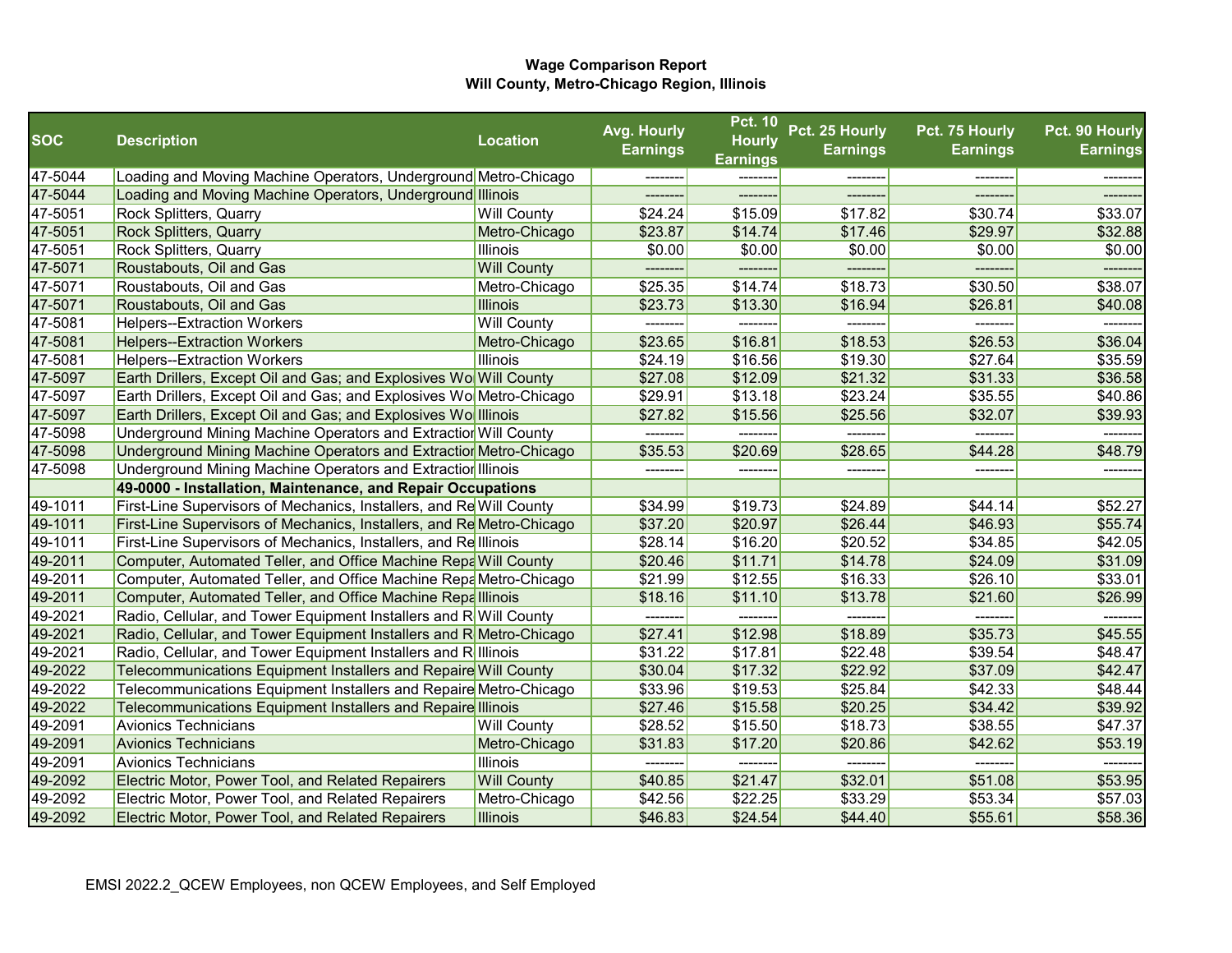**Wage Comparison Report**
**Will County, Metro-Chicago Region, Illinois**

| SOC | Description | Location | Avg. Hourly Earnings | Pct. 10 Hourly Earnings | Pct. 25 Hourly Earnings | Pct. 75 Hourly Earnings | Pct. 90 Hourly Earnings |
|---|---|---|---|---|---|---|---|
| 47-5044 | Loading and Moving Machine Operators, Underground | Metro-Chicago | -------- | -------- | -------- | -------- | -------- |
| 47-5044 | Loading and Moving Machine Operators, Underground | Illinois | -------- | -------- | -------- | -------- | -------- |
| 47-5051 | Rock Splitters, Quarry | Will County | $24.24 | $15.09 | $17.82 | $30.74 | $33.07 |
| 47-5051 | Rock Splitters, Quarry | Metro-Chicago | $23.87 | $14.74 | $17.46 | $29.97 | $32.88 |
| 47-5051 | Rock Splitters, Quarry | Illinois | $0.00 | $0.00 | $0.00 | $0.00 | $0.00 |
| 47-5071 | Roustabouts, Oil and Gas | Will County | -------- | -------- | -------- | -------- | -------- |
| 47-5071 | Roustabouts, Oil and Gas | Metro-Chicago | $25.35 | $14.74 | $18.73 | $30.50 | $38.07 |
| 47-5071 | Roustabouts, Oil and Gas | Illinois | $23.73 | $13.30 | $16.94 | $26.81 | $40.08 |
| 47-5081 | Helpers--Extraction Workers | Will County | -------- | -------- | -------- | -------- | -------- |
| 47-5081 | Helpers--Extraction Workers | Metro-Chicago | $23.65 | $16.81 | $18.53 | $26.53 | $36.04 |
| 47-5081 | Helpers--Extraction Workers | Illinois | $24.19 | $16.56 | $19.30 | $27.64 | $35.59 |
| 47-5097 | Earth Drillers, Except Oil and Gas; and Explosives Wo | Will County | $27.08 | $12.09 | $21.32 | $31.33 | $36.58 |
| 47-5097 | Earth Drillers, Except Oil and Gas; and Explosives Wo | Metro-Chicago | $29.91 | $13.18 | $23.24 | $35.55 | $40.86 |
| 47-5097 | Earth Drillers, Except Oil and Gas; and Explosives Wo | Illinois | $27.82 | $15.56 | $25.56 | $32.07 | $39.93 |
| 47-5098 | Underground Mining Machine Operators and Extraction | Will County | -------- | -------- | -------- | -------- | -------- |
| 47-5098 | Underground Mining Machine Operators and Extraction | Metro-Chicago | $35.53 | $20.69 | $28.65 | $44.28 | $48.79 |
| 47-5098 | Underground Mining Machine Operators and Extraction | Illinois | -------- | -------- | -------- | -------- | -------- |
| | **49-0000 - Installation, Maintenance, and Repair Occupations** | | | | | | |
| 49-1011 | First-Line Supervisors of Mechanics, Installers, and Re | Will County | $34.99 | $19.73 | $24.89 | $44.14 | $52.27 |
| 49-1011 | First-Line Supervisors of Mechanics, Installers, and Re | Metro-Chicago | $37.20 | $20.97 | $26.44 | $46.93 | $55.74 |
| 49-1011 | First-Line Supervisors of Mechanics, Installers, and Re | Illinois | $28.14 | $16.20 | $20.52 | $34.85 | $42.05 |
| 49-2011 | Computer, Automated Teller, and Office Machine Repa | Will County | $20.46 | $11.71 | $14.78 | $24.09 | $31.09 |
| 49-2011 | Computer, Automated Teller, and Office Machine Repa | Metro-Chicago | $21.99 | $12.55 | $16.33 | $26.10 | $33.01 |
| 49-2011 | Computer, Automated Teller, and Office Machine Repa | Illinois | $18.16 | $11.10 | $13.78 | $21.60 | $26.99 |
| 49-2021 | Radio, Cellular, and Tower Equipment Installers and R | Will County | -------- | -------- | -------- | -------- | -------- |
| 49-2021 | Radio, Cellular, and Tower Equipment Installers and R | Metro-Chicago | $27.41 | $12.98 | $18.89 | $35.73 | $45.55 |
| 49-2021 | Radio, Cellular, and Tower Equipment Installers and R | Illinois | $31.22 | $17.81 | $22.48 | $39.54 | $48.47 |
| 49-2022 | Telecommunications Equipment Installers and Repaire | Will County | $30.04 | $17.32 | $22.92 | $37.09 | $42.47 |
| 49-2022 | Telecommunications Equipment Installers and Repaire | Metro-Chicago | $33.96 | $19.53 | $25.84 | $42.33 | $48.44 |
| 49-2022 | Telecommunications Equipment Installers and Repaire | Illinois | $27.46 | $15.58 | $20.25 | $34.42 | $39.92 |
| 49-2091 | Avionics Technicians | Will County | $28.52 | $15.50 | $18.73 | $38.55 | $47.37 |
| 49-2091 | Avionics Technicians | Metro-Chicago | $31.83 | $17.20 | $20.86 | $42.62 | $53.19 |
| 49-2091 | Avionics Technicians | Illinois | -------- | -------- | -------- | -------- | -------- |
| 49-2092 | Electric Motor, Power Tool, and Related Repairers | Will County | $40.85 | $21.47 | $32.01 | $51.08 | $53.95 |
| 49-2092 | Electric Motor, Power Tool, and Related Repairers | Metro-Chicago | $42.56 | $22.25 | $33.29 | $53.34 | $57.03 |
| 49-2092 | Electric Motor, Power Tool, and Related Repairers | Illinois | $46.83 | $24.54 | $44.40 | $55.61 | $58.36 |

EMSI 2022.2_QCEW Employees, non QCEW Employees, and Self Employed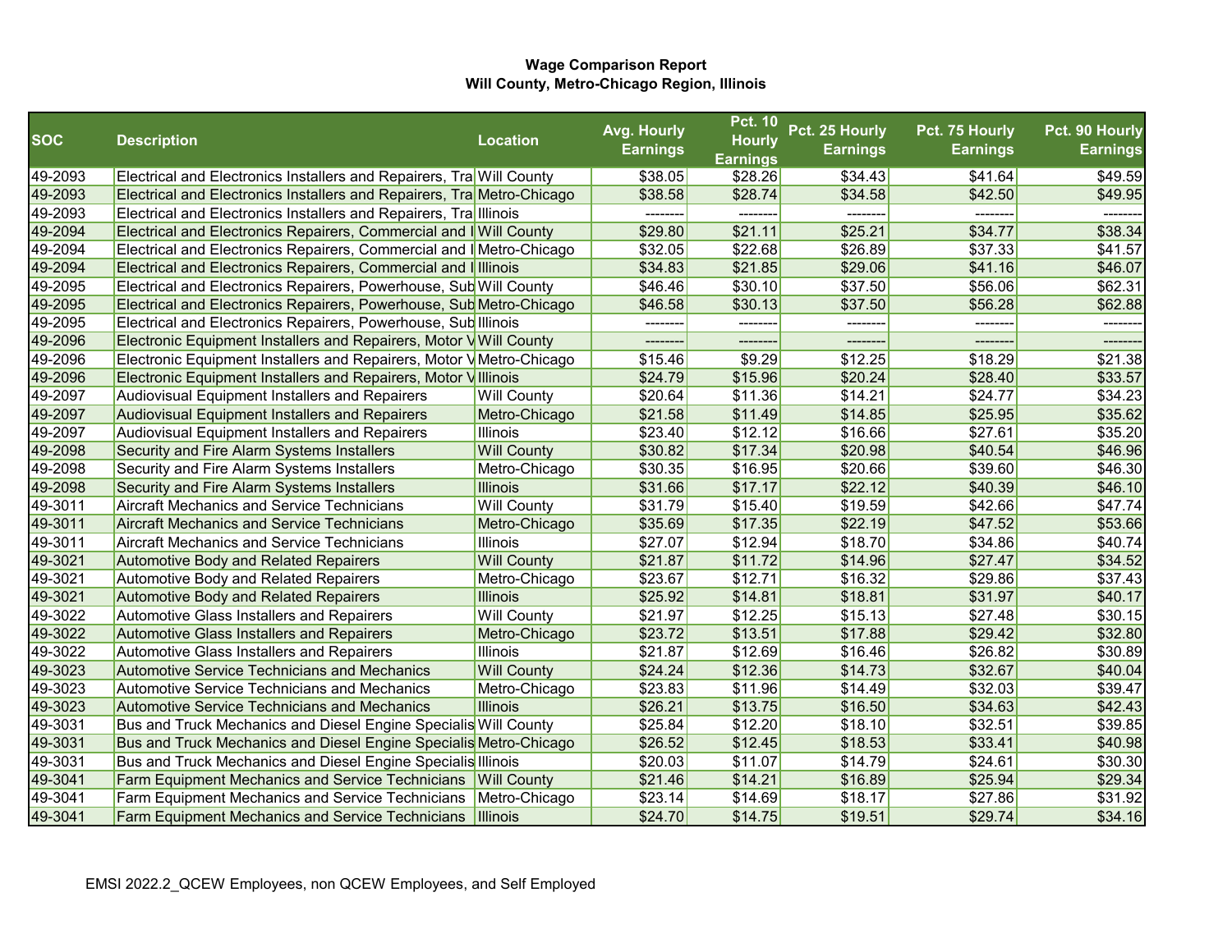**Wage Comparison Report**
**Will County, Metro-Chicago Region, Illinois**

| SOC | Description | Location | Avg. Hourly Earnings | Pct. 10 Hourly Earnings | Pct. 25 Hourly Earnings | Pct. 75 Hourly Earnings | Pct. 90 Hourly Earnings |
|---|---|---|---|---|---|---|---|
| 49-2093 | Electrical and Electronics Installers and Repairers, Tra | Will County | $38.05 | $28.26 | $34.43 | $41.64 | $49.59 |
| 49-2093 | Electrical and Electronics Installers and Repairers, Tra | Metro-Chicago | $38.58 | $28.74 | $34.58 | $42.50 | $49.95 |
| 49-2093 | Electrical and Electronics Installers and Repairers, Tra | Illinois | -------- | -------- | -------- | -------- | -------- |
| 49-2094 | Electrical and Electronics Repairers, Commercial and I | Will County | $29.80 | $21.11 | $25.21 | $34.77 | $38.34 |
| 49-2094 | Electrical and Electronics Repairers, Commercial and I | Metro-Chicago | $32.05 | $22.68 | $26.89 | $37.33 | $41.57 |
| 49-2094 | Electrical and Electronics Repairers, Commercial and I | Illinois | $34.83 | $21.85 | $29.06 | $41.16 | $46.07 |
| 49-2095 | Electrical and Electronics Repairers, Powerhouse, Sub | Will County | $46.46 | $30.10 | $37.50 | $56.06 | $62.31 |
| 49-2095 | Electrical and Electronics Repairers, Powerhouse, Sub | Metro-Chicago | $46.58 | $30.13 | $37.50 | $56.28 | $62.88 |
| 49-2095 | Electrical and Electronics Repairers, Powerhouse, Sub | Illinois | -------- | -------- | -------- | -------- | -------- |
| 49-2096 | Electronic Equipment Installers and Repairers, Motor V | Will County | -------- | -------- | -------- | -------- | -------- |
| 49-2096 | Electronic Equipment Installers and Repairers, Motor V | Metro-Chicago | $15.46 | $9.29 | $12.25 | $18.29 | $21.38 |
| 49-2096 | Electronic Equipment Installers and Repairers, Motor V | Illinois | $24.79 | $15.96 | $20.24 | $28.40 | $33.57 |
| 49-2097 | Audiovisual Equipment Installers and Repairers | Will County | $20.64 | $11.36 | $14.21 | $24.77 | $34.23 |
| 49-2097 | Audiovisual Equipment Installers and Repairers | Metro-Chicago | $21.58 | $11.49 | $14.85 | $25.95 | $35.62 |
| 49-2097 | Audiovisual Equipment Installers and Repairers | Illinois | $23.40 | $12.12 | $16.66 | $27.61 | $35.20 |
| 49-2098 | Security and Fire Alarm Systems Installers | Will County | $30.82 | $17.34 | $20.98 | $40.54 | $46.96 |
| 49-2098 | Security and Fire Alarm Systems Installers | Metro-Chicago | $30.35 | $16.95 | $20.66 | $39.60 | $46.30 |
| 49-2098 | Security and Fire Alarm Systems Installers | Illinois | $31.66 | $17.17 | $22.12 | $40.39 | $46.10 |
| 49-3011 | Aircraft Mechanics and Service Technicians | Will County | $31.79 | $15.40 | $19.59 | $42.66 | $47.74 |
| 49-3011 | Aircraft Mechanics and Service Technicians | Metro-Chicago | $35.69 | $17.35 | $22.19 | $47.52 | $53.66 |
| 49-3011 | Aircraft Mechanics and Service Technicians | Illinois | $27.07 | $12.94 | $18.70 | $34.86 | $40.74 |
| 49-3021 | Automotive Body and Related Repairers | Will County | $21.87 | $11.72 | $14.96 | $27.47 | $34.52 |
| 49-3021 | Automotive Body and Related Repairers | Metro-Chicago | $23.67 | $12.71 | $16.32 | $29.86 | $37.43 |
| 49-3021 | Automotive Body and Related Repairers | Illinois | $25.92 | $14.81 | $18.81 | $31.97 | $40.17 |
| 49-3022 | Automotive Glass Installers and Repairers | Will County | $21.97 | $12.25 | $15.13 | $27.48 | $30.15 |
| 49-3022 | Automotive Glass Installers and Repairers | Metro-Chicago | $23.72 | $13.51 | $17.88 | $29.42 | $32.80 |
| 49-3022 | Automotive Glass Installers and Repairers | Illinois | $21.87 | $12.69 | $16.46 | $26.82 | $30.89 |
| 49-3023 | Automotive Service Technicians and Mechanics | Will County | $24.24 | $12.36 | $14.73 | $32.67 | $40.04 |
| 49-3023 | Automotive Service Technicians and Mechanics | Metro-Chicago | $23.83 | $11.96 | $14.49 | $32.03 | $39.47 |
| 49-3023 | Automotive Service Technicians and Mechanics | Illinois | $26.21 | $13.75 | $16.50 | $34.63 | $42.43 |
| 49-3031 | Bus and Truck Mechanics and Diesel Engine Specialis | Will County | $25.84 | $12.20 | $18.10 | $32.51 | $39.85 |
| 49-3031 | Bus and Truck Mechanics and Diesel Engine Specialis | Metro-Chicago | $26.52 | $12.45 | $18.53 | $33.41 | $40.98 |
| 49-3031 | Bus and Truck Mechanics and Diesel Engine Specialis | Illinois | $20.03 | $11.07 | $14.79 | $24.61 | $30.30 |
| 49-3041 | Farm Equipment Mechanics and Service Technicians | Will County | $21.46 | $14.21 | $16.89 | $25.94 | $29.34 |
| 49-3041 | Farm Equipment Mechanics and Service Technicians | Metro-Chicago | $23.14 | $14.69 | $18.17 | $27.86 | $31.92 |
| 49-3041 | Farm Equipment Mechanics and Service Technicians | Illinois | $24.70 | $14.75 | $19.51 | $29.74 | $34.16 |

EMSI 2022.2_QCEW Employees, non QCEW Employees, and Self Employed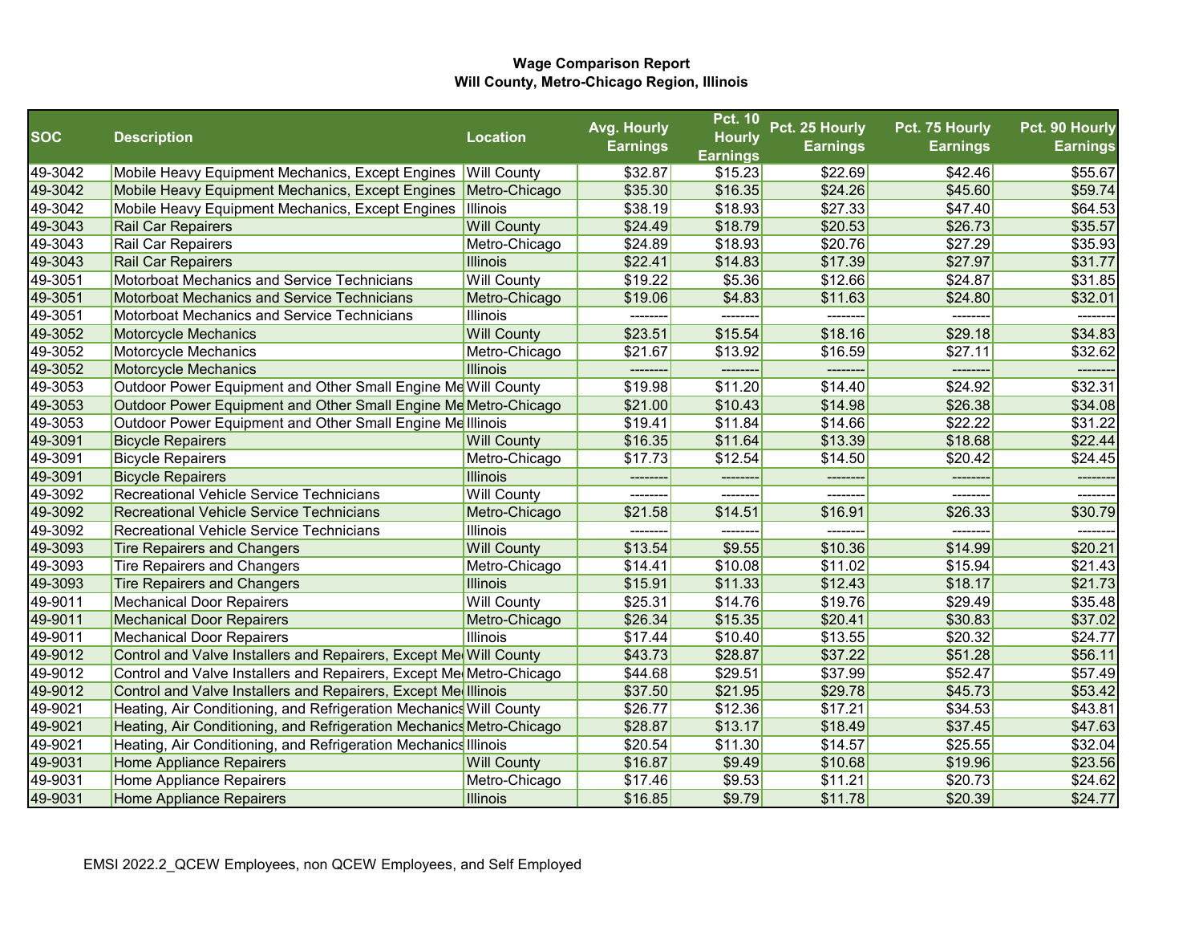**Wage Comparison Report**
**Will County, Metro-Chicago Region, Illinois**

| SOC | Description | Location | Avg. Hourly Earnings | Pct. 10 Hourly Earnings | Pct. 25 Hourly Earnings | Pct. 75 Hourly Earnings | Pct. 90 Hourly Earnings |
|---|---|---|---|---|---|---|---|
| 49-3042 | Mobile Heavy Equipment Mechanics, Except Engines | Will County | $32.87 | $15.23 | $22.69 | $42.46 | $55.67 |
| 49-3042 | Mobile Heavy Equipment Mechanics, Except Engines | Metro-Chicago | $35.30 | $16.35 | $24.26 | $45.60 | $59.74 |
| 49-3042 | Mobile Heavy Equipment Mechanics, Except Engines | Illinois | $38.19 | $18.93 | $27.33 | $47.40 | $64.53 |
| 49-3043 | Rail Car Repairers | Will County | $24.49 | $18.79 | $20.53 | $26.73 | $35.57 |
| 49-3043 | Rail Car Repairers | Metro-Chicago | $24.89 | $18.93 | $20.76 | $27.29 | $35.93 |
| 49-3043 | Rail Car Repairers | Illinois | $22.41 | $14.83 | $17.39 | $27.97 | $31.77 |
| 49-3051 | Motorboat Mechanics and Service Technicians | Will County | $19.22 | $5.36 | $12.66 | $24.87 | $31.85 |
| 49-3051 | Motorboat Mechanics and Service Technicians | Metro-Chicago | $19.06 | $4.83 | $11.63 | $24.80 | $32.01 |
| 49-3051 | Motorboat Mechanics and Service Technicians | Illinois | -------- | -------- | -------- | -------- | -------- |
| 49-3052 | Motorcycle Mechanics | Will County | $23.51 | $15.54 | $18.16 | $29.18 | $34.83 |
| 49-3052 | Motorcycle Mechanics | Metro-Chicago | $21.67 | $13.92 | $16.59 | $27.11 | $32.62 |
| 49-3052 | Motorcycle Mechanics | Illinois | -------- | -------- | -------- | -------- | -------- |
| 49-3053 | Outdoor Power Equipment and Other Small Engine Me | Will County | $19.98 | $11.20 | $14.40 | $24.92 | $32.31 |
| 49-3053 | Outdoor Power Equipment and Other Small Engine Me | Metro-Chicago | $21.00 | $10.43 | $14.98 | $26.38 | $34.08 |
| 49-3053 | Outdoor Power Equipment and Other Small Engine Me | Illinois | $19.41 | $11.84 | $14.66 | $22.22 | $31.22 |
| 49-3091 | Bicycle Repairers | Will County | $16.35 | $11.64 | $13.39 | $18.68 | $22.44 |
| 49-3091 | Bicycle Repairers | Metro-Chicago | $17.73 | $12.54 | $14.50 | $20.42 | $24.45 |
| 49-3091 | Bicycle Repairers | Illinois | -------- | -------- | -------- | -------- | -------- |
| 49-3092 | Recreational Vehicle Service Technicians | Will County | -------- | -------- | -------- | -------- | -------- |
| 49-3092 | Recreational Vehicle Service Technicians | Metro-Chicago | $21.58 | $14.51 | $16.91 | $26.33 | $30.79 |
| 49-3092 | Recreational Vehicle Service Technicians | Illinois | -------- | -------- | -------- | -------- | -------- |
| 49-3093 | Tire Repairers and Changers | Will County | $13.54 | $9.55 | $10.36 | $14.99 | $20.21 |
| 49-3093 | Tire Repairers and Changers | Metro-Chicago | $14.41 | $10.08 | $11.02 | $15.94 | $21.43 |
| 49-3093 | Tire Repairers and Changers | Illinois | $15.91 | $11.33 | $12.43 | $18.17 | $21.73 |
| 49-9011 | Mechanical Door Repairers | Will County | $25.31 | $14.76 | $19.76 | $29.49 | $35.48 |
| 49-9011 | Mechanical Door Repairers | Metro-Chicago | $26.34 | $15.35 | $20.41 | $30.83 | $37.02 |
| 49-9011 | Mechanical Door Repairers | Illinois | $17.44 | $10.40 | $13.55 | $20.32 | $24.77 |
| 49-9012 | Control and Valve Installers and Repairers, Except Me | Will County | $43.73 | $28.87 | $37.22 | $51.28 | $56.11 |
| 49-9012 | Control and Valve Installers and Repairers, Except Me | Metro-Chicago | $44.68 | $29.51 | $37.99 | $52.47 | $57.49 |
| 49-9012 | Control and Valve Installers and Repairers, Except Me | Illinois | $37.50 | $21.95 | $29.78 | $45.73 | $53.42 |
| 49-9021 | Heating, Air Conditioning, and Refrigeration Mechanics | Will County | $26.77 | $12.36 | $17.21 | $34.53 | $43.81 |
| 49-9021 | Heating, Air Conditioning, and Refrigeration Mechanics | Metro-Chicago | $28.87 | $13.17 | $18.49 | $37.45 | $47.63 |
| 49-9021 | Heating, Air Conditioning, and Refrigeration Mechanics | Illinois | $20.54 | $11.30 | $14.57 | $25.55 | $32.04 |
| 49-9031 | Home Appliance Repairers | Will County | $16.87 | $9.49 | $10.68 | $19.96 | $23.56 |
| 49-9031 | Home Appliance Repairers | Metro-Chicago | $17.46 | $9.53 | $11.21 | $20.73 | $24.62 |
| 49-9031 | Home Appliance Repairers | Illinois | $16.85 | $9.79 | $11.78 | $20.39 | $24.77 |

EMSI 2022.2_QCEW Employees, non QCEW Employees, and Self Employed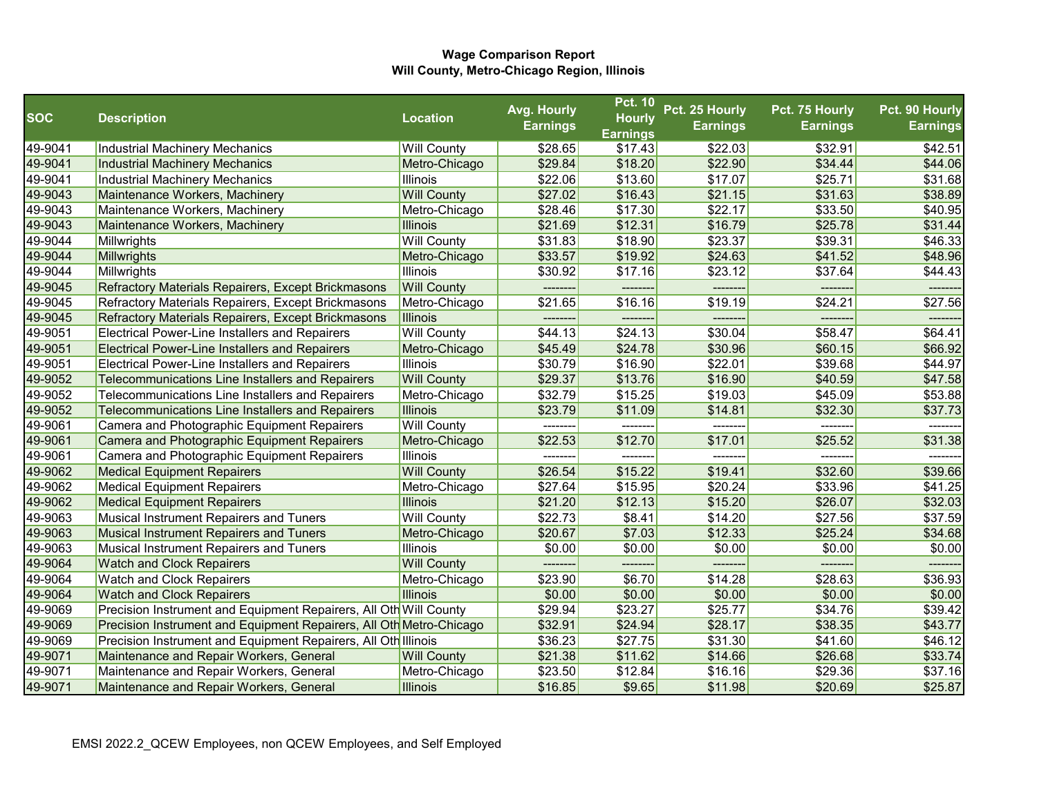**Wage Comparison Report**
**Will County, Metro-Chicago Region, Illinois**

| SOC | Description | Location | Avg. Hourly Earnings | Pct. 10 Hourly Earnings | Pct. 25 Hourly Earnings | Pct. 75 Hourly Earnings | Pct. 90 Hourly Earnings |
|---|---|---|---|---|---|---|---|
| 49-9041 | Industrial Machinery Mechanics | Will County | $28.65 | $17.43 | $22.03 | $32.91 | $42.51 |
| 49-9041 | Industrial Machinery Mechanics | Metro-Chicago | $29.84 | $18.20 | $22.90 | $34.44 | $44.06 |
| 49-9041 | Industrial Machinery Mechanics | Illinois | $22.06 | $13.60 | $17.07 | $25.71 | $31.68 |
| 49-9043 | Maintenance Workers, Machinery | Will County | $27.02 | $16.43 | $21.15 | $31.63 | $38.89 |
| 49-9043 | Maintenance Workers, Machinery | Metro-Chicago | $28.46 | $17.30 | $22.17 | $33.50 | $40.95 |
| 49-9043 | Maintenance Workers, Machinery | Illinois | $21.69 | $12.31 | $16.79 | $25.78 | $31.44 |
| 49-9044 | Millwrights | Will County | $31.83 | $18.90 | $23.37 | $39.31 | $46.33 |
| 49-9044 | Millwrights | Metro-Chicago | $33.57 | $19.92 | $24.63 | $41.52 | $48.96 |
| 49-9044 | Millwrights | Illinois | $30.92 | $17.16 | $23.12 | $37.64 | $44.43 |
| 49-9045 | Refractory Materials Repairers, Except Brickmasons | Will County | -------- | -------- | -------- | -------- | -------- |
| 49-9045 | Refractory Materials Repairers, Except Brickmasons | Metro-Chicago | $21.65 | $16.16 | $19.19 | $24.21 | $27.56 |
| 49-9045 | Refractory Materials Repairers, Except Brickmasons | Illinois | -------- | -------- | -------- | -------- | -------- |
| 49-9051 | Electrical Power-Line Installers and Repairers | Will County | $44.13 | $24.13 | $30.04 | $58.47 | $64.41 |
| 49-9051 | Electrical Power-Line Installers and Repairers | Metro-Chicago | $45.49 | $24.78 | $30.96 | $60.15 | $66.92 |
| 49-9051 | Electrical Power-Line Installers and Repairers | Illinois | $30.79 | $16.90 | $22.01 | $39.68 | $44.97 |
| 49-9052 | Telecommunications Line Installers and Repairers | Will County | $29.37 | $13.76 | $16.90 | $40.59 | $47.58 |
| 49-9052 | Telecommunications Line Installers and Repairers | Metro-Chicago | $32.79 | $15.25 | $19.03 | $45.09 | $53.88 |
| 49-9052 | Telecommunications Line Installers and Repairers | Illinois | $23.79 | $11.09 | $14.81 | $32.30 | $37.73 |
| 49-9061 | Camera and Photographic Equipment Repairers | Will County | -------- | -------- | -------- | -------- | -------- |
| 49-9061 | Camera and Photographic Equipment Repairers | Metro-Chicago | $22.53 | $12.70 | $17.01 | $25.52 | $31.38 |
| 49-9061 | Camera and Photographic Equipment Repairers | Illinois | -------- | -------- | -------- | -------- | -------- |
| 49-9062 | Medical Equipment Repairers | Will County | $26.54 | $15.22 | $19.41 | $32.60 | $39.66 |
| 49-9062 | Medical Equipment Repairers | Metro-Chicago | $27.64 | $15.95 | $20.24 | $33.96 | $41.25 |
| 49-9062 | Medical Equipment Repairers | Illinois | $21.20 | $12.13 | $15.20 | $26.07 | $32.03 |
| 49-9063 | Musical Instrument Repairers and Tuners | Will County | $22.73 | $8.41 | $14.20 | $27.56 | $37.59 |
| 49-9063 | Musical Instrument Repairers and Tuners | Metro-Chicago | $20.67 | $7.03 | $12.33 | $25.24 | $34.68 |
| 49-9063 | Musical Instrument Repairers and Tuners | Illinois | $0.00 | $0.00 | $0.00 | $0.00 | $0.00 |
| 49-9064 | Watch and Clock Repairers | Will County | -------- | -------- | -------- | -------- | -------- |
| 49-9064 | Watch and Clock Repairers | Metro-Chicago | $23.90 | $6.70 | $14.28 | $28.63 | $36.93 |
| 49-9064 | Watch and Clock Repairers | Illinois | $0.00 | $0.00 | $0.00 | $0.00 | $0.00 |
| 49-9069 | Precision Instrument and Equipment Repairers, All Oth | Will County | $29.94 | $23.27 | $25.77 | $34.76 | $39.42 |
| 49-9069 | Precision Instrument and Equipment Repairers, All Oth | Metro-Chicago | $32.91 | $24.94 | $28.17 | $38.35 | $43.77 |
| 49-9069 | Precision Instrument and Equipment Repairers, All Oth | Illinois | $36.23 | $27.75 | $31.30 | $41.60 | $46.12 |
| 49-9071 | Maintenance and Repair Workers, General | Will County | $21.38 | $11.62 | $14.66 | $26.68 | $33.74 |
| 49-9071 | Maintenance and Repair Workers, General | Metro-Chicago | $23.50 | $12.84 | $16.16 | $29.36 | $37.16 |
| 49-9071 | Maintenance and Repair Workers, General | Illinois | $16.85 | $9.65 | $11.98 | $20.69 | $25.87 |

EMSI 2022.2_QCEW Employees, non QCEW Employees, and Self Employed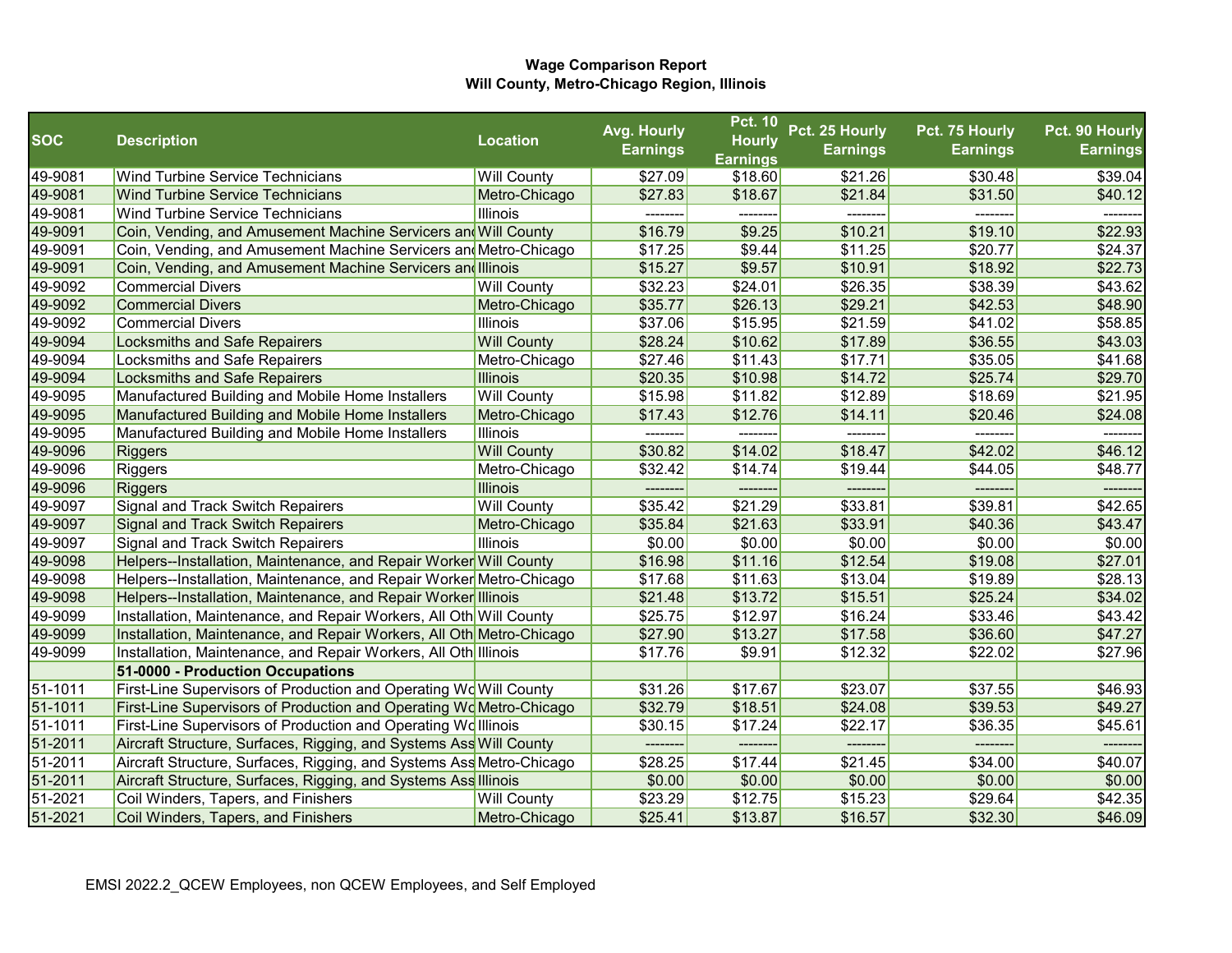**Wage Comparison Report**
**Will County, Metro-Chicago Region, Illinois**

| SOC | Description | Location | Avg. Hourly Earnings | Pct. 10 Hourly Earnings | Pct. 25 Hourly Earnings | Pct. 75 Hourly Earnings | Pct. 90 Hourly Earnings |
|---|---|---|---|---|---|---|---|
| 49-9081 | Wind Turbine Service Technicians | Will County | $27.09 | $18.60 | $21.26 | $30.48 | $39.04 |
| 49-9081 | Wind Turbine Service Technicians | Metro-Chicago | $27.83 | $18.67 | $21.84 | $31.50 | $40.12 |
| 49-9081 | Wind Turbine Service Technicians | Illinois | -------- | -------- | -------- | -------- | -------- |
| 49-9091 | Coin, Vending, and Amusement Machine Servicers and | Will County | $16.79 | $9.25 | $10.21 | $19.10 | $22.93 |
| 49-9091 | Coin, Vending, and Amusement Machine Servicers and | Metro-Chicago | $17.25 | $9.44 | $11.25 | $20.77 | $24.37 |
| 49-9091 | Coin, Vending, and Amusement Machine Servicers and | Illinois | $15.27 | $9.57 | $10.91 | $18.92 | $22.73 |
| 49-9092 | Commercial Divers | Will County | $32.23 | $24.01 | $26.35 | $38.39 | $43.62 |
| 49-9092 | Commercial Divers | Metro-Chicago | $35.77 | $26.13 | $29.21 | $42.53 | $48.90 |
| 49-9092 | Commercial Divers | Illinois | $37.06 | $15.95 | $21.59 | $41.02 | $58.85 |
| 49-9094 | Locksmiths and Safe Repairers | Will County | $28.24 | $10.62 | $17.89 | $36.55 | $43.03 |
| 49-9094 | Locksmiths and Safe Repairers | Metro-Chicago | $27.46 | $11.43 | $17.71 | $35.05 | $41.68 |
| 49-9094 | Locksmiths and Safe Repairers | Illinois | $20.35 | $10.98 | $14.72 | $25.74 | $29.70 |
| 49-9095 | Manufactured Building and Mobile Home Installers | Will County | $15.98 | $11.82 | $12.89 | $18.69 | $21.95 |
| 49-9095 | Manufactured Building and Mobile Home Installers | Metro-Chicago | $17.43 | $12.76 | $14.11 | $20.46 | $24.08 |
| 49-9095 | Manufactured Building and Mobile Home Installers | Illinois | -------- | -------- | -------- | -------- | -------- |
| 49-9096 | Riggers | Will County | $30.82 | $14.02 | $18.47 | $42.02 | $46.12 |
| 49-9096 | Riggers | Metro-Chicago | $32.42 | $14.74 | $19.44 | $44.05 | $48.77 |
| 49-9096 | Riggers | Illinois | -------- | -------- | -------- | -------- | -------- |
| 49-9097 | Signal and Track Switch Repairers | Will County | $35.42 | $21.29 | $33.81 | $39.81 | $42.65 |
| 49-9097 | Signal and Track Switch Repairers | Metro-Chicago | $35.84 | $21.63 | $33.91 | $40.36 | $43.47 |
| 49-9097 | Signal and Track Switch Repairers | Illinois | $0.00 | $0.00 | $0.00 | $0.00 | $0.00 |
| 49-9098 | Helpers--Installation, Maintenance, and Repair Worker | Will County | $16.98 | $11.16 | $12.54 | $19.08 | $27.01 |
| 49-9098 | Helpers--Installation, Maintenance, and Repair Worker | Metro-Chicago | $17.68 | $11.63 | $13.04 | $19.89 | $28.13 |
| 49-9098 | Helpers--Installation, Maintenance, and Repair Worker | Illinois | $21.48 | $13.72 | $15.51 | $25.24 | $34.02 |
| 49-9099 | Installation, Maintenance, and Repair Workers, All Oth | Will County | $25.75 | $12.97 | $16.24 | $33.46 | $43.42 |
| 49-9099 | Installation, Maintenance, and Repair Workers, All Oth | Metro-Chicago | $27.90 | $13.27 | $17.58 | $36.60 | $47.27 |
| 49-9099 | Installation, Maintenance, and Repair Workers, All Oth | Illinois | $17.76 | $9.91 | $12.32 | $22.02 | $27.96 |
| | **51-0000 - Production Occupations** | | | | | | |
| 51-1011 | First-Line Supervisors of Production and Operating Wo | Will County | $31.26 | $17.67 | $23.07 | $37.55 | $46.93 |
| 51-1011 | First-Line Supervisors of Production and Operating Wo | Metro-Chicago | $32.79 | $18.51 | $24.08 | $39.53 | $49.27 |
| 51-1011 | First-Line Supervisors of Production and Operating Wo | Illinois | $30.15 | $17.24 | $22.17 | $36.35 | $45.61 |
| 51-2011 | Aircraft Structure, Surfaces, Rigging, and Systems Ass | Will County | -------- | -------- | -------- | -------- | -------- |
| 51-2011 | Aircraft Structure, Surfaces, Rigging, and Systems Ass | Metro-Chicago | $28.25 | $17.44 | $21.45 | $34.00 | $40.07 |
| 51-2011 | Aircraft Structure, Surfaces, Rigging, and Systems Ass | Illinois | $0.00 | $0.00 | $0.00 | $0.00 | $0.00 |
| 51-2021 | Coil Winders, Tapers, and Finishers | Will County | $23.29 | $12.75 | $15.23 | $29.64 | $42.35 |
| 51-2021 | Coil Winders, Tapers, and Finishers | Metro-Chicago | $25.41 | $13.87 | $16.57 | $32.30 | $46.09 |

EMSI 2022.2_QCEW Employees, non QCEW Employees, and Self Employed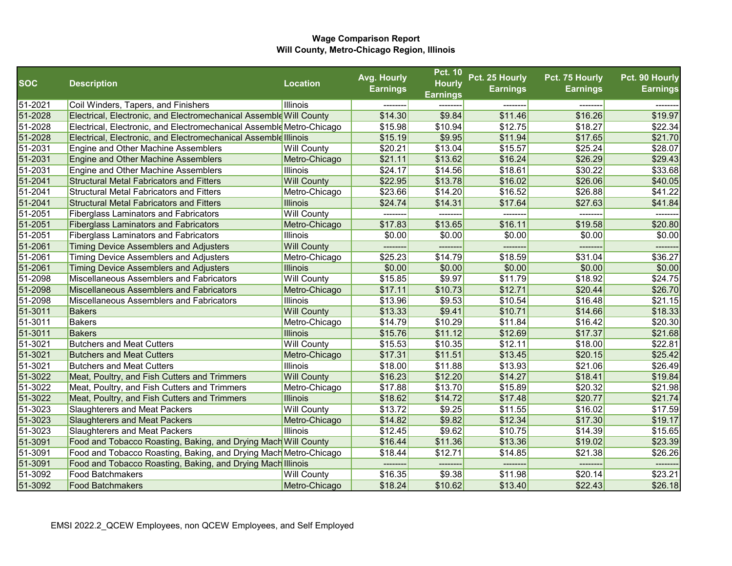**Wage Comparison Report**
**Will County, Metro-Chicago Region, Illinois**

| SOC | Description | Location | Avg. Hourly Earnings | Pct. 10 Hourly Earnings | Pct. 25 Hourly Earnings | Pct. 75 Hourly Earnings | Pct. 90 Hourly Earnings |
|---|---|---|---|---|---|---|---|
| 51-2021 | Coil Winders, Tapers, and Finishers | Illinois | -------- | -------- | -------- | -------- | -------- |
| 51-2028 | Electrical, Electronic, and Electromechanical Assemble | Will County | $14.30 | $9.84 | $11.46 | $16.26 | $19.97 |
| 51-2028 | Electrical, Electronic, and Electromechanical Assemble | Metro-Chicago | $15.98 | $10.94 | $12.75 | $18.27 | $22.34 |
| 51-2028 | Electrical, Electronic, and Electromechanical Assemble | Illinois | $15.19 | $9.95 | $11.94 | $17.65 | $21.70 |
| 51-2031 | Engine and Other Machine Assemblers | Will County | $20.21 | $13.04 | $15.57 | $25.24 | $28.07 |
| 51-2031 | Engine and Other Machine Assemblers | Metro-Chicago | $21.11 | $13.62 | $16.24 | $26.29 | $29.43 |
| 51-2031 | Engine and Other Machine Assemblers | Illinois | $24.17 | $14.56 | $18.61 | $30.22 | $33.68 |
| 51-2041 | Structural Metal Fabricators and Fitters | Will County | $22.95 | $13.78 | $16.02 | $26.06 | $40.05 |
| 51-2041 | Structural Metal Fabricators and Fitters | Metro-Chicago | $23.66 | $14.20 | $16.52 | $26.88 | $41.22 |
| 51-2041 | Structural Metal Fabricators and Fitters | Illinois | $24.74 | $14.31 | $17.64 | $27.63 | $41.84 |
| 51-2051 | Fiberglass Laminators and Fabricators | Will County | -------- | -------- | -------- | -------- | -------- |
| 51-2051 | Fiberglass Laminators and Fabricators | Metro-Chicago | $17.83 | $13.65 | $16.11 | $19.58 | $20.80 |
| 51-2051 | Fiberglass Laminators and Fabricators | Illinois | $0.00 | $0.00 | $0.00 | $0.00 | $0.00 |
| 51-2061 | Timing Device Assemblers and Adjusters | Will County | -------- | -------- | -------- | -------- | -------- |
| 51-2061 | Timing Device Assemblers and Adjusters | Metro-Chicago | $25.23 | $14.79 | $18.59 | $31.04 | $36.27 |
| 51-2061 | Timing Device Assemblers and Adjusters | Illinois | $0.00 | $0.00 | $0.00 | $0.00 | $0.00 |
| 51-2098 | Miscellaneous Assemblers and Fabricators | Will County | $15.85 | $9.97 | $11.79 | $18.92 | $24.75 |
| 51-2098 | Miscellaneous Assemblers and Fabricators | Metro-Chicago | $17.11 | $10.73 | $12.71 | $20.44 | $26.70 |
| 51-2098 | Miscellaneous Assemblers and Fabricators | Illinois | $13.96 | $9.53 | $10.54 | $16.48 | $21.15 |
| 51-3011 | Bakers | Will County | $13.33 | $9.41 | $10.71 | $14.66 | $18.33 |
| 51-3011 | Bakers | Metro-Chicago | $14.79 | $10.29 | $11.84 | $16.42 | $20.30 |
| 51-3011 | Bakers | Illinois | $15.76 | $11.12 | $12.69 | $17.37 | $21.68 |
| 51-3021 | Butchers and Meat Cutters | Will County | $15.53 | $10.35 | $12.11 | $18.00 | $22.81 |
| 51-3021 | Butchers and Meat Cutters | Metro-Chicago | $17.31 | $11.51 | $13.45 | $20.15 | $25.42 |
| 51-3021 | Butchers and Meat Cutters | Illinois | $18.00 | $11.88 | $13.93 | $21.06 | $26.49 |
| 51-3022 | Meat, Poultry, and Fish Cutters and Trimmers | Will County | $16.23 | $12.20 | $14.27 | $18.41 | $19.84 |
| 51-3022 | Meat, Poultry, and Fish Cutters and Trimmers | Metro-Chicago | $17.88 | $13.70 | $15.89 | $20.32 | $21.98 |
| 51-3022 | Meat, Poultry, and Fish Cutters and Trimmers | Illinois | $18.62 | $14.72 | $17.48 | $20.77 | $21.74 |
| 51-3023 | Slaughterers and Meat Packers | Will County | $13.72 | $9.25 | $11.55 | $16.02 | $17.59 |
| 51-3023 | Slaughterers and Meat Packers | Metro-Chicago | $14.82 | $9.82 | $12.34 | $17.30 | $19.17 |
| 51-3023 | Slaughterers and Meat Packers | Illinois | $12.45 | $9.62 | $10.75 | $14.39 | $15.65 |
| 51-3091 | Food and Tobacco Roasting, Baking, and Drying Mach | Will County | $16.44 | $11.36 | $13.36 | $19.02 | $23.39 |
| 51-3091 | Food and Tobacco Roasting, Baking, and Drying Mach | Metro-Chicago | $18.44 | $12.71 | $14.85 | $21.38 | $26.26 |
| 51-3091 | Food and Tobacco Roasting, Baking, and Drying Mach | Illinois | -------- | -------- | -------- | -------- | -------- |
| 51-3092 | Food Batchmakers | Will County | $16.35 | $9.38 | $11.98 | $20.14 | $23.21 |
| 51-3092 | Food Batchmakers | Metro-Chicago | $18.24 | $10.62 | $13.40 | $22.43 | $26.18 |

EMSI 2022.2_QCEW Employees, non QCEW Employees, and Self Employed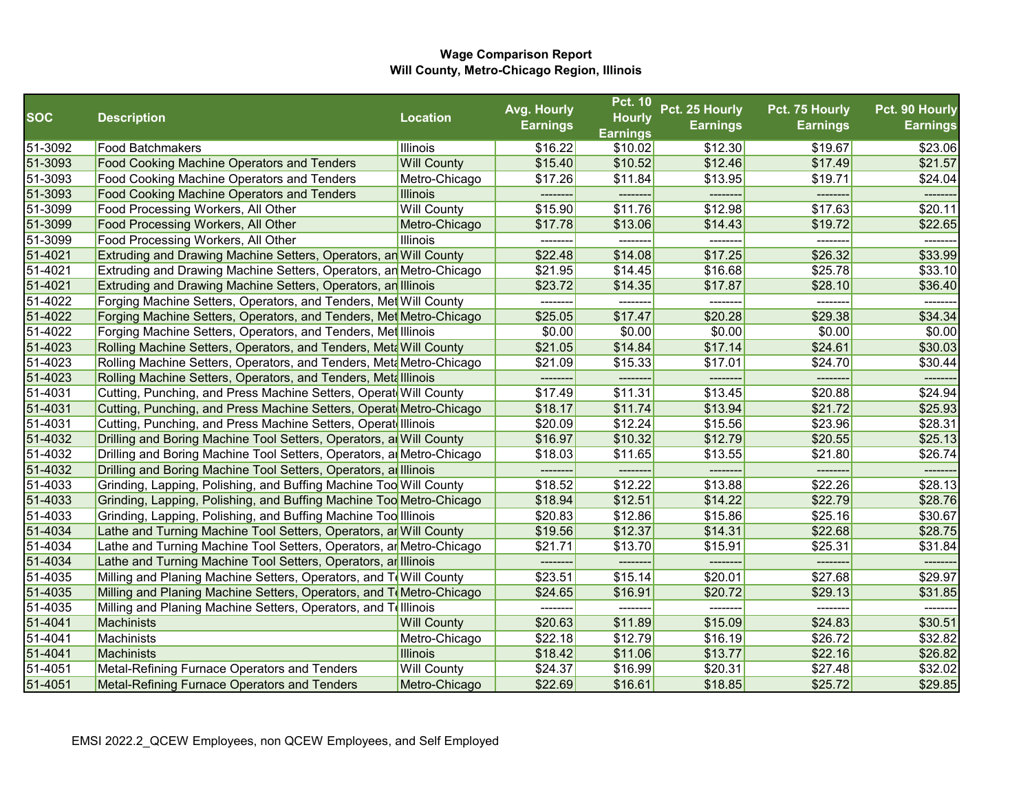**Wage Comparison Report**
**Will County, Metro-Chicago Region, Illinois**

| SOC | Description | Location | Avg. Hourly Earnings | Pct. 10 Hourly Earnings | Pct. 25 Hourly Earnings | Pct. 75 Hourly Earnings | Pct. 90 Hourly Earnings |
|---|---|---|---|---|---|---|---|
| 51-3092 | Food Batchmakers | Illinois | $16.22 | $10.02 | $12.30 | $19.67 | $23.06 |
| 51-3093 | Food Cooking Machine Operators and Tenders | Will County | $15.40 | $10.52 | $12.46 | $17.49 | $21.57 |
| 51-3093 | Food Cooking Machine Operators and Tenders | Metro-Chicago | $17.26 | $11.84 | $13.95 | $19.71 | $24.04 |
| 51-3093 | Food Cooking Machine Operators and Tenders | Illinois | -------- | -------- | -------- | -------- | -------- |
| 51-3099 | Food Processing Workers, All Other | Will County | $15.90 | $11.76 | $12.98 | $17.63 | $20.11 |
| 51-3099 | Food Processing Workers, All Other | Metro-Chicago | $17.78 | $13.06 | $14.43 | $19.72 | $22.65 |
| 51-3099 | Food Processing Workers, All Other | Illinois | -------- | -------- | -------- | -------- | -------- |
| 51-4021 | Extruding and Drawing Machine Setters, Operators, an | Will County | $22.48 | $14.08 | $17.25 | $26.32 | $33.99 |
| 51-4021 | Extruding and Drawing Machine Setters, Operators, an | Metro-Chicago | $21.95 | $14.45 | $16.68 | $25.78 | $33.10 |
| 51-4021 | Extruding and Drawing Machine Setters, Operators, an | Illinois | $23.72 | $14.35 | $17.87 | $28.10 | $36.40 |
| 51-4022 | Forging Machine Setters, Operators, and Tenders, Met | Will County | -------- | -------- | -------- | -------- | -------- |
| 51-4022 | Forging Machine Setters, Operators, and Tenders, Met | Metro-Chicago | $25.05 | $17.47 | $20.28 | $29.38 | $34.34 |
| 51-4022 | Forging Machine Setters, Operators, and Tenders, Met | Illinois | $0.00 | $0.00 | $0.00 | $0.00 | $0.00 |
| 51-4023 | Rolling Machine Setters, Operators, and Tenders, Meta | Will County | $21.05 | $14.84 | $17.14 | $24.61 | $30.03 |
| 51-4023 | Rolling Machine Setters, Operators, and Tenders, Meta | Metro-Chicago | $21.09 | $15.33 | $17.01 | $24.70 | $30.44 |
| 51-4023 | Rolling Machine Setters, Operators, and Tenders, Meta | Illinois | -------- | -------- | -------- | -------- | -------- |
| 51-4031 | Cutting, Punching, and Press Machine Setters, Operat | Will County | $17.49 | $11.31 | $13.45 | $20.88 | $24.94 |
| 51-4031 | Cutting, Punching, and Press Machine Setters, Operat | Metro-Chicago | $18.17 | $11.74 | $13.94 | $21.72 | $25.93 |
| 51-4031 | Cutting, Punching, and Press Machine Setters, Operat | Illinois | $20.09 | $12.24 | $15.56 | $23.96 | $28.31 |
| 51-4032 | Drilling and Boring Machine Tool Setters, Operators, a | Will County | $16.97 | $10.32 | $12.79 | $20.55 | $25.13 |
| 51-4032 | Drilling and Boring Machine Tool Setters, Operators, a | Metro-Chicago | $18.03 | $11.65 | $13.55 | $21.80 | $26.74 |
| 51-4032 | Drilling and Boring Machine Tool Setters, Operators, a | Illinois | -------- | -------- | -------- | -------- | -------- |
| 51-4033 | Grinding, Lapping, Polishing, and Buffing Machine Too | Will County | $18.52 | $12.22 | $13.88 | $22.26 | $28.13 |
| 51-4033 | Grinding, Lapping, Polishing, and Buffing Machine Too | Metro-Chicago | $18.94 | $12.51 | $14.22 | $22.79 | $28.76 |
| 51-4033 | Grinding, Lapping, Polishing, and Buffing Machine Too | Illinois | $20.83 | $12.86 | $15.86 | $25.16 | $30.67 |
| 51-4034 | Lathe and Turning Machine Tool Setters, Operators, ar | Will County | $19.56 | $12.37 | $14.31 | $22.68 | $28.75 |
| 51-4034 | Lathe and Turning Machine Tool Setters, Operators, ar | Metro-Chicago | $21.71 | $13.70 | $15.91 | $25.31 | $31.84 |
| 51-4034 | Lathe and Turning Machine Tool Setters, Operators, ar | Illinois | -------- | -------- | -------- | -------- | -------- |
| 51-4035 | Milling and Planing Machine Setters, Operators, and Te | Will County | $23.51 | $15.14 | $20.01 | $27.68 | $29.97 |
| 51-4035 | Milling and Planing Machine Setters, Operators, and Te | Metro-Chicago | $24.65 | $16.91 | $20.72 | $29.13 | $31.85 |
| 51-4035 | Milling and Planing Machine Setters, Operators, and Te | Illinois | -------- | -------- | -------- | -------- | -------- |
| 51-4041 | Machinists | Will County | $20.63 | $11.89 | $15.09 | $24.83 | $30.51 |
| 51-4041 | Machinists | Metro-Chicago | $22.18 | $12.79 | $16.19 | $26.72 | $32.82 |
| 51-4041 | Machinists | Illinois | $18.42 | $11.06 | $13.77 | $22.16 | $26.82 |
| 51-4051 | Metal-Refining Furnace Operators and Tenders | Will County | $24.37 | $16.99 | $20.31 | $27.48 | $32.02 |
| 51-4051 | Metal-Refining Furnace Operators and Tenders | Metro-Chicago | $22.69 | $16.61 | $18.85 | $25.72 | $29.85 |

EMSI 2022.2_QCEW Employees, non QCEW Employees, and Self Employed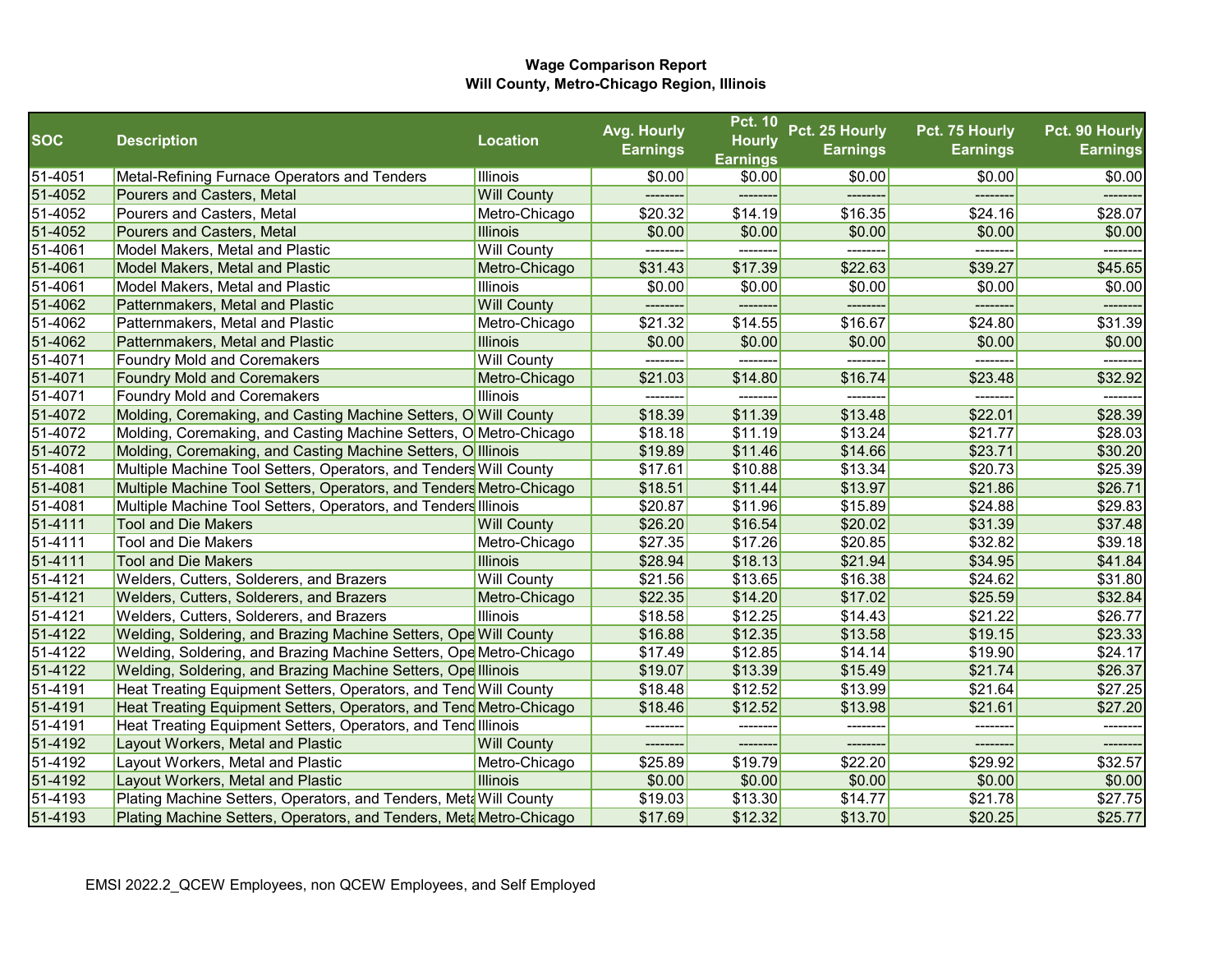**Wage Comparison Report**
**Will County, Metro-Chicago Region, Illinois**

| SOC | Description | Location | Avg. Hourly Earnings | Pct. 10 Hourly Earnings | Pct. 25 Hourly Earnings | Pct. 75 Hourly Earnings | Pct. 90 Hourly Earnings |
|---|---|---|---|---|---|---|---|
| 51-4051 | Metal-Refining Furnace Operators and Tenders | Illinois | $0.00 | $0.00 | $0.00 | $0.00 | $0.00 |
| 51-4052 | Pourers and Casters, Metal | Will County | -------- | -------- | -------- | -------- | -------- |
| 51-4052 | Pourers and Casters, Metal | Metro-Chicago | $20.32 | $14.19 | $16.35 | $24.16 | $28.07 |
| 51-4052 | Pourers and Casters, Metal | Illinois | $0.00 | $0.00 | $0.00 | $0.00 | $0.00 |
| 51-4061 | Model Makers, Metal and Plastic | Will County | -------- | -------- | -------- | -------- | -------- |
| 51-4061 | Model Makers, Metal and Plastic | Metro-Chicago | $31.43 | $17.39 | $22.63 | $39.27 | $45.65 |
| 51-4061 | Model Makers, Metal and Plastic | Illinois | $0.00 | $0.00 | $0.00 | $0.00 | $0.00 |
| 51-4062 | Patternmakers, Metal and Plastic | Will County | -------- | -------- | -------- | -------- | -------- |
| 51-4062 | Patternmakers, Metal and Plastic | Metro-Chicago | $21.32 | $14.55 | $16.67 | $24.80 | $31.39 |
| 51-4062 | Patternmakers, Metal and Plastic | Illinois | $0.00 | $0.00 | $0.00 | $0.00 | $0.00 |
| 51-4071 | Foundry Mold and Coremakers | Will County | -------- | -------- | -------- | -------- | -------- |
| 51-4071 | Foundry Mold and Coremakers | Metro-Chicago | $21.03 | $14.80 | $16.74 | $23.48 | $32.92 |
| 51-4071 | Foundry Mold and Coremakers | Illinois | -------- | -------- | -------- | -------- | -------- |
| 51-4072 | Molding, Coremaking, and Casting Machine Setters, O | Will County | $18.39 | $11.39 | $13.48 | $22.01 | $28.39 |
| 51-4072 | Molding, Coremaking, and Casting Machine Setters, O | Metro-Chicago | $18.18 | $11.19 | $13.24 | $21.77 | $28.03 |
| 51-4072 | Molding, Coremaking, and Casting Machine Setters, O | Illinois | $19.89 | $11.46 | $14.66 | $23.71 | $30.20 |
| 51-4081 | Multiple Machine Tool Setters, Operators, and Tenders | Will County | $17.61 | $10.88 | $13.34 | $20.73 | $25.39 |
| 51-4081 | Multiple Machine Tool Setters, Operators, and Tenders | Metro-Chicago | $18.51 | $11.44 | $13.97 | $21.86 | $26.71 |
| 51-4081 | Multiple Machine Tool Setters, Operators, and Tenders | Illinois | $20.87 | $11.96 | $15.89 | $24.88 | $29.83 |
| 51-4111 | Tool and Die Makers | Will County | $26.20 | $16.54 | $20.02 | $31.39 | $37.48 |
| 51-4111 | Tool and Die Makers | Metro-Chicago | $27.35 | $17.26 | $20.85 | $32.82 | $39.18 |
| 51-4111 | Tool and Die Makers | Illinois | $28.94 | $18.13 | $21.94 | $34.95 | $41.84 |
| 51-4121 | Welders, Cutters, Solderers, and Brazers | Will County | $21.56 | $13.65 | $16.38 | $24.62 | $31.80 |
| 51-4121 | Welders, Cutters, Solderers, and Brazers | Metro-Chicago | $22.35 | $14.20 | $17.02 | $25.59 | $32.84 |
| 51-4121 | Welders, Cutters, Solderers, and Brazers | Illinois | $18.58 | $12.25 | $14.43 | $21.22 | $26.77 |
| 51-4122 | Welding, Soldering, and Brazing Machine Setters, Ope | Will County | $16.88 | $12.35 | $13.58 | $19.15 | $23.33 |
| 51-4122 | Welding, Soldering, and Brazing Machine Setters, Ope | Metro-Chicago | $17.49 | $12.85 | $14.14 | $19.90 | $24.17 |
| 51-4122 | Welding, Soldering, and Brazing Machine Setters, Ope | Illinois | $19.07 | $13.39 | $15.49 | $21.74 | $26.37 |
| 51-4191 | Heat Treating Equipment Setters, Operators, and Tend | Will County | $18.48 | $12.52 | $13.99 | $21.64 | $27.25 |
| 51-4191 | Heat Treating Equipment Setters, Operators, and Tend | Metro-Chicago | $18.46 | $12.52 | $13.98 | $21.61 | $27.20 |
| 51-4191 | Heat Treating Equipment Setters, Operators, and Tend | Illinois | -------- | -------- | -------- | -------- | -------- |
| 51-4192 | Layout Workers, Metal and Plastic | Will County | -------- | -------- | -------- | -------- | -------- |
| 51-4192 | Layout Workers, Metal and Plastic | Metro-Chicago | $25.89 | $19.79 | $22.20 | $29.92 | $32.57 |
| 51-4192 | Layout Workers, Metal and Plastic | Illinois | $0.00 | $0.00 | $0.00 | $0.00 | $0.00 |
| 51-4193 | Plating Machine Setters, Operators, and Tenders, Meta | Will County | $19.03 | $13.30 | $14.77 | $21.78 | $27.75 |
| 51-4193 | Plating Machine Setters, Operators, and Tenders, Meta | Metro-Chicago | $17.69 | $12.32 | $13.70 | $20.25 | $25.77 |

EMSI 2022.2_QCEW Employees, non QCEW Employees, and Self Employed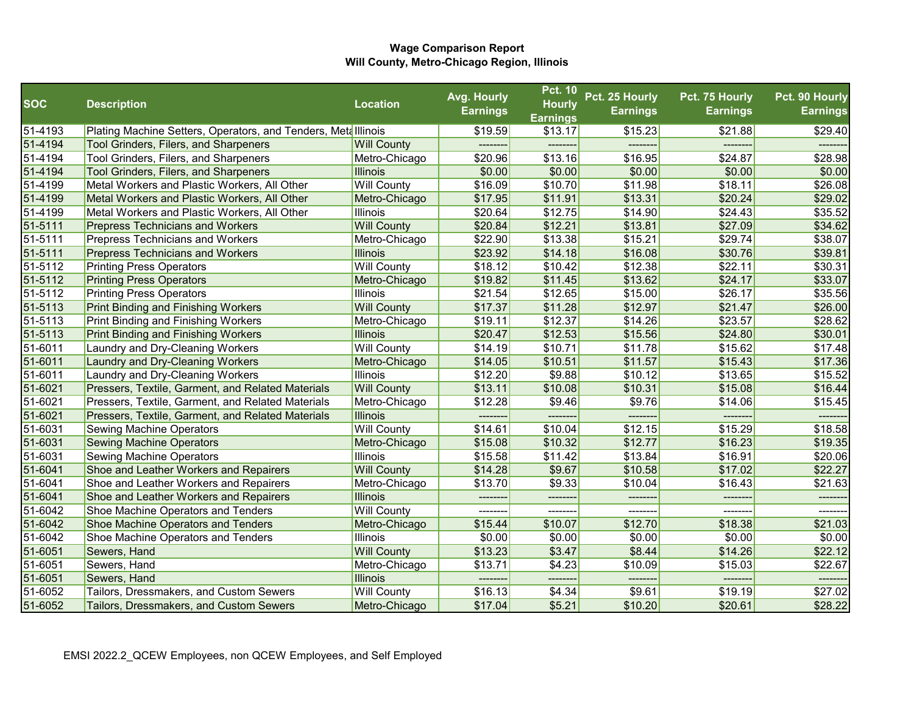**Wage Comparison Report**
**Will County, Metro-Chicago Region, Illinois**

| SOC | Description | Location | Avg. Hourly Earnings | Pct. 10 Hourly Earnings | Pct. 25 Hourly Earnings | Pct. 75 Hourly Earnings | Pct. 90 Hourly Earnings |
|---|---|---|---|---|---|---|---|
| 51-4193 | Plating Machine Setters, Operators, and Tenders, Meta | Illinois | $19.59 | $13.17 | $15.23 | $21.88 | $29.40 |
| 51-4194 | Tool Grinders, Filers, and Sharpeners | Will County | -------- | -------- | -------- | -------- | -------- |
| 51-4194 | Tool Grinders, Filers, and Sharpeners | Metro-Chicago | $20.96 | $13.16 | $16.95 | $24.87 | $28.98 |
| 51-4194 | Tool Grinders, Filers, and Sharpeners | Illinois | $0.00 | $0.00 | $0.00 | $0.00 | $0.00 |
| 51-4199 | Metal Workers and Plastic Workers, All Other | Will County | $16.09 | $10.70 | $11.98 | $18.11 | $26.08 |
| 51-4199 | Metal Workers and Plastic Workers, All Other | Metro-Chicago | $17.95 | $11.91 | $13.31 | $20.24 | $29.02 |
| 51-4199 | Metal Workers and Plastic Workers, All Other | Illinois | $20.64 | $12.75 | $14.90 | $24.43 | $35.52 |
| 51-5111 | Prepress Technicians and Workers | Will County | $20.84 | $12.21 | $13.81 | $27.09 | $34.62 |
| 51-5111 | Prepress Technicians and Workers | Metro-Chicago | $22.90 | $13.38 | $15.21 | $29.74 | $38.07 |
| 51-5111 | Prepress Technicians and Workers | Illinois | $23.92 | $14.18 | $16.08 | $30.76 | $39.81 |
| 51-5112 | Printing Press Operators | Will County | $18.12 | $10.42 | $12.38 | $22.11 | $30.31 |
| 51-5112 | Printing Press Operators | Metro-Chicago | $19.82 | $11.45 | $13.62 | $24.17 | $33.07 |
| 51-5112 | Printing Press Operators | Illinois | $21.54 | $12.65 | $15.00 | $26.17 | $35.56 |
| 51-5113 | Print Binding and Finishing Workers | Will County | $17.37 | $11.28 | $12.97 | $21.47 | $26.00 |
| 51-5113 | Print Binding and Finishing Workers | Metro-Chicago | $19.11 | $12.37 | $14.26 | $23.57 | $28.62 |
| 51-5113 | Print Binding and Finishing Workers | Illinois | $20.47 | $12.53 | $15.56 | $24.80 | $30.01 |
| 51-6011 | Laundry and Dry-Cleaning Workers | Will County | $14.19 | $10.71 | $11.78 | $15.62 | $17.48 |
| 51-6011 | Laundry and Dry-Cleaning Workers | Metro-Chicago | $14.05 | $10.51 | $11.57 | $15.43 | $17.36 |
| 51-6011 | Laundry and Dry-Cleaning Workers | Illinois | $12.20 | $9.88 | $10.12 | $13.65 | $15.52 |
| 51-6021 | Pressers, Textile, Garment, and Related Materials | Will County | $13.11 | $10.08 | $10.31 | $15.08 | $16.44 |
| 51-6021 | Pressers, Textile, Garment, and Related Materials | Metro-Chicago | $12.28 | $9.46 | $9.76 | $14.06 | $15.45 |
| 51-6021 | Pressers, Textile, Garment, and Related Materials | Illinois | -------- | -------- | -------- | -------- | -------- |
| 51-6031 | Sewing Machine Operators | Will County | $14.61 | $10.04 | $12.15 | $15.29 | $18.58 |
| 51-6031 | Sewing Machine Operators | Metro-Chicago | $15.08 | $10.32 | $12.77 | $16.23 | $19.35 |
| 51-6031 | Sewing Machine Operators | Illinois | $15.58 | $11.42 | $13.84 | $16.91 | $20.06 |
| 51-6041 | Shoe and Leather Workers and Repairers | Will County | $14.28 | $9.67 | $10.58 | $17.02 | $22.27 |
| 51-6041 | Shoe and Leather Workers and Repairers | Metro-Chicago | $13.70 | $9.33 | $10.04 | $16.43 | $21.63 |
| 51-6041 | Shoe and Leather Workers and Repairers | Illinois | -------- | -------- | -------- | -------- | -------- |
| 51-6042 | Shoe Machine Operators and Tenders | Will County | -------- | -------- | -------- | -------- | -------- |
| 51-6042 | Shoe Machine Operators and Tenders | Metro-Chicago | $15.44 | $10.07 | $12.70 | $18.38 | $21.03 |
| 51-6042 | Shoe Machine Operators and Tenders | Illinois | $0.00 | $0.00 | $0.00 | $0.00 | $0.00 |
| 51-6051 | Sewers, Hand | Will County | $13.23 | $3.47 | $8.44 | $14.26 | $22.12 |
| 51-6051 | Sewers, Hand | Metro-Chicago | $13.71 | $4.23 | $10.09 | $15.03 | $22.67 |
| 51-6051 | Sewers, Hand | Illinois | -------- | -------- | -------- | -------- | -------- |
| 51-6052 | Tailors, Dressmakers, and Custom Sewers | Will County | $16.13 | $4.34 | $9.61 | $19.19 | $27.02 |
| 51-6052 | Tailors, Dressmakers, and Custom Sewers | Metro-Chicago | $17.04 | $5.21 | $10.20 | $20.61 | $28.22 |

EMSI 2022.2_QCEW Employees, non QCEW Employees, and Self Employed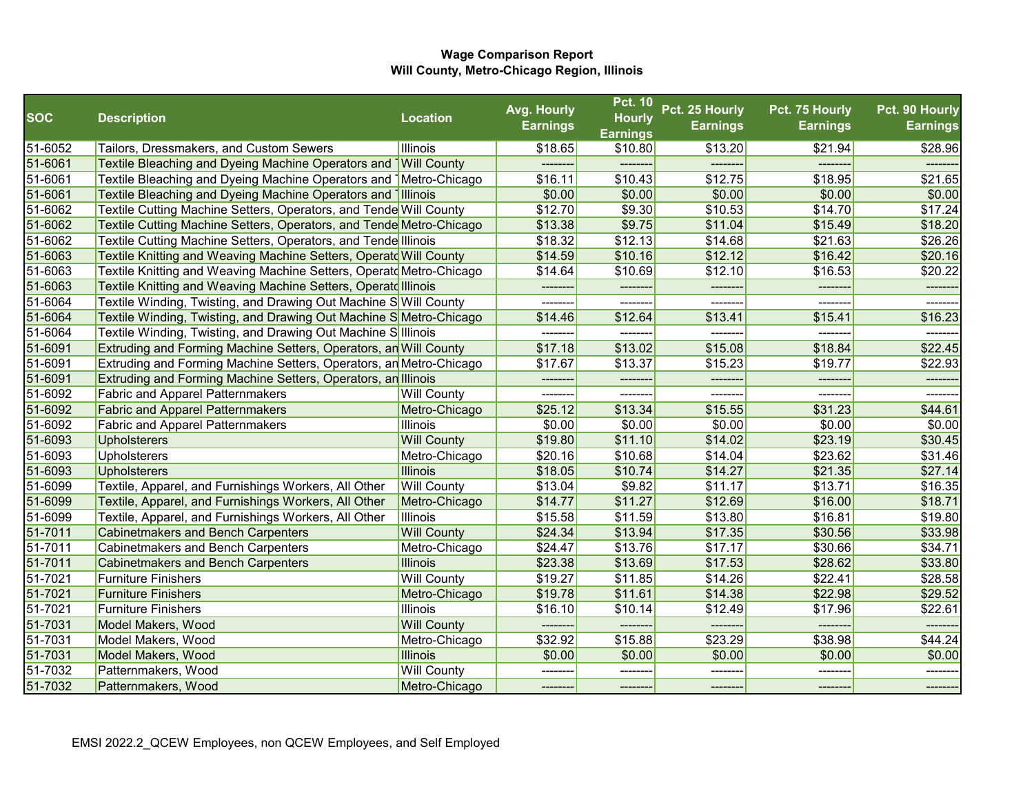**Wage Comparison Report**
**Will County, Metro-Chicago Region, Illinois**

| SOC | Description | Location | Avg. Hourly Earnings | Pct. 10 Hourly Earnings | Pct. 25 Hourly Earnings | Pct. 75 Hourly Earnings | Pct. 90 Hourly Earnings |
|---|---|---|---|---|---|---|---|
| 51-6052 | Tailors, Dressmakers, and Custom Sewers | Illinois | $18.65 | $10.80 | $13.20 | $21.94 | $28.96 |
| 51-6061 | Textile Bleaching and Dyeing Machine Operators and T | Will County | -------- | -------- | -------- | -------- | -------- |
| 51-6061 | Textile Bleaching and Dyeing Machine Operators and T | Metro-Chicago | $16.11 | $10.43 | $12.75 | $18.95 | $21.65 |
| 51-6061 | Textile Bleaching and Dyeing Machine Operators and T | Illinois | $0.00 | $0.00 | $0.00 | $0.00 | $0.00 |
| 51-6062 | Textile Cutting Machine Setters, Operators, and Tende | Will County | $12.70 | $9.30 | $10.53 | $14.70 | $17.24 |
| 51-6062 | Textile Cutting Machine Setters, Operators, and Tende | Metro-Chicago | $13.38 | $9.75 | $11.04 | $15.49 | $18.20 |
| 51-6062 | Textile Cutting Machine Setters, Operators, and Tende | Illinois | $18.32 | $12.13 | $14.68 | $21.63 | $26.26 |
| 51-6063 | Textile Knitting and Weaving Machine Setters, Operato | Will County | $14.59 | $10.16 | $12.12 | $16.42 | $20.16 |
| 51-6063 | Textile Knitting and Weaving Machine Setters, Operato | Metro-Chicago | $14.64 | $10.69 | $12.10 | $16.53 | $20.22 |
| 51-6063 | Textile Knitting and Weaving Machine Setters, Operato | Illinois | -------- | -------- | -------- | -------- | -------- |
| 51-6064 | Textile Winding, Twisting, and Drawing Out Machine S | Will County | -------- | -------- | -------- | -------- | -------- |
| 51-6064 | Textile Winding, Twisting, and Drawing Out Machine S | Metro-Chicago | $14.46 | $12.64 | $13.41 | $15.41 | $16.23 |
| 51-6064 | Textile Winding, Twisting, and Drawing Out Machine S | Illinois | -------- | -------- | -------- | -------- | -------- |
| 51-6091 | Extruding and Forming Machine Setters, Operators, an | Will County | $17.18 | $13.02 | $15.08 | $18.84 | $22.45 |
| 51-6091 | Extruding and Forming Machine Setters, Operators, an | Metro-Chicago | $17.67 | $13.37 | $15.23 | $19.77 | $22.93 |
| 51-6091 | Extruding and Forming Machine Setters, Operators, an | Illinois | -------- | -------- | -------- | -------- | -------- |
| 51-6092 | Fabric and Apparel Patternmakers | Will County | -------- | -------- | -------- | -------- | -------- |
| 51-6092 | Fabric and Apparel Patternmakers | Metro-Chicago | $25.12 | $13.34 | $15.55 | $31.23 | $44.61 |
| 51-6092 | Fabric and Apparel Patternmakers | Illinois | $0.00 | $0.00 | $0.00 | $0.00 | $0.00 |
| 51-6093 | Upholsterers | Will County | $19.80 | $11.10 | $14.02 | $23.19 | $30.45 |
| 51-6093 | Upholsterers | Metro-Chicago | $20.16 | $10.68 | $14.04 | $23.62 | $31.46 |
| 51-6093 | Upholsterers | Illinois | $18.05 | $10.74 | $14.27 | $21.35 | $27.14 |
| 51-6099 | Textile, Apparel, and Furnishings Workers, All Other | Will County | $13.04 | $9.82 | $11.17 | $13.71 | $16.35 |
| 51-6099 | Textile, Apparel, and Furnishings Workers, All Other | Metro-Chicago | $14.77 | $11.27 | $12.69 | $16.00 | $18.71 |
| 51-6099 | Textile, Apparel, and Furnishings Workers, All Other | Illinois | $15.58 | $11.59 | $13.80 | $16.81 | $19.80 |
| 51-7011 | Cabinetmakers and Bench Carpenters | Will County | $24.34 | $13.94 | $17.35 | $30.56 | $33.98 |
| 51-7011 | Cabinetmakers and Bench Carpenters | Metro-Chicago | $24.47 | $13.76 | $17.17 | $30.66 | $34.71 |
| 51-7011 | Cabinetmakers and Bench Carpenters | Illinois | $23.38 | $13.69 | $17.53 | $28.62 | $33.80 |
| 51-7021 | Furniture Finishers | Will County | $19.27 | $11.85 | $14.26 | $22.41 | $28.58 |
| 51-7021 | Furniture Finishers | Metro-Chicago | $19.78 | $11.61 | $14.38 | $22.98 | $29.52 |
| 51-7021 | Furniture Finishers | Illinois | $16.10 | $10.14 | $12.49 | $17.96 | $22.61 |
| 51-7031 | Model Makers, Wood | Will County | -------- | -------- | -------- | -------- | -------- |
| 51-7031 | Model Makers, Wood | Metro-Chicago | $32.92 | $15.88 | $23.29 | $38.98 | $44.24 |
| 51-7031 | Model Makers, Wood | Illinois | $0.00 | $0.00 | $0.00 | $0.00 | $0.00 |
| 51-7032 | Patternmakers, Wood | Will County | -------- | -------- | -------- | -------- | -------- |
| 51-7032 | Patternmakers, Wood | Metro-Chicago | -------- | -------- | -------- | -------- | -------- |

EMSI 2022.2_QCEW Employees, non QCEW Employees, and Self Employed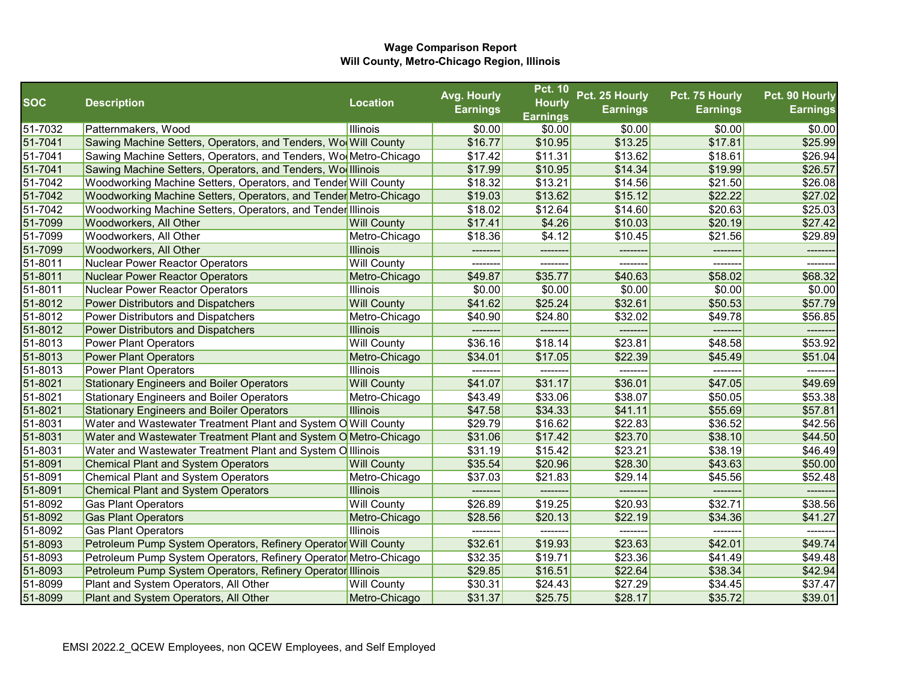**Wage Comparison Report**
**Will County, Metro-Chicago Region, Illinois**

| SOC | Description | Location | Avg. Hourly Earnings | Pct. 10 Hourly Earnings | Pct. 25 Hourly Earnings | Pct. 75 Hourly Earnings | Pct. 90 Hourly Earnings |
|---|---|---|---|---|---|---|---|
| 51-7032 | Patternmakers, Wood | Illinois | $0.00 | $0.00 | $0.00 | $0.00 | $0.00 |
| 51-7041 | Sawing Machine Setters, Operators, and Tenders, Wo | Will County | $16.77 | $10.95 | $13.25 | $17.81 | $25.99 |
| 51-7041 | Sawing Machine Setters, Operators, and Tenders, Wo | Metro-Chicago | $17.42 | $11.31 | $13.62 | $18.61 | $26.94 |
| 51-7041 | Sawing Machine Setters, Operators, and Tenders, Wo | Illinois | $17.99 | $10.95 | $14.34 | $19.99 | $26.57 |
| 51-7042 | Woodworking Machine Setters, Operators, and Tender | Will County | $18.32 | $13.21 | $14.56 | $21.50 | $26.08 |
| 51-7042 | Woodworking Machine Setters, Operators, and Tender | Metro-Chicago | $19.03 | $13.62 | $15.12 | $22.22 | $27.02 |
| 51-7042 | Woodworking Machine Setters, Operators, and Tender | Illinois | $18.02 | $12.64 | $14.60 | $20.63 | $25.03 |
| 51-7099 | Woodworkers, All Other | Will County | $17.41 | $4.26 | $10.03 | $20.19 | $27.42 |
| 51-7099 | Woodworkers, All Other | Metro-Chicago | $18.36 | $4.12 | $10.45 | $21.56 | $29.89 |
| 51-7099 | Woodworkers, All Other | Illinois | -------- | -------- | -------- | -------- | -------- |
| 51-8011 | Nuclear Power Reactor Operators | Will County | -------- | -------- | -------- | -------- | -------- |
| 51-8011 | Nuclear Power Reactor Operators | Metro-Chicago | $49.87 | $35.77 | $40.63 | $58.02 | $68.32 |
| 51-8011 | Nuclear Power Reactor Operators | Illinois | $0.00 | $0.00 | $0.00 | $0.00 | $0.00 |
| 51-8012 | Power Distributors and Dispatchers | Will County | $41.62 | $25.24 | $32.61 | $50.53 | $57.79 |
| 51-8012 | Power Distributors and Dispatchers | Metro-Chicago | $40.90 | $24.80 | $32.02 | $49.78 | $56.85 |
| 51-8012 | Power Distributors and Dispatchers | Illinois | -------- | -------- | -------- | -------- | -------- |
| 51-8013 | Power Plant Operators | Will County | $36.16 | $18.14 | $23.81 | $48.58 | $53.92 |
| 51-8013 | Power Plant Operators | Metro-Chicago | $34.01 | $17.05 | $22.39 | $45.49 | $51.04 |
| 51-8013 | Power Plant Operators | Illinois | -------- | -------- | -------- | -------- | -------- |
| 51-8021 | Stationary Engineers and Boiler Operators | Will County | $41.07 | $31.17 | $36.01 | $47.05 | $49.69 |
| 51-8021 | Stationary Engineers and Boiler Operators | Metro-Chicago | $43.49 | $33.06 | $38.07 | $50.05 | $53.38 |
| 51-8021 | Stationary Engineers and Boiler Operators | Illinois | $47.58 | $34.33 | $41.11 | $55.69 | $57.81 |
| 51-8031 | Water and Wastewater Treatment Plant and System O | Will County | $29.79 | $16.62 | $22.83 | $36.52 | $42.56 |
| 51-8031 | Water and Wastewater Treatment Plant and System O | Metro-Chicago | $31.06 | $17.42 | $23.70 | $38.10 | $44.50 |
| 51-8031 | Water and Wastewater Treatment Plant and System O | Illinois | $31.19 | $15.42 | $23.21 | $38.19 | $46.49 |
| 51-8091 | Chemical Plant and System Operators | Will County | $35.54 | $20.96 | $28.30 | $43.63 | $50.00 |
| 51-8091 | Chemical Plant and System Operators | Metro-Chicago | $37.03 | $21.83 | $29.14 | $45.56 | $52.48 |
| 51-8091 | Chemical Plant and System Operators | Illinois | -------- | -------- | -------- | -------- | -------- |
| 51-8092 | Gas Plant Operators | Will County | $26.89 | $19.25 | $20.93 | $32.71 | $38.56 |
| 51-8092 | Gas Plant Operators | Metro-Chicago | $28.56 | $20.13 | $22.19 | $34.36 | $41.27 |
| 51-8092 | Gas Plant Operators | Illinois | -------- | -------- | -------- | -------- | -------- |
| 51-8093 | Petroleum Pump System Operators, Refinery Operator | Will County | $32.61 | $19.93 | $23.63 | $42.01 | $49.74 |
| 51-8093 | Petroleum Pump System Operators, Refinery Operator | Metro-Chicago | $32.35 | $19.71 | $23.36 | $41.49 | $49.48 |
| 51-8093 | Petroleum Pump System Operators, Refinery Operator | Illinois | $29.85 | $16.51 | $22.64 | $38.34 | $42.94 |
| 51-8099 | Plant and System Operators, All Other | Will County | $30.31 | $24.43 | $27.29 | $34.45 | $37.47 |
| 51-8099 | Plant and System Operators, All Other | Metro-Chicago | $31.37 | $25.75 | $28.17 | $35.72 | $39.01 |

EMSI 2022.2_QCEW Employees, non QCEW Employees, and Self Employed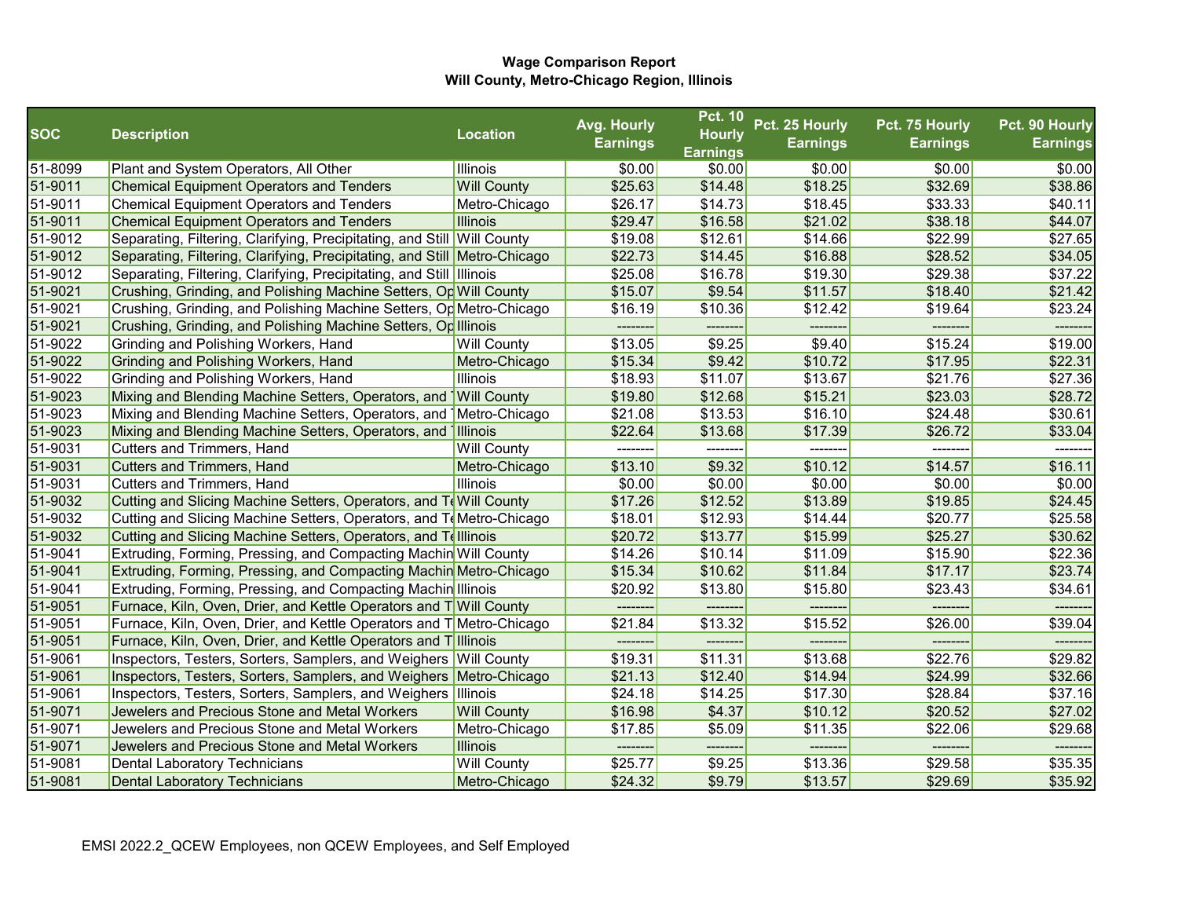**Wage Comparison Report**
**Will County, Metro-Chicago Region, Illinois**

| SOC | Description | Location | Avg. Hourly Earnings | Pct. 10 Hourly Earnings | Pct. 25 Hourly Earnings | Pct. 75 Hourly Earnings | Pct. 90 Hourly Earnings |
|---|---|---|---|---|---|---|---|
| 51-8099 | Plant and System Operators, All Other | Illinois | $0.00 | $0.00 | $0.00 | $0.00 | $0.00 |
| 51-9011 | Chemical Equipment Operators and Tenders | Will County | $25.63 | $14.48 | $18.25 | $32.69 | $38.86 |
| 51-9011 | Chemical Equipment Operators and Tenders | Metro-Chicago | $26.17 | $14.73 | $18.45 | $33.33 | $40.11 |
| 51-9011 | Chemical Equipment Operators and Tenders | Illinois | $29.47 | $16.58 | $21.02 | $38.18 | $44.07 |
| 51-9012 | Separating, Filtering, Clarifying, Precipitating, and Still | Will County | $19.08 | $12.61 | $14.66 | $22.99 | $27.65 |
| 51-9012 | Separating, Filtering, Clarifying, Precipitating, and Still | Metro-Chicago | $22.73 | $14.45 | $16.88 | $28.52 | $34.05 |
| 51-9012 | Separating, Filtering, Clarifying, Precipitating, and Still | Illinois | $25.08 | $16.78 | $19.30 | $29.38 | $37.22 |
| 51-9021 | Crushing, Grinding, and Polishing Machine Setters, Op | Will County | $15.07 | $9.54 | $11.57 | $18.40 | $21.42 |
| 51-9021 | Crushing, Grinding, and Polishing Machine Setters, Op | Metro-Chicago | $16.19 | $10.36 | $12.42 | $19.64 | $23.24 |
| 51-9021 | Crushing, Grinding, and Polishing Machine Setters, Op | Illinois | -------- | -------- | -------- | -------- | -------- |
| 51-9022 | Grinding and Polishing Workers, Hand | Will County | $13.05 | $9.25 | $9.40 | $15.24 | $19.00 |
| 51-9022 | Grinding and Polishing Workers, Hand | Metro-Chicago | $15.34 | $9.42 | $10.72 | $17.95 | $22.31 |
| 51-9022 | Grinding and Polishing Workers, Hand | Illinois | $18.93 | $11.07 | $13.67 | $21.76 | $27.36 |
| 51-9023 | Mixing and Blending Machine Setters, Operators, and T | Will County | $19.80 | $12.68 | $15.21 | $23.03 | $28.72 |
| 51-9023 | Mixing and Blending Machine Setters, Operators, and T | Metro-Chicago | $21.08 | $13.53 | $16.10 | $24.48 | $30.61 |
| 51-9023 | Mixing and Blending Machine Setters, Operators, and T | Illinois | $22.64 | $13.68 | $17.39 | $26.72 | $33.04 |
| 51-9031 | Cutters and Trimmers, Hand | Will County | -------- | -------- | -------- | -------- | -------- |
| 51-9031 | Cutters and Trimmers, Hand | Metro-Chicago | $13.10 | $9.32 | $10.12 | $14.57 | $16.11 |
| 51-9031 | Cutters and Trimmers, Hand | Illinois | $0.00 | $0.00 | $0.00 | $0.00 | $0.00 |
| 51-9032 | Cutting and Slicing Machine Setters, Operators, and Te | Will County | $17.26 | $12.52 | $13.89 | $19.85 | $24.45 |
| 51-9032 | Cutting and Slicing Machine Setters, Operators, and Te | Metro-Chicago | $18.01 | $12.93 | $14.44 | $20.77 | $25.58 |
| 51-9032 | Cutting and Slicing Machine Setters, Operators, and Te | Illinois | $20.72 | $13.77 | $15.99 | $25.27 | $30.62 |
| 51-9041 | Extruding, Forming, Pressing, and Compacting Machin | Will County | $14.26 | $10.14 | $11.09 | $15.90 | $22.36 |
| 51-9041 | Extruding, Forming, Pressing, and Compacting Machin | Metro-Chicago | $15.34 | $10.62 | $11.84 | $17.17 | $23.74 |
| 51-9041 | Extruding, Forming, Pressing, and Compacting Machin | Illinois | $20.92 | $13.80 | $15.80 | $23.43 | $34.61 |
| 51-9051 | Furnace, Kiln, Oven, Drier, and Kettle Operators and T | Will County | -------- | -------- | -------- | -------- | -------- |
| 51-9051 | Furnace, Kiln, Oven, Drier, and Kettle Operators and T | Metro-Chicago | $21.84 | $13.32 | $15.52 | $26.00 | $39.04 |
| 51-9051 | Furnace, Kiln, Oven, Drier, and Kettle Operators and T | Illinois | -------- | -------- | -------- | -------- | -------- |
| 51-9061 | Inspectors, Testers, Sorters, Samplers, and Weighers | Will County | $19.31 | $11.31 | $13.68 | $22.76 | $29.82 |
| 51-9061 | Inspectors, Testers, Sorters, Samplers, and Weighers | Metro-Chicago | $21.13 | $12.40 | $14.94 | $24.99 | $32.66 |
| 51-9061 | Inspectors, Testers, Sorters, Samplers, and Weighers | Illinois | $24.18 | $14.25 | $17.30 | $28.84 | $37.16 |
| 51-9071 | Jewelers and Precious Stone and Metal Workers | Will County | $16.98 | $4.37 | $10.12 | $20.52 | $27.02 |
| 51-9071 | Jewelers and Precious Stone and Metal Workers | Metro-Chicago | $17.85 | $5.09 | $11.35 | $22.06 | $29.68 |
| 51-9071 | Jewelers and Precious Stone and Metal Workers | Illinois | -------- | -------- | -------- | -------- | -------- |
| 51-9081 | Dental Laboratory Technicians | Will County | $25.77 | $9.25 | $13.36 | $29.58 | $35.35 |
| 51-9081 | Dental Laboratory Technicians | Metro-Chicago | $24.32 | $9.79 | $13.57 | $29.69 | $35.92 |

EMSI 2022.2_QCEW Employees, non QCEW Employees, and Self Employed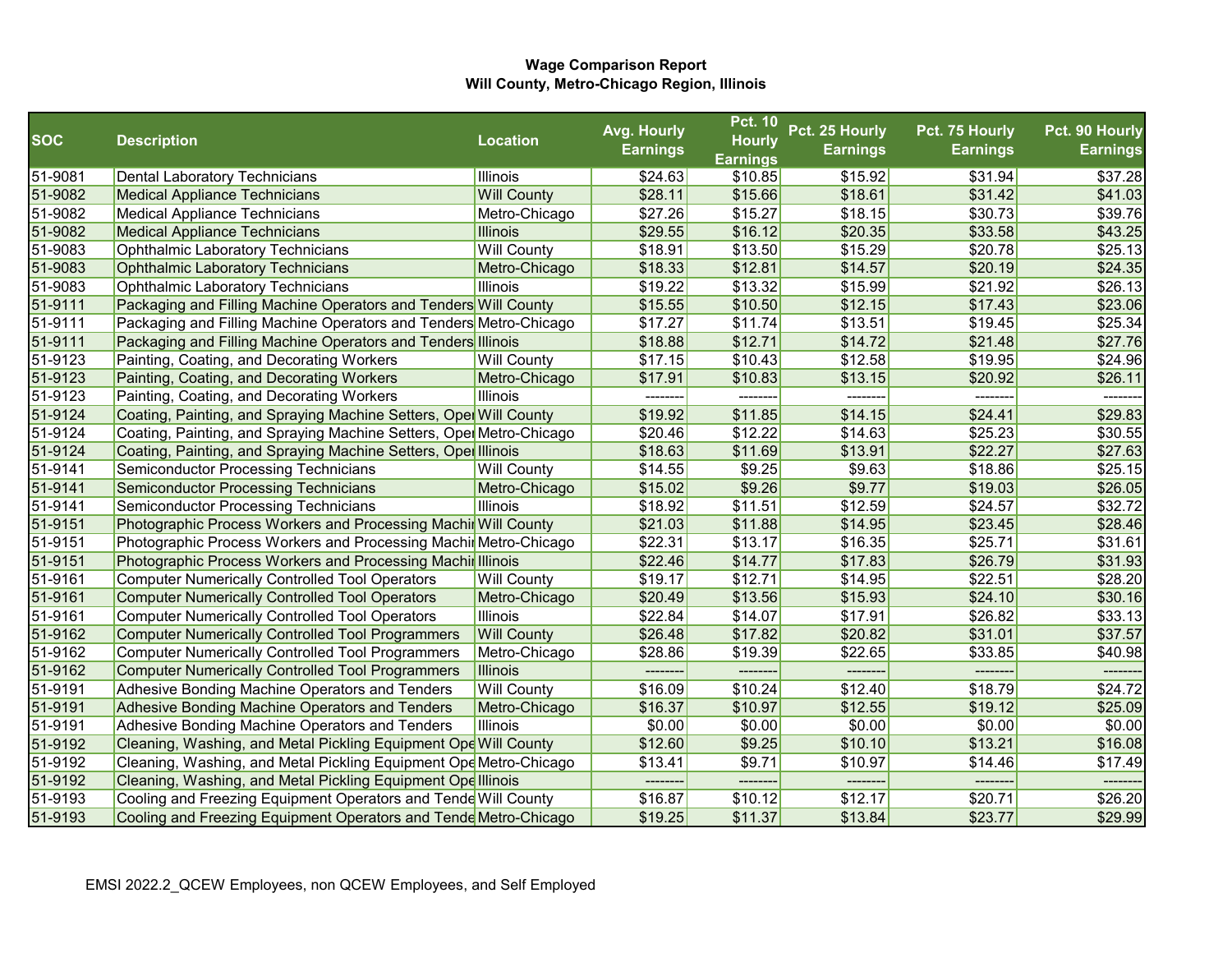**Wage Comparison Report**
**Will County, Metro-Chicago Region, Illinois**

| SOC | Description | Location | Avg. Hourly Earnings | Pct. 10 Hourly Earnings | Pct. 25 Hourly Earnings | Pct. 75 Hourly Earnings | Pct. 90 Hourly Earnings |
|---|---|---|---|---|---|---|---|
| 51-9081 | Dental Laboratory Technicians | Illinois | $24.63 | $10.85 | $15.92 | $31.94 | $37.28 |
| 51-9082 | Medical Appliance Technicians | Will County | $28.11 | $15.66 | $18.61 | $31.42 | $41.03 |
| 51-9082 | Medical Appliance Technicians | Metro-Chicago | $27.26 | $15.27 | $18.15 | $30.73 | $39.76 |
| 51-9082 | Medical Appliance Technicians | Illinois | $29.55 | $16.12 | $20.35 | $33.58 | $43.25 |
| 51-9083 | Ophthalmic Laboratory Technicians | Will County | $18.91 | $13.50 | $15.29 | $20.78 | $25.13 |
| 51-9083 | Ophthalmic Laboratory Technicians | Metro-Chicago | $18.33 | $12.81 | $14.57 | $20.19 | $24.35 |
| 51-9083 | Ophthalmic Laboratory Technicians | Illinois | $19.22 | $13.32 | $15.99 | $21.92 | $26.13 |
| 51-9111 | Packaging and Filling Machine Operators and Tenders | Will County | $15.55 | $10.50 | $12.15 | $17.43 | $23.06 |
| 51-9111 | Packaging and Filling Machine Operators and Tenders | Metro-Chicago | $17.27 | $11.74 | $13.51 | $19.45 | $25.34 |
| 51-9111 | Packaging and Filling Machine Operators and Tenders | Illinois | $18.88 | $12.71 | $14.72 | $21.48 | $27.76 |
| 51-9123 | Painting, Coating, and Decorating Workers | Will County | $17.15 | $10.43 | $12.58 | $19.95 | $24.96 |
| 51-9123 | Painting, Coating, and Decorating Workers | Metro-Chicago | $17.91 | $10.83 | $13.15 | $20.92 | $26.11 |
| 51-9123 | Painting, Coating, and Decorating Workers | Illinois | -------- | -------- | -------- | -------- | -------- |
| 51-9124 | Coating, Painting, and Spraying Machine Setters, Oper | Will County | $19.92 | $11.85 | $14.15 | $24.41 | $29.83 |
| 51-9124 | Coating, Painting, and Spraying Machine Setters, Oper | Metro-Chicago | $20.46 | $12.22 | $14.63 | $25.23 | $30.55 |
| 51-9124 | Coating, Painting, and Spraying Machine Setters, Oper | Illinois | $18.63 | $11.69 | $13.91 | $22.27 | $27.63 |
| 51-9141 | Semiconductor Processing Technicians | Will County | $14.55 | $9.25 | $9.63 | $18.86 | $25.15 |
| 51-9141 | Semiconductor Processing Technicians | Metro-Chicago | $15.02 | $9.26 | $9.77 | $19.03 | $26.05 |
| 51-9141 | Semiconductor Processing Technicians | Illinois | $18.92 | $11.51 | $12.59 | $24.57 | $32.72 |
| 51-9151 | Photographic Process Workers and Processing Machir | Will County | $21.03 | $11.88 | $14.95 | $23.45 | $28.46 |
| 51-9151 | Photographic Process Workers and Processing Machir | Metro-Chicago | $22.31 | $13.17 | $16.35 | $25.71 | $31.61 |
| 51-9151 | Photographic Process Workers and Processing Machir | Illinois | $22.46 | $14.77 | $17.83 | $26.79 | $31.93 |
| 51-9161 | Computer Numerically Controlled Tool Operators | Will County | $19.17 | $12.71 | $14.95 | $22.51 | $28.20 |
| 51-9161 | Computer Numerically Controlled Tool Operators | Metro-Chicago | $20.49 | $13.56 | $15.93 | $24.10 | $30.16 |
| 51-9161 | Computer Numerically Controlled Tool Operators | Illinois | $22.84 | $14.07 | $17.91 | $26.82 | $33.13 |
| 51-9162 | Computer Numerically Controlled Tool Programmers | Will County | $26.48 | $17.82 | $20.82 | $31.01 | $37.57 |
| 51-9162 | Computer Numerically Controlled Tool Programmers | Metro-Chicago | $28.86 | $19.39 | $22.65 | $33.85 | $40.98 |
| 51-9162 | Computer Numerically Controlled Tool Programmers | Illinois | -------- | -------- | -------- | -------- | -------- |
| 51-9191 | Adhesive Bonding Machine Operators and Tenders | Will County | $16.09 | $10.24 | $12.40 | $18.79 | $24.72 |
| 51-9191 | Adhesive Bonding Machine Operators and Tenders | Metro-Chicago | $16.37 | $10.97 | $12.55 | $19.12 | $25.09 |
| 51-9191 | Adhesive Bonding Machine Operators and Tenders | Illinois | $0.00 | $0.00 | $0.00 | $0.00 | $0.00 |
| 51-9192 | Cleaning, Washing, and Metal Pickling Equipment Ope | Will County | $12.60 | $9.25 | $10.10 | $13.21 | $16.08 |
| 51-9192 | Cleaning, Washing, and Metal Pickling Equipment Ope | Metro-Chicago | $13.41 | $9.71 | $10.97 | $14.46 | $17.49 |
| 51-9192 | Cleaning, Washing, and Metal Pickling Equipment Ope | Illinois | -------- | -------- | -------- | -------- | -------- |
| 51-9193 | Cooling and Freezing Equipment Operators and Tende | Will County | $16.87 | $10.12 | $12.17 | $20.71 | $26.20 |
| 51-9193 | Cooling and Freezing Equipment Operators and Tende | Metro-Chicago | $19.25 | $11.37 | $13.84 | $23.77 | $29.99 |

EMSI 2022.2_QCEW Employees, non QCEW Employees, and Self Employed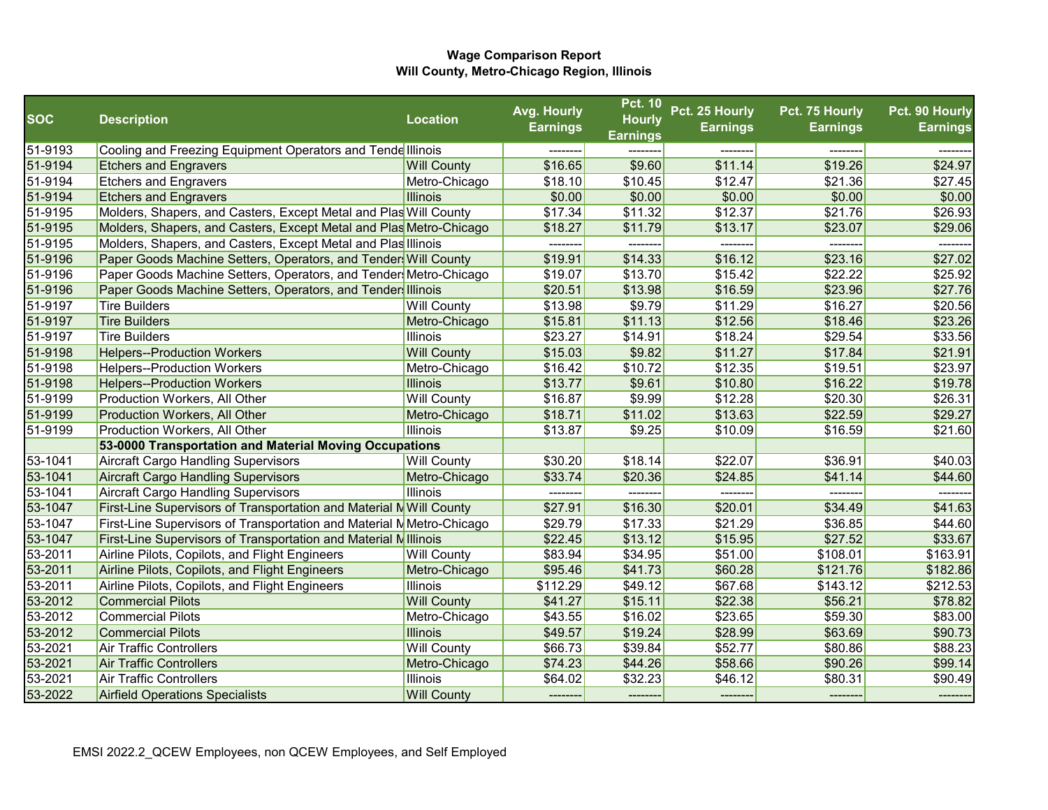**Wage Comparison Report**
**Will County, Metro-Chicago Region, Illinois**

| SOC | Description | Location | Avg. Hourly Earnings | Pct. 10 Hourly Earnings | Pct. 25 Hourly Earnings | Pct. 75 Hourly Earnings | Pct. 90 Hourly Earnings |
|---|---|---|---|---|---|---|---|
| 51-9193 | Cooling and Freezing Equipment Operators and Tende | Illinois | -------- | -------- | -------- | -------- | -------- |
| 51-9194 | Etchers and Engravers | Will County | $16.65 | $9.60 | $11.14 | $19.26 | $24.97 |
| 51-9194 | Etchers and Engravers | Metro-Chicago | $18.10 | $10.45 | $12.47 | $21.36 | $27.45 |
| 51-9194 | Etchers and Engravers | Illinois | $0.00 | $0.00 | $0.00 | $0.00 | $0.00 |
| 51-9195 | Molders, Shapers, and Casters, Except Metal and Plas | Will County | $17.34 | $11.32 | $12.37 | $21.76 | $26.93 |
| 51-9195 | Molders, Shapers, and Casters, Except Metal and Plas | Metro-Chicago | $18.27 | $11.79 | $13.17 | $23.07 | $29.06 |
| 51-9195 | Molders, Shapers, and Casters, Except Metal and Plas | Illinois | -------- | -------- | -------- | -------- | -------- |
| 51-9196 | Paper Goods Machine Setters, Operators, and Tenders | Will County | $19.91 | $14.33 | $16.12 | $23.16 | $27.02 |
| 51-9196 | Paper Goods Machine Setters, Operators, and Tenders | Metro-Chicago | $19.07 | $13.70 | $15.42 | $22.22 | $25.92 |
| 51-9196 | Paper Goods Machine Setters, Operators, and Tenders | Illinois | $20.51 | $13.98 | $16.59 | $23.96 | $27.76 |
| 51-9197 | Tire Builders | Will County | $13.98 | $9.79 | $11.29 | $16.27 | $20.56 |
| 51-9197 | Tire Builders | Metro-Chicago | $15.81 | $11.13 | $12.56 | $18.46 | $23.26 |
| 51-9197 | Tire Builders | Illinois | $23.27 | $14.91 | $18.24 | $29.54 | $33.56 |
| 51-9198 | Helpers--Production Workers | Will County | $15.03 | $9.82 | $11.27 | $17.84 | $21.91 |
| 51-9198 | Helpers--Production Workers | Metro-Chicago | $16.42 | $10.72 | $12.35 | $19.51 | $23.97 |
| 51-9198 | Helpers--Production Workers | Illinois | $13.77 | $9.61 | $10.80 | $16.22 | $19.78 |
| 51-9199 | Production Workers, All Other | Will County | $16.87 | $9.99 | $12.28 | $20.30 | $26.31 |
| 51-9199 | Production Workers, All Other | Metro-Chicago | $18.71 | $11.02 | $13.63 | $22.59 | $29.27 |
| 51-9199 | Production Workers, All Other | Illinois | $13.87 | $9.25 | $10.09 | $16.59 | $21.60 |
| | **53-0000 Transportation and Material Moving Occupations** | | | | | | |
| 53-1041 | Aircraft Cargo Handling Supervisors | Will County | $30.20 | $18.14 | $22.07 | $36.91 | $40.03 |
| 53-1041 | Aircraft Cargo Handling Supervisors | Metro-Chicago | $33.74 | $20.36 | $24.85 | $41.14 | $44.60 |
| 53-1041 | Aircraft Cargo Handling Supervisors | Illinois | -------- | -------- | -------- | -------- | -------- |
| 53-1047 | First-Line Supervisors of Transportation and Material M | Will County | $27.91 | $16.30 | $20.01 | $34.49 | $41.63 |
| 53-1047 | First-Line Supervisors of Transportation and Material M | Metro-Chicago | $29.79 | $17.33 | $21.29 | $36.85 | $44.60 |
| 53-1047 | First-Line Supervisors of Transportation and Material M | Illinois | $22.45 | $13.12 | $15.95 | $27.52 | $33.67 |
| 53-2011 | Airline Pilots, Copilots, and Flight Engineers | Will County | $83.94 | $34.95 | $51.00 | $108.01 | $163.91 |
| 53-2011 | Airline Pilots, Copilots, and Flight Engineers | Metro-Chicago | $95.46 | $41.73 | $60.28 | $121.76 | $182.86 |
| 53-2011 | Airline Pilots, Copilots, and Flight Engineers | Illinois | $112.29 | $49.12 | $67.68 | $143.12 | $212.53 |
| 53-2012 | Commercial Pilots | Will County | $41.27 | $15.11 | $22.38 | $56.21 | $78.82 |
| 53-2012 | Commercial Pilots | Metro-Chicago | $43.55 | $16.02 | $23.65 | $59.30 | $83.00 |
| 53-2012 | Commercial Pilots | Illinois | $49.57 | $19.24 | $28.99 | $63.69 | $90.73 |
| 53-2021 | Air Traffic Controllers | Will County | $66.73 | $39.84 | $52.77 | $80.86 | $88.23 |
| 53-2021 | Air Traffic Controllers | Metro-Chicago | $74.23 | $44.26 | $58.66 | $90.26 | $99.14 |
| 53-2021 | Air Traffic Controllers | Illinois | $64.02 | $32.23 | $46.12 | $80.31 | $90.49 |
| 53-2022 | Airfield Operations Specialists | Will County | -------- | -------- | -------- | -------- | -------- |

EMSI 2022.2_QCEW Employees, non QCEW Employees, and Self Employed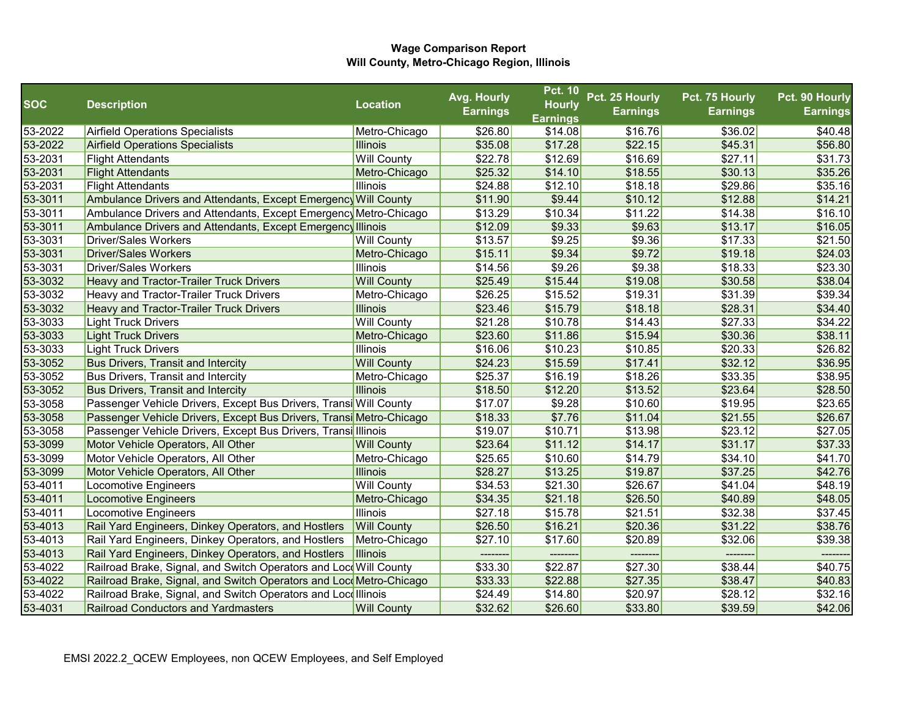**Wage Comparison Report**
**Will County, Metro-Chicago Region, Illinois**

| SOC | Description | Location | Avg. Hourly Earnings | Pct. 10 Hourly Earnings | Pct. 25 Hourly Earnings | Pct. 75 Hourly Earnings | Pct. 90 Hourly Earnings |
|---|---|---|---|---|---|---|---|
| 53-2022 | Airfield Operations Specialists | Metro-Chicago | $26.80 | $14.08 | $16.76 | $36.02 | $40.48 |
| 53-2022 | Airfield Operations Specialists | Illinois | $35.08 | $17.28 | $22.15 | $45.31 | $56.80 |
| 53-2031 | Flight Attendants | Will County | $22.78 | $12.69 | $16.69 | $27.11 | $31.73 |
| 53-2031 | Flight Attendants | Metro-Chicago | $25.32 | $14.10 | $18.55 | $30.13 | $35.26 |
| 53-2031 | Flight Attendants | Illinois | $24.88 | $12.10 | $18.18 | $29.86 | $35.16 |
| 53-3011 | Ambulance Drivers and Attendants, Except Emergency | Will County | $11.90 | $9.44 | $10.12 | $12.88 | $14.21 |
| 53-3011 | Ambulance Drivers and Attendants, Except Emergency | Metro-Chicago | $13.29 | $10.34 | $11.22 | $14.38 | $16.10 |
| 53-3011 | Ambulance Drivers and Attendants, Except Emergency | Illinois | $12.09 | $9.33 | $9.63 | $13.17 | $16.05 |
| 53-3031 | Driver/Sales Workers | Will County | $13.57 | $9.25 | $9.36 | $17.33 | $21.50 |
| 53-3031 | Driver/Sales Workers | Metro-Chicago | $15.11 | $9.34 | $9.72 | $19.18 | $24.03 |
| 53-3031 | Driver/Sales Workers | Illinois | $14.56 | $9.26 | $9.38 | $18.33 | $23.30 |
| 53-3032 | Heavy and Tractor-Trailer Truck Drivers | Will County | $25.49 | $15.44 | $19.08 | $30.58 | $38.04 |
| 53-3032 | Heavy and Tractor-Trailer Truck Drivers | Metro-Chicago | $26.25 | $15.52 | $19.31 | $31.39 | $39.34 |
| 53-3032 | Heavy and Tractor-Trailer Truck Drivers | Illinois | $23.46 | $15.79 | $18.18 | $28.31 | $34.40 |
| 53-3033 | Light Truck Drivers | Will County | $21.28 | $10.78 | $14.43 | $27.33 | $34.22 |
| 53-3033 | Light Truck Drivers | Metro-Chicago | $23.60 | $11.86 | $15.94 | $30.36 | $38.11 |
| 53-3033 | Light Truck Drivers | Illinois | $16.06 | $10.23 | $10.85 | $20.33 | $26.82 |
| 53-3052 | Bus Drivers, Transit and Intercity | Will County | $24.23 | $15.59 | $17.41 | $32.12 | $36.95 |
| 53-3052 | Bus Drivers, Transit and Intercity | Metro-Chicago | $25.37 | $16.19 | $18.26 | $33.35 | $38.95 |
| 53-3052 | Bus Drivers, Transit and Intercity | Illinois | $18.50 | $12.20 | $13.52 | $23.64 | $28.50 |
| 53-3058 | Passenger Vehicle Drivers, Except Bus Drivers, Transi | Will County | $17.07 | $9.28 | $10.60 | $19.95 | $23.65 |
| 53-3058 | Passenger Vehicle Drivers, Except Bus Drivers, Transi | Metro-Chicago | $18.33 | $7.76 | $11.04 | $21.55 | $26.67 |
| 53-3058 | Passenger Vehicle Drivers, Except Bus Drivers, Transi | Illinois | $19.07 | $10.71 | $13.98 | $23.12 | $27.05 |
| 53-3099 | Motor Vehicle Operators, All Other | Will County | $23.64 | $11.12 | $14.17 | $31.17 | $37.33 |
| 53-3099 | Motor Vehicle Operators, All Other | Metro-Chicago | $25.65 | $10.60 | $14.79 | $34.10 | $41.70 |
| 53-3099 | Motor Vehicle Operators, All Other | Illinois | $28.27 | $13.25 | $19.87 | $37.25 | $42.76 |
| 53-4011 | Locomotive Engineers | Will County | $34.53 | $21.30 | $26.67 | $41.04 | $48.19 |
| 53-4011 | Locomotive Engineers | Metro-Chicago | $34.35 | $21.18 | $26.50 | $40.89 | $48.05 |
| 53-4011 | Locomotive Engineers | Illinois | $27.18 | $15.78 | $21.51 | $32.38 | $37.45 |
| 53-4013 | Rail Yard Engineers, Dinkey Operators, and Hostlers | Will County | $26.50 | $16.21 | $20.36 | $31.22 | $38.76 |
| 53-4013 | Rail Yard Engineers, Dinkey Operators, and Hostlers | Metro-Chicago | $27.10 | $17.60 | $20.89 | $32.06 | $39.38 |
| 53-4013 | Rail Yard Engineers, Dinkey Operators, and Hostlers | Illinois | -------- | -------- | -------- | -------- | -------- |
| 53-4022 | Railroad Brake, Signal, and Switch Operators and Loco | Will County | $33.30 | $22.87 | $27.30 | $38.44 | $40.75 |
| 53-4022 | Railroad Brake, Signal, and Switch Operators and Loco | Metro-Chicago | $33.33 | $22.88 | $27.35 | $38.47 | $40.83 |
| 53-4022 | Railroad Brake, Signal, and Switch Operators and Loco | Illinois | $24.49 | $14.80 | $20.97 | $28.12 | $32.16 |
| 53-4031 | Railroad Conductors and Yardmasters | Will County | $32.62 | $26.60 | $33.80 | $39.59 | $42.06 |

EMSI 2022.2_QCEW Employees, non QCEW Employees, and Self Employed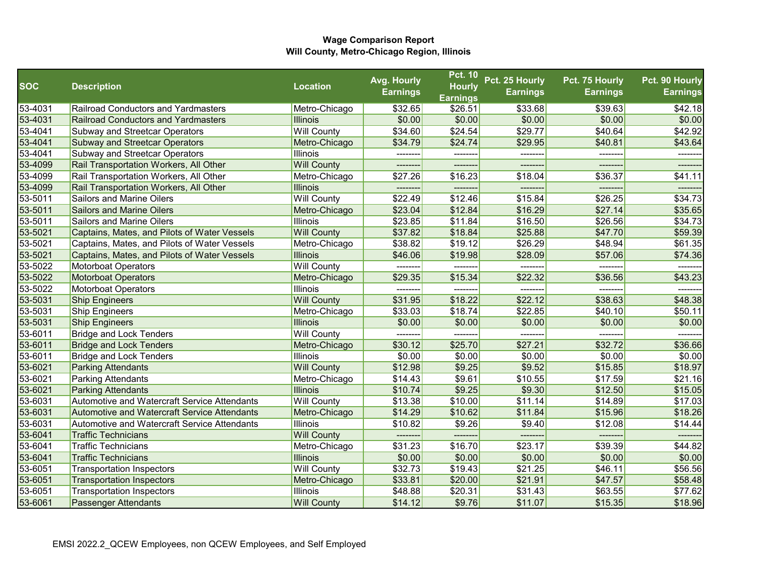**Wage Comparison Report**
**Will County, Metro-Chicago Region, Illinois**

| SOC | Description | Location | Avg. Hourly Earnings | Pct. 10 Hourly Earnings | Pct. 25 Hourly Earnings | Pct. 75 Hourly Earnings | Pct. 90 Hourly Earnings |
|---|---|---|---|---|---|---|---|
| 53-4031 | Railroad Conductors and Yardmasters | Metro-Chicago | $32.65 | $26.51 | $33.68 | $39.63 | $42.18 |
| 53-4031 | Railroad Conductors and Yardmasters | Illinois | $0.00 | $0.00 | $0.00 | $0.00 | $0.00 |
| 53-4041 | Subway and Streetcar Operators | Will County | $34.60 | $24.54 | $29.77 | $40.64 | $42.92 |
| 53-4041 | Subway and Streetcar Operators | Metro-Chicago | $34.79 | $24.74 | $29.95 | $40.81 | $43.64 |
| 53-4041 | Subway and Streetcar Operators | Illinois | -------- | -------- | -------- | -------- | -------- |
| 53-4099 | Rail Transportation Workers, All Other | Will County | -------- | -------- | -------- | -------- | -------- |
| 53-4099 | Rail Transportation Workers, All Other | Metro-Chicago | $27.26 | $16.23 | $18.04 | $36.37 | $41.11 |
| 53-4099 | Rail Transportation Workers, All Other | Illinois | -------- | -------- | -------- | -------- | -------- |
| 53-5011 | Sailors and Marine Oilers | Will County | $22.49 | $12.46 | $15.84 | $26.25 | $34.73 |
| 53-5011 | Sailors and Marine Oilers | Metro-Chicago | $23.04 | $12.84 | $16.29 | $27.14 | $35.65 |
| 53-5011 | Sailors and Marine Oilers | Illinois | $23.85 | $11.84 | $16.50 | $26.56 | $34.73 |
| 53-5021 | Captains, Mates, and Pilots of Water Vessels | Will County | $37.82 | $18.84 | $25.88 | $47.70 | $59.39 |
| 53-5021 | Captains, Mates, and Pilots of Water Vessels | Metro-Chicago | $38.82 | $19.12 | $26.29 | $48.94 | $61.35 |
| 53-5021 | Captains, Mates, and Pilots of Water Vessels | Illinois | $46.06 | $19.98 | $28.09 | $57.06 | $74.36 |
| 53-5022 | Motorboat Operators | Will County | -------- | -------- | -------- | -------- | -------- |
| 53-5022 | Motorboat Operators | Metro-Chicago | $29.35 | $15.34 | $22.32 | $36.56 | $43.23 |
| 53-5022 | Motorboat Operators | Illinois | -------- | -------- | -------- | -------- | -------- |
| 53-5031 | Ship Engineers | Will County | $31.95 | $18.22 | $22.12 | $38.63 | $48.38 |
| 53-5031 | Ship Engineers | Metro-Chicago | $33.03 | $18.74 | $22.85 | $40.10 | $50.11 |
| 53-5031 | Ship Engineers | Illinois | $0.00 | $0.00 | $0.00 | $0.00 | $0.00 |
| 53-6011 | Bridge and Lock Tenders | Will County | -------- | -------- | -------- | -------- | -------- |
| 53-6011 | Bridge and Lock Tenders | Metro-Chicago | $30.12 | $25.70 | $27.21 | $32.72 | $36.66 |
| 53-6011 | Bridge and Lock Tenders | Illinois | $0.00 | $0.00 | $0.00 | $0.00 | $0.00 |
| 53-6021 | Parking Attendants | Will County | $12.98 | $9.25 | $9.52 | $15.85 | $18.97 |
| 53-6021 | Parking Attendants | Metro-Chicago | $14.43 | $9.61 | $10.55 | $17.59 | $21.16 |
| 53-6021 | Parking Attendants | Illinois | $10.74 | $9.25 | $9.30 | $12.50 | $15.05 |
| 53-6031 | Automotive and Watercraft Service Attendants | Will County | $13.38 | $10.00 | $11.14 | $14.89 | $17.03 |
| 53-6031 | Automotive and Watercraft Service Attendants | Metro-Chicago | $14.29 | $10.62 | $11.84 | $15.96 | $18.26 |
| 53-6031 | Automotive and Watercraft Service Attendants | Illinois | $10.82 | $9.26 | $9.40 | $12.08 | $14.44 |
| 53-6041 | Traffic Technicians | Will County | -------- | -------- | -------- | -------- | -------- |
| 53-6041 | Traffic Technicians | Metro-Chicago | $31.23 | $16.70 | $23.17 | $39.39 | $44.82 |
| 53-6041 | Traffic Technicians | Illinois | $0.00 | $0.00 | $0.00 | $0.00 | $0.00 |
| 53-6051 | Transportation Inspectors | Will County | $32.73 | $19.43 | $21.25 | $46.11 | $56.56 |
| 53-6051 | Transportation Inspectors | Metro-Chicago | $33.81 | $20.00 | $21.91 | $47.57 | $58.48 |
| 53-6051 | Transportation Inspectors | Illinois | $48.88 | $20.31 | $31.43 | $63.55 | $77.62 |
| 53-6061 | Passenger Attendants | Will County | $14.12 | $9.76 | $11.07 | $15.35 | $18.96 |

EMSI 2022.2_QCEW Employees, non QCEW Employees, and Self Employed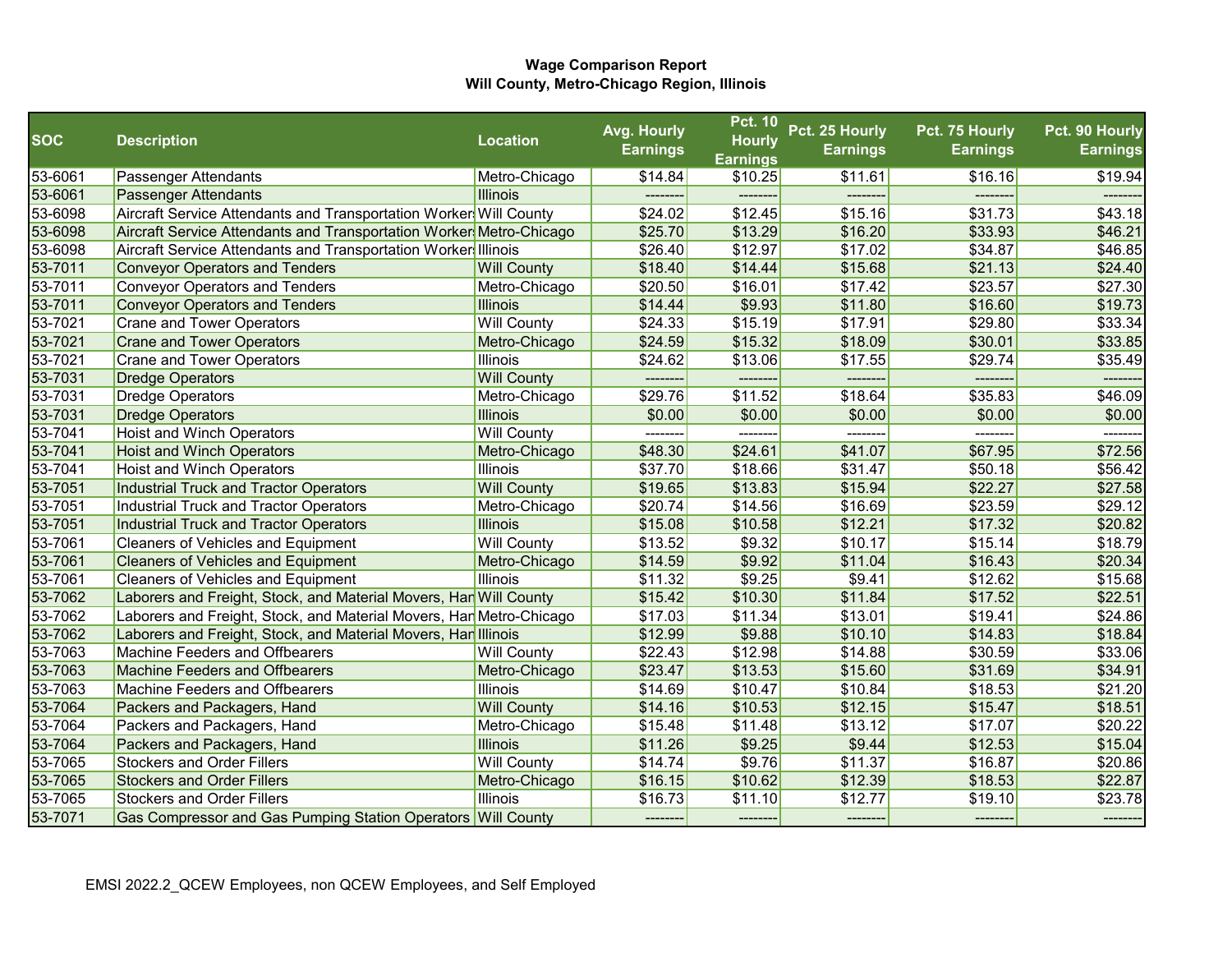**Wage Comparison Report**
**Will County, Metro-Chicago Region, Illinois**

| SOC | Description | Location | Avg. Hourly Earnings | Pct. 10 Hourly Earnings | Pct. 25 Hourly Earnings | Pct. 75 Hourly Earnings | Pct. 90 Hourly Earnings |
|---|---|---|---|---|---|---|---|
| 53-6061 | Passenger Attendants | Metro-Chicago | $14.84 | $10.25 | $11.61 | $16.16 | $19.94 |
| 53-6061 | Passenger Attendants | Illinois | -------- | -------- | -------- | -------- | -------- |
| 53-6098 | Aircraft Service Attendants and Transportation Worker | Will County | $24.02 | $12.45 | $15.16 | $31.73 | $43.18 |
| 53-6098 | Aircraft Service Attendants and Transportation Worker | Metro-Chicago | $25.70 | $13.29 | $16.20 | $33.93 | $46.21 |
| 53-6098 | Aircraft Service Attendants and Transportation Worker | Illinois | $26.40 | $12.97 | $17.02 | $34.87 | $46.85 |
| 53-7011 | Conveyor Operators and Tenders | Will County | $18.40 | $14.44 | $15.68 | $21.13 | $24.40 |
| 53-7011 | Conveyor Operators and Tenders | Metro-Chicago | $20.50 | $16.01 | $17.42 | $23.57 | $27.30 |
| 53-7011 | Conveyor Operators and Tenders | Illinois | $14.44 | $9.93 | $11.80 | $16.60 | $19.73 |
| 53-7021 | Crane and Tower Operators | Will County | $24.33 | $15.19 | $17.91 | $29.80 | $33.34 |
| 53-7021 | Crane and Tower Operators | Metro-Chicago | $24.59 | $15.32 | $18.09 | $30.01 | $33.85 |
| 53-7021 | Crane and Tower Operators | Illinois | $24.62 | $13.06 | $17.55 | $29.74 | $35.49 |
| 53-7031 | Dredge Operators | Will County | -------- | -------- | -------- | -------- | -------- |
| 53-7031 | Dredge Operators | Metro-Chicago | $29.76 | $11.52 | $18.64 | $35.83 | $46.09 |
| 53-7031 | Dredge Operators | Illinois | $0.00 | $0.00 | $0.00 | $0.00 | $0.00 |
| 53-7041 | Hoist and Winch Operators | Will County | -------- | -------- | -------- | -------- | -------- |
| 53-7041 | Hoist and Winch Operators | Metro-Chicago | $48.30 | $24.61 | $41.07 | $67.95 | $72.56 |
| 53-7041 | Hoist and Winch Operators | Illinois | $37.70 | $18.66 | $31.47 | $50.18 | $56.42 |
| 53-7051 | Industrial Truck and Tractor Operators | Will County | $19.65 | $13.83 | $15.94 | $22.27 | $27.58 |
| 53-7051 | Industrial Truck and Tractor Operators | Metro-Chicago | $20.74 | $14.56 | $16.69 | $23.59 | $29.12 |
| 53-7051 | Industrial Truck and Tractor Operators | Illinois | $15.08 | $10.58 | $12.21 | $17.32 | $20.82 |
| 53-7061 | Cleaners of Vehicles and Equipment | Will County | $13.52 | $9.32 | $10.17 | $15.14 | $18.79 |
| 53-7061 | Cleaners of Vehicles and Equipment | Metro-Chicago | $14.59 | $9.92 | $11.04 | $16.43 | $20.34 |
| 53-7061 | Cleaners of Vehicles and Equipment | Illinois | $11.32 | $9.25 | $9.41 | $12.62 | $15.68 |
| 53-7062 | Laborers and Freight, Stock, and Material Movers, Han | Will County | $15.42 | $10.30 | $11.84 | $17.52 | $22.51 |
| 53-7062 | Laborers and Freight, Stock, and Material Movers, Han | Metro-Chicago | $17.03 | $11.34 | $13.01 | $19.41 | $24.86 |
| 53-7062 | Laborers and Freight, Stock, and Material Movers, Han | Illinois | $12.99 | $9.88 | $10.10 | $14.83 | $18.84 |
| 53-7063 | Machine Feeders and Offbearers | Will County | $22.43 | $12.98 | $14.88 | $30.59 | $33.06 |
| 53-7063 | Machine Feeders and Offbearers | Metro-Chicago | $23.47 | $13.53 | $15.60 | $31.69 | $34.91 |
| 53-7063 | Machine Feeders and Offbearers | Illinois | $14.69 | $10.47 | $10.84 | $18.53 | $21.20 |
| 53-7064 | Packers and Packagers, Hand | Will County | $14.16 | $10.53 | $12.15 | $15.47 | $18.51 |
| 53-7064 | Packers and Packagers, Hand | Metro-Chicago | $15.48 | $11.48 | $13.12 | $17.07 | $20.22 |
| 53-7064 | Packers and Packagers, Hand | Illinois | $11.26 | $9.25 | $9.44 | $12.53 | $15.04 |
| 53-7065 | Stockers and Order Fillers | Will County | $14.74 | $9.76 | $11.37 | $16.87 | $20.86 |
| 53-7065 | Stockers and Order Fillers | Metro-Chicago | $16.15 | $10.62 | $12.39 | $18.53 | $22.87 |
| 53-7065 | Stockers and Order Fillers | Illinois | $16.73 | $11.10 | $12.77 | $19.10 | $23.78 |
| 53-7071 | Gas Compressor and Gas Pumping Station Operators | Will County | -------- | -------- | -------- | -------- | -------- |

EMSI 2022.2_QCEW Employees, non QCEW Employees, and Self Employed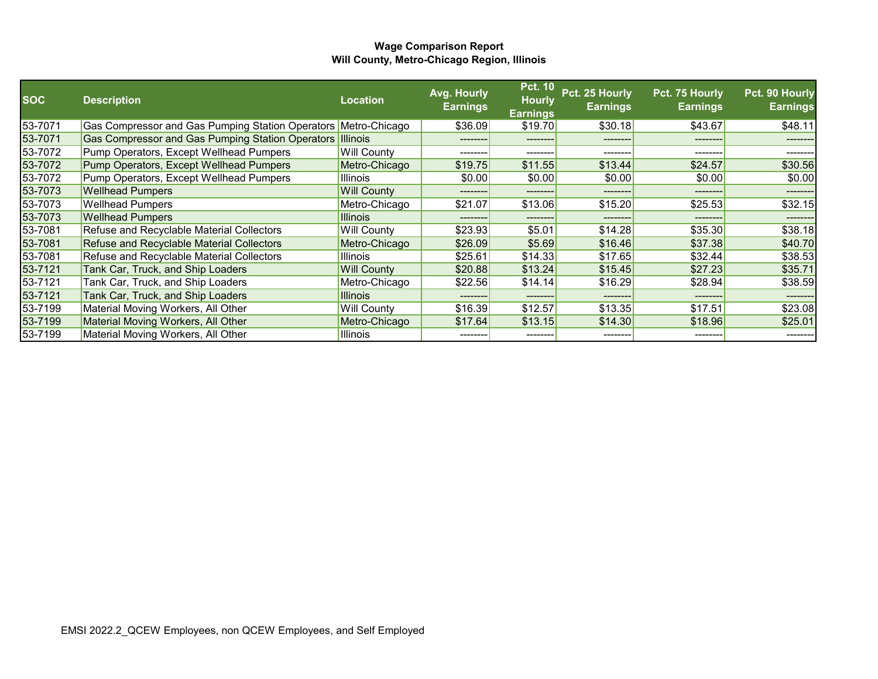**Wage Comparison Report**
**Will County, Metro-Chicago Region, Illinois**

| SOC | Description | Location | Avg. Hourly Earnings | Pct. 10 Hourly Earnings | Pct. 25 Hourly Earnings | Pct. 75 Hourly Earnings | Pct. 90 Hourly Earnings |
|---|---|---|---|---|---|---|---|
| 53-7071 | Gas Compressor and Gas Pumping Station Operators | Metro-Chicago | $36.09 | $19.70 | $30.18 | $43.67 | $48.11 |
| 53-7071 | Gas Compressor and Gas Pumping Station Operators | Illinois | -------- | -------- | -------- | -------- | -------- |
| 53-7072 | Pump Operators, Except Wellhead Pumpers | Will County | -------- | -------- | -------- | -------- | -------- |
| 53-7072 | Pump Operators, Except Wellhead Pumpers | Metro-Chicago | $19.75 | $11.55 | $13.44 | $24.57 | $30.56 |
| 53-7072 | Pump Operators, Except Wellhead Pumpers | Illinois | $0.00 | $0.00 | $0.00 | $0.00 | $0.00 |
| 53-7073 | Wellhead Pumpers | Will County | -------- | -------- | -------- | -------- | -------- |
| 53-7073 | Wellhead Pumpers | Metro-Chicago | $21.07 | $13.06 | $15.20 | $25.53 | $32.15 |
| 53-7073 | Wellhead Pumpers | Illinois | -------- | -------- | -------- | -------- | -------- |
| 53-7081 | Refuse and Recyclable Material Collectors | Will County | $23.93 | $5.01 | $14.28 | $35.30 | $38.18 |
| 53-7081 | Refuse and Recyclable Material Collectors | Metro-Chicago | $26.09 | $5.69 | $16.46 | $37.38 | $40.70 |
| 53-7081 | Refuse and Recyclable Material Collectors | Illinois | $25.61 | $14.33 | $17.65 | $32.44 | $38.53 |
| 53-7121 | Tank Car, Truck, and Ship Loaders | Will County | $20.88 | $13.24 | $15.45 | $27.23 | $35.71 |
| 53-7121 | Tank Car, Truck, and Ship Loaders | Metro-Chicago | $22.56 | $14.14 | $16.29 | $28.94 | $38.59 |
| 53-7121 | Tank Car, Truck, and Ship Loaders | Illinois | -------- | -------- | -------- | -------- | -------- |
| 53-7199 | Material Moving Workers, All Other | Will County | $16.39 | $12.57 | $13.35 | $17.51 | $23.08 |
| 53-7199 | Material Moving Workers, All Other | Metro-Chicago | $17.64 | $13.15 | $14.30 | $18.96 | $25.01 |
| 53-7199 | Material Moving Workers, All Other | Illinois | -------- | -------- | -------- | -------- | -------- |

EMSI 2022.2_QCEW Employees, non QCEW Employees, and Self Employed